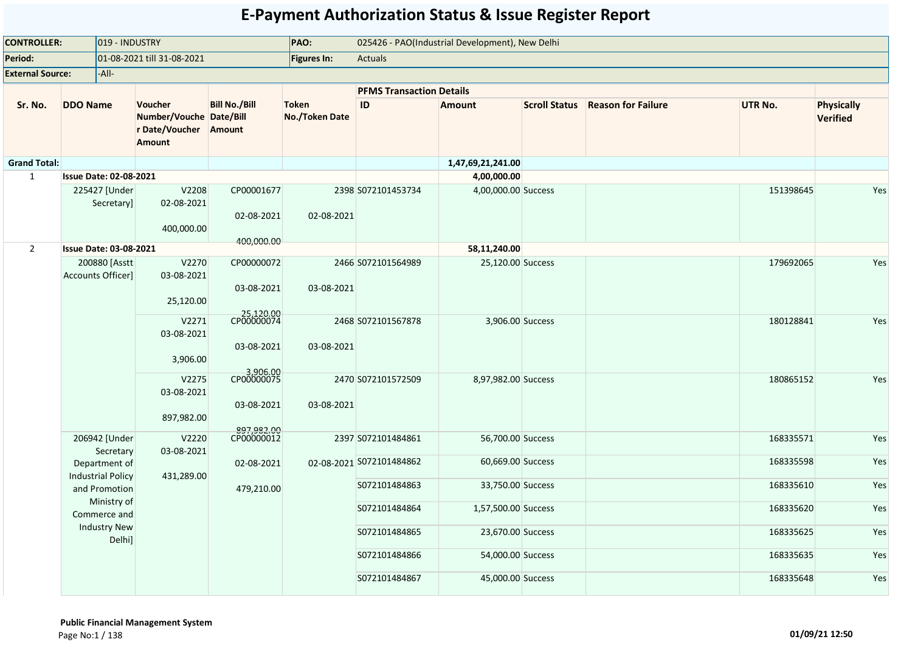# E-Payment Authorization Status & Issue Register Report

| CONTROLLER: | 019 - INDUSTRY | PAO: | 025426 - PAO(Industrial Development), New Delhi |
|---|---|---|---|
| Period: | 01-08-2021 till 31-08-2021 | Figures In: | Actuals |
| External Source: | -All- | | |

| Sr. No. | DDO Name | Voucher Number/Voucher Date/Voucher Amount | Bill No./Bill Date/Bill Amount | Token No./Token Date | PFMS Transaction Details ID | Amount | Scroll Status | Reason for Failure | UTR No. | Physically Verified |
|---|---|---|---|---|---|---|---|---|---|---|
| Grand Total: | | | | | | 1,47,69,21,241.00 | | | | |
| 1 | Issue Date: 02-08-2021 | | | | | 4,00,000.00 | | | | |
| | 225427 [Under Secretary] | V2208 02-08-2021 400,000.00 | CP00001677 02-08-2021 400,000.00 | 2398 02-08-2021 | S072101453734 | 4,00,000.00 | Success | | 151398645 | Yes |
| 2 | Issue Date: 03-08-2021 | | | | | 58,11,240.00 | | | | |
| | 200880 [Asstt Accounts Officer] | V2270 03-08-2021 25,120.00 | CP00000072 03-08-2021 25,120.00 | 2466 03-08-2021 | S072101564989 | 25,120.00 | Success | | 179692065 | Yes |
| | | V2271 03-08-2021 3,906.00 | CP00000074 03-08-2021 3,906.00 | 2468 03-08-2021 | S072101567878 | 3,906.00 | Success | | 180128841 | Yes |
| | | V2275 03-08-2021 897,982.00 | CP00000075 03-08-2021 897,982.00 | 2470 03-08-2021 | S072101572509 | 8,97,982.00 | Success | | 180865152 | Yes |
| | 206942 [Under Secretary Department of Industrial Policy and Promotion Ministry of Commerce and Industry New Delhi] | V2220 03-08-2021 431,289.00 | CP00000012 02-08-2021 479,210.00 | 2397 02-08-2021 | S072101484861 | 56,700.00 | Success | | 168335571 | Yes |
| | | | | | S072101484862 | 60,669.00 | Success | | 168335598 | Yes |
| | | | | | S072101484863 | 33,750.00 | Success | | 168335610 | Yes |
| | | | | | S072101484864 | 1,57,500.00 | Success | | 168335620 | Yes |
| | | | | | S072101484865 | 23,670.00 | Success | | 168335625 | Yes |
| | | | | | S072101484866 | 54,000.00 | Success | | 168335635 | Yes |
| | | | | | S072101484867 | 45,000.00 | Success | | 168335648 | Yes |

**Public Financial Management System**

01/09/21 12:50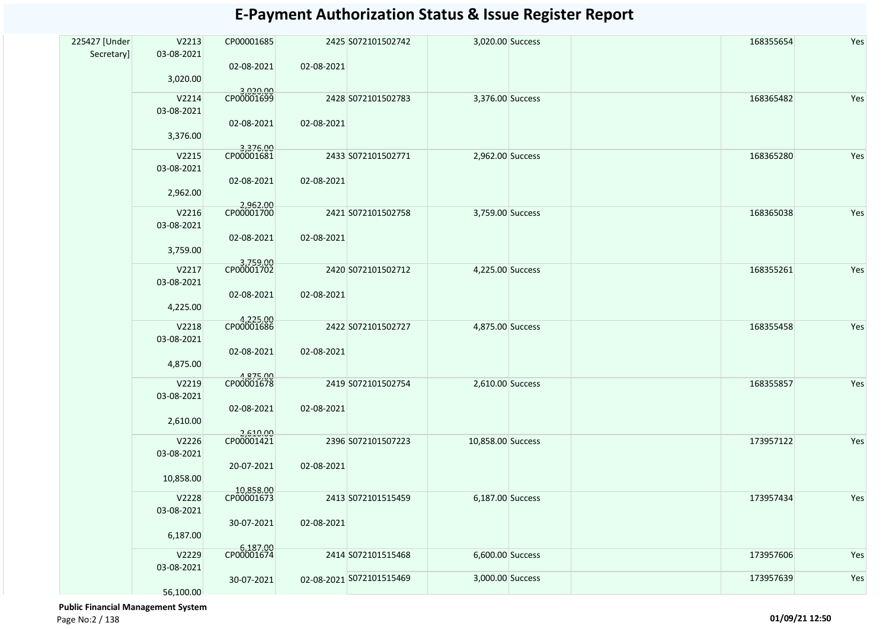# E-Payment Authorization Status & Issue Register Report

| | | | | | | | | | |
|---|---|---|---|---|---|---|---|---|---|
| 225427 [Under Secretary] | V2213<br>03-08-2021<br>3,020.00 | CP00001685<br>02-08-2021<br>3,020.00 | 2425<br>02-08-2021 | S072101502742 | 3,020.00 | Success | | 168355654 | Yes |
| | V2214<br>03-08-2021<br>3,376.00 | CP00001699<br>02-08-2021<br>3,376.00 | 2428<br>02-08-2021 | S072101502783 | 3,376.00 | Success | | 168365482 | Yes |
| | V2215<br>03-08-2021<br>2,962.00 | CP00001681<br>02-08-2021<br>2,962.00 | 2433<br>02-08-2021 | S072101502771 | 2,962.00 | Success | | 168365280 | Yes |
| | V2216<br>03-08-2021<br>3,759.00 | CP00001700<br>02-08-2021<br>3,759.00 | 2421<br>02-08-2021 | S072101502758 | 3,759.00 | Success | | 168365038 | Yes |
| | V2217<br>03-08-2021<br>4,225.00 | CP00001702<br>02-08-2021<br>4,225.00 | 2420<br>02-08-2021 | S072101502712 | 4,225.00 | Success | | 168355261 | Yes |
| | V2218<br>03-08-2021<br>4,875.00 | CP00001686<br>02-08-2021<br>4,875.00 | 2422<br>02-08-2021 | S072101502727 | 4,875.00 | Success | | 168355458 | Yes |
| | V2219<br>03-08-2021<br>2,610.00 | CP00001678<br>02-08-2021<br>2,610.00 | 2419<br>02-08-2021 | S072101502754 | 2,610.00 | Success | | 168355857 | Yes |
| | V2226<br>03-08-2021<br>10,858.00 | CP00001421<br>20-07-2021<br>10,858.00 | 2396<br>02-08-2021 | S072101507223 | 10,858.00 | Success | | 173957122 | Yes |
| | V2228<br>03-08-2021<br>6,187.00 | CP00001673<br>30-07-2021<br>6,187.00 | 2413<br>02-08-2021 | S072101515459 | 6,187.00 | Success | | 173957434 | Yes |
| | V2229<br>03-08-2021<br>56,100.00 | CP00001674<br>30-07-2021 | 2414<br>02-08-2021 | S072101515468 | 6,600.00 | Success | | 173957606 | Yes |
| | | | | S072101515469 | 3,000.00 | Success | | 173957639 | Yes |

**Public Financial Management System**

**01/09/21 12:50**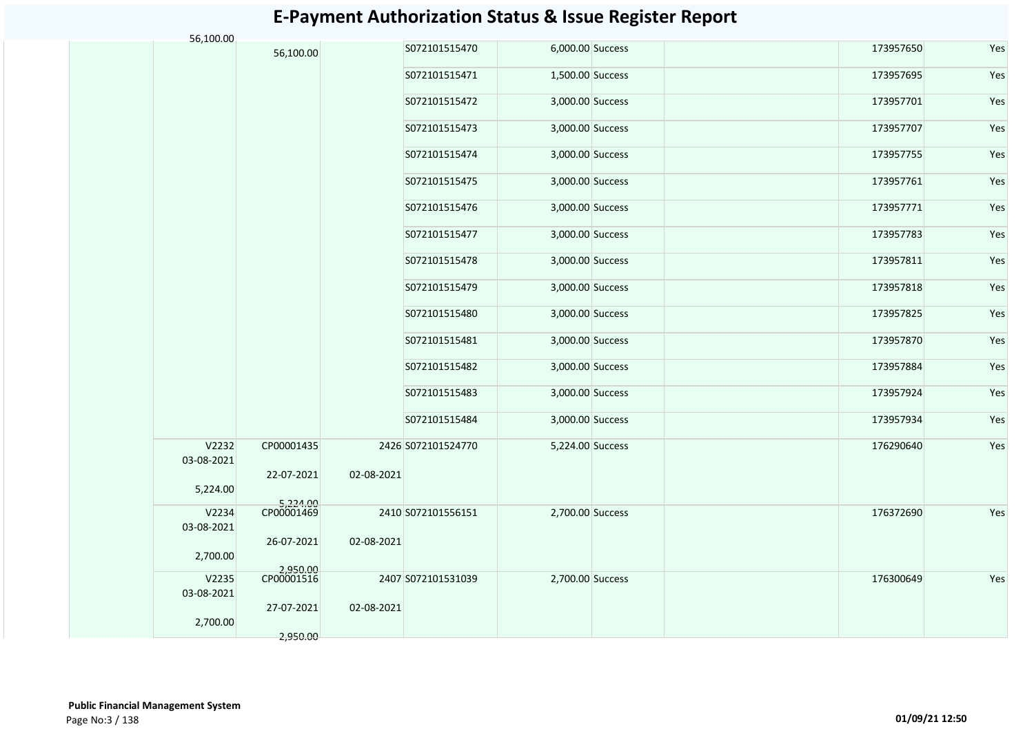# E-Payment Authorization Status & Issue Register Report

| | | | | | | | | | | |
|---|---|---|---|---|---|---|---|---|---|---|
| | | 56,100.00 | 56,100.00 | | S072101515470 | 6,000.00 | Success | | 173957650 | Yes |
| | | | | | S072101515471 | 1,500.00 | Success | | 173957695 | Yes |
| | | | | | S072101515472 | 3,000.00 | Success | | 173957701 | Yes |
| | | | | | S072101515473 | 3,000.00 | Success | | 173957707 | Yes |
| | | | | | S072101515474 | 3,000.00 | Success | | 173957755 | Yes |
| | | | | | S072101515475 | 3,000.00 | Success | | 173957761 | Yes |
| | | | | | S072101515476 | 3,000.00 | Success | | 173957771 | Yes |
| | | | | | S072101515477 | 3,000.00 | Success | | 173957783 | Yes |
| | | | | | S072101515478 | 3,000.00 | Success | | 173957811 | Yes |
| | | | | | S072101515479 | 3,000.00 | Success | | 173957818 | Yes |
| | | | | | S072101515480 | 3,000.00 | Success | | 173957825 | Yes |
| | | | | | S072101515481 | 3,000.00 | Success | | 173957870 | Yes |
| | | | | | S072101515482 | 3,000.00 | Success | | 173957884 | Yes |
| | | | | | S072101515483 | 3,000.00 | Success | | 173957924 | Yes |
| | | | | | S072101515484 | 3,000.00 | Success | | 173957934 | Yes |
| | | V2232 03-08-2021 5,224.00 | CP00001435 22-07-2021 5,224.00 | 2426 02-08-2021 | S072101524770 | 5,224.00 | Success | | 176290640 | Yes |
| | | V2234 03-08-2021 2,700.00 | CP00001469 26-07-2021 2,950.00 | 2410 02-08-2021 | S072101556151 | 2,700.00 | Success | | 176372690 | Yes |
| | | V2235 03-08-2021 2,700.00 | CP00001516 27-07-2021 2,950.00 | 2407 02-08-2021 | S072101531039 | 2,700.00 | Success | | 176300649 | Yes |

**Public Financial Management System**

01/09/21 12:50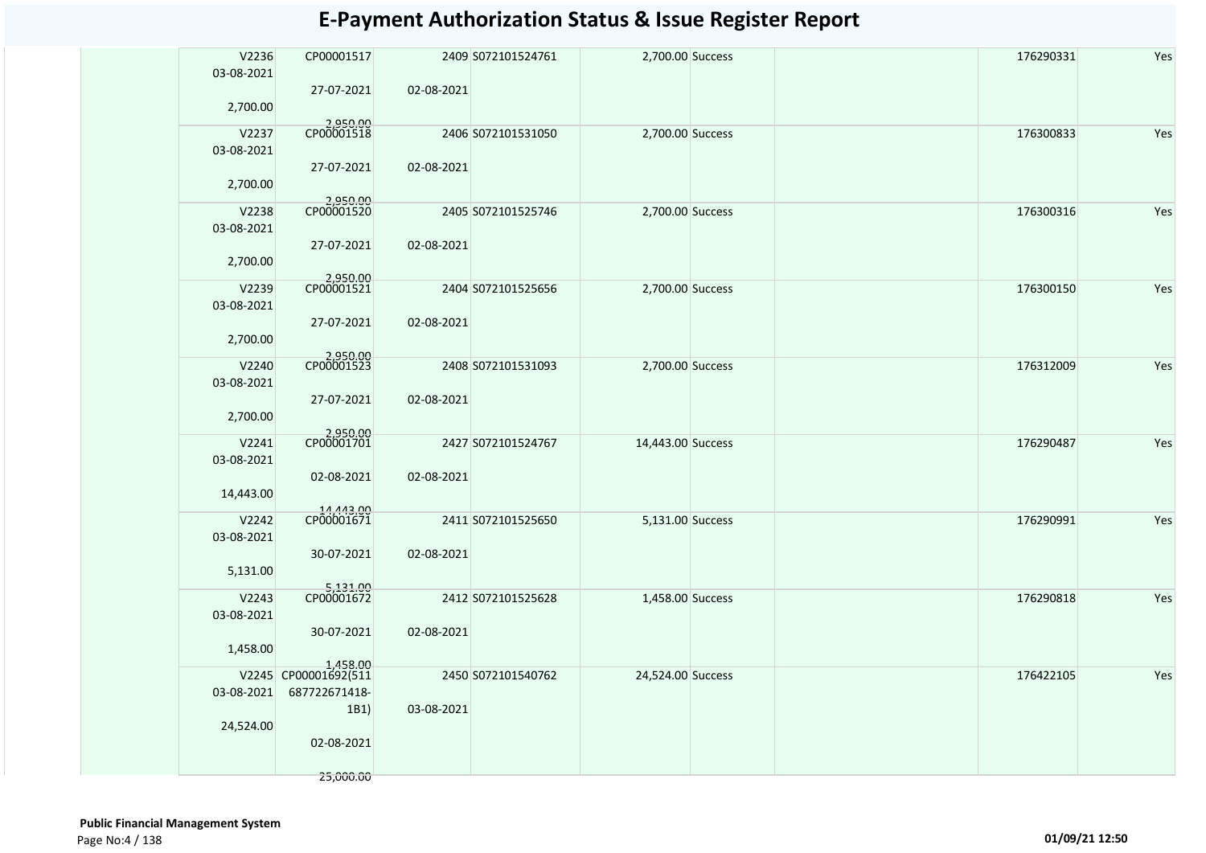# E-Payment Authorization Status & Issue Register Report

| | | | | | | | | | | |
|---|---|---|---|---|---|---|---|---|---|---|
| | V2236 03-08-2021 2,700.00 | CP00001517 27-07-2021 2,950.00 | 2409 02-08-2021 | S072101524761 | 2,700.00 | Success | | | 176290331 | Yes |
| | V2237 03-08-2021 2,700.00 | CP00001518 27-07-2021 2,950.00 | 2406 02-08-2021 | S072101531050 | 2,700.00 | Success | | | 176300833 | Yes |
| | V2238 03-08-2021 2,700.00 | CP00001520 27-07-2021 2,950.00 | 2405 02-08-2021 | S072101525746 | 2,700.00 | Success | | | 176300316 | Yes |
| | V2239 03-08-2021 2,700.00 | CP00001521 27-07-2021 2,950.00 | 2404 02-08-2021 | S072101525656 | 2,700.00 | Success | | | 176300150 | Yes |
| | V2240 03-08-2021 2,700.00 | CP00001523 27-07-2021 2,950.00 | 2408 02-08-2021 | S072101531093 | 2,700.00 | Success | | | 176312009 | Yes |
| | V2241 03-08-2021 14,443.00 | CP00001701 02-08-2021 14,443.00 | 2427 02-08-2021 | S072101524767 | 14,443.00 | Success | | | 176290487 | Yes |
| | V2242 03-08-2021 5,131.00 | CP00001671 30-07-2021 5,131.00 | 2411 02-08-2021 | S072101525650 | 5,131.00 | Success | | | 176290991 | Yes |
| | V2243 03-08-2021 1,458.00 | CP00001672 30-07-2021 1,458.00 | 2412 02-08-2021 | S072101525628 | 1,458.00 | Success | | | 176290818 | Yes |
| | V2245 03-08-2021 24,524.00 | CP00001692(511 687722671418-1B1) 02-08-2021 25,000.00 | 2450 03-08-2021 | S072101540762 | 24,524.00 | Success | | | 176422105 | Yes |

**Public Financial Management System**

01/09/21 12:50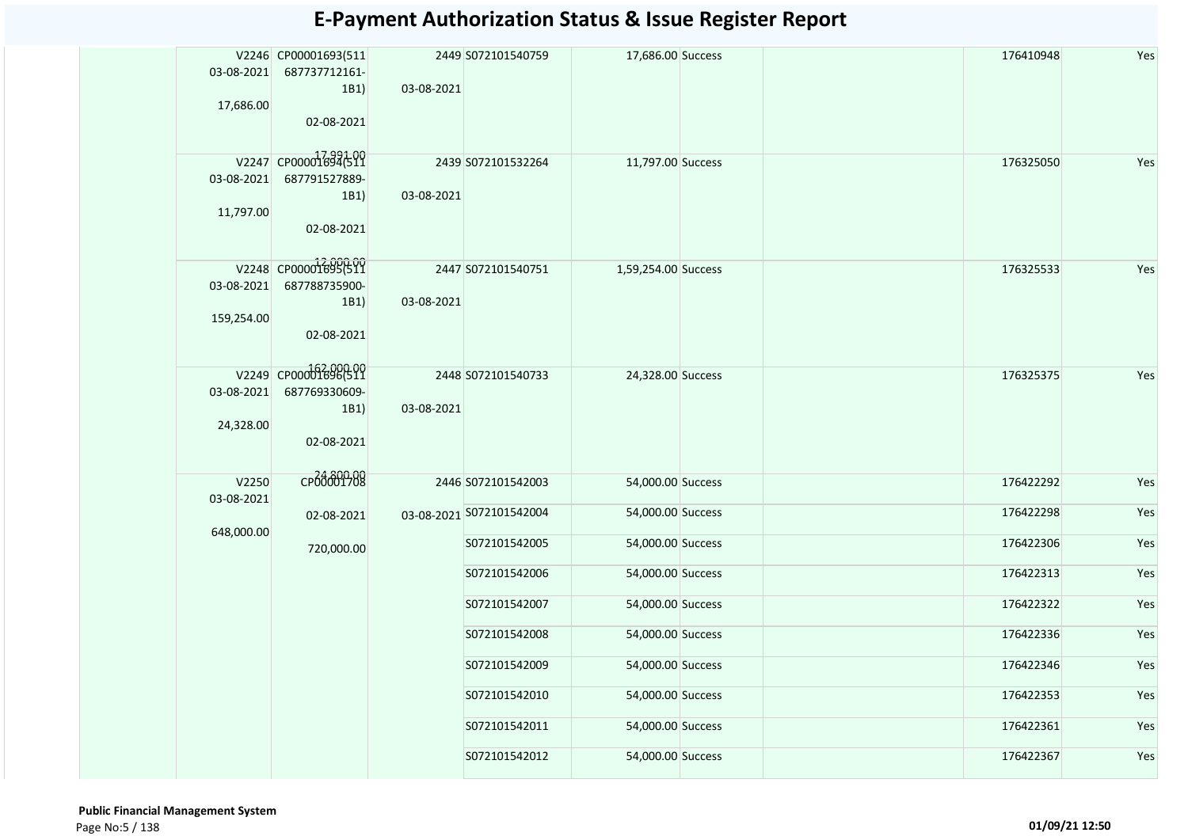# E-Payment Authorization Status & Issue Register Report

| | | | | | | | | | | |
|---|---|---|---|---|---|---|---|---|---|---|
| | V2246 03-08-2021 17,686.00 | CP00001693(511 687737712161-1B1) 02-08-2021 17,991.00 | 2449 03-08-2021 | S072101540759 | 17,686.00 | Success | | | 176410948 | Yes |
| | V2247 03-08-2021 11,797.00 | CP00001694(511 687791527889-1B1) 02-08-2021 12,000.00 | 2439 03-08-2021 | S072101532264 | 11,797.00 | Success | | | 176325050 | Yes |
| | V2248 03-08-2021 159,254.00 | CP00001695(511 687788735900-1B1) 02-08-2021 162,000.00 | 2447 03-08-2021 | S072101540751 | 1,59,254.00 | Success | | | 176325533 | Yes |
| | V2249 03-08-2021 24,328.00 | CP00001696(511 687769330609-1B1) 02-08-2021 24,800.00 | 2448 03-08-2021 | S072101540733 | 24,328.00 | Success | | | 176325375 | Yes |
| | V2250 03-08-2021 648,000.00 | CP00001708 02-08-2021 720,000.00 | 2446 03-08-2021 | S072101542003 | 54,000.00 | Success | | | 176422292 | Yes |
| | | | | S072101542004 | 54,000.00 | Success | | | 176422298 | Yes |
| | | | | S072101542005 | 54,000.00 | Success | | | 176422306 | Yes |
| | | | | S072101542006 | 54,000.00 | Success | | | 176422313 | Yes |
| | | | | S072101542007 | 54,000.00 | Success | | | 176422322 | Yes |
| | | | | S072101542008 | 54,000.00 | Success | | | 176422336 | Yes |
| | | | | S072101542009 | 54,000.00 | Success | | | 176422346 | Yes |
| | | | | S072101542010 | 54,000.00 | Success | | | 176422353 | Yes |
| | | | | S072101542011 | 54,000.00 | Success | | | 176422361 | Yes |
| | | | | S072101542012 | 54,000.00 | Success | | | 176422367 | Yes |

**Public Financial Management System**

01/09/21 12:50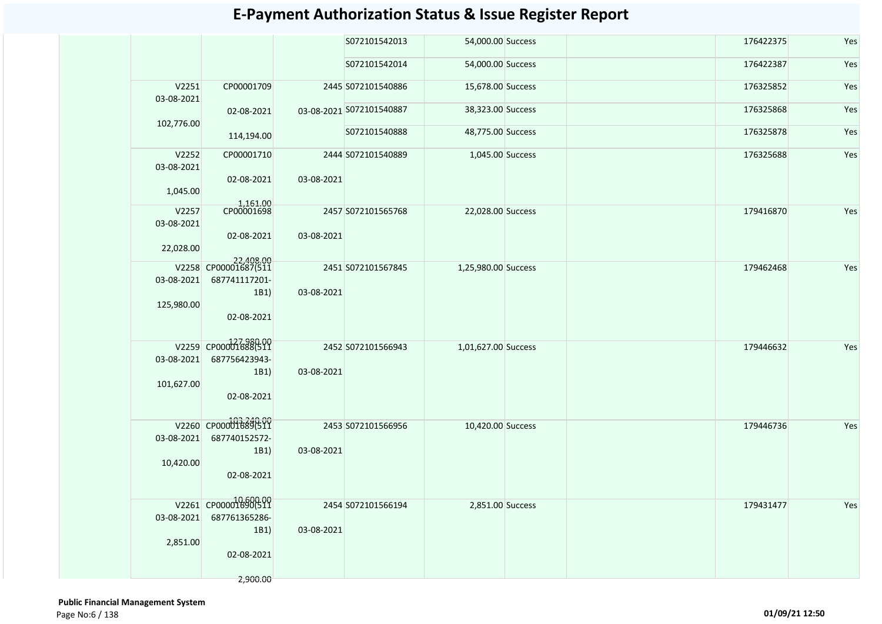# E-Payment Authorization Status & Issue Register Report

| | | | | | | | | | | |
|---|---|---|---|---|---|---|---|---|---|---|
| | | | | S072101542013 | 54,000.00 | Success | | | 176422375 | Yes |
| | | | | S072101542014 | 54,000.00 | Success | | | 176422387 | Yes |
| | V2251 03-08-2021 102,776.00 | CP00001709 02-08-2021 114,194.00 | 2445 03-08-2021 | S072101540886 | 15,678.00 | Success | | | 176325852 | Yes |
| | | | | S072101540887 | 38,323.00 | Success | | | 176325868 | Yes |
| | | | | S072101540888 | 48,775.00 | Success | | | 176325878 | Yes |
| | V2252 03-08-2021 1,045.00 | CP00001710 02-08-2021 1,161.00 | 2444 03-08-2021 | S072101540889 | 1,045.00 | Success | | | 176325688 | Yes |
| | V2257 03-08-2021 22,028.00 | CP00001698 02-08-2021 22,408.00 | 2457 03-08-2021 | S072101565768 | 22,028.00 | Success | | | 179416870 | Yes |
| | V2258 03-08-2021 125,980.00 | CP00001687(511 687741117201-1B1) 02-08-2021 127,980.00 | 2451 03-08-2021 | S072101567845 | 1,25,980.00 | Success | | | 179462468 | Yes |
| | V2259 03-08-2021 101,627.00 | CP00001688(511 687756423943-1B1) 02-08-2021 103,240.00 | 2452 03-08-2021 | S072101566943 | 1,01,627.00 | Success | | | 179446632 | Yes |
| | V2260 03-08-2021 10,420.00 | CP00001689(511 687740152572-1B1) 02-08-2021 10,600.00 | 2453 03-08-2021 | S072101566956 | 10,420.00 | Success | | | 179446736 | Yes |
| | V2261 03-08-2021 2,851.00 | CP00001690(511 687761365286-1B1) 02-08-2021 2,900.00 | 2454 03-08-2021 | S072101566194 | 2,851.00 | Success | | | 179431477 | Yes |

**Public Financial Management System**

01/09/21 12:50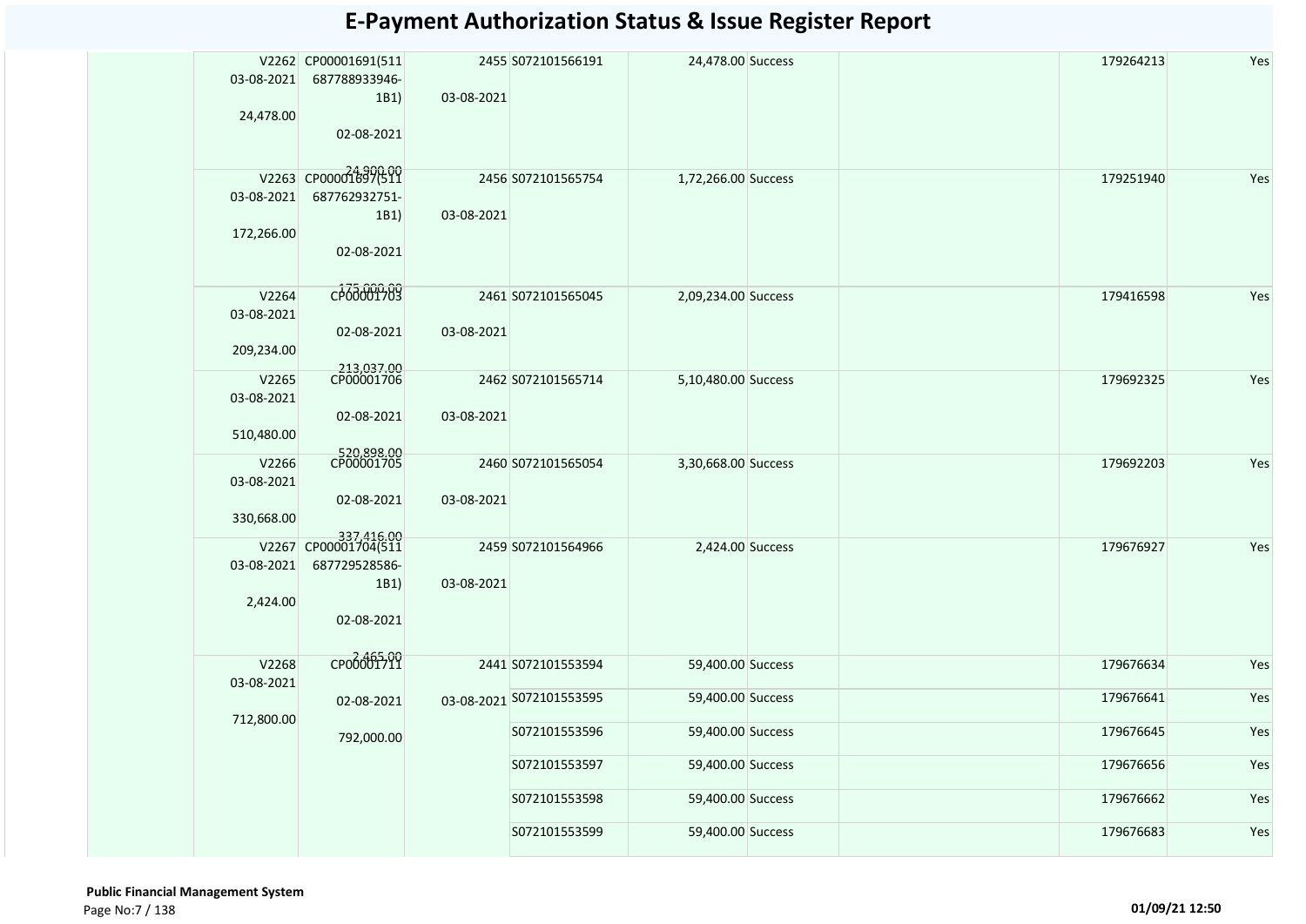# E-Payment Authorization Status & Issue Register Report

| | | | | | | | | | |
|---|---|---|---|---|---|---|---|---|---|
| | V2262 03-08-2021 24,478.00 | CP00001691(511 687788933946-1B1) 02-08-2021 24,900.00 | 2455 03-08-2021 | S072101566191 | 24,478.00 | Success | | 179264213 | Yes |
| | V2263 03-08-2021 172,266.00 | CP00001697(511 687762932751-1B1) 02-08-2021 175,000.00 | 2456 03-08-2021 | S072101565754 | 1,72,266.00 | Success | | 179251940 | Yes |
| | V2264 03-08-2021 209,234.00 | CP00001703 02-08-2021 213,037.00 | 2461 03-08-2021 | S072101565045 | 2,09,234.00 | Success | | 179416598 | Yes |
| | V2265 03-08-2021 510,480.00 | CP00001706 02-08-2021 520,898.00 | 2462 03-08-2021 | S072101565714 | 5,10,480.00 | Success | | 179692325 | Yes |
| | V2266 03-08-2021 330,668.00 | CP00001705 02-08-2021 337,416.00 | 2460 03-08-2021 | S072101565054 | 3,30,668.00 | Success | | 179692203 | Yes |
| | V2267 03-08-2021 2,424.00 | CP00001704(511 687729528586-1B1) 02-08-2021 2,465.00 | 2459 03-08-2021 | S072101564966 | 2,424.00 | Success | | 179676927 | Yes |
| | V2268 03-08-2021 712,800.00 | CP00001711 02-08-2021 792,000.00 | 2441 03-08-2021 | S072101553594 | 59,400.00 | Success | | 179676634 | Yes |
| | | | | S072101553595 | 59,400.00 | Success | | 179676641 | Yes |
| | | | | S072101553596 | 59,400.00 | Success | | 179676645 | Yes |
| | | | | S072101553597 | 59,400.00 | Success | | 179676656 | Yes |
| | | | | S072101553598 | 59,400.00 | Success | | 179676662 | Yes |
| | | | | S072101553599 | 59,400.00 | Success | | 179676683 | Yes |

**Public Financial Management System**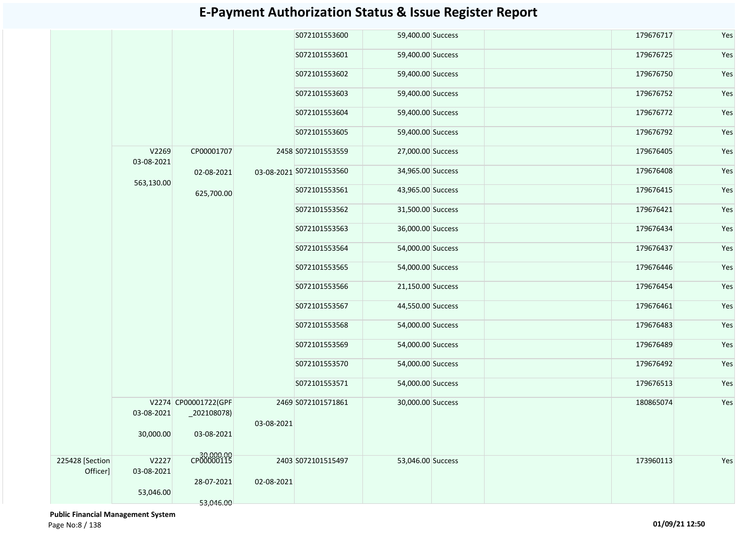# E-Payment Authorization Status & Issue Register Report

| | | | | | | | | | |
|---|---|---|---|---|---|---|---|---|---|
| | | | | S072101553600 | 59,400.00 | Success | | 179676717 | Yes |
| | | | | S072101553601 | 59,400.00 | Success | | 179676725 | Yes |
| | | | | S072101553602 | 59,400.00 | Success | | 179676750 | Yes |
| | | | | S072101553603 | 59,400.00 | Success | | 179676752 | Yes |
| | | | | S072101553604 | 59,400.00 | Success | | 179676772 | Yes |
| | | | | S072101553605 | 59,400.00 | Success | | 179676792 | Yes |
| | V2269 03-08-2021 563,130.00 | CP00001707 02-08-2021 625,700.00 | 2458 03-08-2021 | S072101553559 | 27,000.00 | Success | | 179676405 | Yes |
| | | | | S072101553560 | 34,965.00 | Success | | 179676408 | Yes |
| | | | | S072101553561 | 43,965.00 | Success | | 179676415 | Yes |
| | | | | S072101553562 | 31,500.00 | Success | | 179676421 | Yes |
| | | | | S072101553563 | 36,000.00 | Success | | 179676434 | Yes |
| | | | | S072101553564 | 54,000.00 | Success | | 179676437 | Yes |
| | | | | S072101553565 | 54,000.00 | Success | | 179676446 | Yes |
| | | | | S072101553566 | 21,150.00 | Success | | 179676454 | Yes |
| | | | | S072101553567 | 44,550.00 | Success | | 179676461 | Yes |
| | | | | S072101553568 | 54,000.00 | Success | | 179676483 | Yes |
| | | | | S072101553569 | 54,000.00 | Success | | 179676489 | Yes |
| | | | | S072101553570 | 54,000.00 | Success | | 179676492 | Yes |
| | | | | S072101553571 | 54,000.00 | Success | | 179676513 | Yes |
| | V2274 03-08-2021 30,000.00 | CP00001722(GPF_202108078) 03-08-2021 30,000.00 | 2469 03-08-2021 | S072101571861 | 30,000.00 | Success | | 180865074 | Yes |
| 225428 [Section Officer] | V2227 03-08-2021 53,046.00 | CP00000115 28-07-2021 53,046.00 | 2403 02-08-2021 | S072101515497 | 53,046.00 | Success | | 173960113 | Yes |

**Public Financial Management System**

01/09/21 12:50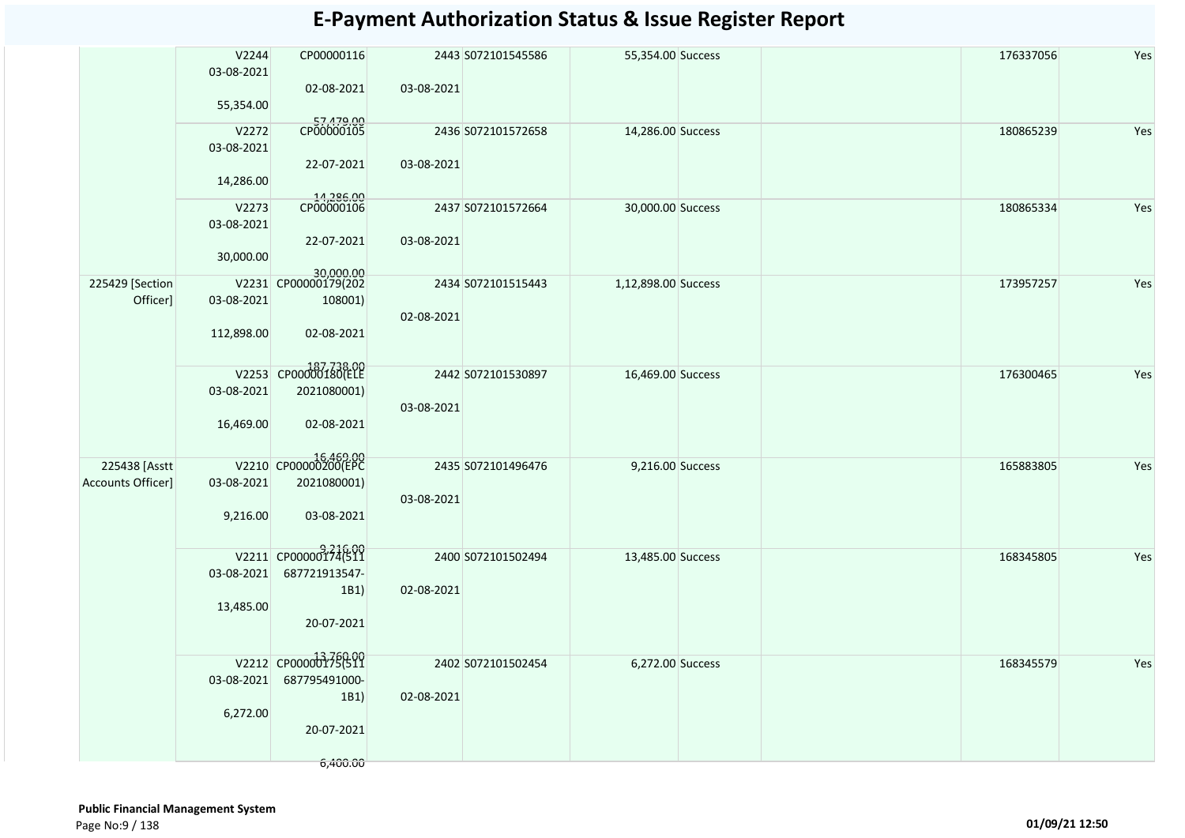# E-Payment Authorization Status & Issue Register Report

| | | | | | | | | | | |
|---|---|---|---|---|---|---|---|---|---|---|
| | V2244 03-08-2021 55,354.00 | CP00000116 02-08-2021 57,479.00 | 03-08-2021 | 2443 | S072101545586 | 55,354.00 | Success | | 176337056 | Yes |
| | V2272 03-08-2021 14,286.00 | CP00000105 22-07-2021 14,286.00 | 03-08-2021 | 2436 | S072101572658 | 14,286.00 | Success | | 180865239 | Yes |
| | V2273 03-08-2021 30,000.00 | CP00000106 22-07-2021 30,000.00 | 03-08-2021 | 2437 | S072101572664 | 30,000.00 | Success | | 180865334 | Yes |
| 225429 [Section Officer] | V2231 03-08-2021 112,898.00 | CP00000179(202108001) 02-08-2021 187,738.00 | 02-08-2021 | 2434 | S072101515443 | 1,12,898.00 | Success | | 173957257 | Yes |
| | V2253 03-08-2021 16,469.00 | CP00000180(ELE2021080001) 02-08-2021 16,469.00 | 03-08-2021 | 2442 | S072101530897 | 16,469.00 | Success | | 176300465 | Yes |
| 225438 [Asstt Accounts Officer] | V2210 03-08-2021 9,216.00 | CP00000200(EPC2021080001) 03-08-2021 9,216.00 | 03-08-2021 | 2435 | S072101496476 | 9,216.00 | Success | | 165883805 | Yes |
| | V2211 03-08-2021 13,485.00 | CP00000174(511687721913547-1B1) 20-07-2021 13,760.00 | 02-08-2021 | 2400 | S072101502494 | 13,485.00 | Success | | 168345805 | Yes |
| | V2212 03-08-2021 6,272.00 | CP00000175(511687795491000-1B1) 20-07-2021 6,400.00 | 02-08-2021 | 2402 | S072101502454 | 6,272.00 | Success | | 168345579 | Yes |

**Public Financial Management System**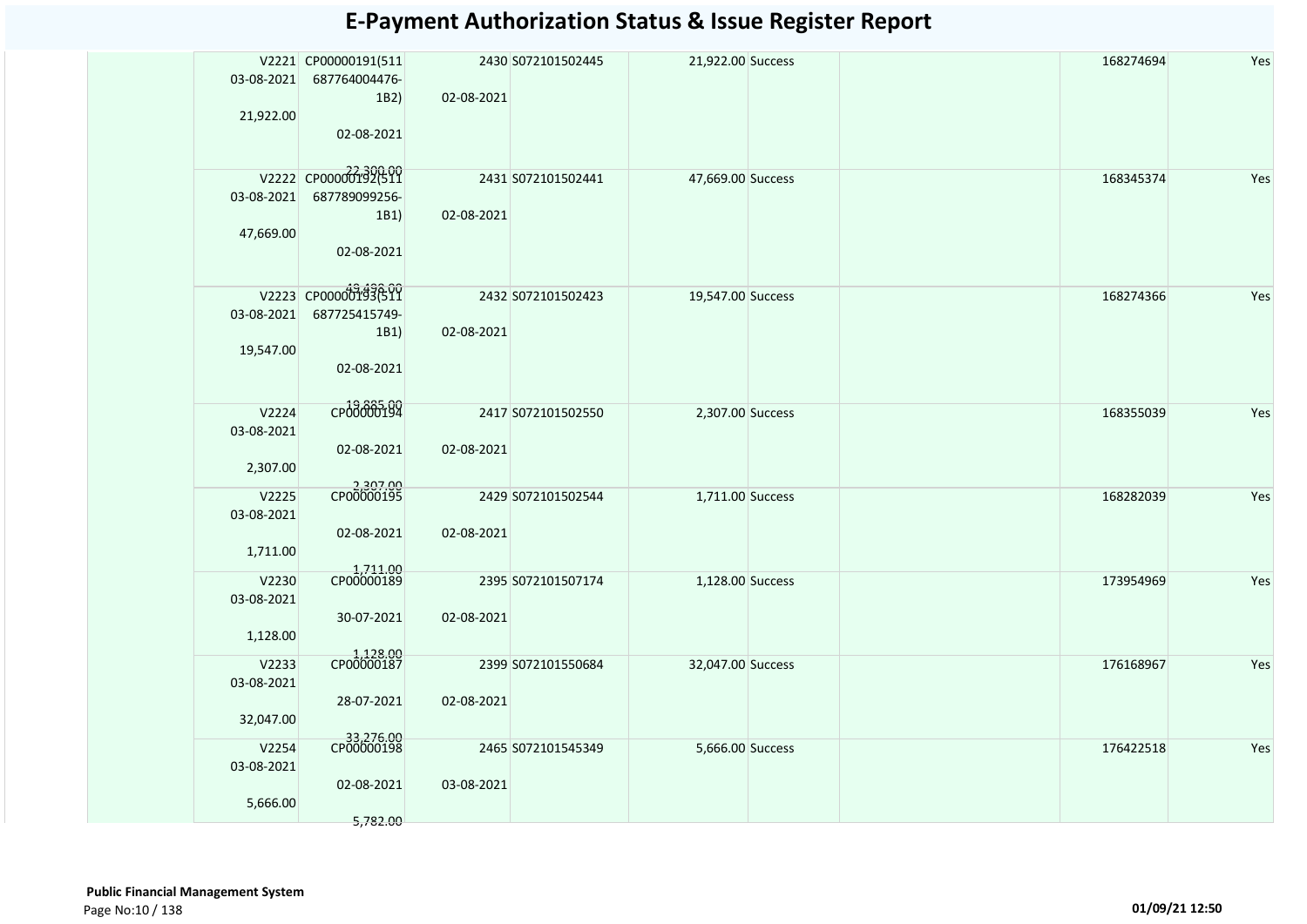# E-Payment Authorization Status & Issue Register Report

| | | | | | | | | | |
|---|---|---|---|---|---|---|---|---|---|
| | V2221 03-08-2021 21,922.00 | CP00000191(511 687764004476-1B2) 02-08-2021 22,300.00 | 2430 02-08-2021 | S072101502445 | 21,922.00 | Success | | 168274694 | Yes |
| | V2222 03-08-2021 47,669.00 | CP00000192(511 687789099256-1B1) 02-08-2021 48,498.00 | 2431 02-08-2021 | S072101502441 | 47,669.00 | Success | | 168345374 | Yes |
| | V2223 03-08-2021 19,547.00 | CP00000193(511 687725415749-1B1) 02-08-2021 19,885.00 | 2432 02-08-2021 | S072101502423 | 19,547.00 | Success | | 168274366 | Yes |
| | V2224 03-08-2021 2,307.00 | CP00000194 02-08-2021 2,307.00 | 2417 02-08-2021 | S072101502550 | 2,307.00 | Success | | 168355039 | Yes |
| | V2225 03-08-2021 1,711.00 | CP00000195 02-08-2021 1,711.00 | 2429 02-08-2021 | S072101502544 | 1,711.00 | Success | | 168282039 | Yes |
| | V2230 03-08-2021 1,128.00 | CP00000189 30-07-2021 1,128.00 | 2395 02-08-2021 | S072101507174 | 1,128.00 | Success | | 173954969 | Yes |
| | V2233 03-08-2021 32,047.00 | CP00000187 28-07-2021 33,276.00 | 2399 02-08-2021 | S072101550684 | 32,047.00 | Success | | 176168967 | Yes |
| | V2254 03-08-2021 5,666.00 | CP00000198 02-08-2021 5,782.00 | 2465 03-08-2021 | S072101545349 | 5,666.00 | Success | | 176422518 | Yes |

**Public Financial Management System**

01/09/21 12:50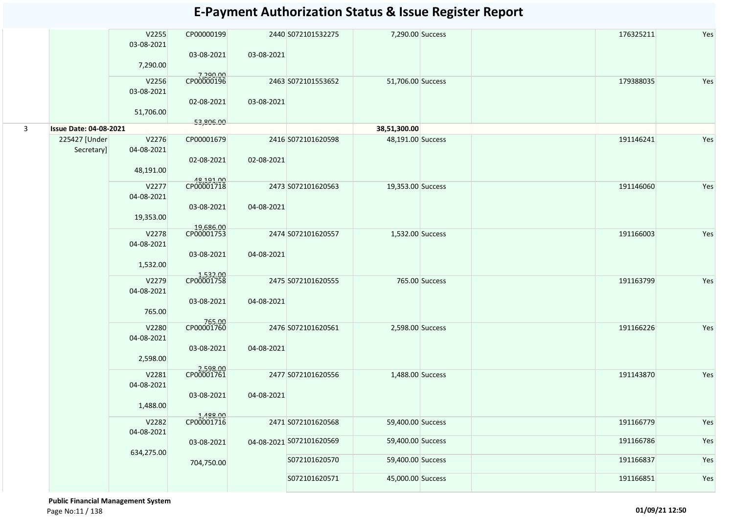# E-Payment Authorization Status & Issue Register Report

| | | | | | | | | | | | |
|---|---|---|---|---|---|---|---|---|---|---|---|
| | | V2255 03-08-2021 7,290.00 | CP00000199 03-08-2021 7,290.00 | 2440 03-08-2021 | S072101532275 | 7,290.00 | Success | | | 176325211 | Yes |
| | | V2256 03-08-2021 51,706.00 | CP00000196 02-08-2021 53,806.00 | 2463 03-08-2021 | S072101553652 | 51,706.00 | Success | | | 179388035 | Yes |
| 3 | **Issue Date: 04-08-2021** | | | | | **38,51,300.00** | | | | | |
| | 225427 [Under Secretary] | V2276 04-08-2021 48,191.00 | CP00001679 02-08-2021 48,191.00 | 2416 02-08-2021 | S072101620598 | 48,191.00 | Success | | | 191146241 | Yes |
| | | V2277 04-08-2021 19,353.00 | CP00001718 03-08-2021 19,686.00 | 2473 04-08-2021 | S072101620563 | 19,353.00 | Success | | | 191146060 | Yes |
| | | V2278 04-08-2021 1,532.00 | CP00001753 03-08-2021 1,532.00 | 2474 04-08-2021 | S072101620557 | 1,532.00 | Success | | | 191166003 | Yes |
| | | V2279 04-08-2021 765.00 | CP00001758 03-08-2021 765.00 | 2475 04-08-2021 | S072101620555 | 765.00 | Success | | | 191163799 | Yes |
| | | V2280 04-08-2021 2,598.00 | CP00001760 03-08-2021 2,598.00 | 2476 04-08-2021 | S072101620561 | 2,598.00 | Success | | | 191166226 | Yes |
| | | V2281 04-08-2021 1,488.00 | CP00001761 03-08-2021 1,488.00 | 2477 04-08-2021 | S072101620556 | 1,488.00 | Success | | | 191143870 | Yes |
| | | V2282 04-08-2021 634,275.00 | CP00001716 03-08-2021 704,750.00 | 2471 04-08-2021 | S072101620568 | 59,400.00 | Success | | | 191166779 | Yes |
| | | | | | S072101620569 | 59,400.00 | Success | | | 191166786 | Yes |
| | | | | | S072101620570 | 59,400.00 | Success | | | 191166837 | Yes |
| | | | | | S072101620571 | 45,000.00 | Success | | | 191166851 | Yes |

**Public Financial Management System**

01/09/21 12:50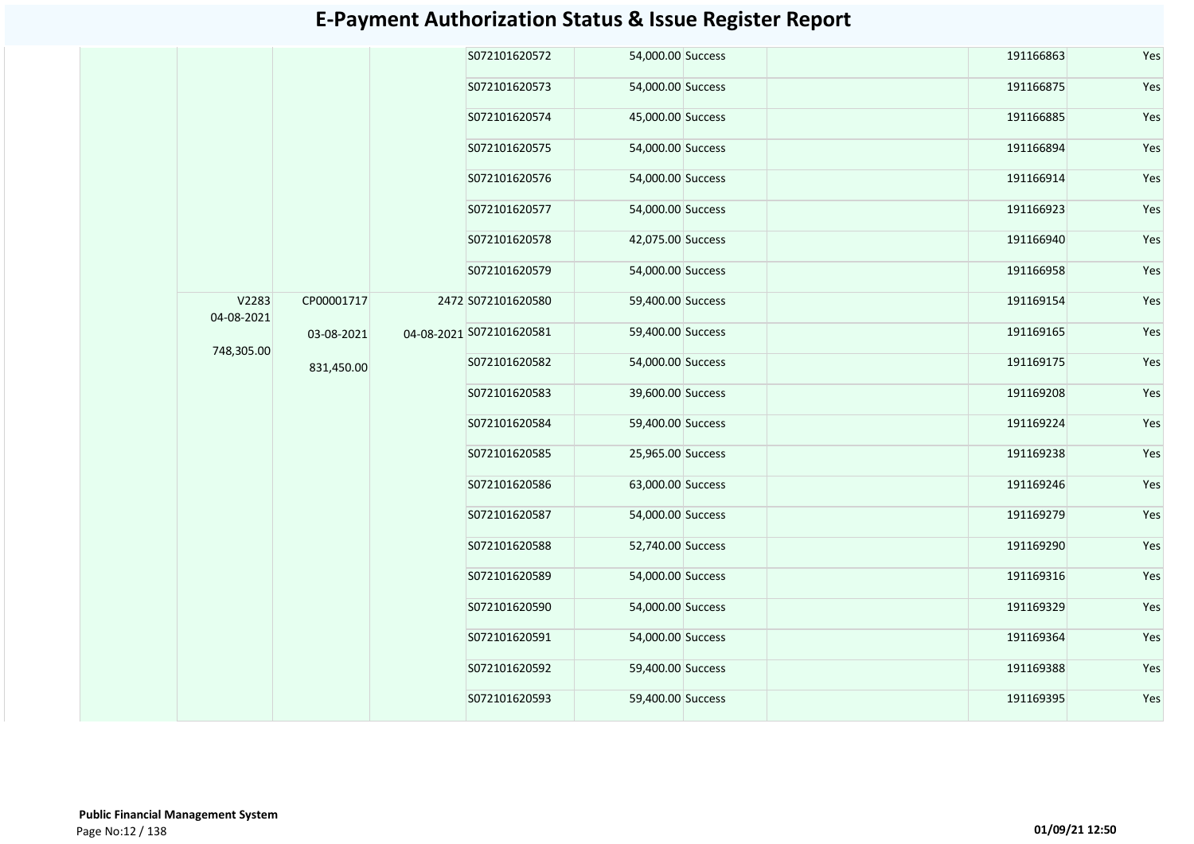# E-Payment Authorization Status & Issue Register Report

| | | | | | | | | | | |
|---|---|---|---|---|---|---|---|---|---|---|
| | | | | S072101620572 | 54,000.00 | Success | | | 191166863 | Yes |
| | | | | S072101620573 | 54,000.00 | Success | | | 191166875 | Yes |
| | | | | S072101620574 | 45,000.00 | Success | | | 191166885 | Yes |
| | | | | S072101620575 | 54,000.00 | Success | | | 191166894 | Yes |
| | | | | S072101620576 | 54,000.00 | Success | | | 191166914 | Yes |
| | | | | S072101620577 | 54,000.00 | Success | | | 191166923 | Yes |
| | | | | S072101620578 | 42,075.00 | Success | | | 191166940 | Yes |
| | | | | S072101620579 | 54,000.00 | Success | | | 191166958 | Yes |
| | V2283 04-08-2021 748,305.00 | CP00001717 03-08-2021 831,450.00 | 2472 04-08-2021 | S072101620580 | 59,400.00 | Success | | | 191169154 | Yes |
| | | | | S072101620581 | 59,400.00 | Success | | | 191169165 | Yes |
| | | | | S072101620582 | 54,000.00 | Success | | | 191169175 | Yes |
| | | | | S072101620583 | 39,600.00 | Success | | | 191169208 | Yes |
| | | | | S072101620584 | 59,400.00 | Success | | | 191169224 | Yes |
| | | | | S072101620585 | 25,965.00 | Success | | | 191169238 | Yes |
| | | | | S072101620586 | 63,000.00 | Success | | | 191169246 | Yes |
| | | | | S072101620587 | 54,000.00 | Success | | | 191169279 | Yes |
| | | | | S072101620588 | 52,740.00 | Success | | | 191169290 | Yes |
| | | | | S072101620589 | 54,000.00 | Success | | | 191169316 | Yes |
| | | | | S072101620590 | 54,000.00 | Success | | | 191169329 | Yes |
| | | | | S072101620591 | 54,000.00 | Success | | | 191169364 | Yes |
| | | | | S072101620592 | 59,400.00 | Success | | | 191169388 | Yes |
| | | | | S072101620593 | 59,400.00 | Success | | | 191169395 | Yes |

**Public Financial Management System**

01/09/21 12:50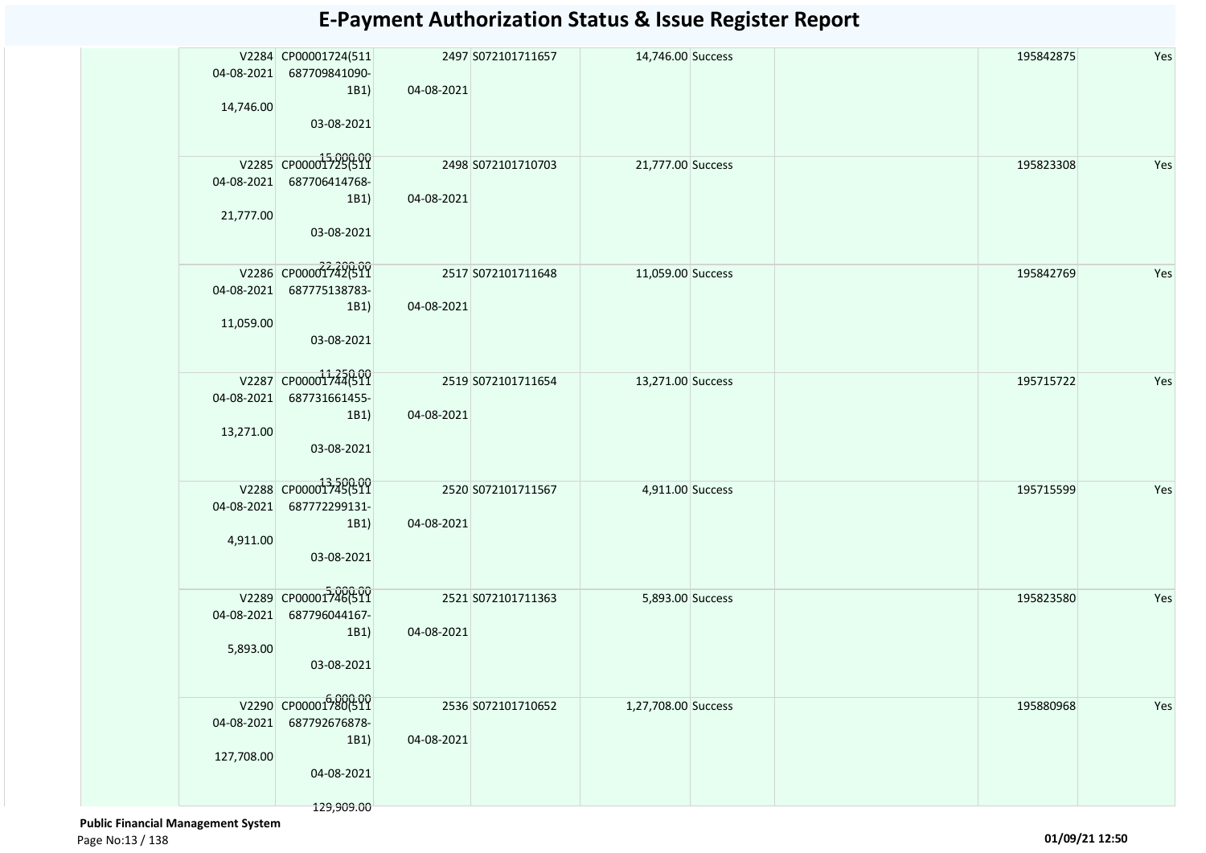# E-Payment Authorization Status & Issue Register Report

| | | | | | | | | | |
|---|---|---|---|---|---|---|---|---|---|
| | V2284 04-08-2021 14,746.00 | CP00001724(511 687709841090-1B1) 03-08-2021 15,000.00 | 2497 04-08-2021 | S072101711657 | 14,746.00 | Success | | 195842875 | Yes |
| | V2285 04-08-2021 21,777.00 | CP00001725(511 687706414768-1B1) 03-08-2021 22,200.00 | 2498 04-08-2021 | S072101710703 | 21,777.00 | Success | | 195823308 | Yes |
| | V2286 04-08-2021 11,059.00 | CP00001742(511 687775138783-1B1) 03-08-2021 11,250.00 | 2517 04-08-2021 | S072101711648 | 11,059.00 | Success | | 195842769 | Yes |
| | V2287 04-08-2021 13,271.00 | CP00001744(511 687731661455-1B1) 03-08-2021 13,500.00 | 2519 04-08-2021 | S072101711654 | 13,271.00 | Success | | 195715722 | Yes |
| | V2288 04-08-2021 4,911.00 | CP00001745(511 687772299131-1B1) 03-08-2021 5,000.00 | 2520 04-08-2021 | S072101711567 | 4,911.00 | Success | | 195715599 | Yes |
| | V2289 04-08-2021 5,893.00 | CP00001746(511 687796044167-1B1) 03-08-2021 6,000.00 | 2521 04-08-2021 | S072101711363 | 5,893.00 | Success | | 195823580 | Yes |
| | V2290 04-08-2021 127,708.00 | CP00001780(511 687792676878-1B1) 04-08-2021 129,909.00 | 2536 04-08-2021 | S072101710652 | 1,27,708.00 | Success | | 195880968 | Yes |

**Public Financial Management System**

01/09/21 12:50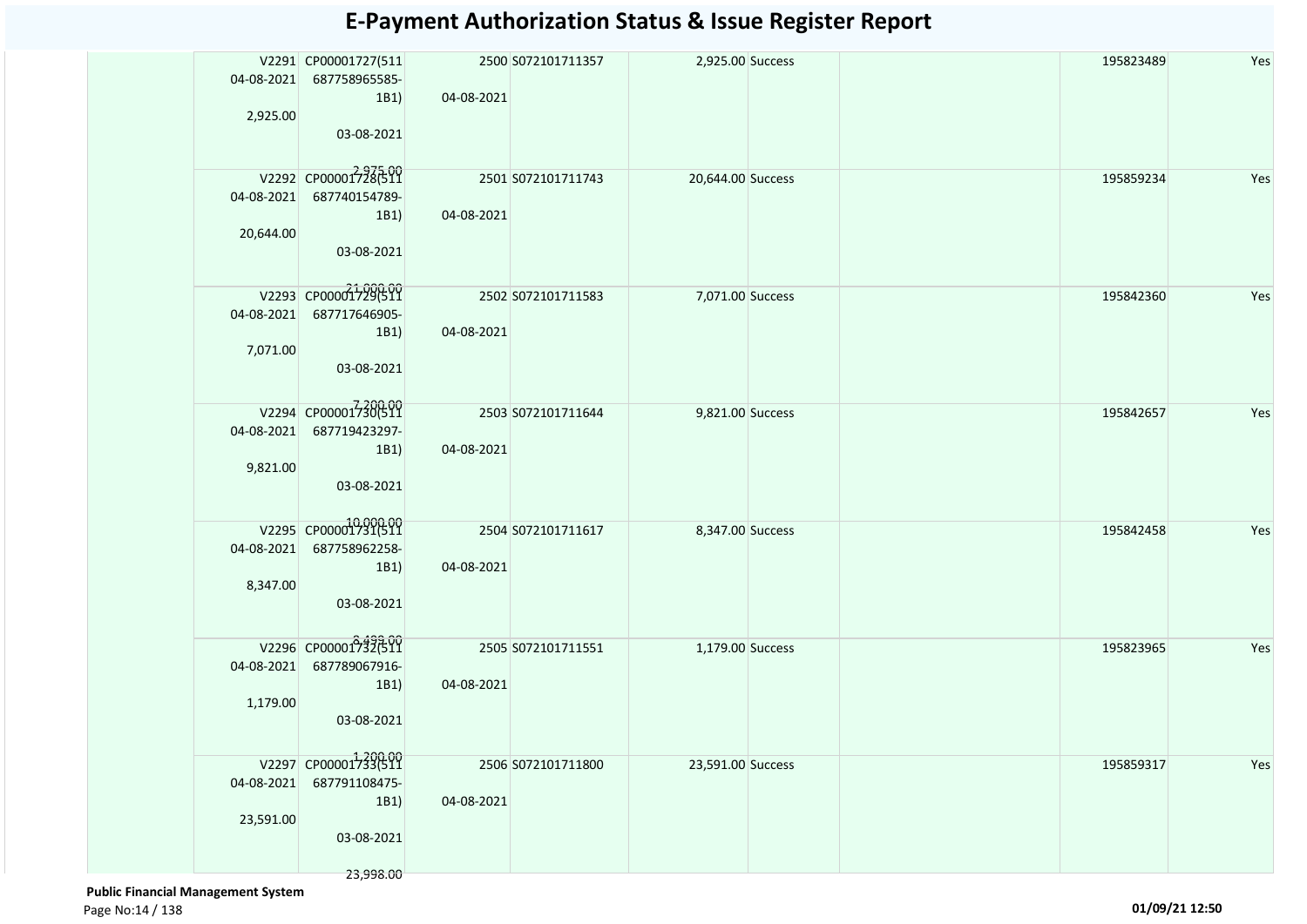# E-Payment Authorization Status & Issue Register Report

| | | | | | | | | | |
|---|---|---|---|---|---|---|---|---|---|
| | V2291 04-08-2021 2,925.00 | CP00001727(511 687758965585-1B1) 03-08-2021 2,975.00 | 2500 04-08-2021 | S072101711357 | 2,925.00 | Success | | 195823489 | Yes |
| | V2292 04-08-2021 20,644.00 | CP00001728(511 687740154789-1B1) 03-08-2021 21,000.00 | 2501 04-08-2021 | S072101711743 | 20,644.00 | Success | | 195859234 | Yes |
| | V2293 04-08-2021 7,071.00 | CP00001729(511 687717646905-1B1) 03-08-2021 7,200.00 | 2502 04-08-2021 | S072101711583 | 7,071.00 | Success | | 195842360 | Yes |
| | V2294 04-08-2021 9,821.00 | CP00001730(511 687719423297-1B1) 03-08-2021 10,000.00 | 2503 04-08-2021 | S072101711644 | 9,821.00 | Success | | 195842657 | Yes |
| | V2295 04-08-2021 8,347.00 | CP00001731(511 687758962258-1B1) 03-08-2021 8,499.00 | 2504 04-08-2021 | S072101711617 | 8,347.00 | Success | | 195842458 | Yes |
| | V2296 04-08-2021 1,179.00 | CP00001732(511 687789067916-1B1) 03-08-2021 1,200.00 | 2505 04-08-2021 | S072101711551 | 1,179.00 | Success | | 195823965 | Yes |
| | V2297 04-08-2021 23,591.00 | CP00001733(511 687791108475-1B1) 03-08-2021 23,998.00 | 2506 04-08-2021 | S072101711800 | 23,591.00 | Success | | 195859317 | Yes |

**Public Financial Management System**

01/09/21 12:50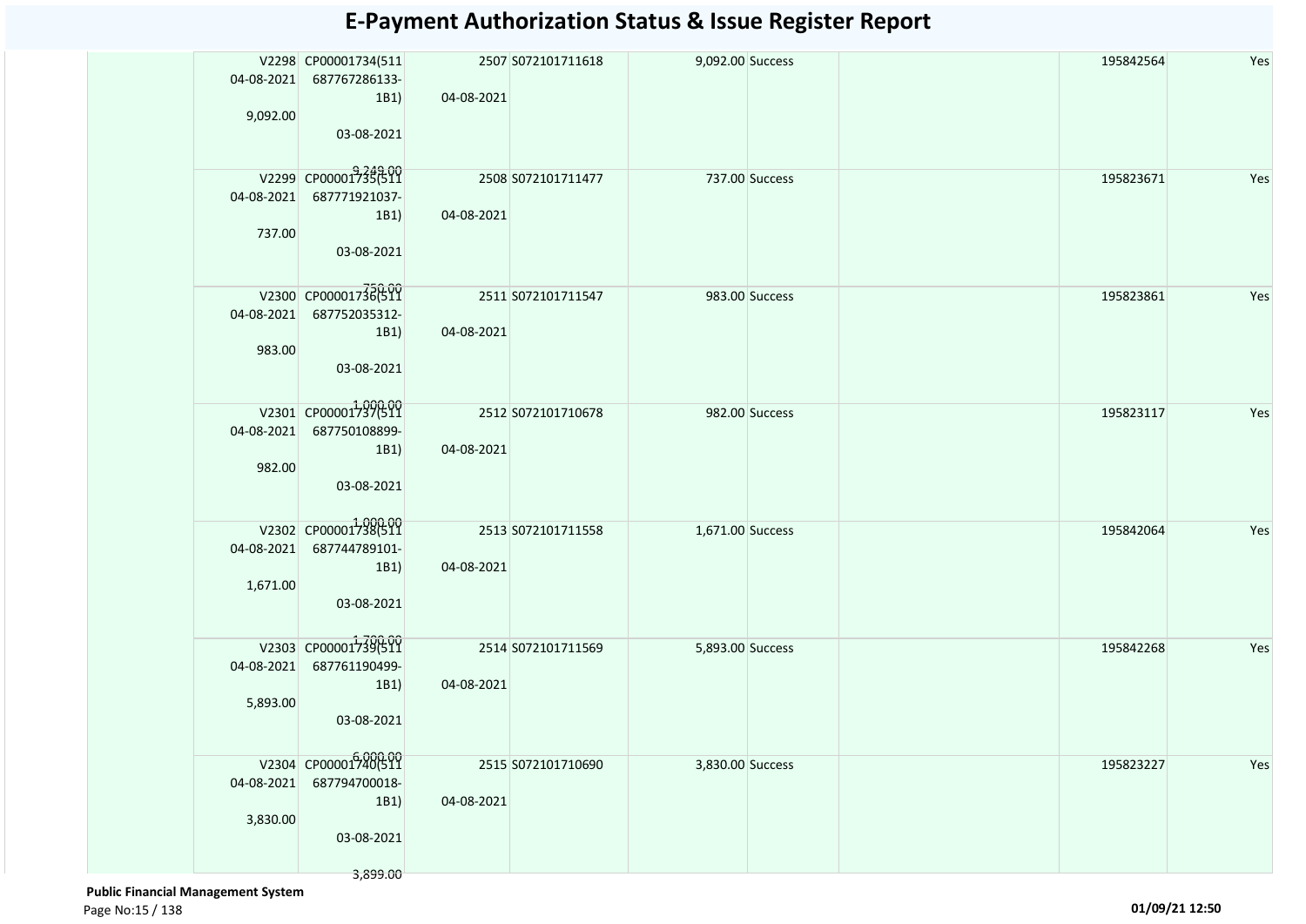# E-Payment Authorization Status & Issue Register Report

| | | | | | | | | | |
|---|---|---|---|---|---|---|---|---|---|
| | V2298 04-08-2021 9,092.00 | CP00001734(511 687767286133-1B1) 03-08-2021 9,249.00 | 2507 04-08-2021 | S072101711618 | 9,092.00 | Success | | 195842564 | Yes |
| | V2299 04-08-2021 737.00 | CP00001735(511 687771921037-1B1) 03-08-2021 750.00 | 2508 04-08-2021 | S072101711477 | 737.00 | Success | | 195823671 | Yes |
| | V2300 04-08-2021 983.00 | CP00001736(511 687752035312-1B1) 03-08-2021 1,000.00 | 2511 04-08-2021 | S072101711547 | 983.00 | Success | | 195823861 | Yes |
| | V2301 04-08-2021 982.00 | CP00001737(511 687750108899-1B1) 03-08-2021 1,000.00 | 2512 04-08-2021 | S072101710678 | 982.00 | Success | | 195823117 | Yes |
| | V2302 04-08-2021 1,671.00 | CP00001738(511 687744789101-1B1) 03-08-2021 1,700.00 | 2513 04-08-2021 | S072101711558 | 1,671.00 | Success | | 195842064 | Yes |
| | V2303 04-08-2021 5,893.00 | CP00001739(511 687761190499-1B1) 03-08-2021 6,000.00 | 2514 04-08-2021 | S072101711569 | 5,893.00 | Success | | 195842268 | Yes |
| | V2304 04-08-2021 3,830.00 | CP00001740(511 687794700018-1B1) 03-08-2021 3,899.00 | 2515 04-08-2021 | S072101710690 | 3,830.00 | Success | | 195823227 | Yes |

**Public Financial Management System**

01/09/21 12:50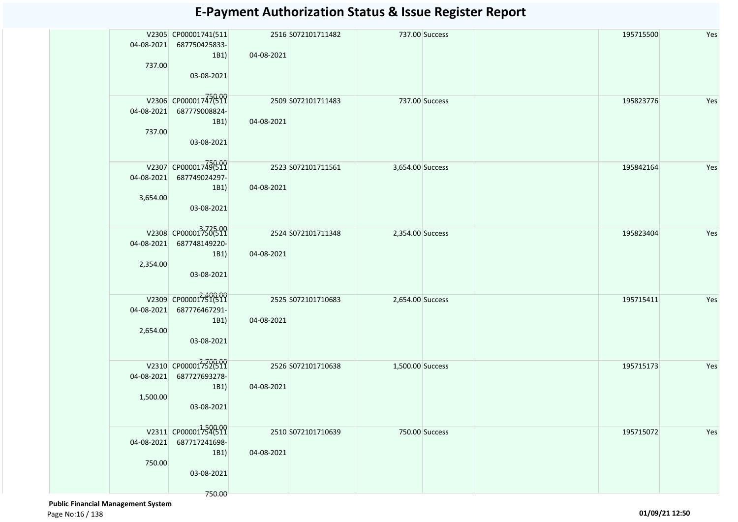# E-Payment Authorization Status & Issue Register Report

| | | | | | | | | | | |
|---|---|---|---|---|---|---|---|---|---|---|
| | V2305 04-08-2021 737.00 | CP00001741(511 687750425833-1B1) 03-08-2021 750.00 | 2516 04-08-2021 | S072101711482 | 737.00 | Success | | | 195715500 | Yes |
| | V2306 04-08-2021 737.00 | CP00001747(511 687779008824-1B1) 03-08-2021 750.00 | 2509 04-08-2021 | S072101711483 | 737.00 | Success | | | 195823776 | Yes |
| | V2307 04-08-2021 3,654.00 | CP00001749(511 687749024297-1B1) 03-08-2021 3,725.00 | 2523 04-08-2021 | S072101711561 | 3,654.00 | Success | | | 195842164 | Yes |
| | V2308 04-08-2021 2,354.00 | CP00001750(511 687748149220-1B1) 03-08-2021 2,400.00 | 2524 04-08-2021 | S072101711348 | 2,354.00 | Success | | | 195823404 | Yes |
| | V2309 04-08-2021 2,654.00 | CP00001751(511 687776467291-1B1) 03-08-2021 2,700.00 | 2525 04-08-2021 | S072101710683 | 2,654.00 | Success | | | 195715411 | Yes |
| | V2310 04-08-2021 1,500.00 | CP00001752(511 687727693278-1B1) 03-08-2021 1,500.00 | 2526 04-08-2021 | S072101710638 | 1,500.00 | Success | | | 195715173 | Yes |
| | V2311 04-08-2021 750.00 | CP00001754(511 687717241698-1B1) 03-08-2021 750.00 | 2510 04-08-2021 | S072101710639 | 750.00 | Success | | | 195715072 | Yes |

**Public Financial Management System**

01/09/21 12:50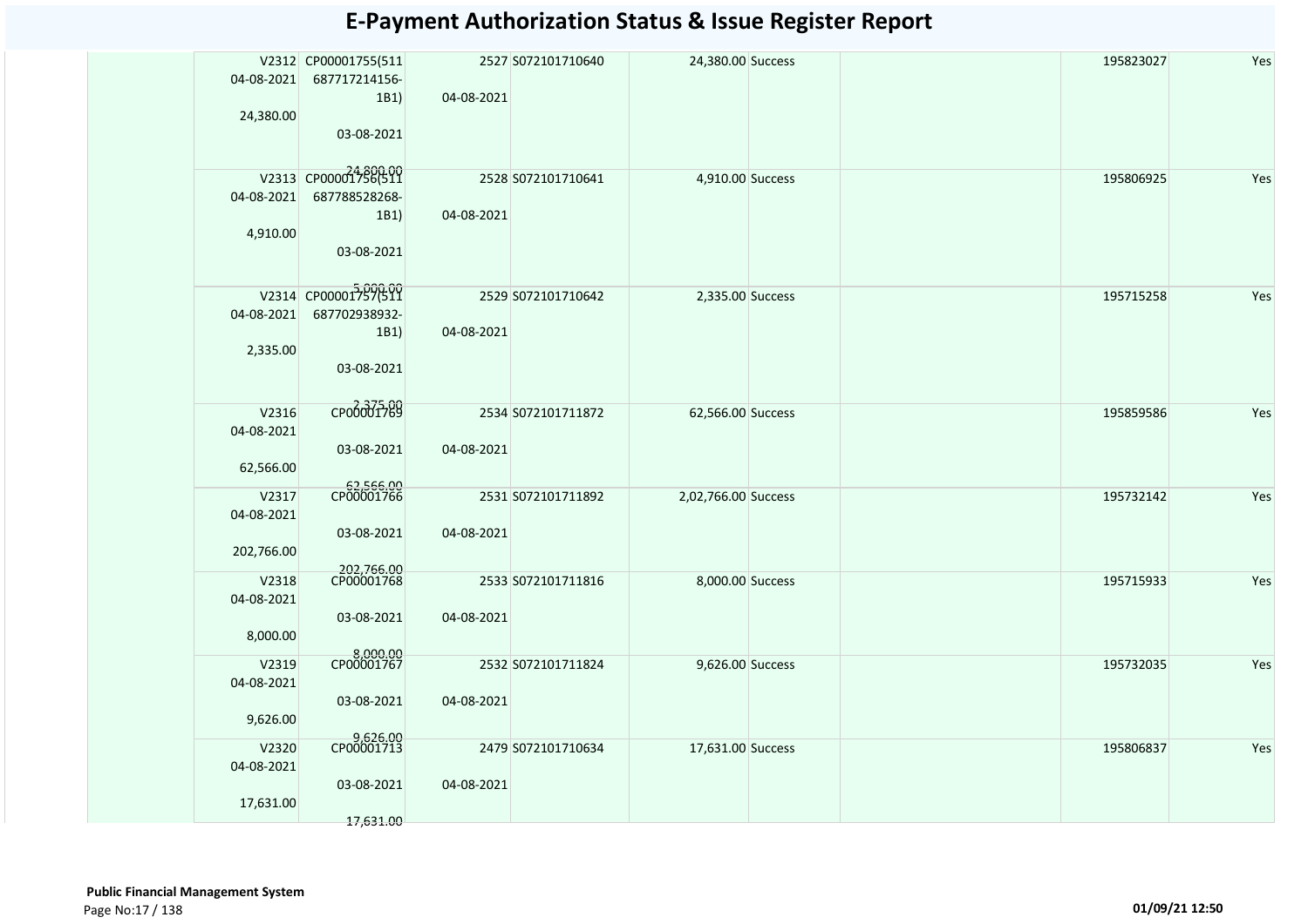# E-Payment Authorization Status & Issue Register Report

| | | | | | | | | | | |
|---|---|---|---|---|---|---|---|---|---|---|
| | V2312 04-08-2021 24,380.00 | CP00001755(511 687717214156-1B1) 03-08-2021 24,800.00 | 2527 04-08-2021 | S072101710640 | 24,380.00 | Success | | | 195823027 | Yes |
| | V2313 04-08-2021 4,910.00 | CP00001756(511 687788528268-1B1) 03-08-2021 5,000.00 | 2528 04-08-2021 | S072101710641 | 4,910.00 | Success | | | 195806925 | Yes |
| | V2314 04-08-2021 2,335.00 | CP00001757(511 687702938932-1B1) 03-08-2021 2,375.00 | 2529 04-08-2021 | S072101710642 | 2,335.00 | Success | | | 195715258 | Yes |
| | V2316 04-08-2021 62,566.00 | CP00001769 03-08-2021 62,566.00 | 2534 04-08-2021 | S072101711872 | 62,566.00 | Success | | | 195859586 | Yes |
| | V2317 04-08-2021 202,766.00 | CP00001766 03-08-2021 202,766.00 | 2531 04-08-2021 | S072101711892 | 2,02,766.00 | Success | | | 195732142 | Yes |
| | V2318 04-08-2021 8,000.00 | CP00001768 03-08-2021 8,000.00 | 2533 04-08-2021 | S072101711816 | 8,000.00 | Success | | | 195715933 | Yes |
| | V2319 04-08-2021 9,626.00 | CP00001767 03-08-2021 9,626.00 | 2532 04-08-2021 | S072101711824 | 9,626.00 | Success | | | 195732035 | Yes |
| | V2320 04-08-2021 17,631.00 | CP00001713 03-08-2021 17,631.00 | 2479 04-08-2021 | S072101710634 | 17,631.00 | Success | | | 195806837 | Yes |

**Public Financial Management System**

01/09/21 12:50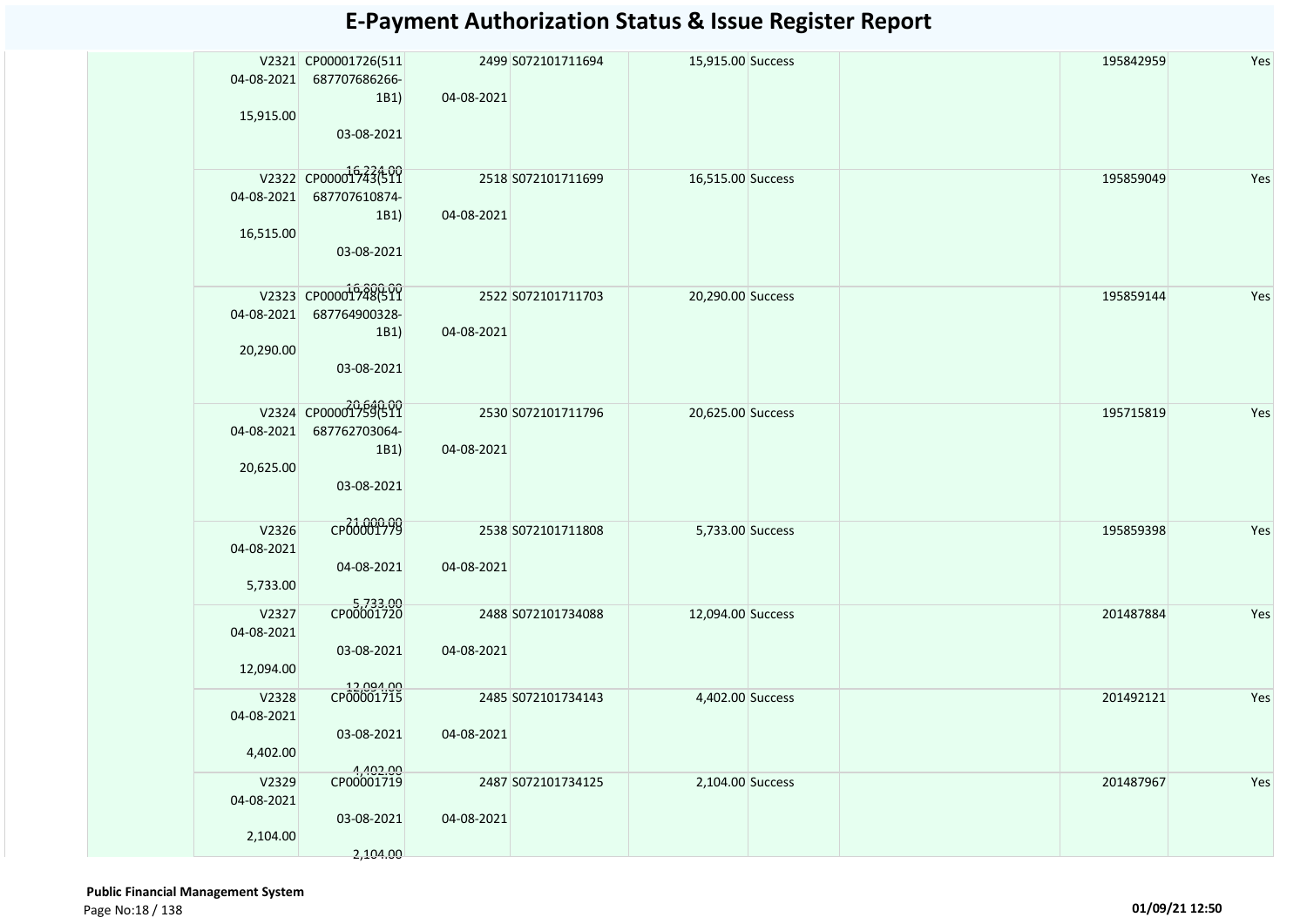# E-Payment Authorization Status & Issue Register Report

| | | | | | | | | | |
|---|---|---|---|---|---|---|---|---|---|
| | V2321 04-08-2021 15,915.00 | CP00001726(511 687707686266-1B1) 03-08-2021 16,224.00 | 2499 04-08-2021 | S072101711694 | 15,915.00 | Success | | 195842959 | Yes |
| | V2322 04-08-2021 16,515.00 | CP00001743(511 687707610874-1B1) 03-08-2021 16,800.00 | 2518 04-08-2021 | S072101711699 | 16,515.00 | Success | | 195859049 | Yes |
| | V2323 04-08-2021 20,290.00 | CP00001748(511 687764900328-1B1) 03-08-2021 20,640.00 | 2522 04-08-2021 | S072101711703 | 20,290.00 | Success | | 195859144 | Yes |
| | V2324 04-08-2021 20,625.00 | CP00001759(511 687762703064-1B1) 03-08-2021 21,000.00 | 2530 04-08-2021 | S072101711796 | 20,625.00 | Success | | 195715819 | Yes |
| | V2326 04-08-2021 5,733.00 | CP00001779 04-08-2021 5,733.00 | 2538 04-08-2021 | S072101711808 | 5,733.00 | Success | | 195859398 | Yes |
| | V2327 04-08-2021 12,094.00 | CP00001720 03-08-2021 12,094.00 | 2488 04-08-2021 | S072101734088 | 12,094.00 | Success | | 201487884 | Yes |
| | V2328 04-08-2021 4,402.00 | CP00001715 03-08-2021 4,402.00 | 2485 04-08-2021 | S072101734143 | 4,402.00 | Success | | 201492121 | Yes |
| | V2329 04-08-2021 2,104.00 | CP00001719 03-08-2021 2,104.00 | 2487 04-08-2021 | S072101734125 | 2,104.00 | Success | | 201487967 | Yes |

**Public Financial Management System**

01/09/21 12:50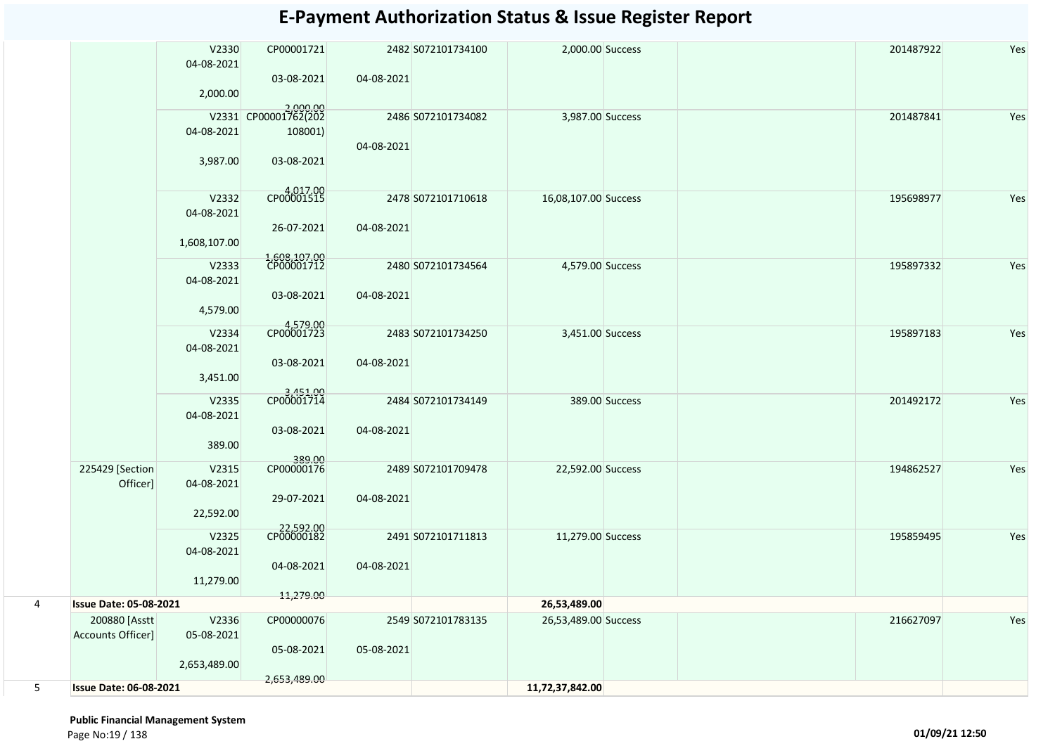# E-Payment Authorization Status & Issue Register Report

| | | | | | | | | | | | |
|---|---|---|---|---|---|---|---|---|---|---|---|
| | | V2330 04-08-2021 2,000.00 | CP00001721 03-08-2021 2,000.00 | 2482 04-08-2021 | S072101734100 | 2,000.00 | Success | | | 201487922 | Yes |
| | | V2331 04-08-2021 3,987.00 | CP00001762(202108001) 03-08-2021 4,017.00 | 2486 04-08-2021 | S072101734082 | 3,987.00 | Success | | | 201487841 | Yes |
| | | V2332 04-08-2021 1,608,107.00 | CP00001515 26-07-2021 1,608,107.00 | 2478 04-08-2021 | S072101710618 | 16,08,107.00 | Success | | | 195698977 | Yes |
| | | V2333 04-08-2021 4,579.00 | CP00001712 03-08-2021 4,579.00 | 2480 04-08-2021 | S072101734564 | 4,579.00 | Success | | | 195897332 | Yes |
| | | V2334 04-08-2021 3,451.00 | CP00001723 03-08-2021 3,451.00 | 2483 04-08-2021 | S072101734250 | 3,451.00 | Success | | | 195897183 | Yes |
| | | V2335 04-08-2021 389.00 | CP00001714 03-08-2021 389.00 | 2484 04-08-2021 | S072101734149 | 389.00 | Success | | | 201492172 | Yes |
| | 225429 [Section Officer] | V2315 04-08-2021 22,592.00 | CP00000176 29-07-2021 22,592.00 | 2489 04-08-2021 | S072101709478 | 22,592.00 | Success | | | 194862527 | Yes |
| | | V2325 04-08-2021 11,279.00 | CP00000182 04-08-2021 11,279.00 | 2491 04-08-2021 | S072101711813 | 11,279.00 | Success | | | 195859495 | Yes |
| 4 | **Issue Date: 05-08-2021** | | | | | **26,53,489.00** | | | | | |
| | 200880 [Asstt Accounts Officer] | V2336 05-08-2021 2,653,489.00 | CP00000076 05-08-2021 2,653,489.00 | 2549 05-08-2021 | S072101783135 | 26,53,489.00 | Success | | | 216627097 | Yes |
| 5 | **Issue Date: 06-08-2021** | | | | | **11,72,37,842.00** | | | | | |

**Public Financial Management System**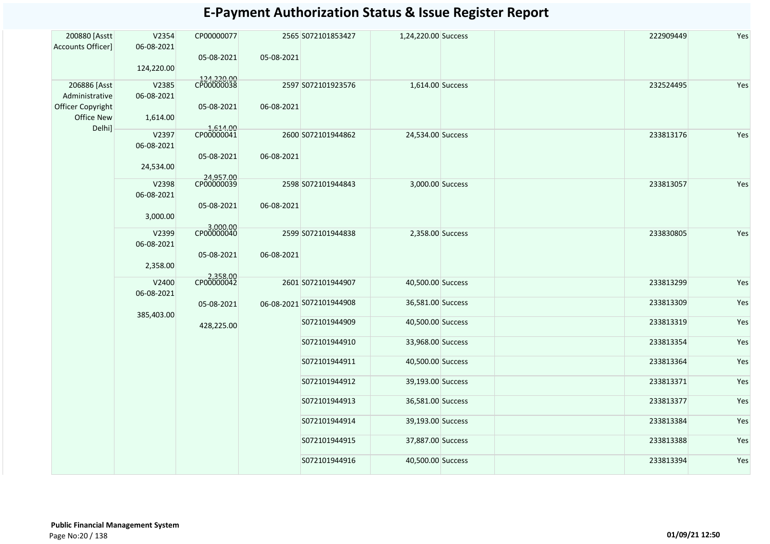# E-Payment Authorization Status & Issue Register Report

| | | | | | | | | | |
|---|---|---|---|---|---|---|---|---|---|
| 200880 [Asstt Accounts Officer] | V2354 06-08-2021 124,220.00 | CP00000077 05-08-2021 124,220.00 | 2565 05-08-2021 | S072101853427 | 1,24,220.00 | Success | | 222909449 | Yes |
| 206886 [Asst Administrative Officer Copyright Office New Delhi] | V2385 06-08-2021 1,614.00 | CP00000038 05-08-2021 1,614.00 | 2597 06-08-2021 | S072101923576 | 1,614.00 | Success | | 232524495 | Yes |
| | V2397 06-08-2021 24,534.00 | CP00000041 05-08-2021 24,957.00 | 2600 06-08-2021 | S072101944862 | 24,534.00 | Success | | 233813176 | Yes |
| | V2398 06-08-2021 3,000.00 | CP00000039 05-08-2021 3,000.00 | 2598 06-08-2021 | S072101944843 | 3,000.00 | Success | | 233813057 | Yes |
| | V2399 06-08-2021 2,358.00 | CP00000040 05-08-2021 2,358.00 | 2599 06-08-2021 | S072101944838 | 2,358.00 | Success | | 233830805 | Yes |
| | V2400 06-08-2021 385,403.00 | CP00000042 05-08-2021 428,225.00 | 2601 06-08-2021 | S072101944907 | 40,500.00 | Success | | 233813299 | Yes |
| | | | | S072101944908 | 36,581.00 | Success | | 233813309 | Yes |
| | | | | S072101944909 | 40,500.00 | Success | | 233813319 | Yes |
| | | | | S072101944910 | 33,968.00 | Success | | 233813354 | Yes |
| | | | | S072101944911 | 40,500.00 | Success | | 233813364 | Yes |
| | | | | S072101944912 | 39,193.00 | Success | | 233813371 | Yes |
| | | | | S072101944913 | 36,581.00 | Success | | 233813377 | Yes |
| | | | | S072101944914 | 39,193.00 | Success | | 233813384 | Yes |
| | | | | S072101944915 | 37,887.00 | Success | | 233813388 | Yes |
| | | | | S072101944916 | 40,500.00 | Success | | 233813394 | Yes |

**Public Financial Management System**

01/09/21 12:50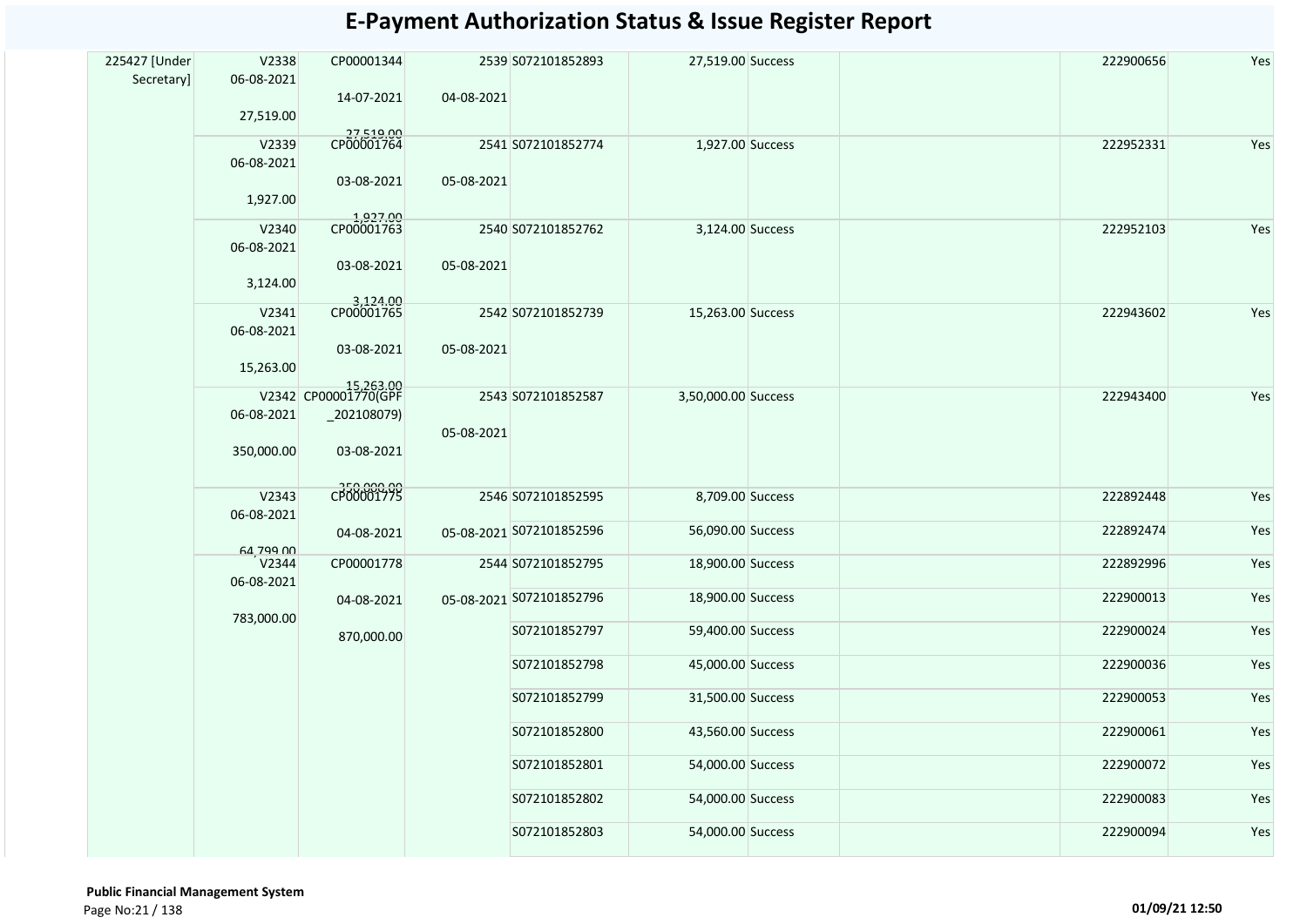# E-Payment Authorization Status & Issue Register Report

| | | | | | | | | | |
|---|---|---|---|---|---|---|---|---|---|
| 225427 [Under Secretary] | V2338 06-08-2021 27,519.00 | CP00001344 14-07-2021 27,519.00 | 2539 04-08-2021 | S072101852893 | 27,519.00 | Success | | 222900656 | Yes |
| | V2339 06-08-2021 1,927.00 | CP00001764 03-08-2021 1,927.00 | 2541 05-08-2021 | S072101852774 | 1,927.00 | Success | | 222952331 | Yes |
| | V2340 06-08-2021 3,124.00 | CP00001763 03-08-2021 3,124.00 | 2540 05-08-2021 | S072101852762 | 3,124.00 | Success | | 222952103 | Yes |
| | V2341 06-08-2021 15,263.00 | CP00001765 03-08-2021 15,263.00 | 2542 05-08-2021 | S072101852739 | 15,263.00 | Success | | 222943602 | Yes |
| | V2342 06-08-2021 350,000.00 | CP00001770(GPF _202108079) 03-08-2021 350,000.00 | 2543 05-08-2021 | S072101852587 | 3,50,000.00 | Success | | 222943400 | Yes |
| | V2343 06-08-2021 64,799.00 | CP00001775 04-08-2021 | 2546 05-08-2021 | S072101852595 | 8,709.00 | Success | | 222892448 | Yes |
| | | | | S072101852596 | 56,090.00 | Success | | 222892474 | Yes |
| | V2344 06-08-2021 783,000.00 | CP00001778 04-08-2021 870,000.00 | 2544 05-08-2021 | S072101852795 | 18,900.00 | Success | | 222892996 | Yes |
| | | | | S072101852796 | 18,900.00 | Success | | 222900013 | Yes |
| | | | | S072101852797 | 59,400.00 | Success | | 222900024 | Yes |
| | | | | S072101852798 | 45,000.00 | Success | | 222900036 | Yes |
| | | | | S072101852799 | 31,500.00 | Success | | 222900053 | Yes |
| | | | | S072101852800 | 43,560.00 | Success | | 222900061 | Yes |
| | | | | S072101852801 | 54,000.00 | Success | | 222900072 | Yes |
| | | | | S072101852802 | 54,000.00 | Success | | 222900083 | Yes |
| | | | | S072101852803 | 54,000.00 | Success | | 222900094 | Yes |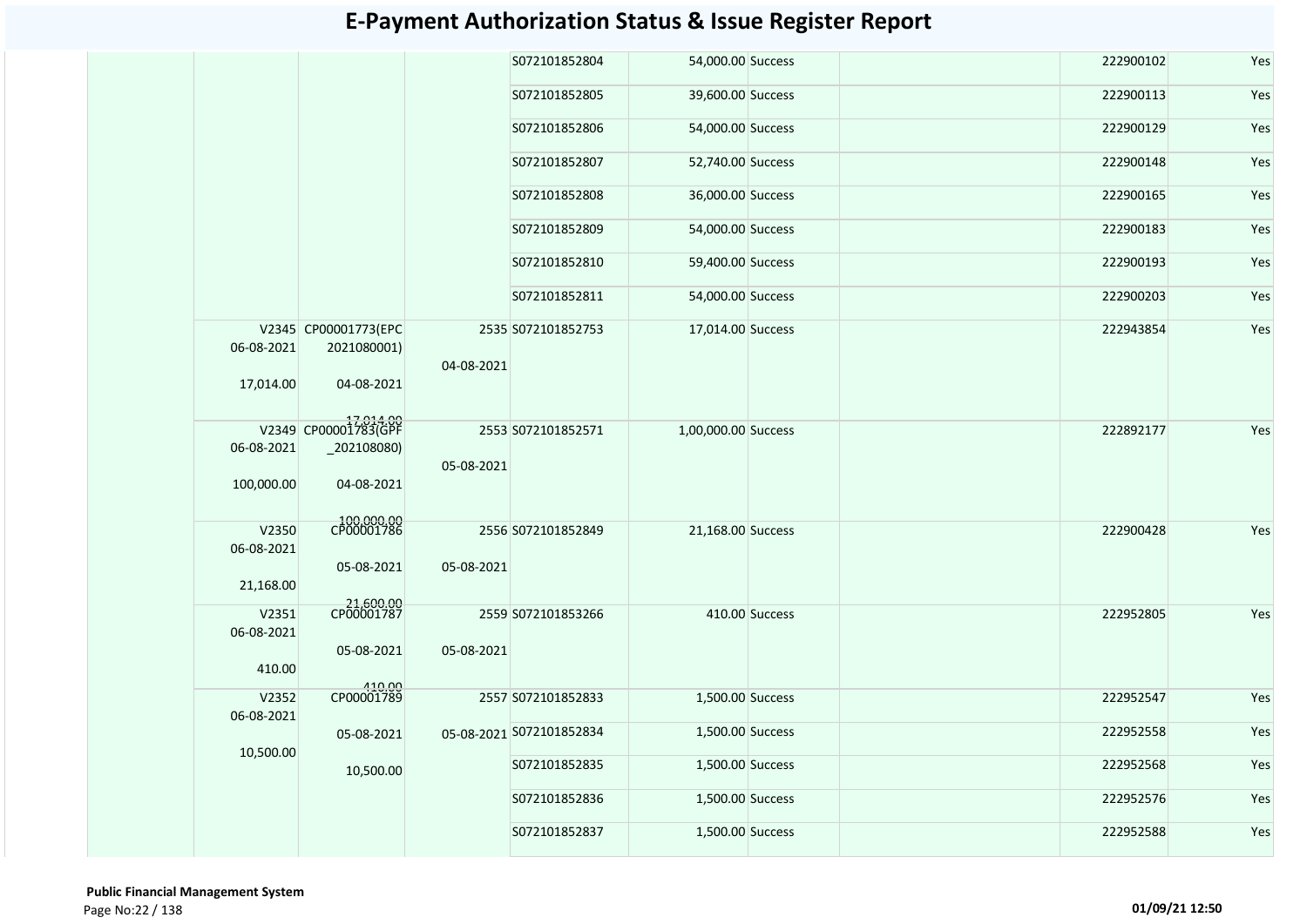# E-Payment Authorization Status & Issue Register Report

| | | | | | | | | | | |
|---|---|---|---|---|---|---|---|---|---|---|
| | | | | S072101852804 | 54,000.00 | Success | | | 222900102 | Yes |
| | | | | S072101852805 | 39,600.00 | Success | | | 222900113 | Yes |
| | | | | S072101852806 | 54,000.00 | Success | | | 222900129 | Yes |
| | | | | S072101852807 | 52,740.00 | Success | | | 222900148 | Yes |
| | | | | S072101852808 | 36,000.00 | Success | | | 222900165 | Yes |
| | | | | S072101852809 | 54,000.00 | Success | | | 222900183 | Yes |
| | | | | S072101852810 | 59,400.00 | Success | | | 222900193 | Yes |
| | | | | S072101852811 | 54,000.00 | Success | | | 222900203 | Yes |
| | V2345 06-08-2021 17,014.00 | CP00001773(EPC 2021080001) 04-08-2021 17,014.00 | 2535 04-08-2021 | S072101852753 | 17,014.00 | Success | | | 222943854 | Yes |
| | V2349 06-08-2021 100,000.00 | CP00001783(GPF _202108080) 04-08-2021 100,000.00 | 2553 05-08-2021 | S072101852571 | 1,00,000.00 | Success | | | 222892177 | Yes |
| | V2350 06-08-2021 21,168.00 | CP00001786 05-08-2021 21,600.00 | 2556 05-08-2021 | S072101852849 | 21,168.00 | Success | | | 222900428 | Yes |
| | V2351 06-08-2021 410.00 | CP00001787 05-08-2021 410.00 | 2559 05-08-2021 | S072101853266 | 410.00 | Success | | | 222952805 | Yes |
| | V2352 06-08-2021 10,500.00 | CP00001789 05-08-2021 10,500.00 | 2557 05-08-2021 | S072101852833 | 1,500.00 | Success | | | 222952547 | Yes |
| | | | | S072101852834 | 1,500.00 | Success | | | 222952558 | Yes |
| | | | | S072101852835 | 1,500.00 | Success | | | 222952568 | Yes |
| | | | | S072101852836 | 1,500.00 | Success | | | 222952576 | Yes |
| | | | | S072101852837 | 1,500.00 | Success | | | 222952588 | Yes |

**Public Financial Management System**

01/09/21 12:50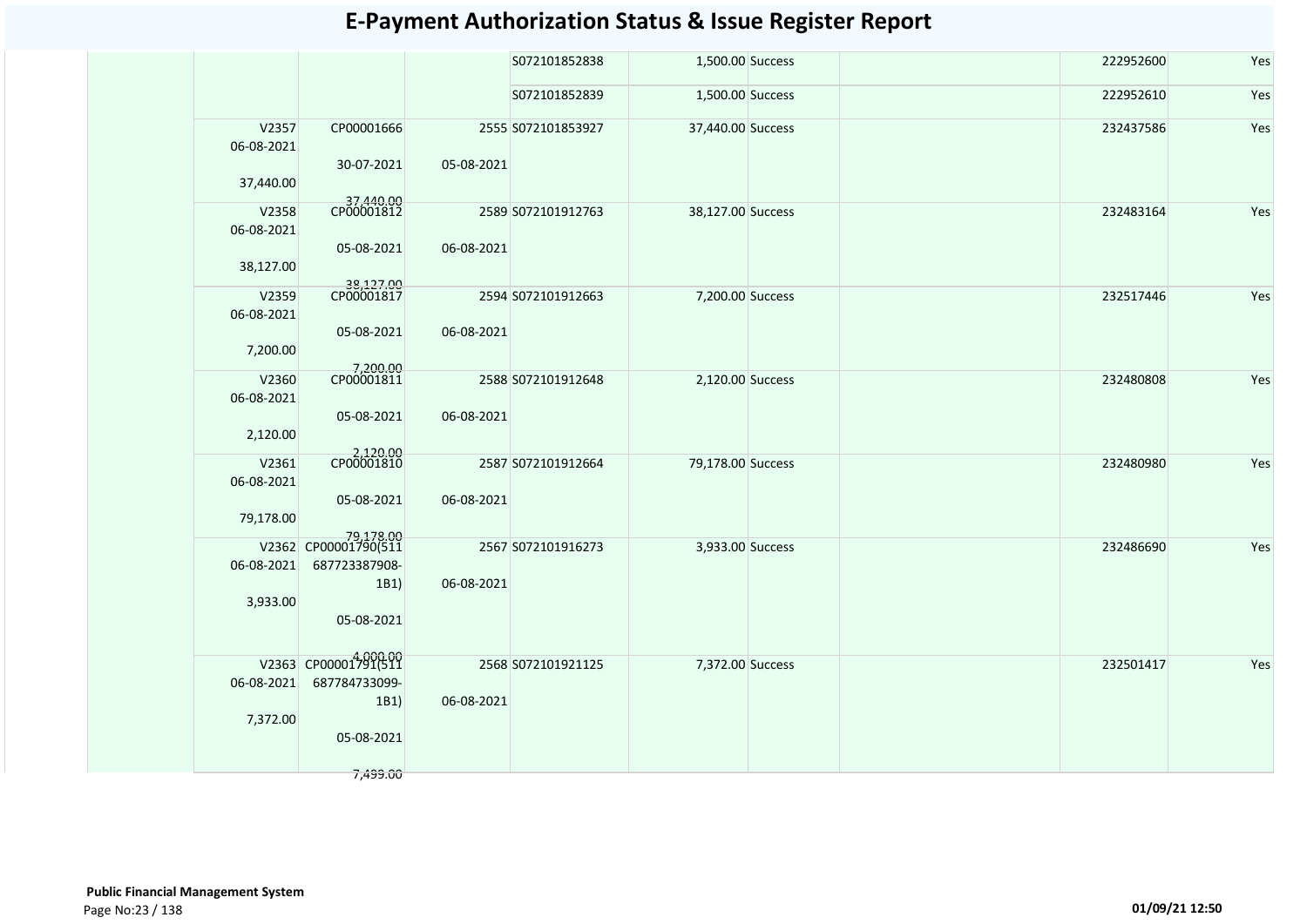# E-Payment Authorization Status & Issue Register Report

| | | | | | | | | | | |
|---|---|---|---|---|---|---|---|---|---|---|
| | | | | S072101852838 | 1,500.00 | Success | | | 222952600 | Yes |
| | | | | S072101852839 | 1,500.00 | Success | | | 222952610 | Yes |
| | V2357 06-08-2021 37,440.00 | CP00001666 30-07-2021 37,440.00 | 2555 05-08-2021 | S072101853927 | 37,440.00 | Success | | | 232437586 | Yes |
| | V2358 06-08-2021 38,127.00 | CP00001812 05-08-2021 38,127.00 | 2589 06-08-2021 | S072101912763 | 38,127.00 | Success | | | 232483164 | Yes |
| | V2359 06-08-2021 7,200.00 | CP00001817 05-08-2021 7,200.00 | 2594 06-08-2021 | S072101912663 | 7,200.00 | Success | | | 232517446 | Yes |
| | V2360 06-08-2021 2,120.00 | CP00001811 05-08-2021 2,120.00 | 2588 06-08-2021 | S072101912648 | 2,120.00 | Success | | | 232480808 | Yes |
| | V2361 06-08-2021 79,178.00 | CP00001810 05-08-2021 79,178.00 | 2587 06-08-2021 | S072101912664 | 79,178.00 | Success | | | 232480980 | Yes |
| | V2362 06-08-2021 3,933.00 | CP00001790(511687723387908-1B1) 05-08-2021 4,000.00 | 2567 06-08-2021 | S072101916273 | 3,933.00 | Success | | | 232486690 | Yes |
| | V2363 06-08-2021 7,372.00 | CP00001791(511687784733099-1B1) 05-08-2021 7,499.00 | 2568 06-08-2021 | S072101921125 | 7,372.00 | Success | | | 232501417 | Yes |

**Public Financial Management System**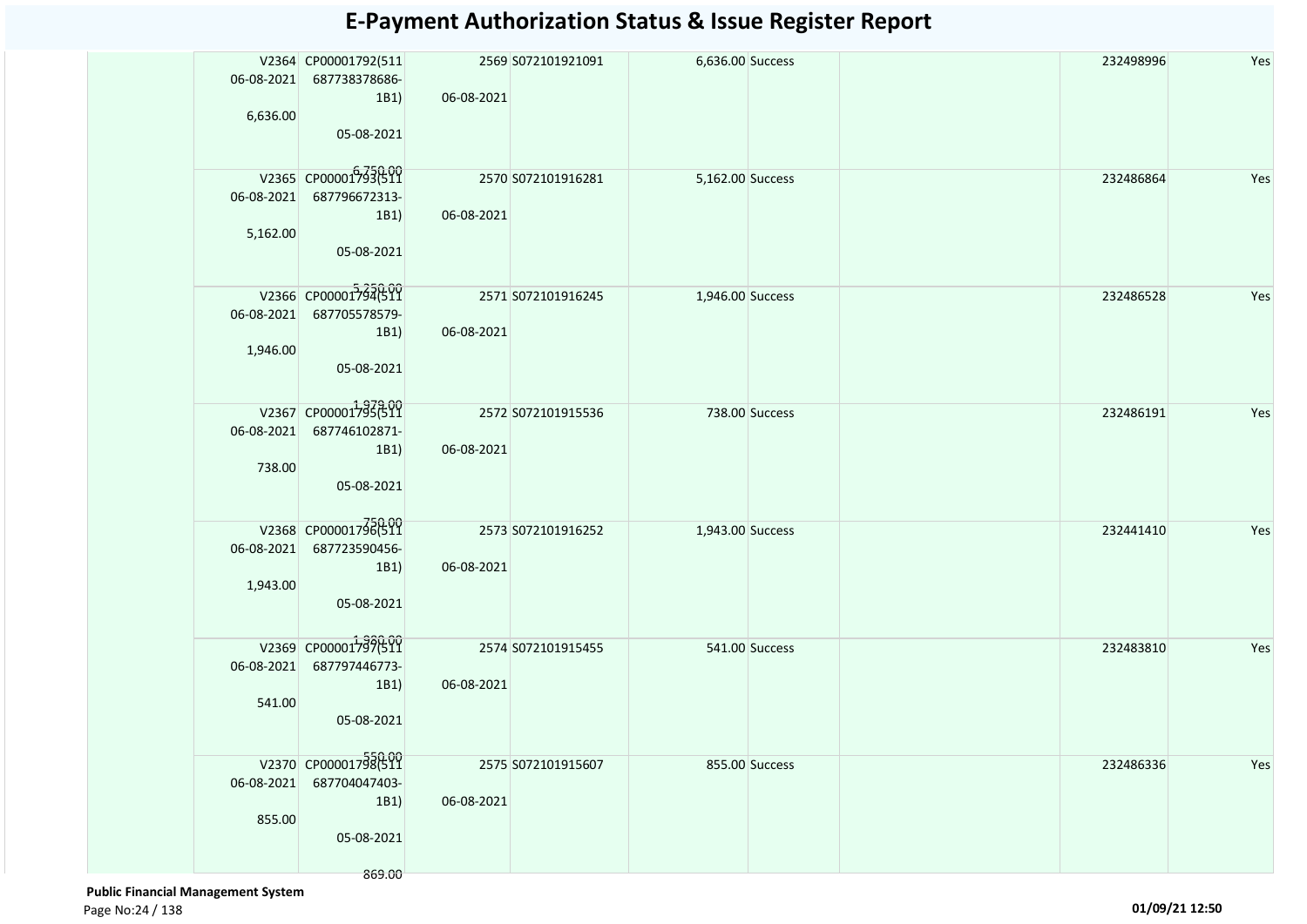# E-Payment Authorization Status & Issue Register Report

| | | | | | | | | | | |
|---|---|---|---|---|---|---|---|---|---|---|
| | V2364 06-08-2021 6,636.00 | CP00001792(511 687738378686-1B1) 05-08-2021 6,750.00 | 2569 06-08-2021 | S072101921091 | 6,636.00 | Success | | | 232498996 | Yes |
| | V2365 06-08-2021 5,162.00 | CP00001793(511 687796672313-1B1) 05-08-2021 5,250.00 | 2570 06-08-2021 | S072101916281 | 5,162.00 | Success | | | 232486864 | Yes |
| | V2366 06-08-2021 1,946.00 | CP00001794(511 687705578579-1B1) 05-08-2021 1,979.00 | 2571 06-08-2021 | S072101916245 | 1,946.00 | Success | | | 232486528 | Yes |
| | V2367 06-08-2021 738.00 | CP00001795(511 687746102871-1B1) 05-08-2021 750.00 | 2572 06-08-2021 | S072101915536 | 738.00 | Success | | | 232486191 | Yes |
| | V2368 06-08-2021 1,943.00 | CP00001796(511 687723590456-1B1) 05-08-2021 1,980.00 | 2573 06-08-2021 | S072101916252 | 1,943.00 | Success | | | 232441410 | Yes |
| | V2369 06-08-2021 541.00 | CP00001797(511 687797446773-1B1) 05-08-2021 550.00 | 2574 06-08-2021 | S072101915455 | 541.00 | Success | | | 232483810 | Yes |
| | V2370 06-08-2021 855.00 | CP00001798(511 687704047403-1B1) 05-08-2021 869.00 | 2575 06-08-2021 | S072101915607 | 855.00 | Success | | | 232486336 | Yes |

**Public Financial Management System**

01/09/21 12:50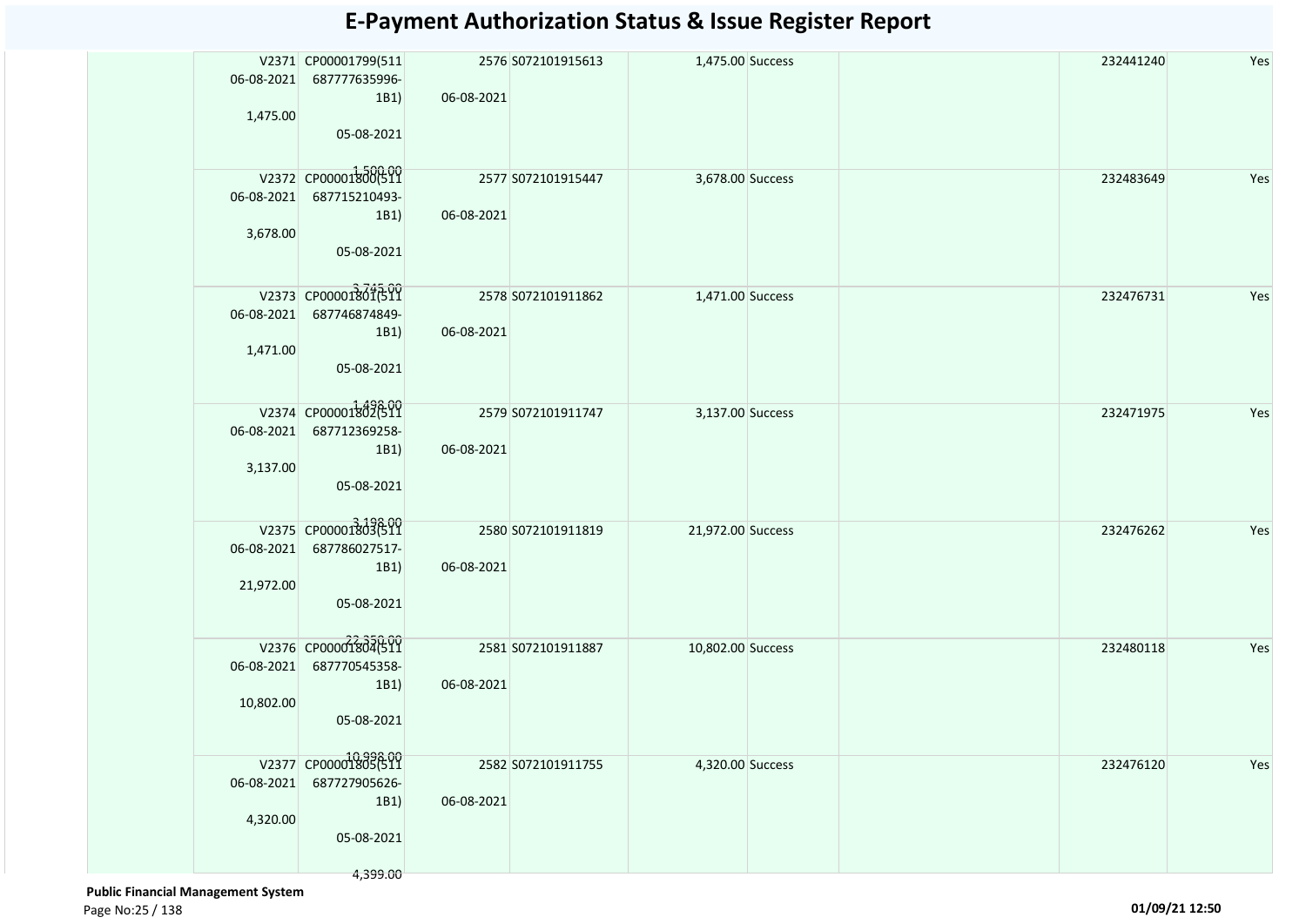# E-Payment Authorization Status & Issue Register Report

| | | | | | | | | | | |
|---|---|---|---|---|---|---|---|---|---|---|
| | V2371 06-08-2021 1,475.00 | CP00001799(511 687777635996-1B1) 05-08-2021 1,500.00 | 2576 06-08-2021 | S072101915613 | 1,475.00 | Success | | | 232441240 | Yes |
| | V2372 06-08-2021 3,678.00 | CP00001800(511 687715210493-1B1) 05-08-2021 3,745.00 | 2577 06-08-2021 | S072101915447 | 3,678.00 | Success | | | 232483649 | Yes |
| | V2373 06-08-2021 1,471.00 | CP00001801(511 687746874849-1B1) 05-08-2021 1,498.00 | 2578 06-08-2021 | S072101911862 | 1,471.00 | Success | | | 232476731 | Yes |
| | V2374 06-08-2021 3,137.00 | CP00001802(511 687712369258-1B1) 05-08-2021 3,198.00 | 2579 06-08-2021 | S072101911747 | 3,137.00 | Success | | | 232471975 | Yes |
| | V2375 06-08-2021 21,972.00 | CP00001803(511 687786027517-1B1) 05-08-2021 22,350.00 | 2580 06-08-2021 | S072101911819 | 21,972.00 | Success | | | 232476262 | Yes |
| | V2376 06-08-2021 10,802.00 | CP00001804(511 687770545358-1B1) 05-08-2021 10,998.00 | 2581 06-08-2021 | S072101911887 | 10,802.00 | Success | | | 232480118 | Yes |
| | V2377 06-08-2021 4,320.00 | CP00001805(511 687727905626-1B1) 05-08-2021 4,399.00 | 2582 06-08-2021 | S072101911755 | 4,320.00 | Success | | | 232476120 | Yes |

**Public Financial Management System**

01/09/21 12:50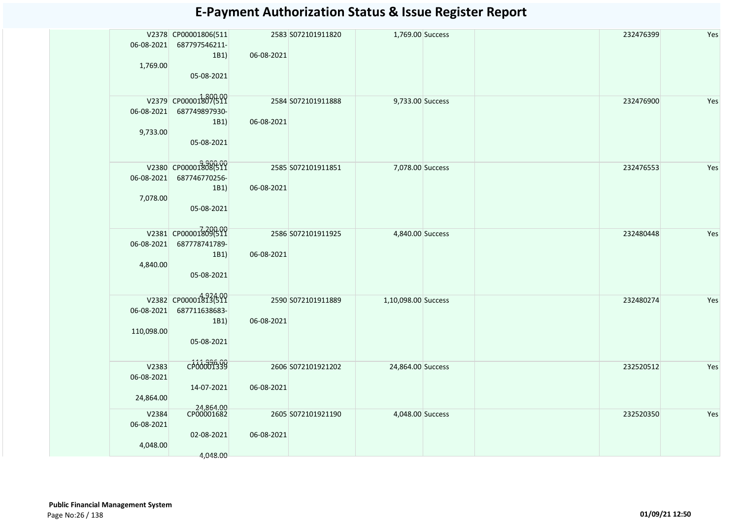# E-Payment Authorization Status & Issue Register Report

| | | | | | | | | | |
|---|---|---|---|---|---|---|---|---|---|
| | V2378 06-08-2021 1,769.00 | CP00001806(511 687797546211-1B1) 05-08-2021 1,800.00 | 2583 06-08-2021 | S072101911820 | 1,769.00 | Success | | 232476399 | Yes |
| | V2379 06-08-2021 9,733.00 | CP00001807(511 687749897930-1B1) 05-08-2021 9,900.00 | 2584 06-08-2021 | S072101911888 | 9,733.00 | Success | | 232476900 | Yes |
| | V2380 06-08-2021 7,078.00 | CP00001808(511 687746770256-1B1) 05-08-2021 7,200.00 | 2585 06-08-2021 | S072101911851 | 7,078.00 | Success | | 232476553 | Yes |
| | V2381 06-08-2021 4,840.00 | CP00001809(511 687778741789-1B1) 05-08-2021 4,924.00 | 2586 06-08-2021 | S072101911925 | 4,840.00 | Success | | 232480448 | Yes |
| | V2382 06-08-2021 110,098.00 | CP00001813(511 687711638683-1B1) 05-08-2021 111,936.00 | 2590 06-08-2021 | S072101911889 | 1,10,098.00 | Success | | 232480274 | Yes |
| | V2383 06-08-2021 24,864.00 | CP00001339 14-07-2021 24,864.00 | 2606 06-08-2021 | S072101921202 | 24,864.00 | Success | | 232520512 | Yes |
| | V2384 06-08-2021 4,048.00 | CP00001682 02-08-2021 4,048.00 | 2605 06-08-2021 | S072101921190 | 4,048.00 | Success | | 232520350 | Yes |

**Public Financial Management System**

01/09/21 12:50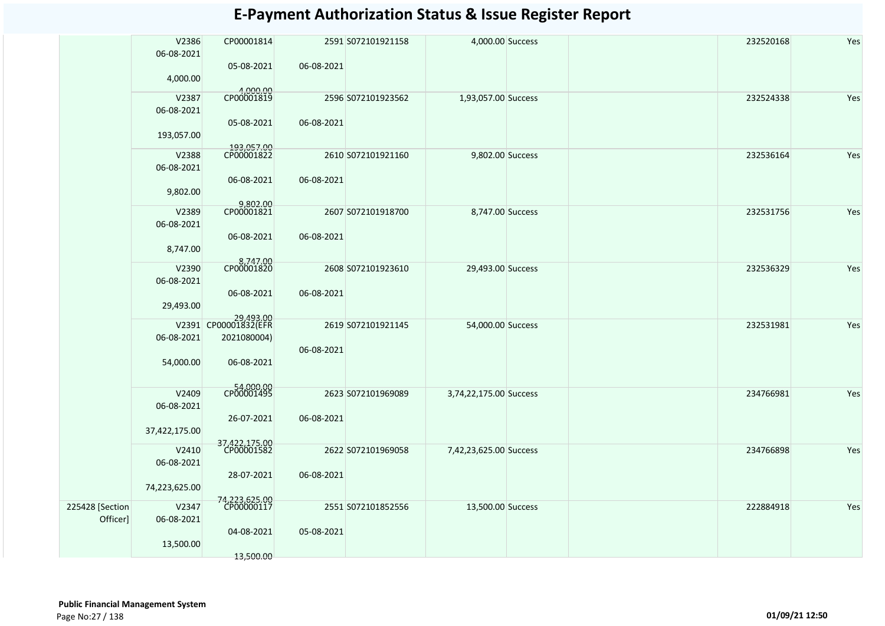# E-Payment Authorization Status & Issue Register Report

| | | | | | | | | | |
|---|---|---|---|---|---|---|---|---|---|
| | V2386 06-08-2021 4,000.00 | CP00001814 05-08-2021 4,000.00 | 2591 06-08-2021 | S072101921158 | 4,000.00 | Success | | 232520168 | Yes |
| | V2387 06-08-2021 193,057.00 | CP00001819 05-08-2021 193,057.00 | 2596 06-08-2021 | S072101923562 | 1,93,057.00 | Success | | 232524338 | Yes |
| | V2388 06-08-2021 9,802.00 | CP00001822 06-08-2021 9,802.00 | 2610 06-08-2021 | S072101921160 | 9,802.00 | Success | | 232536164 | Yes |
| | V2389 06-08-2021 8,747.00 | CP00001821 06-08-2021 8,747.00 | 2607 06-08-2021 | S072101918700 | 8,747.00 | Success | | 232531756 | Yes |
| | V2390 06-08-2021 29,493.00 | CP00001820 06-08-2021 29,493.00 | 2608 06-08-2021 | S072101923610 | 29,493.00 | Success | | 232536329 | Yes |
| | V2391 06-08-2021 54,000.00 | CP00001832(EFR 2021080004) 06-08-2021 54,000.00 | 2619 06-08-2021 | S072101921145 | 54,000.00 | Success | | 232531981 | Yes |
| | V2409 06-08-2021 37,422,175.00 | CP00001495 26-07-2021 37,422,175.00 | 2623 06-08-2021 | S072101969089 | 3,74,22,175.00 | Success | | 234766981 | Yes |
| | V2410 06-08-2021 74,223,625.00 | CP00001582 28-07-2021 74,223,625.00 | 2622 06-08-2021 | S072101969058 | 7,42,23,625.00 | Success | | 234766898 | Yes |
| 225428 [Section Officer] | V2347 06-08-2021 13,500.00 | CP00000117 04-08-2021 13,500.00 | 2551 05-08-2021 | S072101852556 | 13,500.00 | Success | | 222884918 | Yes |

**Public Financial Management System**

01/09/21 12:50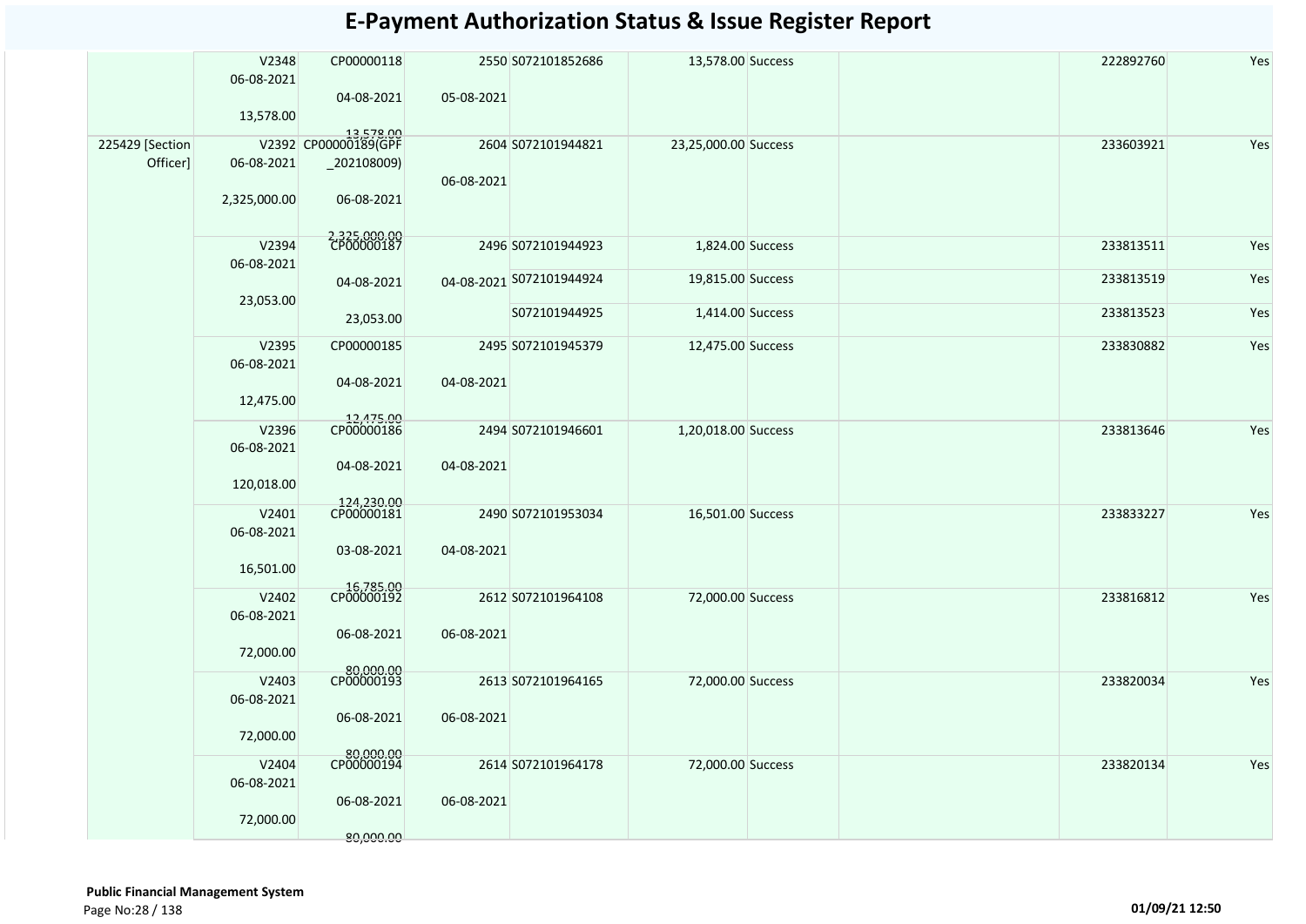# E-Payment Authorization Status & Issue Register Report

| | | | | | | | | | |
|---|---|---|---|---|---|---|---|---|---|
| | V2348 06-08-2021 13,578.00 | CP00000118 04-08-2021 13,578.00 | 2550 05-08-2021 | S072101852686 | 13,578.00 | Success | | 222892760 | Yes |
| 225429 [Section Officer] | V2392 06-08-2021 2,325,000.00 | CP00000189(GPF _202108009) 06-08-2021 2,325,000.00 | 2604 06-08-2021 | S072101944821 | 23,25,000.00 | Success | | 233603921 | Yes |
| | V2394 06-08-2021 23,053.00 | CP00000187 04-08-2021 23,053.00 | 2496 04-08-2021 | S072101944923 | 1,824.00 | Success | | 233813511 | Yes |
| | | | | S072101944924 | 19,815.00 | Success | | 233813519 | Yes |
| | | | | S072101944925 | 1,414.00 | Success | | 233813523 | Yes |
| | V2395 06-08-2021 12,475.00 | CP00000185 04-08-2021 12,475.00 | 2495 04-08-2021 | S072101945379 | 12,475.00 | Success | | 233830882 | Yes |
| | V2396 06-08-2021 120,018.00 | CP00000186 04-08-2021 124,230.00 | 2494 04-08-2021 | S072101946601 | 1,20,018.00 | Success | | 233813646 | Yes |
| | V2401 06-08-2021 16,501.00 | CP00000181 03-08-2021 16,785.00 | 2490 04-08-2021 | S072101953034 | 16,501.00 | Success | | 233833227 | Yes |
| | V2402 06-08-2021 72,000.00 | CP00000192 06-08-2021 80,000.00 | 2612 06-08-2021 | S072101964108 | 72,000.00 | Success | | 233816812 | Yes |
| | V2403 06-08-2021 72,000.00 | CP00000193 06-08-2021 80,000.00 | 2613 06-08-2021 | S072101964165 | 72,000.00 | Success | | 233820034 | Yes |
| | V2404 06-08-2021 72,000.00 | CP00000194 06-08-2021 80,000.00 | 2614 06-08-2021 | S072101964178 | 72,000.00 | Success | | 233820134 | Yes |

**Public Financial Management System**

01/09/21 12:50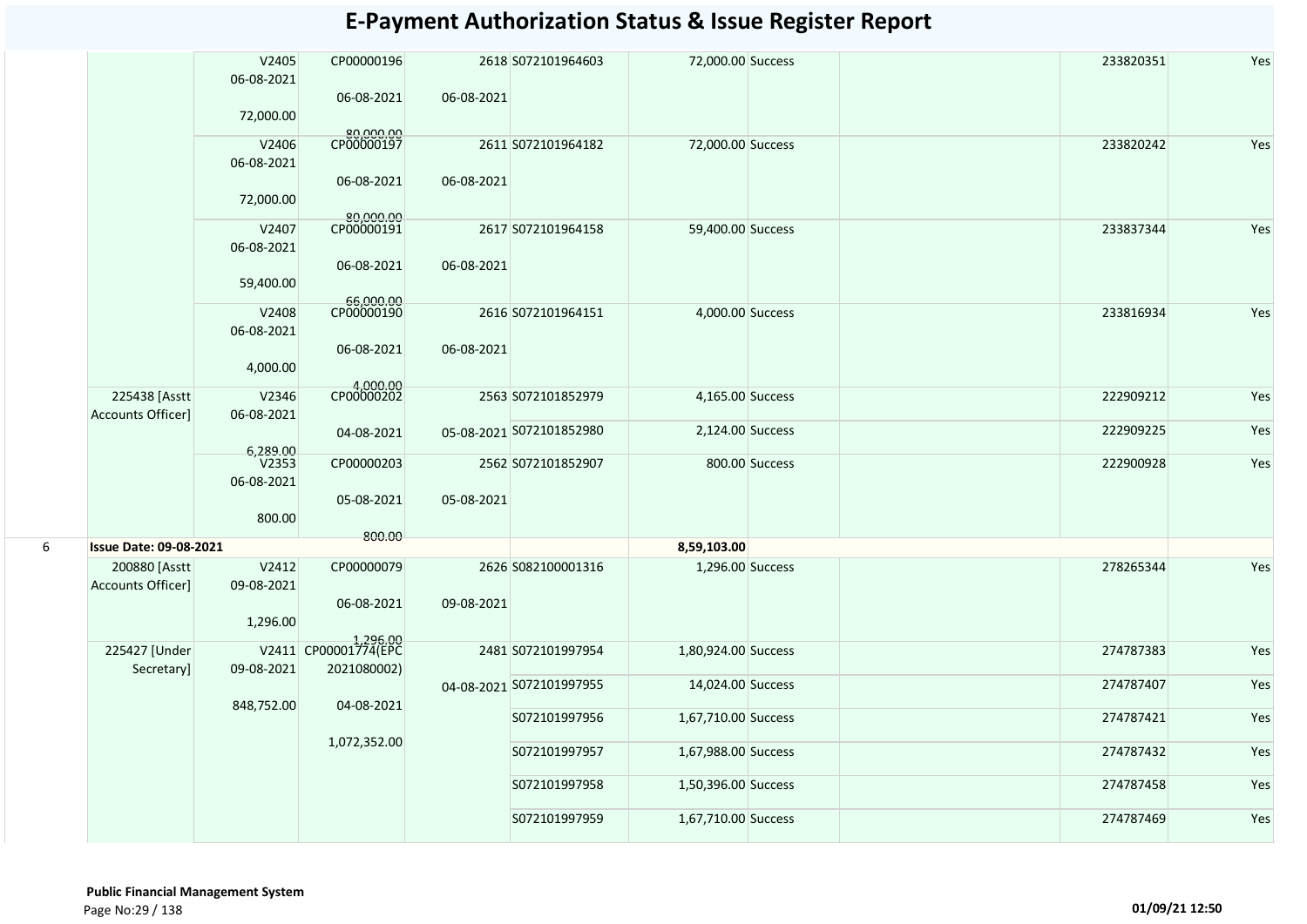# E-Payment Authorization Status & Issue Register Report

| | | | | | | | | | | |
|---|---|---|---|---|---|---|---|---|---|---|
| | | V2405 06-08-2021 72,000.00 | CP00000196 06-08-2021 80,000.00 | 2618 06-08-2021 | S072101964603 | 72,000.00 | Success | | 233820351 | Yes |
| | | V2406 06-08-2021 72,000.00 | CP00000197 06-08-2021 80,000.00 | 2611 06-08-2021 | S072101964182 | 72,000.00 | Success | | 233820242 | Yes |
| | | V2407 06-08-2021 59,400.00 | CP00000191 06-08-2021 66,000.00 | 2617 06-08-2021 | S072101964158 | 59,400.00 | Success | | 233837344 | Yes |
| | | V2408 06-08-2021 4,000.00 | CP00000190 06-08-2021 4,000.00 | 2616 06-08-2021 | S072101964151 | 4,000.00 | Success | | 233816934 | Yes |
| | 225438 [Asstt Accounts Officer] | V2346 06-08-2021 6,289.00 | CP00000202 04-08-2021 | 2563 05-08-2021 | S072101852979 | 4,165.00 | Success | | 222909212 | Yes |
| | | | | | S072101852980 | 2,124.00 | Success | | 222909225 | Yes |
| | | V2353 06-08-2021 800.00 | CP00000203 05-08-2021 800.00 | 2562 05-08-2021 | S072101852907 | 800.00 | Success | | 222900928 | Yes |
| 6 | **Issue Date: 09-08-2021** | | | | | **8,59,103.00** | | | | |
| | 200880 [Asstt Accounts Officer] | V2412 09-08-2021 1,296.00 | CP00000079 06-08-2021 1,296.00 | 2626 09-08-2021 | S082100001316 | 1,296.00 | Success | | 278265344 | Yes |
| | 225427 [Under Secretary] | V2411 09-08-2021 848,752.00 | CP00001774(EPC 2021080002) 04-08-2021 1,072,352.00 | 2481 04-08-2021 | S072101997954 | 1,80,924.00 | Success | | 274787383 | Yes |
| | | | | | S072101997955 | 14,024.00 | Success | | 274787407 | Yes |
| | | | | | S072101997956 | 1,67,710.00 | Success | | 274787421 | Yes |
| | | | | | S072101997957 | 1,67,988.00 | Success | | 274787432 | Yes |
| | | | | | S072101997958 | 1,50,396.00 | Success | | 274787458 | Yes |
| | | | | | S072101997959 | 1,67,710.00 | Success | | 274787469 | Yes |

**Public Financial Management System**

01/09/21 12:50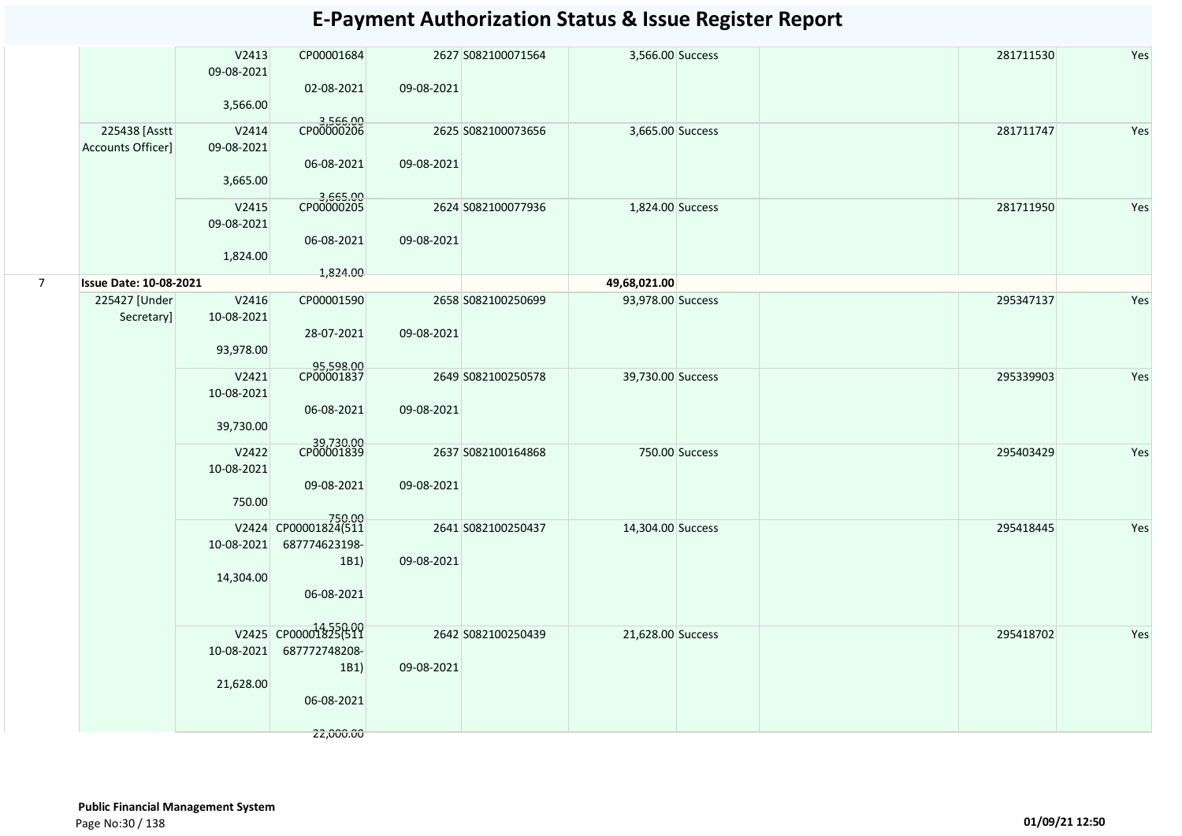# E-Payment Authorization Status & Issue Register Report

| | | | | | | | | | | |
|---|---|---|---|---|---|---|---|---|---|---|
| | | V2413 09-08-2021 3,566.00 | CP00001684 02-08-2021 3,566.00 | 09-08-2021 | 2627 S082100071564 | 3,566.00 | Success | | 281711530 | Yes |
| | 225438 [Asstt Accounts Officer] | V2414 09-08-2021 3,665.00 | CP00000206 06-08-2021 3,665.00 | 09-08-2021 | 2625 S082100073656 | 3,665.00 | Success | | 281711747 | Yes |
| | | V2415 09-08-2021 1,824.00 | CP00000205 06-08-2021 1,824.00 | 09-08-2021 | 2624 S082100077936 | 1,824.00 | Success | | 281711950 | Yes |
| 7 | **Issue Date: 10-08-2021** | | | | | **49,68,021.00** | | | | |
| | 225427 [Under Secretary] | V2416 10-08-2021 93,978.00 | CP00001590 28-07-2021 95,598.00 | 09-08-2021 | 2658 S082100250699 | 93,978.00 | Success | | 295347137 | Yes |
| | | V2421 10-08-2021 39,730.00 | CP00001837 06-08-2021 39,730.00 | 09-08-2021 | 2649 S082100250578 | 39,730.00 | Success | | 295339903 | Yes |
| | | V2422 10-08-2021 750.00 | CP00001839 09-08-2021 750.00 | 09-08-2021 | 2637 S082100164868 | 750.00 | Success | | 295403429 | Yes |
| | | V2424 10-08-2021 14,304.00 | CP00001824(511 687774623198-1B1) 06-08-2021 14,550.00 | 09-08-2021 | 2641 S082100250437 | 14,304.00 | Success | | 295418445 | Yes |
| | | V2425 10-08-2021 21,628.00 | CP00001825(511 687772748208-1B1) 06-08-2021 22,000.00 | 09-08-2021 | 2642 S082100250439 | 21,628.00 | Success | | 295418702 | Yes |

**Public Financial Management System**

01/09/21 12:50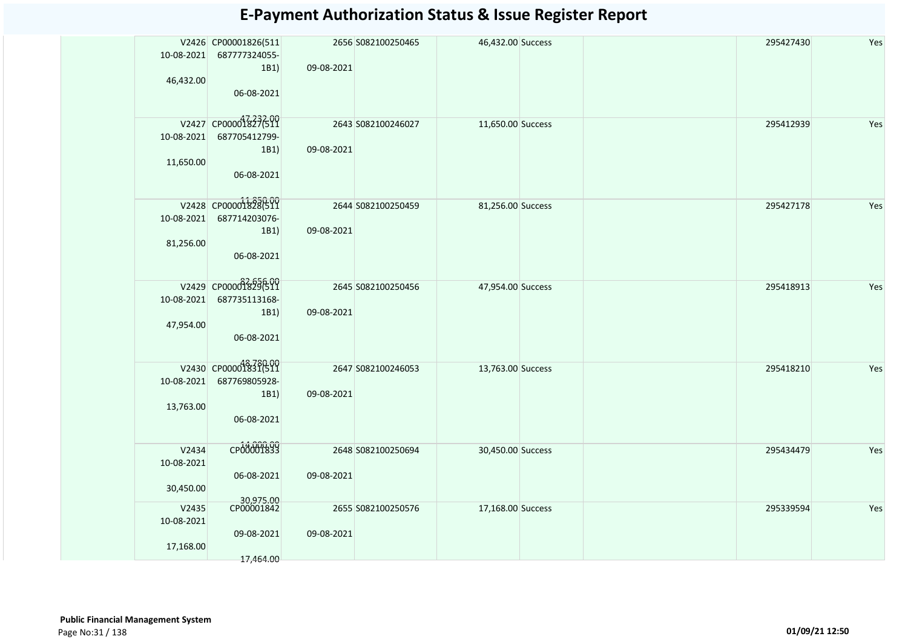# E-Payment Authorization Status & Issue Register Report

| | | | | | | | | | |
|---|---|---|---|---|---|---|---|---|---|
| | V2426 10-08-2021 46,432.00 | CP00001826(511 687777324055-1B1) 06-08-2021 47,232.00 | 2656 09-08-2021 | S082100250465 | 46,432.00 | Success | | 295427430 | Yes |
| | V2427 10-08-2021 11,650.00 | CP00001827(511 687705412799-1B1) 06-08-2021 11,850.00 | 2643 09-08-2021 | S082100246027 | 11,650.00 | Success | | 295412939 | Yes |
| | V2428 10-08-2021 81,256.00 | CP00001828(511 687714203076-1B1) 06-08-2021 82,656.00 | 2644 09-08-2021 | S082100250459 | 81,256.00 | Success | | 295427178 | Yes |
| | V2429 10-08-2021 47,954.00 | CP00001829(511 687735113168-1B1) 06-08-2021 48,780.00 | 2645 09-08-2021 | S082100250456 | 47,954.00 | Success | | 295418913 | Yes |
| | V2430 10-08-2021 13,763.00 | CP00001831(511 687769805928-1B1) 06-08-2021 14,000.00 | 2647 09-08-2021 | S082100246053 | 13,763.00 | Success | | 295418210 | Yes |
| | V2434 10-08-2021 30,450.00 | CP00001833 06-08-2021 30,975.00 | 2648 09-08-2021 | S082100250694 | 30,450.00 | Success | | 295434479 | Yes |
| | V2435 10-08-2021 17,168.00 | CP00001842 09-08-2021 17,464.00 | 2655 09-08-2021 | S082100250576 | 17,168.00 | Success | | 295339594 | Yes |

**Public Financial Management System**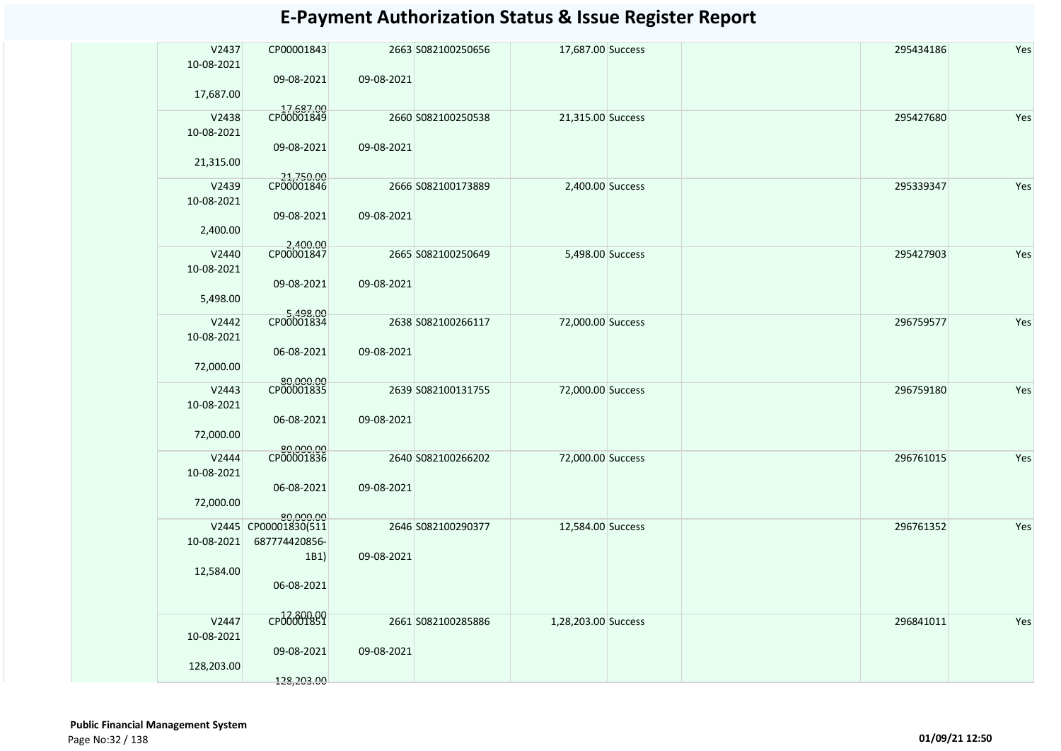# E-Payment Authorization Status & Issue Register Report

| | | | | | | | | | |
|---|---|---|---|---|---|---|---|---|---|
| | V2437 10-08-2021 17,687.00 | CP00001843 09-08-2021 17,687.00 | 2663 09-08-2021 | S082100250656 | 17,687.00 | Success | | 295434186 | Yes |
| | V2438 10-08-2021 21,315.00 | CP00001849 09-08-2021 21,750.00 | 2660 09-08-2021 | S082100250538 | 21,315.00 | Success | | 295427680 | Yes |
| | V2439 10-08-2021 2,400.00 | CP00001846 09-08-2021 2,400.00 | 2666 09-08-2021 | S082100173889 | 2,400.00 | Success | | 295339347 | Yes |
| | V2440 10-08-2021 5,498.00 | CP00001847 09-08-2021 5,498.00 | 2665 09-08-2021 | S082100250649 | 5,498.00 | Success | | 295427903 | Yes |
| | V2442 10-08-2021 72,000.00 | CP00001834 06-08-2021 80,000.00 | 2638 09-08-2021 | S082100266117 | 72,000.00 | Success | | 296759577 | Yes |
| | V2443 10-08-2021 72,000.00 | CP00001835 06-08-2021 80,000.00 | 2639 09-08-2021 | S082100131755 | 72,000.00 | Success | | 296759180 | Yes |
| | V2444 10-08-2021 72,000.00 | CP00001836 06-08-2021 80,000.00 | 2640 09-08-2021 | S082100266202 | 72,000.00 | Success | | 296761015 | Yes |
| | V2445 10-08-2021 12,584.00 | CP00001830(511 687774420856-1B1) 06-08-2021 12,800.00 | 2646 09-08-2021 | S082100290377 | 12,584.00 | Success | | 296761352 | Yes |
| | V2447 10-08-2021 128,203.00 | CP00001851 09-08-2021 128,203.00 | 2661 09-08-2021 | S082100285886 | 1,28,203.00 | Success | | 296841011 | Yes |

**Public Financial Management System**

01/09/21 12:50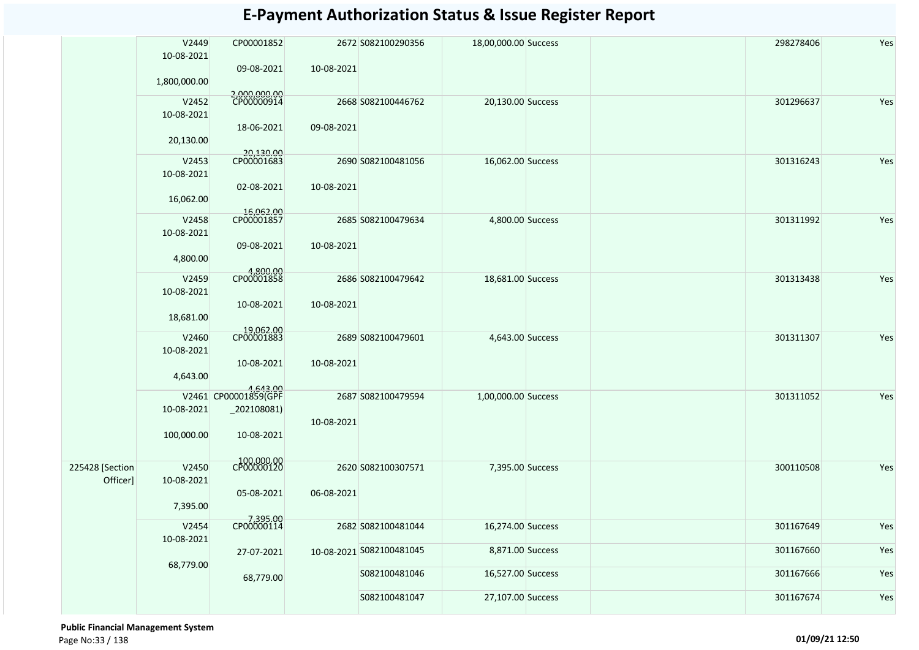# E-Payment Authorization Status & Issue Register Report

| | | | | | | | | | |
|---|---|---|---|---|---|---|---|---|---|
| | V2449 10-08-2021 1,800,000.00 | CP00001852 09-08-2021 2,000,000.00 | 2672 10-08-2021 | S082100290356 | 18,00,000.00 | Success | | 298278406 | Yes |
| | V2452 10-08-2021 20,130.00 | CP00000914 18-06-2021 20,130.00 | 2668 09-08-2021 | S082100446762 | 20,130.00 | Success | | 301296637 | Yes |
| | V2453 10-08-2021 16,062.00 | CP00001683 02-08-2021 16,062.00 | 2690 10-08-2021 | S082100481056 | 16,062.00 | Success | | 301316243 | Yes |
| | V2458 10-08-2021 4,800.00 | CP00001857 09-08-2021 4,800.00 | 2685 10-08-2021 | S082100479634 | 4,800.00 | Success | | 301311992 | Yes |
| | V2459 10-08-2021 18,681.00 | CP00001858 10-08-2021 19,062.00 | 2686 10-08-2021 | S082100479642 | 18,681.00 | Success | | 301313438 | Yes |
| | V2460 10-08-2021 4,643.00 | CP00001883 10-08-2021 4,643.00 | 2689 10-08-2021 | S082100479601 | 4,643.00 | Success | | 301311307 | Yes |
| | V2461 10-08-2021 100,000.00 | CP00001859(GPF _202108081) 10-08-2021 100,000.00 | 2687 10-08-2021 | S082100479594 | 1,00,000.00 | Success | | 301311052 | Yes |
| 225428 [Section Officer] | V2450 10-08-2021 7,395.00 | CP00000120 05-08-2021 7,395.00 | 2620 06-08-2021 | S082100307571 | 7,395.00 | Success | | 300110508 | Yes |
| | V2454 10-08-2021 68,779.00 | CP00000114 27-07-2021 68,779.00 | 2682 10-08-2021 | S082100481044 | 16,274.00 | Success | | 301167649 | Yes |
| | | | | S082100481045 | 8,871.00 | Success | | 301167660 | Yes |
| | | | | S082100481046 | 16,527.00 | Success | | 301167666 | Yes |
| | | | | S082100481047 | 27,107.00 | Success | | 301167674 | Yes |

**Public Financial Management System**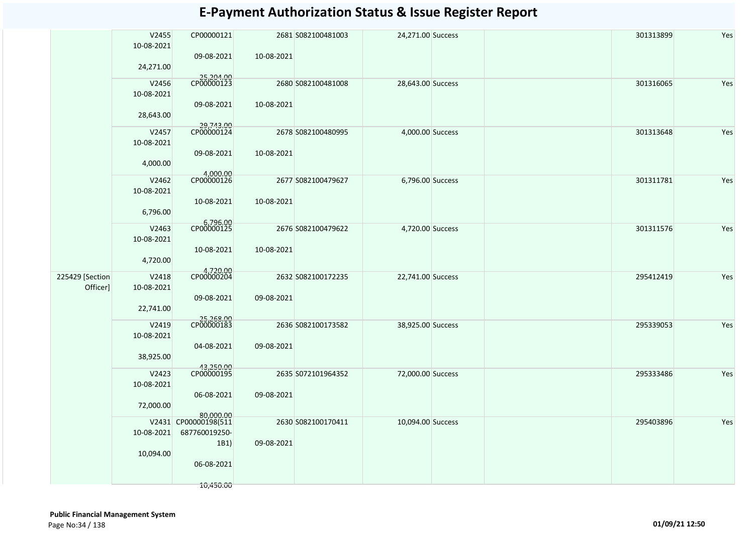# E-Payment Authorization Status & Issue Register Report

| | | | | | | | | | | |
|---|---|---|---|---|---|---|---|---|---|---|
| | V2455 10-08-2021 24,271.00 | CP00000121 09-08-2021 25,204.00 | 10-08-2021 | 2681 | S082100481003 | 24,271.00 | Success | | 301313899 | Yes |
| | V2456 10-08-2021 28,643.00 | CP00000123 09-08-2021 29,743.00 | 10-08-2021 | 2680 | S082100481008 | 28,643.00 | Success | | 301316065 | Yes |
| | V2457 10-08-2021 4,000.00 | CP00000124 09-08-2021 4,000.00 | 10-08-2021 | 2678 | S082100480995 | 4,000.00 | Success | | 301313648 | Yes |
| | V2462 10-08-2021 6,796.00 | CP00000126 10-08-2021 6,796.00 | 10-08-2021 | 2677 | S082100479627 | 6,796.00 | Success | | 301311781 | Yes |
| | V2463 10-08-2021 4,720.00 | CP00000125 10-08-2021 4,720.00 | 10-08-2021 | 2676 | S082100479622 | 4,720.00 | Success | | 301311576 | Yes |
| 225429 [Section Officer] | V2418 10-08-2021 22,741.00 | CP00000204 09-08-2021 25,268.00 | 09-08-2021 | 2632 | S082100172235 | 22,741.00 | Success | | 295412419 | Yes |
| | V2419 10-08-2021 38,925.00 | CP00000183 04-08-2021 43,250.00 | 09-08-2021 | 2636 | S082100173582 | 38,925.00 | Success | | 295339053 | Yes |
| | V2423 10-08-2021 72,000.00 | CP00000195 06-08-2021 80,000.00 | 09-08-2021 | 2635 | S072101964352 | 72,000.00 | Success | | 295333486 | Yes |
| | V2431 10-08-2021 10,094.00 | CP00000198(511687760019250-1B1) 06-08-2021 10,450.00 | 09-08-2021 | 2630 | S082100170411 | 10,094.00 | Success | | 295403896 | Yes |

**Public Financial Management System**

01/09/21 12:50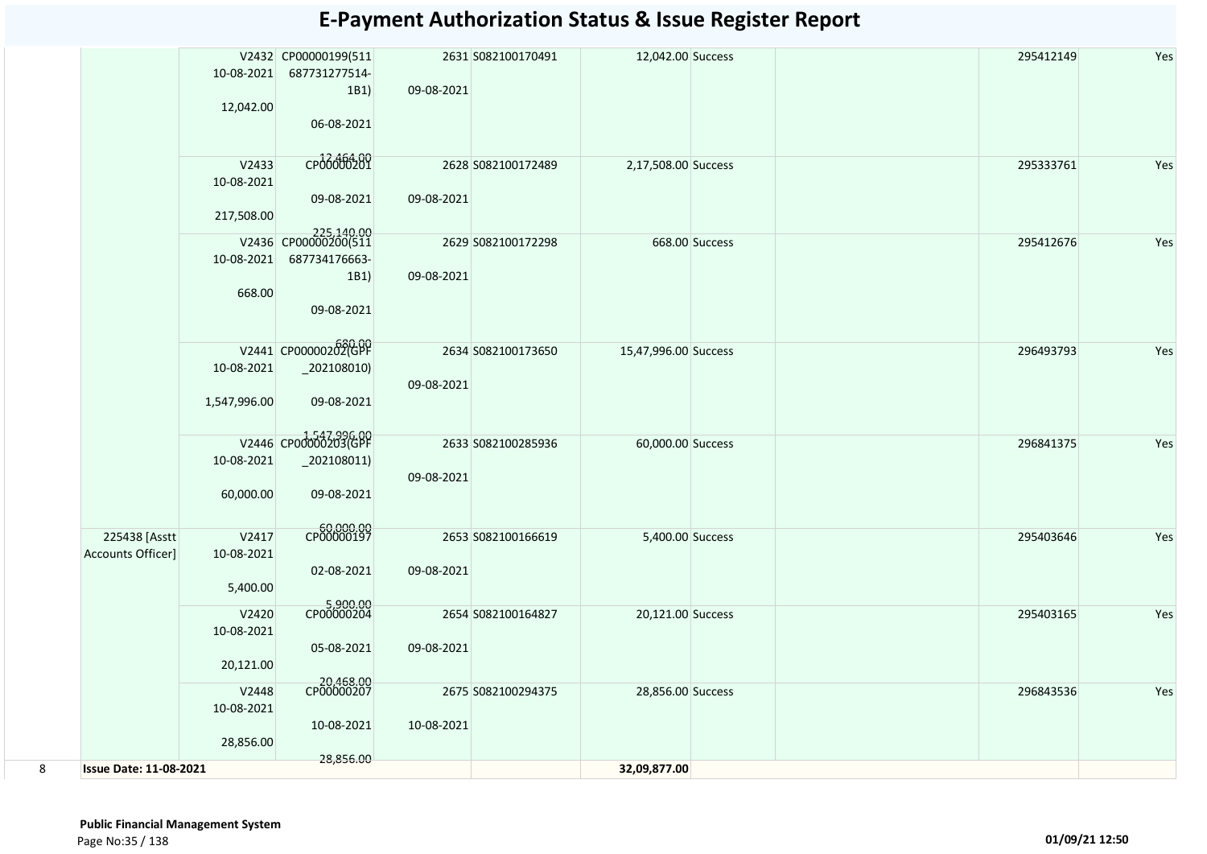# E-Payment Authorization Status & Issue Register Report

| | | | | | | | | | | |
|---|---|---|---|---|---|---|---|---|---|---|
| | | V2432 10-08-2021 12,042.00 | CP00000199(511 687731277514-1B1) 06-08-2021 12,464.00 | 2631 09-08-2021 | S082100170491 | 12,042.00 | Success | | 295412149 | Yes |
| | | V2433 10-08-2021 217,508.00 | CP00000201 09-08-2021 225,140.00 | 2628 09-08-2021 | S082100172489 | 2,17,508.00 | Success | | 295333761 | Yes |
| | | V2436 10-08-2021 668.00 | CP00000200(511 687734176663-1B1) 09-08-2021 680.00 | 2629 09-08-2021 | S082100172298 | 668.00 | Success | | 295412676 | Yes |
| | | V2441 10-08-2021 1,547,996.00 | CP00000202(GPF _202108010) 09-08-2021 1,547,996.00 | 2634 09-08-2021 | S082100173650 | 15,47,996.00 | Success | | 296493793 | Yes |
| | | V2446 10-08-2021 60,000.00 | CP00000203(GPF _202108011) 09-08-2021 60,000.00 | 2633 09-08-2021 | S082100285936 | 60,000.00 | Success | | 296841375 | Yes |
| | 225438 [Asstt Accounts Officer] | V2417 10-08-2021 5,400.00 | CP00000197 02-08-2021 5,900.00 | 2653 09-08-2021 | S082100166619 | 5,400.00 | Success | | 295403646 | Yes |
| | | V2420 10-08-2021 20,121.00 | CP00000204 05-08-2021 20,468.00 | 2654 09-08-2021 | S082100164827 | 20,121.00 | Success | | 295403165 | Yes |
| | | V2448 10-08-2021 28,856.00 | CP00000207 10-08-2021 28,856.00 | 2675 10-08-2021 | S082100294375 | 28,856.00 | Success | | 296843536 | Yes |
| 8 | **Issue Date: 11-08-2021** | | | | | **32,09,877.00** | | | | |

**Public Financial Management System**

01/09/21 12:50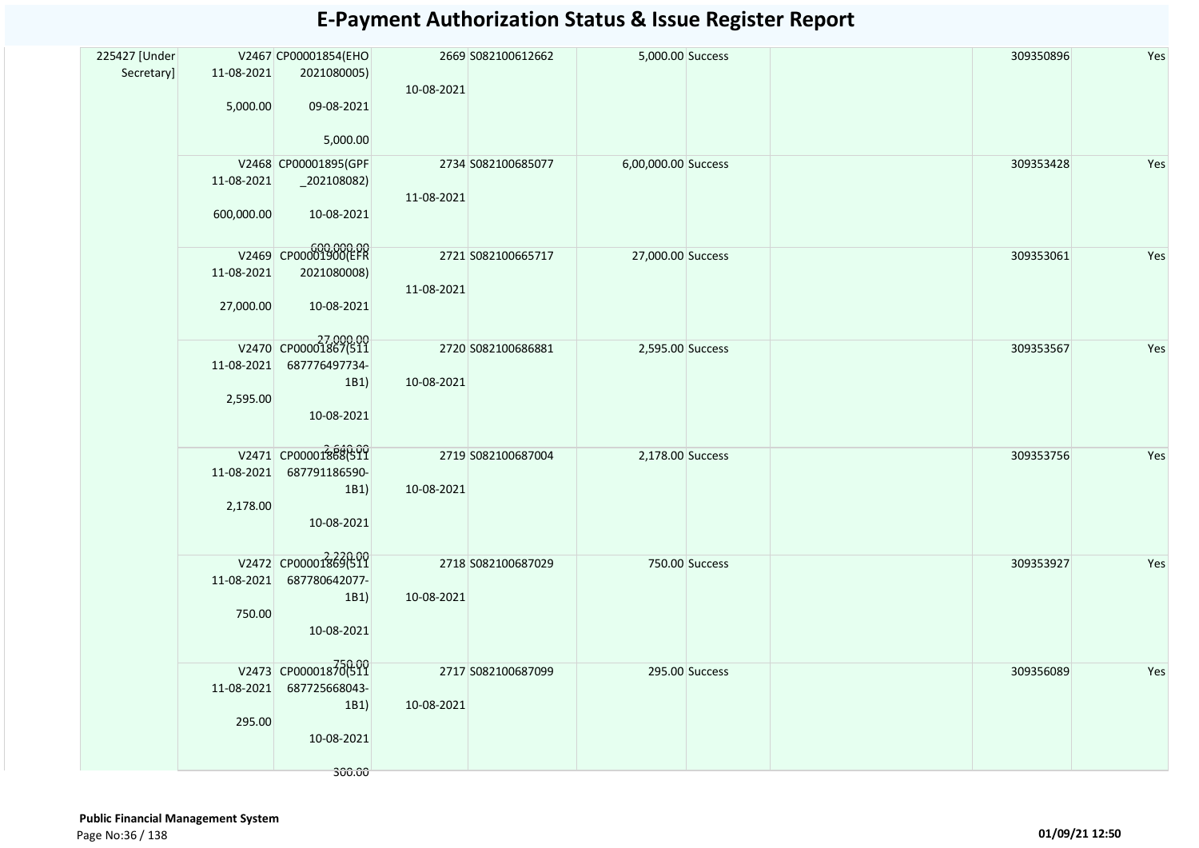# E-Payment Authorization Status & Issue Register Report

| | | | | | | | | | | |
|---|---|---|---|---|---|---|---|---|---|---|
| 225427 [Under Secretary] | V2467<br>11-08-2021<br>5,000.00 | CP00001854(EHO 2021080005)<br>09-08-2021<br>5,000.00 | 10-08-2021 | 2669 S082100612662 | 5,000.00 | Success | | | 309350896 | Yes |
| | V2468<br>11-08-2021<br>600,000.00 | CP00001895(GPF _202108082)<br>10-08-2021<br>600,000.00 | 11-08-2021 | 2734 S082100685077 | 6,00,000.00 | Success | | | 309353428 | Yes |
| | V2469<br>11-08-2021<br>27,000.00 | CP00001900(EFR 2021080008)<br>10-08-2021<br>27,000.00 | 11-08-2021 | 2721 S082100665717 | 27,000.00 | Success | | | 309353061 | Yes |
| | V2470<br>11-08-2021<br>2,595.00 | CP00001867(511 687776497734-1B1)<br>10-08-2021<br>2,640.00 | 10-08-2021 | 2720 S082100686881 | 2,595.00 | Success | | | 309353567 | Yes |
| | V2471<br>11-08-2021<br>2,178.00 | CP00001868(511 687791186590-1B1)<br>10-08-2021<br>2,220.00 | 10-08-2021 | 2719 S082100687004 | 2,178.00 | Success | | | 309353756 | Yes |
| | V2472<br>11-08-2021<br>750.00 | CP00001869(511 687780642077-1B1)<br>10-08-2021<br>750.00 | 10-08-2021 | 2718 S082100687029 | 750.00 | Success | | | 309353927 | Yes |
| | V2473<br>11-08-2021<br>295.00 | CP00001870(511 687725668043-1B1)<br>10-08-2021<br>300.00 | 10-08-2021 | 2717 S082100687099 | 295.00 | Success | | | 309356089 | Yes |

**Public Financial Management System**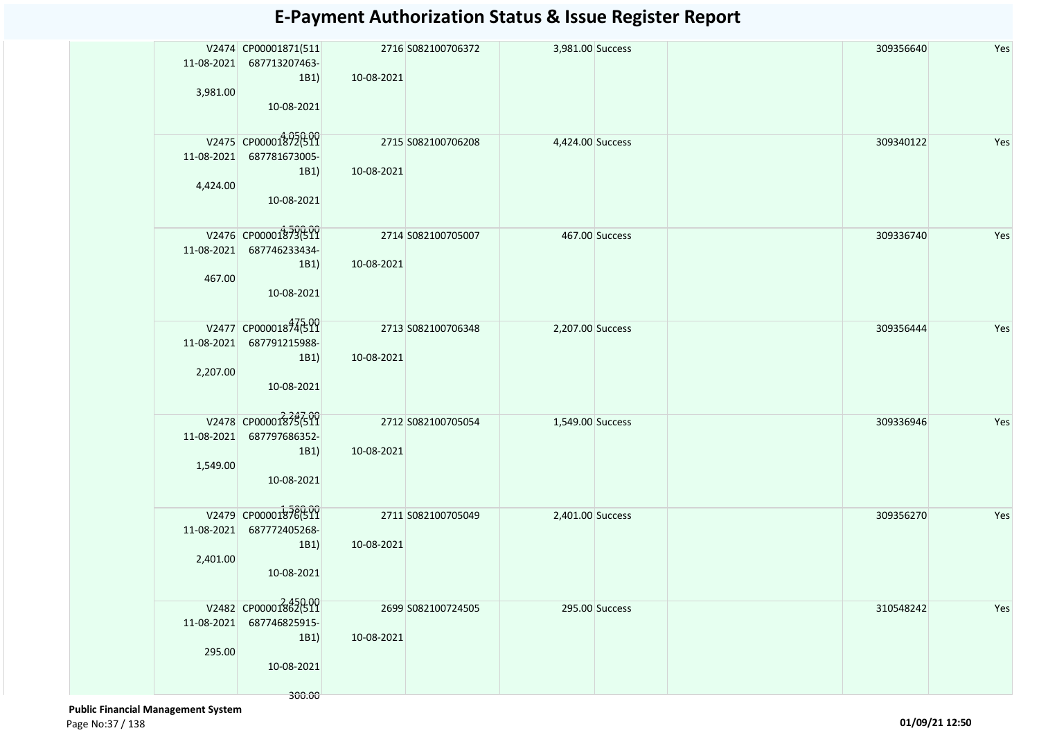# E-Payment Authorization Status & Issue Register Report

| | | | | | | | | | | |
|---|---|---|---|---|---|---|---|---|---|---|
| | V2474 11-08-2021 3,981.00 | CP00001871(511687713207463-1B1) 10-08-2021 4,050.00 | 2716 10-08-2021 | S082100706372 | 3,981.00 | Success | | | 309356640 | Yes |
| | V2475 11-08-2021 4,424.00 | CP00001872(511687781673005-1B1) 10-08-2021 4,500.00 | 2715 10-08-2021 | S082100706208 | 4,424.00 | Success | | | 309340122 | Yes |
| | V2476 11-08-2021 467.00 | CP00001873(511687746233434-1B1) 10-08-2021 475.00 | 2714 10-08-2021 | S082100705007 | 467.00 | Success | | | 309336740 | Yes |
| | V2477 11-08-2021 2,207.00 | CP00001874(511687791215988-1B1) 10-08-2021 2,247.00 | 2713 10-08-2021 | S082100706348 | 2,207.00 | Success | | | 309356444 | Yes |
| | V2478 11-08-2021 1,549.00 | CP00001875(511687797686352-1B1) 10-08-2021 1,580.00 | 2712 10-08-2021 | S082100705054 | 1,549.00 | Success | | | 309336946 | Yes |
| | V2479 11-08-2021 2,401.00 | CP00001876(511687772405268-1B1) 10-08-2021 2,450.00 | 2711 10-08-2021 | S082100705049 | 2,401.00 | Success | | | 309356270 | Yes |
| | V2482 11-08-2021 295.00 | CP00001862(511687746825915-1B1) 10-08-2021 300.00 | 2699 10-08-2021 | S082100724505 | 295.00 | Success | | | 310548242 | Yes |

**Public Financial Management System**

01/09/21 12:50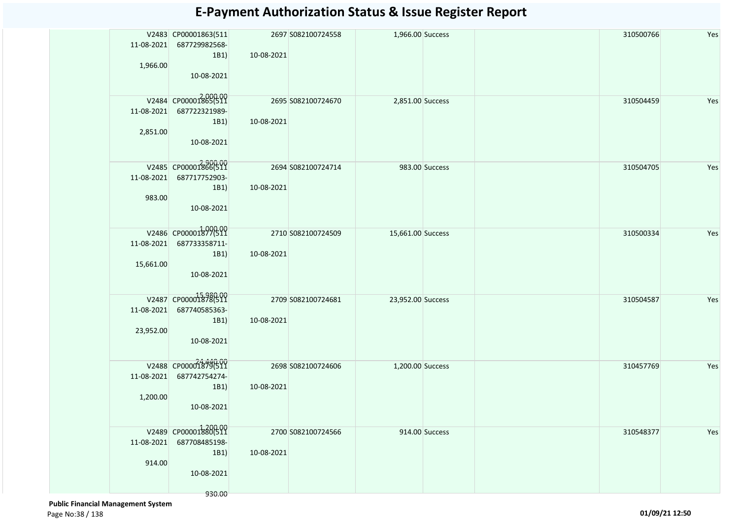# E-Payment Authorization Status & Issue Register Report

| | | | | | | | | | | |
|---|---|---|---|---|---|---|---|---|---|---|
| | V2483 11-08-2021 1,966.00 | CP00001863(511 687729982568-1B1) 10-08-2021 2,000.00 | 2697 10-08-2021 | S082100724558 | 1,966.00 | Success | | | 310500766 | Yes |
| | V2484 11-08-2021 2,851.00 | CP00001865(511 687722321989-1B1) 10-08-2021 2,900.00 | 2695 10-08-2021 | S082100724670 | 2,851.00 | Success | | | 310504459 | Yes |
| | V2485 11-08-2021 983.00 | CP00001866(511 687717752903-1B1) 10-08-2021 1,000.00 | 2694 10-08-2021 | S082100724714 | 983.00 | Success | | | 310504705 | Yes |
| | V2486 11-08-2021 15,661.00 | CP00001877(511 687733358711-1B1) 10-08-2021 15,980.00 | 2710 10-08-2021 | S082100724509 | 15,661.00 | Success | | | 310500334 | Yes |
| | V2487 11-08-2021 23,952.00 | CP00001878(511 687740585363-1B1) 10-08-2021 24,440.00 | 2709 10-08-2021 | S082100724681 | 23,952.00 | Success | | | 310504587 | Yes |
| | V2488 11-08-2021 1,200.00 | CP00001879(511 687742754274-1B1) 10-08-2021 1,200.00 | 2698 10-08-2021 | S082100724606 | 1,200.00 | Success | | | 310457769 | Yes |
| | V2489 11-08-2021 914.00 | CP00001880(511 687708485198-1B1) 10-08-2021 930.00 | 2700 10-08-2021 | S082100724566 | 914.00 | Success | | | 310548377 | Yes |

**Public Financial Management System**

01/09/21 12:50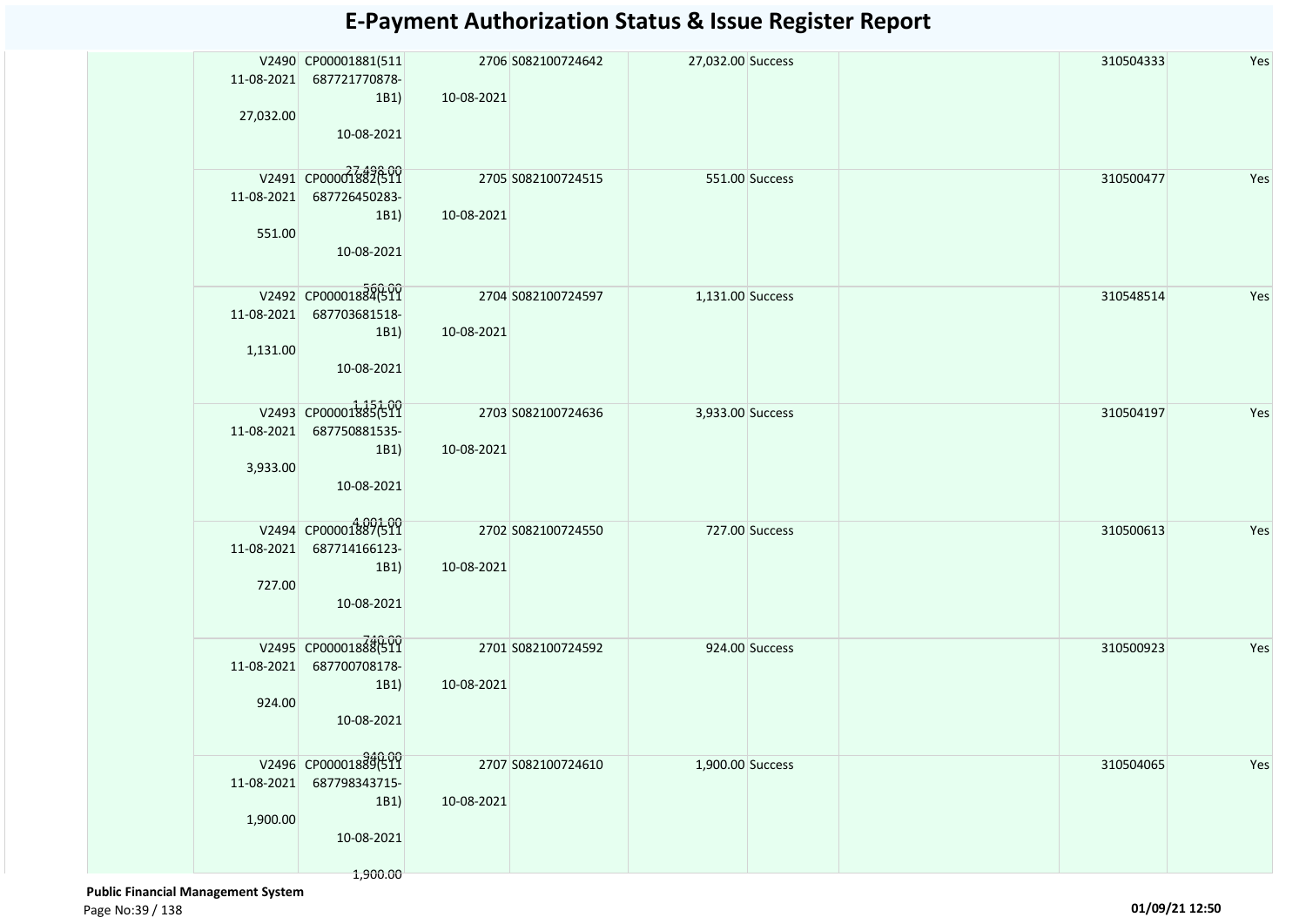# E-Payment Authorization Status & Issue Register Report

| | | | | | | | | | | |
|---|---|---|---|---|---|---|---|---|---|---|
| | V2490 11-08-2021 27,032.00 | CP00001881(511 687721770878-1B1) 10-08-2021 27,498.00 | 2706 10-08-2021 | S082100724642 | 27,032.00 | Success | | | 310504333 | Yes |
| | V2491 11-08-2021 551.00 | CP00001882(511 687726450283-1B1) 10-08-2021 560.00 | 2705 10-08-2021 | S082100724515 | 551.00 | Success | | | 310500477 | Yes |
| | V2492 11-08-2021 1,131.00 | CP00001884(511 687703681518-1B1) 10-08-2021 1,151.00 | 2704 10-08-2021 | S082100724597 | 1,131.00 | Success | | | 310548514 | Yes |
| | V2493 11-08-2021 3,933.00 | CP00001885(511 687750881535-1B1) 10-08-2021 4,001.00 | 2703 10-08-2021 | S082100724636 | 3,933.00 | Success | | | 310504197 | Yes |
| | V2494 11-08-2021 727.00 | CP00001887(511 687714166123-1B1) 10-08-2021 740.00 | 2702 10-08-2021 | S082100724550 | 727.00 | Success | | | 310500613 | Yes |
| | V2495 11-08-2021 924.00 | CP00001888(511 687700708178-1B1) 10-08-2021 940.00 | 2701 10-08-2021 | S082100724592 | 924.00 | Success | | | 310500923 | Yes |
| | V2496 11-08-2021 1,900.00 | CP00001889(511 687798343715-1B1) 10-08-2021 1,900.00 | 2707 10-08-2021 | S082100724610 | 1,900.00 | Success | | | 310504065 | Yes |

**Public Financial Management System**

01/09/21 12:50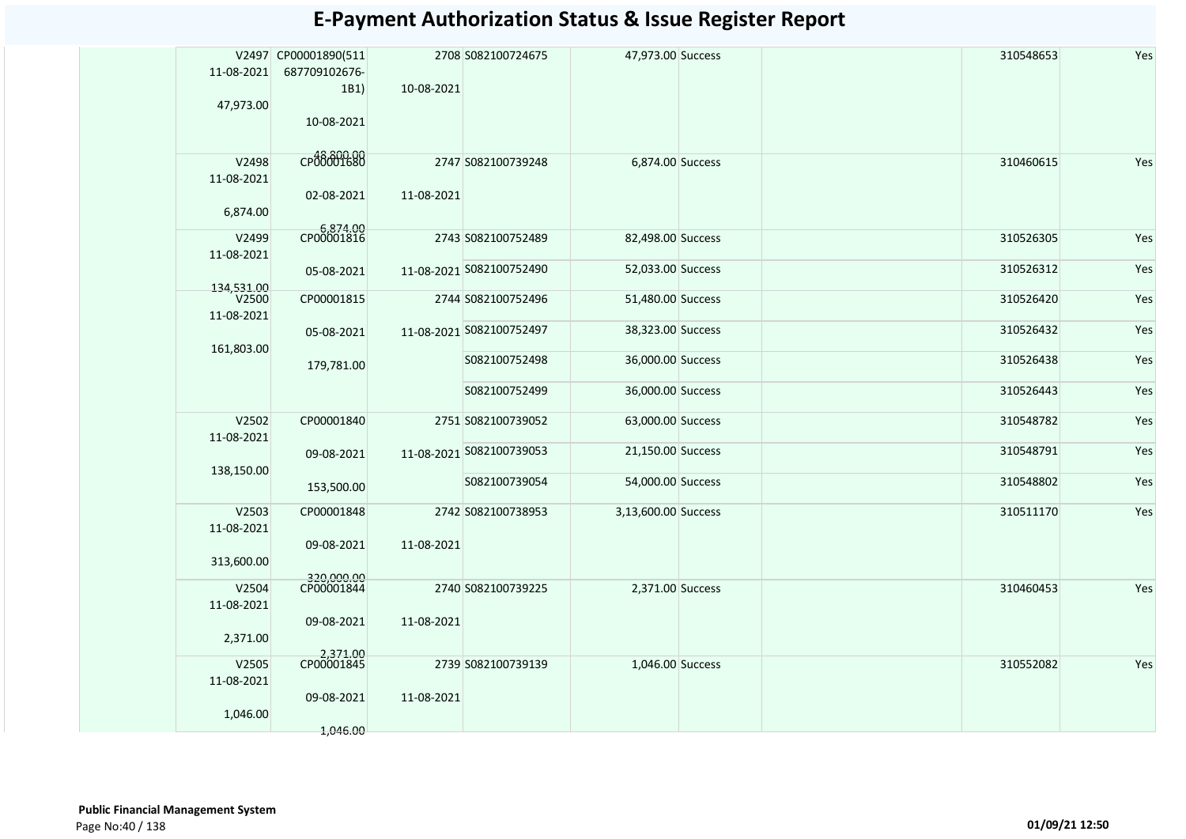# E-Payment Authorization Status & Issue Register Report

| | | | | | | | | | |
|---|---|---|---|---|---|---|---|---|---|
| | V2497 11-08-2021 47,973.00 | CP00001890(511687709102676-1B1) 10-08-2021 48,800.00 | 2708 10-08-2021 | S082100724675 | 47,973.00 | Success | | 310548653 | Yes |
| | V2498 11-08-2021 6,874.00 | CP00001680 02-08-2021 6,874.00 | 2747 11-08-2021 | S082100739248 | 6,874.00 | Success | | 310460615 | Yes |
| | V2499 11-08-2021 134,531.00 | CP00001816 05-08-2021 | 2743 11-08-2021 | S082100752489 | 82,498.00 | Success | | 310526305 | Yes |
| | | | | S082100752490 | 52,033.00 | Success | | 310526312 | Yes |
| | V2500 11-08-2021 161,803.00 | CP00001815 05-08-2021 179,781.00 | 2744 11-08-2021 | S082100752496 | 51,480.00 | Success | | 310526420 | Yes |
| | | | | S082100752497 | 38,323.00 | Success | | 310526432 | Yes |
| | | | | S082100752498 | 36,000.00 | Success | | 310526438 | Yes |
| | | | | S082100752499 | 36,000.00 | Success | | 310526443 | Yes |
| | V2502 11-08-2021 138,150.00 | CP00001840 09-08-2021 153,500.00 | 2751 11-08-2021 | S082100739052 | 63,000.00 | Success | | 310548782 | Yes |
| | | | | S082100739053 | 21,150.00 | Success | | 310548791 | Yes |
| | | | | S082100739054 | 54,000.00 | Success | | 310548802 | Yes |
| | V2503 11-08-2021 313,600.00 | CP00001848 09-08-2021 320,000.00 | 2742 11-08-2021 | S082100738953 | 3,13,600.00 | Success | | 310511170 | Yes |
| | V2504 11-08-2021 2,371.00 | CP00001844 09-08-2021 2,371.00 | 2740 11-08-2021 | S082100739225 | 2,371.00 | Success | | 310460453 | Yes |
| | V2505 11-08-2021 1,046.00 | CP00001845 09-08-2021 1,046.00 | 2739 11-08-2021 | S082100739139 | 1,046.00 | Success | | 310552082 | Yes |

**Public Financial Management System**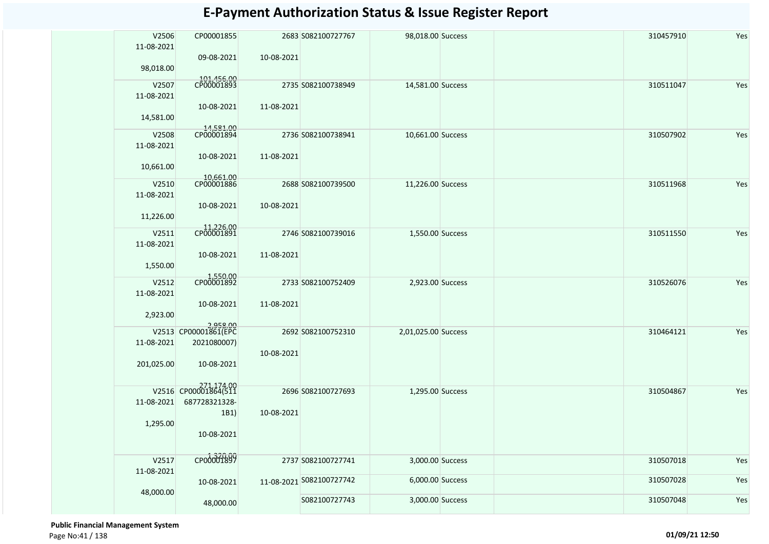# E-Payment Authorization Status & Issue Register Report

| | | | | | | | | | |
|---|---|---|---|---|---|---|---|---|---|
| | V2506 11-08-2021 98,018.00 | CP00001855 09-08-2021 101,456.00 | 2683 10-08-2021 | S082100727767 | 98,018.00 | Success | | 310457910 | Yes |
| | V2507 11-08-2021 14,581.00 | CP00001893 10-08-2021 14,581.00 | 2735 11-08-2021 | S082100738949 | 14,581.00 | Success | | 310511047 | Yes |
| | V2508 11-08-2021 10,661.00 | CP00001894 10-08-2021 10,661.00 | 2736 11-08-2021 | S082100738941 | 10,661.00 | Success | | 310507902 | Yes |
| | V2510 11-08-2021 11,226.00 | CP00001886 10-08-2021 11,226.00 | 2688 10-08-2021 | S082100739500 | 11,226.00 | Success | | 310511968 | Yes |
| | V2511 11-08-2021 1,550.00 | CP00001891 10-08-2021 1,550.00 | 2746 11-08-2021 | S082100739016 | 1,550.00 | Success | | 310511550 | Yes |
| | V2512 11-08-2021 2,923.00 | CP00001892 10-08-2021 2,958.00 | 2733 11-08-2021 | S082100752409 | 2,923.00 | Success | | 310526076 | Yes |
| | V2513 11-08-2021 201,025.00 | CP00001861(EPC 2021080007) 10-08-2021 271,174.00 | 2692 10-08-2021 | S082100752310 | 2,01,025.00 | Success | | 310464121 | Yes |
| | V2516 11-08-2021 1,295.00 | CP00001864(511 687728321328-1B1) 10-08-2021 1,320.00 | 2696 10-08-2021 | S082100727693 | 1,295.00 | Success | | 310504867 | Yes |
| | V2517 11-08-2021 48,000.00 | CP00001897 10-08-2021 48,000.00 | 2737 11-08-2021 | S082100727741 | 3,000.00 | Success | | 310507018 | Yes |
| | | | | S082100727742 | 6,000.00 | Success | | 310507028 | Yes |
| | | | | S082100727743 | 3,000.00 | Success | | 310507048 | Yes |

**Public Financial Management System**

01/09/21 12:50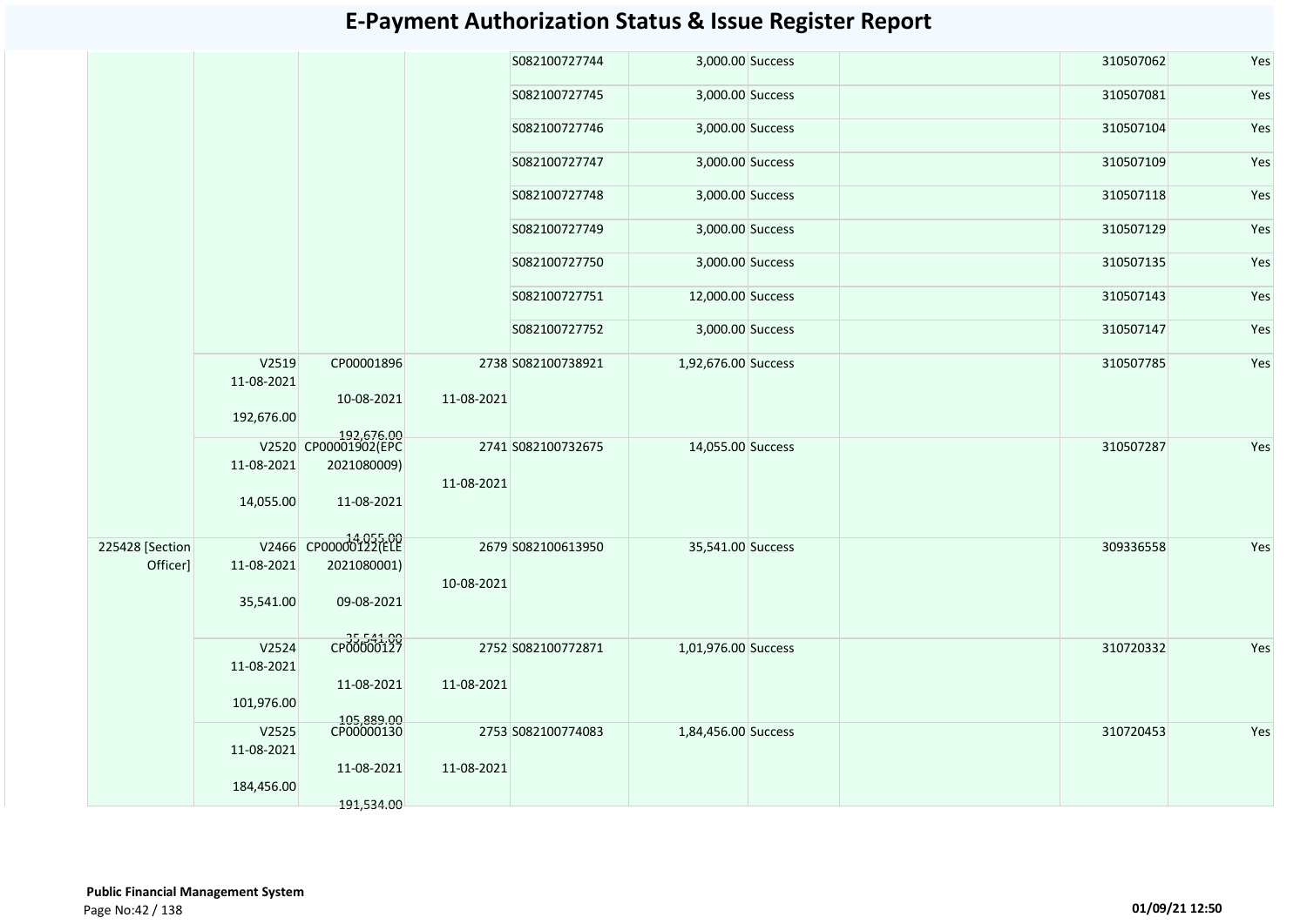# E-Payment Authorization Status & Issue Register Report

| | | | | | | | | | |
|---|---|---|---|---|---|---|---|---|---|
| | | | | S082100727744 | 3,000.00 | Success | | 310507062 | Yes |
| | | | | S082100727745 | 3,000.00 | Success | | 310507081 | Yes |
| | | | | S082100727746 | 3,000.00 | Success | | 310507104 | Yes |
| | | | | S082100727747 | 3,000.00 | Success | | 310507109 | Yes |
| | | | | S082100727748 | 3,000.00 | Success | | 310507118 | Yes |
| | | | | S082100727749 | 3,000.00 | Success | | 310507129 | Yes |
| | | | | S082100727750 | 3,000.00 | Success | | 310507135 | Yes |
| | | | | S082100727751 | 12,000.00 | Success | | 310507143 | Yes |
| | | | | S082100727752 | 3,000.00 | Success | | 310507147 | Yes |
| | V2519 11-08-2021 192,676.00 | CP00001896 10-08-2021 192,676.00 | 2738 11-08-2021 | S082100738921 | 1,92,676.00 | Success | | 310507785 | Yes |
| | V2520 11-08-2021 14,055.00 | CP00001902(EPC 2021080009) 11-08-2021 14,055.00 | 2741 11-08-2021 | S082100732675 | 14,055.00 | Success | | 310507287 | Yes |
| 225428 [Section Officer] | V2466 11-08-2021 35,541.00 | CP00000122(ELE 2021080001) 09-08-2021 35,541.00 | 2679 10-08-2021 | S082100613950 | 35,541.00 | Success | | 309336558 | Yes |
| | V2524 11-08-2021 101,976.00 | CP00000127 11-08-2021 105,889.00 | 2752 11-08-2021 | S082100772871 | 1,01,976.00 | Success | | 310720332 | Yes |
| | V2525 11-08-2021 184,456.00 | CP00000130 11-08-2021 191,534.00 | 2753 11-08-2021 | S082100774083 | 1,84,456.00 | Success | | 310720453 | Yes |

**Public Financial Management System**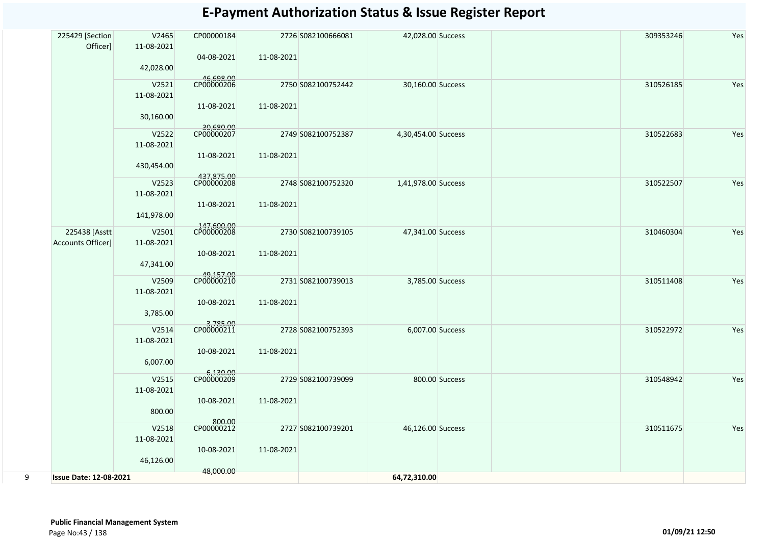# E-Payment Authorization Status & Issue Register Report

| | | | | | | | | | | | |
|---|---|---|---|---|---|---|---|---|---|---|---|
| | 225429 [Section Officer] | V2465 11-08-2021 42,028.00 | CP00000184 04-08-2021 46,698.00 | 2726 11-08-2021 | S082100666081 | 42,028.00 | Success | | | 309353246 | Yes |
| | | V2521 11-08-2021 30,160.00 | CP00000206 11-08-2021 30,680.00 | 2750 11-08-2021 | S082100752442 | 30,160.00 | Success | | | 310526185 | Yes |
| | | V2522 11-08-2021 430,454.00 | CP00000207 11-08-2021 437,875.00 | 2749 11-08-2021 | S082100752387 | 4,30,454.00 | Success | | | 310522683 | Yes |
| | | V2523 11-08-2021 141,978.00 | CP00000208 11-08-2021 147,600.00 | 2748 11-08-2021 | S082100752320 | 1,41,978.00 | Success | | | 310522507 | Yes |
| | 225438 [Asstt Accounts Officer] | V2501 11-08-2021 47,341.00 | CP00000208 10-08-2021 49,157.00 | 2730 11-08-2021 | S082100739105 | 47,341.00 | Success | | | 310460304 | Yes |
| | | V2509 11-08-2021 3,785.00 | CP00000210 10-08-2021 3,785.00 | 2731 11-08-2021 | S082100739013 | 3,785.00 | Success | | | 310511408 | Yes |
| | | V2514 11-08-2021 6,007.00 | CP00000211 10-08-2021 6,130.00 | 2728 11-08-2021 | S082100752393 | 6,007.00 | Success | | | 310522972 | Yes |
| | | V2515 11-08-2021 800.00 | CP00000209 10-08-2021 800.00 | 2729 11-08-2021 | S082100739099 | 800.00 | Success | | | 310548942 | Yes |
| | | V2518 11-08-2021 46,126.00 | CP00000212 10-08-2021 48,000.00 | 2727 11-08-2021 | S082100739201 | 46,126.00 | Success | | | 310511675 | Yes |
| 9 | **Issue Date: 12-08-2021** | | | | | **64,72,310.00** | | | | | |

**Public Financial Management System**

**01/09/21 12:50**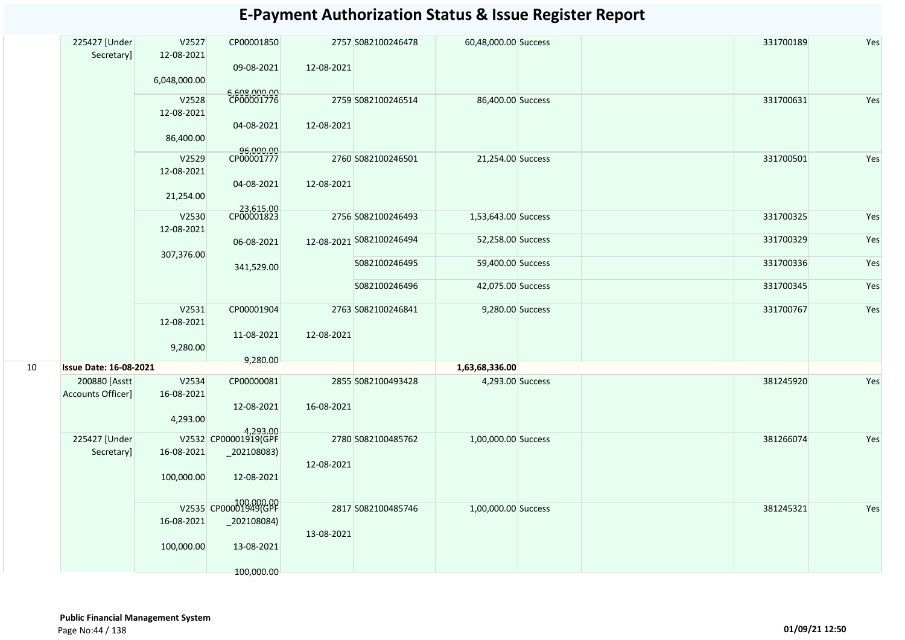# E-Payment Authorization Status & Issue Register Report

| | | | | | | | | | | |
|---|---|---|---|---|---|---|---|---|---|---|
| | 225427 [Under Secretary] | V2527 12-08-2021 6,048,000.00 | CP00001850 09-08-2021 6,608,000.00 | 2757 12-08-2021 | S082100246478 | 60,48,000.00 | Success | | 331700189 | Yes |
| | | V2528 12-08-2021 86,400.00 | CP00001776 04-08-2021 96,000.00 | 2759 12-08-2021 | S082100246514 | 86,400.00 | Success | | 331700631 | Yes |
| | | V2529 12-08-2021 21,254.00 | CP00001777 04-08-2021 23,615.00 | 2760 12-08-2021 | S082100246501 | 21,254.00 | Success | | 331700501 | Yes |
| | | V2530 12-08-2021 307,376.00 | CP00001823 06-08-2021 341,529.00 | 2756 12-08-2021 | S082100246493 | 1,53,643.00 | Success | | 331700325 | Yes |
| | | | | | S082100246494 | 52,258.00 | Success | | 331700329 | Yes |
| | | | | | S082100246495 | 59,400.00 | Success | | 331700336 | Yes |
| | | | | | S082100246496 | 42,075.00 | Success | | 331700345 | Yes |
| | | V2531 12-08-2021 9,280.00 | CP00001904 11-08-2021 9,280.00 | 2763 12-08-2021 | S082100246841 | 9,280.00 | Success | | 331700767 | Yes |
| 10 | **Issue Date: 16-08-2021** | | | | | **1,63,68,336.00** | | | | |
| | 200880 [Asstt Accounts Officer] | V2534 16-08-2021 4,293.00 | CP00000081 12-08-2021 4,293.00 | 2855 16-08-2021 | S082100493428 | 4,293.00 | Success | | 381245920 | Yes |
| | 225427 [Under Secretary] | V2532 16-08-2021 100,000.00 | CP00001919(GPF_202108083) 12-08-2021 100,000.00 | 2780 12-08-2021 | S082100485762 | 1,00,000.00 | Success | | 381266074 | Yes |
| | | V2535 16-08-2021 100,000.00 | CP00001949(GPF_202108084) 13-08-2021 100,000.00 | 2817 13-08-2021 | S082100485746 | 1,00,000.00 | Success | | 381245321 | Yes |

**Public Financial Management System**

01/09/21 12:50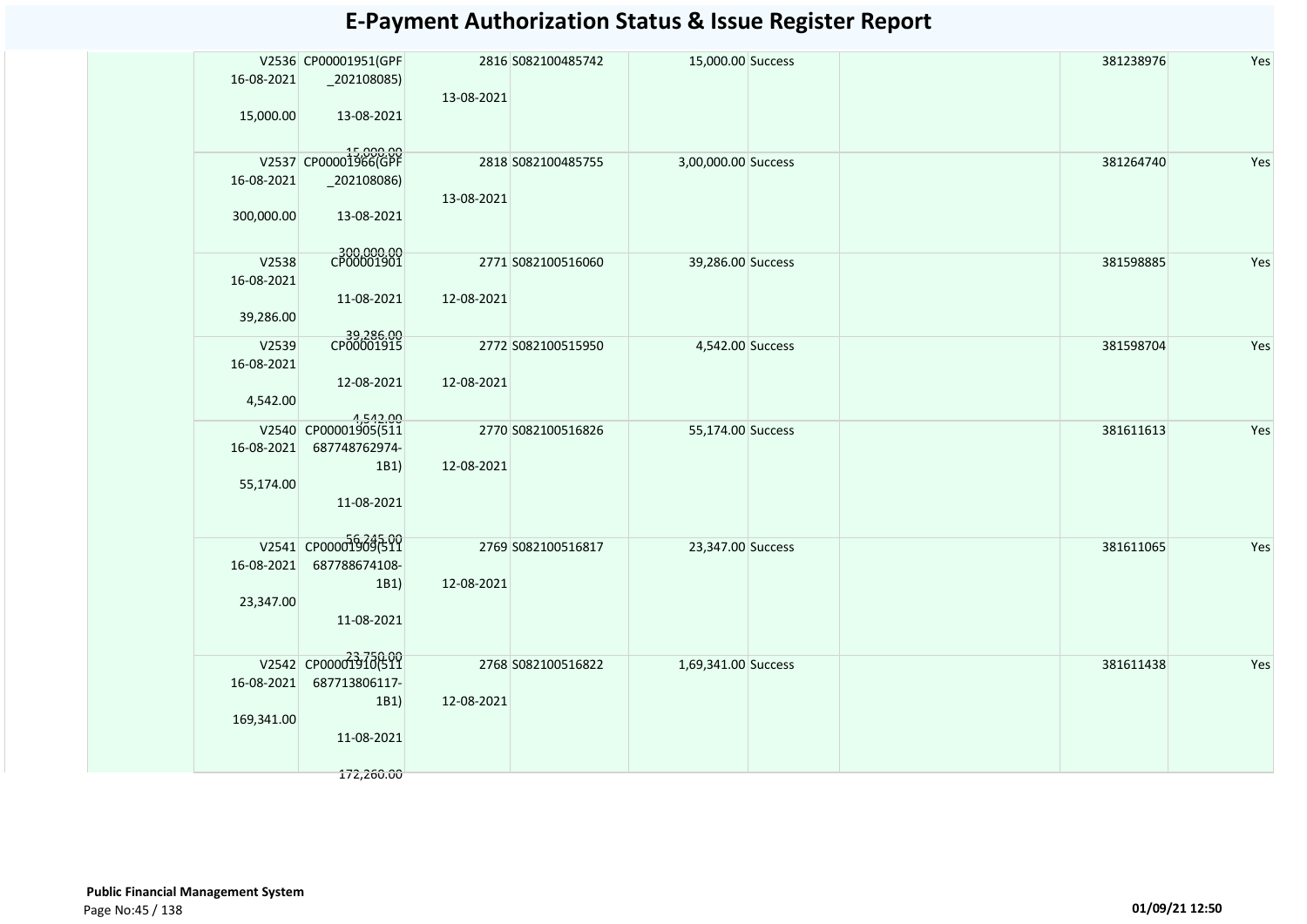# E-Payment Authorization Status & Issue Register Report

| | | | | | | | | | | | |
|---|---|---|---|---|---|---|---|---|---|---|---|
| | V2536 16-08-2021 15,000.00 | CP00001951(GPF _202108085) 13-08-2021 15,000.00 | 13-08-2021 | 2816 | S082100485742 | 15,000.00 | Success | | | 381238976 | Yes |
| | V2537 16-08-2021 300,000.00 | CP00001966(GPF _202108086) 13-08-2021 300,000.00 | 13-08-2021 | 2818 | S082100485755 | 3,00,000.00 | Success | | | 381264740 | Yes |
| | V2538 16-08-2021 39,286.00 | CP00001901 11-08-2021 39,286.00 | 12-08-2021 | 2771 | S082100516060 | 39,286.00 | Success | | | 381598885 | Yes |
| | V2539 16-08-2021 4,542.00 | CP00001915 12-08-2021 4,542.00 | 12-08-2021 | 2772 | S082100515950 | 4,542.00 | Success | | | 381598704 | Yes |
| | V2540 16-08-2021 55,174.00 | CP00001905(511 687748762974-1B1) 11-08-2021 56,245.00 | 12-08-2021 | 2770 | S082100516826 | 55,174.00 | Success | | | 381611613 | Yes |
| | V2541 16-08-2021 23,347.00 | CP00001909(511 687788674108-1B1) 11-08-2021 23,750.00 | 12-08-2021 | 2769 | S082100516817 | 23,347.00 | Success | | | 381611065 | Yes |
| | V2542 16-08-2021 169,341.00 | CP00001910(511 687713806117-1B1) 11-08-2021 172,260.00 | 12-08-2021 | 2768 | S082100516822 | 1,69,341.00 | Success | | | 381611438 | Yes |

**Public Financial Management System**

01/09/21 12:50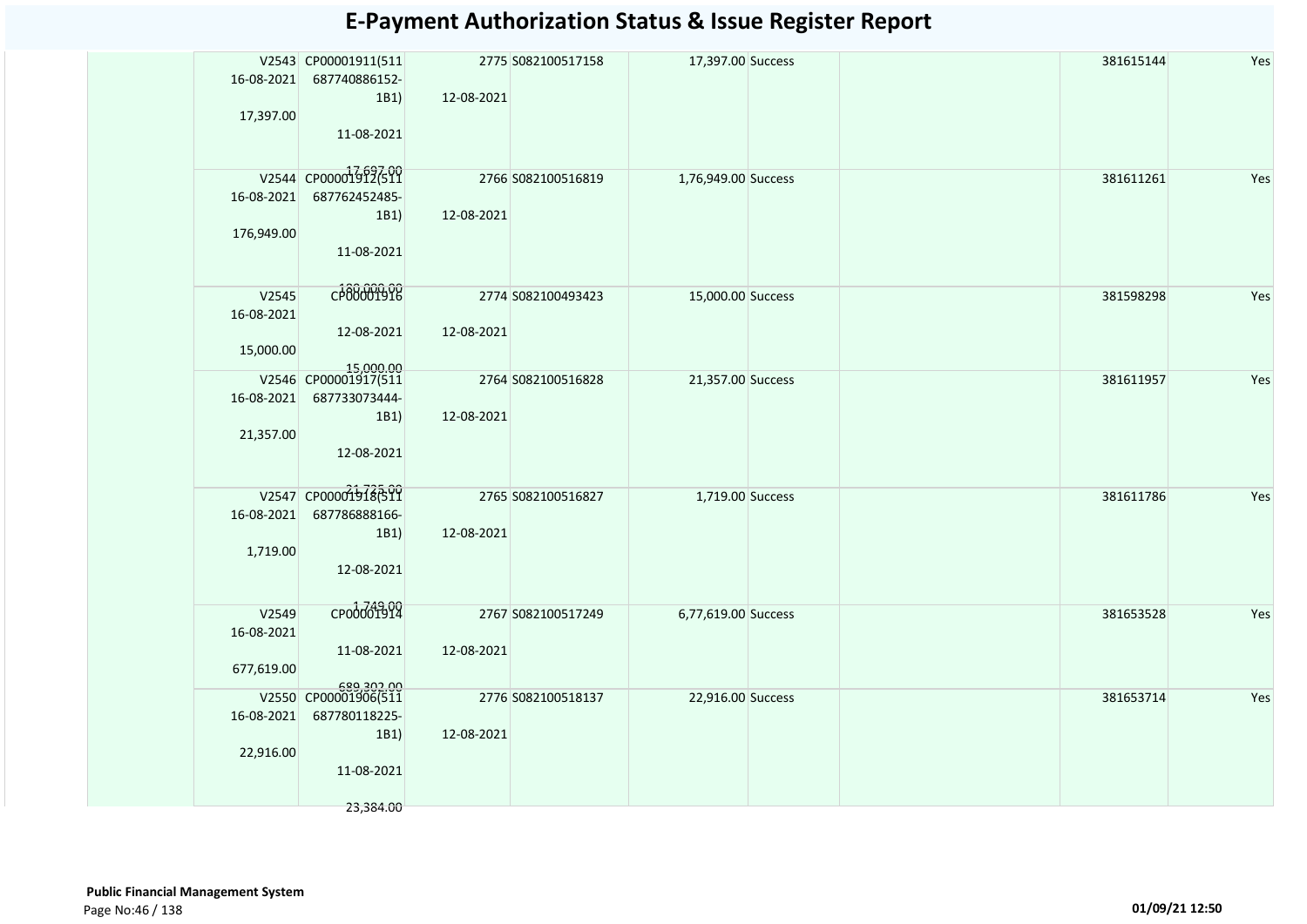# E-Payment Authorization Status & Issue Register Report

| | | | | | | | | | | |
|---|---|---|---|---|---|---|---|---|---|---|
| | V2543 16-08-2021 17,397.00 | CP00001911(511 687740886152-1B1) 11-08-2021 17,697.00 | 2775 12-08-2021 | S082100517158 | 17,397.00 | Success | | | 381615144 | Yes |
| | V2544 16-08-2021 176,949.00 | CP00001912(511 687762452485-1B1) 11-08-2021 180,000.00 | 2766 12-08-2021 | S082100516819 | 1,76,949.00 | Success | | | 381611261 | Yes |
| | V2545 16-08-2021 15,000.00 | CP00001916 12-08-2021 15,000.00 | 2774 12-08-2021 | S082100493423 | 15,000.00 | Success | | | 381598298 | Yes |
| | V2546 16-08-2021 21,357.00 | CP00001917(511 687733073444-1B1) 12-08-2021 21,725.00 | 2764 12-08-2021 | S082100516828 | 21,357.00 | Success | | | 381611957 | Yes |
| | V2547 16-08-2021 1,719.00 | CP00001918(511 687786888166-1B1) 12-08-2021 1,749.00 | 2765 12-08-2021 | S082100516827 | 1,719.00 | Success | | | 381611786 | Yes |
| | V2549 16-08-2021 677,619.00 | CP00001914 11-08-2021 689,302.00 | 2767 12-08-2021 | S082100517249 | 6,77,619.00 | Success | | | 381653528 | Yes |
| | V2550 16-08-2021 22,916.00 | CP00001906(511 687780118225-1B1) 11-08-2021 23,384.00 | 2776 12-08-2021 | S082100518137 | 22,916.00 | Success | | | 381653714 | Yes |

**Public Financial Management System**

01/09/21 12:50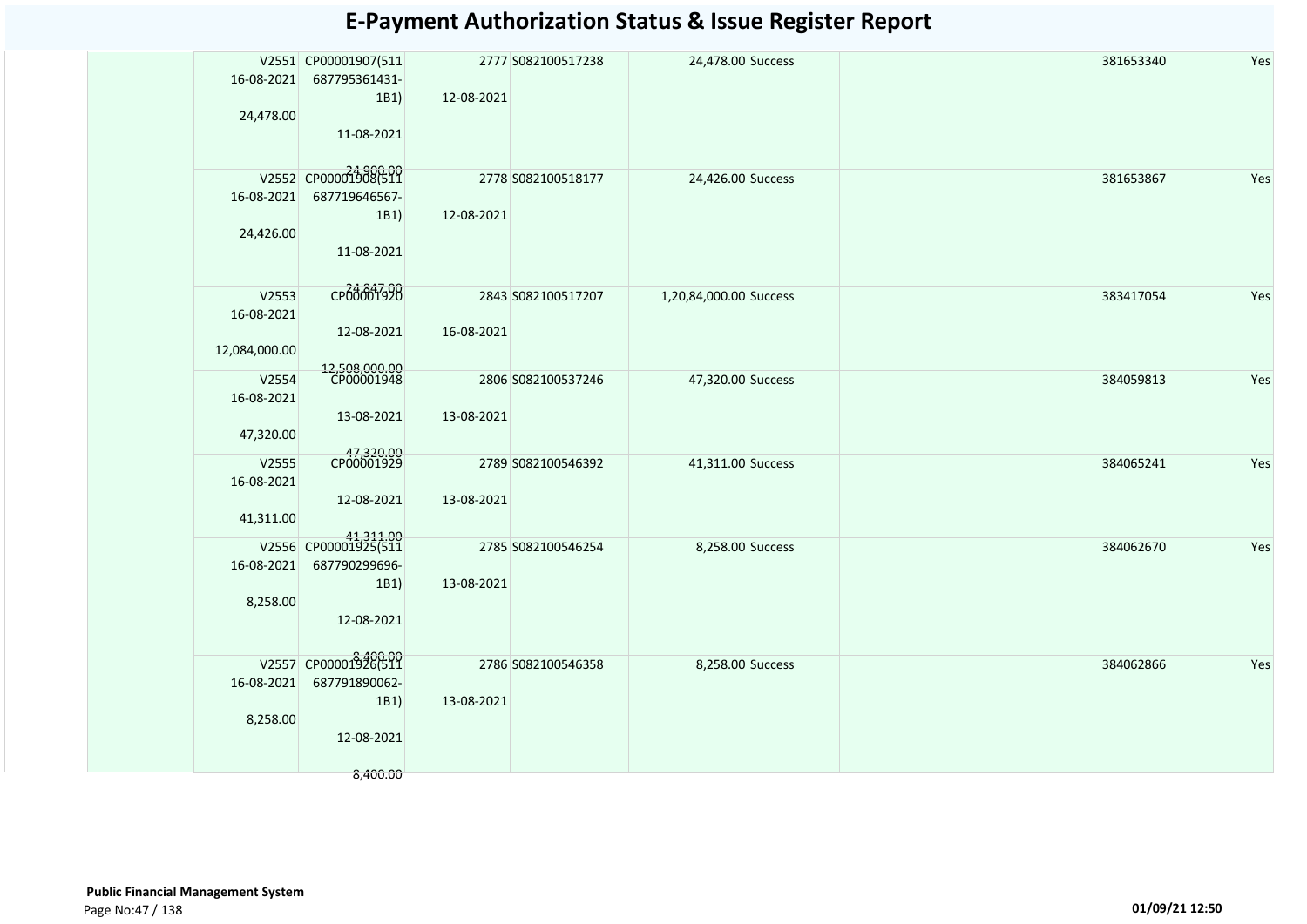# E-Payment Authorization Status & Issue Register Report

| | | | | | | | | | | |
|---|---|---|---|---|---|---|---|---|---|---|
| | V2551 16-08-2021 24,478.00 | CP00001907(511 687795361431-1B1) 11-08-2021 24,900.00 | 2777 12-08-2021 | S082100517238 | 24,478.00 | Success | | | 381653340 | Yes |
| | V2552 16-08-2021 24,426.00 | CP00001908(511 687719646567-1B1) 11-08-2021 24,847.00 | 2778 12-08-2021 | S082100518177 | 24,426.00 | Success | | | 381653867 | Yes |
| | V2553 16-08-2021 12,084,000.00 | CP00001920 12-08-2021 12,508,000.00 | 2843 16-08-2021 | S082100517207 | 1,20,84,000.00 | Success | | | 383417054 | Yes |
| | V2554 16-08-2021 47,320.00 | CP00001948 13-08-2021 47,320.00 | 2806 13-08-2021 | S082100537246 | 47,320.00 | Success | | | 384059813 | Yes |
| | V2555 16-08-2021 41,311.00 | CP00001929 12-08-2021 41,311.00 | 2789 13-08-2021 | S082100546392 | 41,311.00 | Success | | | 384065241 | Yes |
| | V2556 16-08-2021 8,258.00 | CP00001925(511 687790299696-1B1) 12-08-2021 8,400.00 | 2785 13-08-2021 | S082100546254 | 8,258.00 | Success | | | 384062670 | Yes |
| | V2557 16-08-2021 8,258.00 | CP00001926(511 687791890062-1B1) 12-08-2021 8,400.00 | 2786 13-08-2021 | S082100546358 | 8,258.00 | Success | | | 384062866 | Yes |

**Public Financial Management System**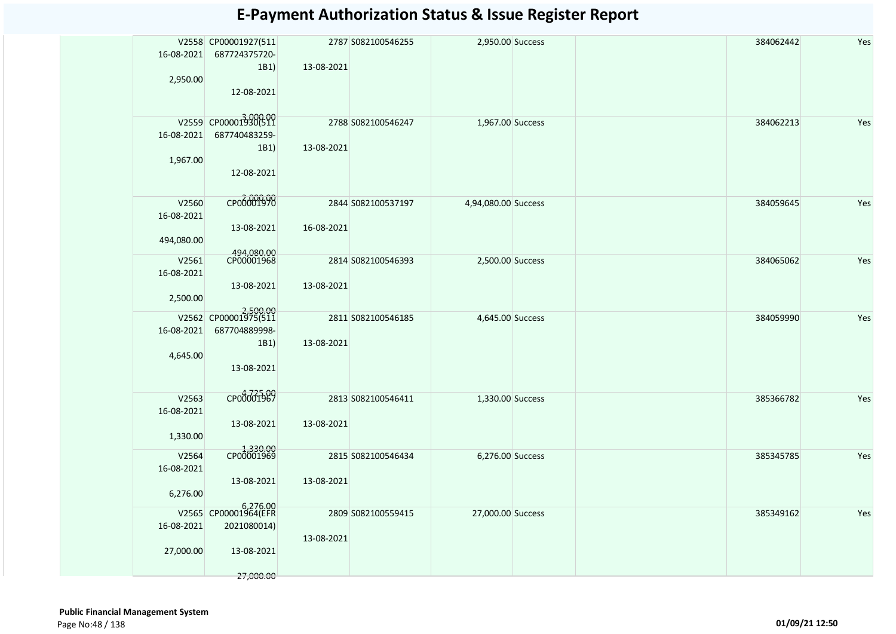# E-Payment Authorization Status & Issue Register Report

| | Voucher | CP / Bill | Token Date | Token / Advice | Amount | Status | | Cheque/Ref No | |
|---|---|---|---|---|---|---|---|---|---|
| | V2558 16-08-2021 2,950.00 | CP00001927(511 687724375720-1B1) 12-08-2021 3,000.00 | 2787 13-08-2021 | S082100546255 | 2,950.00 | Success | | 384062442 | Yes |
| | V2559 16-08-2021 1,967.00 | CP00001930(511 687740483259-1B1) 12-08-2021 2,000.00 | 2788 13-08-2021 | S082100546247 | 1,967.00 | Success | | 384062213 | Yes |
| | V2560 16-08-2021 494,080.00 | CP00001970 13-08-2021 494,080.00 | 2844 16-08-2021 | S082100537197 | 4,94,080.00 | Success | | 384059645 | Yes |
| | V2561 16-08-2021 2,500.00 | CP00001968 13-08-2021 2,500.00 | 2814 13-08-2021 | S082100546393 | 2,500.00 | Success | | 384065062 | Yes |
| | V2562 16-08-2021 4,645.00 | CP00001975(511 687704889998-1B1) 13-08-2021 4,725.00 | 2811 13-08-2021 | S082100546185 | 4,645.00 | Success | | 384059990 | Yes |
| | V2563 16-08-2021 1,330.00 | CP00001967 13-08-2021 1,330.00 | 2813 13-08-2021 | S082100546411 | 1,330.00 | Success | | 385366782 | Yes |
| | V2564 16-08-2021 6,276.00 | CP00001969 13-08-2021 6,276.00 | 2815 13-08-2021 | S082100546434 | 6,276.00 | Success | | 385345785 | Yes |
| | V2565 16-08-2021 27,000.00 | CP00001964(EFR 2021080014) 13-08-2021 27,000.00 | 2809 13-08-2021 | S082100559415 | 27,000.00 | Success | | 385349162 | Yes |

**Public Financial Management System**

01/09/21 12:50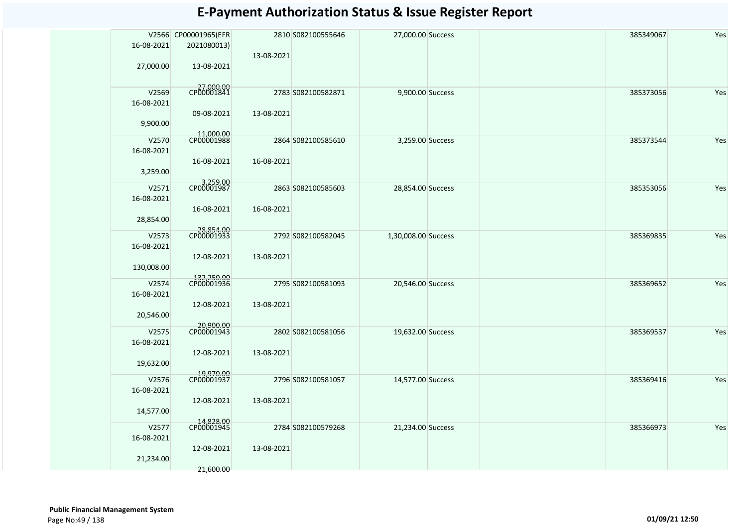# E-Payment Authorization Status & Issue Register Report

| | | | | | | | | | |
|---|---|---|---|---|---|---|---|---|---|
| | V2566 16-08-2021 27,000.00 | CP00001965(EFR 2021080013) 13-08-2021 27,000.00 | 2810 13-08-2021 | S082100555646 | 27,000.00 | Success | | 385349067 | Yes |
| | V2569 16-08-2021 9,900.00 | CP00001841 09-08-2021 11,000.00 | 2783 13-08-2021 | S082100582871 | 9,900.00 | Success | | 385373056 | Yes |
| | V2570 16-08-2021 3,259.00 | CP00001988 16-08-2021 3,259.00 | 2864 16-08-2021 | S082100585610 | 3,259.00 | Success | | 385373544 | Yes |
| | V2571 16-08-2021 28,854.00 | CP00001987 16-08-2021 28,854.00 | 2863 16-08-2021 | S082100585603 | 28,854.00 | Success | | 385353056 | Yes |
| | V2573 16-08-2021 130,008.00 | CP00001933 12-08-2021 132,250.00 | 2792 13-08-2021 | S082100582045 | 1,30,008.00 | Success | | 385369835 | Yes |
| | V2574 16-08-2021 20,546.00 | CP00001936 12-08-2021 20,900.00 | 2795 13-08-2021 | S082100581093 | 20,546.00 | Success | | 385369652 | Yes |
| | V2575 16-08-2021 19,632.00 | CP00001943 12-08-2021 19,970.00 | 2802 13-08-2021 | S082100581056 | 19,632.00 | Success | | 385369537 | Yes |
| | V2576 16-08-2021 14,577.00 | CP00001937 12-08-2021 14,828.00 | 2796 13-08-2021 | S082100581057 | 14,577.00 | Success | | 385369416 | Yes |
| | V2577 16-08-2021 21,234.00 | CP00001945 12-08-2021 21,600.00 | 2784 13-08-2021 | S082100579268 | 21,234.00 | Success | | 385366973 | Yes |

**Public Financial Management System**

01/09/21 12:50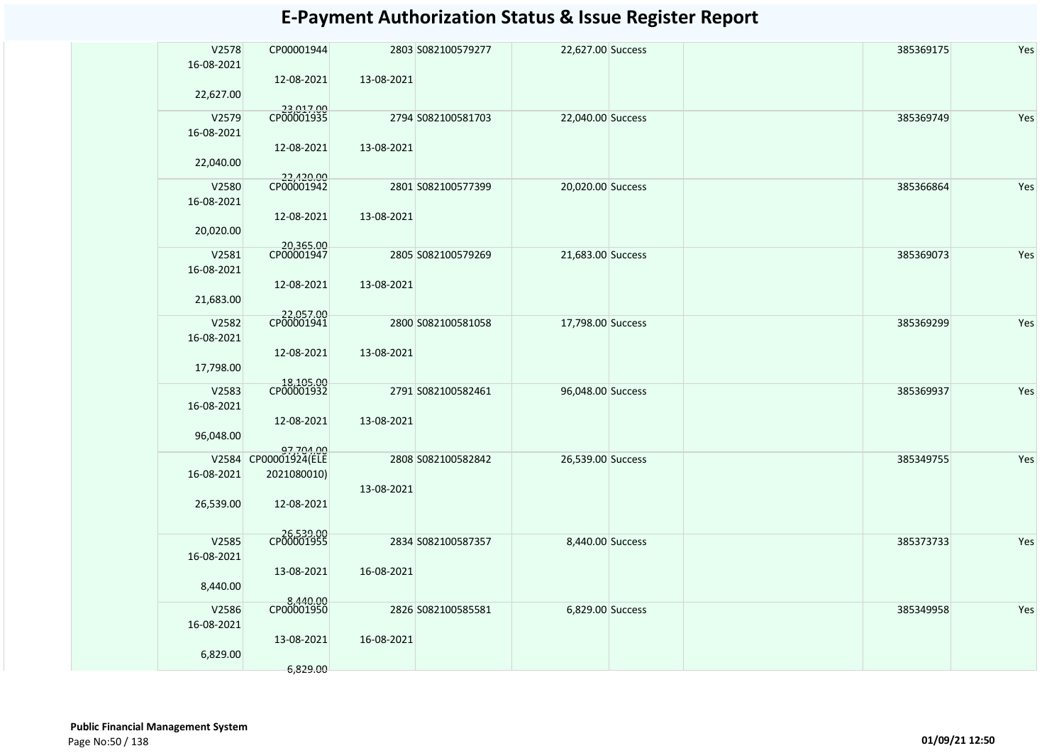# E-Payment Authorization Status & Issue Register Report

| | | | | | | | | | |
|---|---|---|---|---|---|---|---|---|---|
| | V2578<br>16-08-2021<br>22,627.00 | CP00001944<br>12-08-2021<br>23,017.00 | 2803<br>13-08-2021 | S082100579277 | 22,627.00 | Success | | 385369175 | Yes |
| | V2579<br>16-08-2021<br>22,040.00 | CP00001935<br>12-08-2021<br>22,420.00 | 2794<br>13-08-2021 | S082100581703 | 22,040.00 | Success | | 385369749 | Yes |
| | V2580<br>16-08-2021<br>20,020.00 | CP00001942<br>12-08-2021<br>20,365.00 | 2801<br>13-08-2021 | S082100577399 | 20,020.00 | Success | | 385366864 | Yes |
| | V2581<br>16-08-2021<br>21,683.00 | CP00001947<br>12-08-2021<br>22,057.00 | 2805<br>13-08-2021 | S082100579269 | 21,683.00 | Success | | 385369073 | Yes |
| | V2582<br>16-08-2021<br>17,798.00 | CP00001941<br>12-08-2021<br>18,105.00 | 2800<br>13-08-2021 | S082100581058 | 17,798.00 | Success | | 385369299 | Yes |
| | V2583<br>16-08-2021<br>96,048.00 | CP00001932<br>12-08-2021<br>97,704.00 | 2791<br>13-08-2021 | S082100582461 | 96,048.00 | Success | | 385369937 | Yes |
| | V2584<br>16-08-2021<br>26,539.00 | CP00001924(ELE2021080010)<br>12-08-2021<br>26,539.00 | 2808<br>13-08-2021 | S082100582842 | 26,539.00 | Success | | 385349755 | Yes |
| | V2585<br>16-08-2021<br>8,440.00 | CP00001955<br>13-08-2021<br>8,440.00 | 2834<br>16-08-2021 | S082100587357 | 8,440.00 | Success | | 385373733 | Yes |
| | V2586<br>16-08-2021<br>6,829.00 | CP00001950<br>13-08-2021<br>6,829.00 | 2826<br>16-08-2021 | S082100585581 | 6,829.00 | Success | | 385349958 | Yes |

**Public Financial Management System**

01/09/21 12:50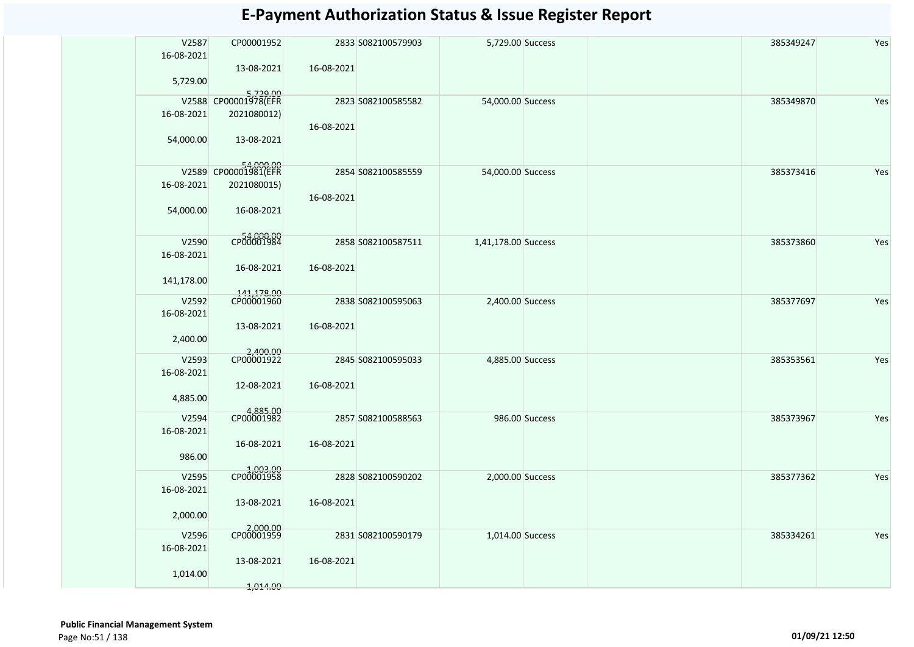# E-Payment Authorization Status & Issue Register Report

| | | | | | | | | | | |
|---|---|---|---|---|---|---|---|---|---|---|
| | V2587<br>16-08-2021<br>5,729.00 | CP00001952<br>13-08-2021<br>5,729.00 | 2833<br>16-08-2021 | S082100579903 | 5,729.00 | Success | | | 385349247 | Yes |
| | V2588<br>16-08-2021<br>54,000.00 | CP00001978(EFR 2021080012)<br>13-08-2021<br>54,000.00 | 2823<br>16-08-2021 | S082100585582 | 54,000.00 | Success | | | 385349870 | Yes |
| | V2589<br>16-08-2021<br>54,000.00 | CP00001981(EFR 2021080015)<br>16-08-2021<br>54,000.00 | 2854<br>16-08-2021 | S082100585559 | 54,000.00 | Success | | | 385373416 | Yes |
| | V2590<br>16-08-2021<br>141,178.00 | CP00001984<br>16-08-2021<br>141,178.00 | 2858<br>16-08-2021 | S082100587511 | 1,41,178.00 | Success | | | 385373860 | Yes |
| | V2592<br>16-08-2021<br>2,400.00 | CP00001960<br>13-08-2021<br>2,400.00 | 2838<br>16-08-2021 | S082100595063 | 2,400.00 | Success | | | 385377697 | Yes |
| | V2593<br>16-08-2021<br>4,885.00 | CP00001922<br>12-08-2021<br>4,885.00 | 2845<br>16-08-2021 | S082100595033 | 4,885.00 | Success | | | 385353561 | Yes |
| | V2594<br>16-08-2021<br>986.00 | CP00001982<br>16-08-2021<br>1,003.00 | 2857<br>16-08-2021 | S082100588563 | 986.00 | Success | | | 385373967 | Yes |
| | V2595<br>16-08-2021<br>2,000.00 | CP00001958<br>13-08-2021<br>2,000.00 | 2828<br>16-08-2021 | S082100590202 | 2,000.00 | Success | | | 385377362 | Yes |
| | V2596<br>16-08-2021<br>1,014.00 | CP00001959<br>13-08-2021<br>1,014.00 | 2831<br>16-08-2021 | S082100590179 | 1,014.00 | Success | | | 385334261 | Yes |

**Public Financial Management System**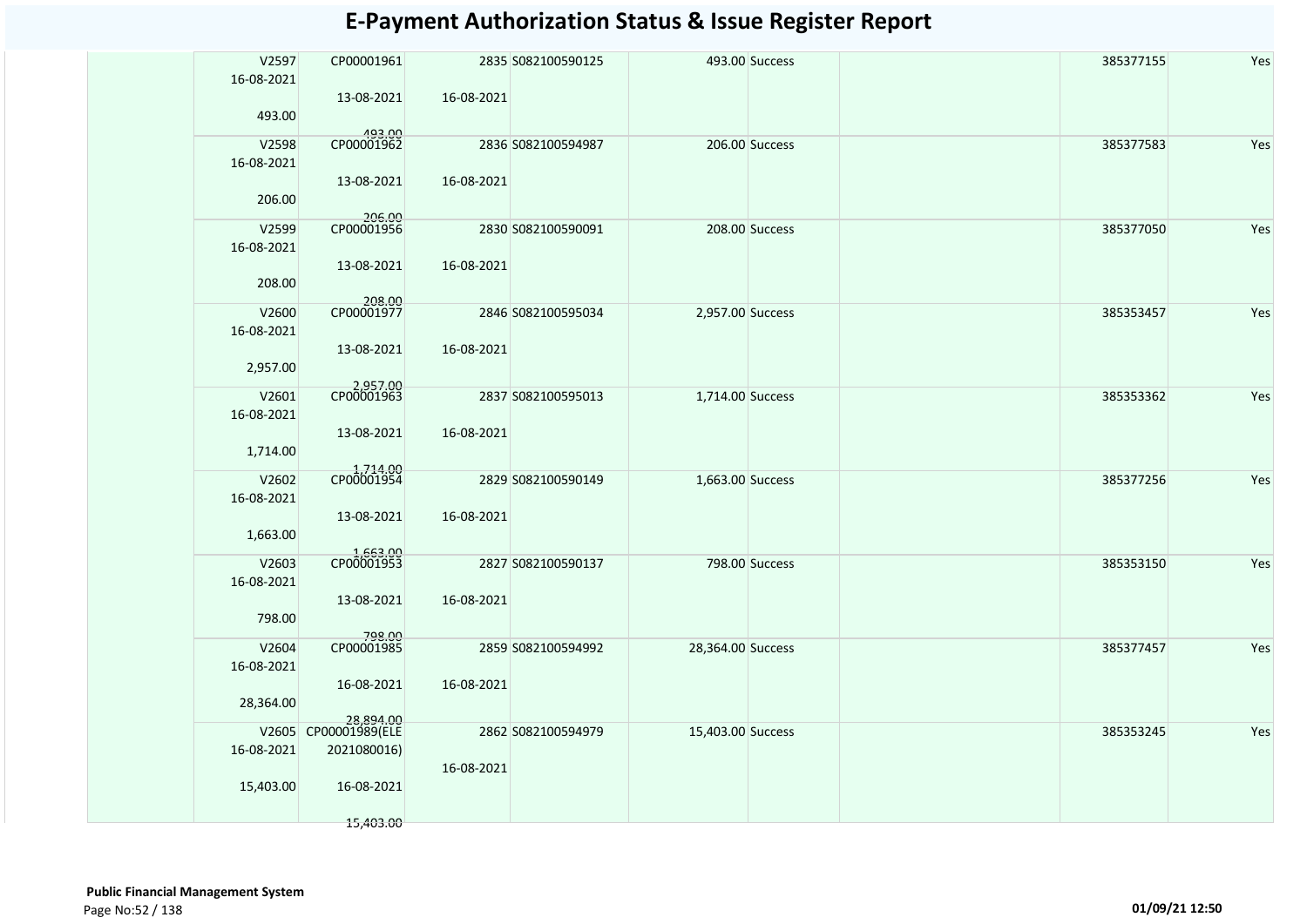# E-Payment Authorization Status & Issue Register Report

| | | | | | | | | | | |
|---|---|---|---|---|---|---|---|---|---|---|
| | V2597 16-08-2021 493.00 | CP00001961 13-08-2021 493.00 | 2835 16-08-2021 | S082100590125 | 493.00 | Success | | | 385377155 | Yes |
| | V2598 16-08-2021 206.00 | CP00001962 13-08-2021 206.00 | 2836 16-08-2021 | S082100594987 | 206.00 | Success | | | 385377583 | Yes |
| | V2599 16-08-2021 208.00 | CP00001956 13-08-2021 208.00 | 2830 16-08-2021 | S082100590091 | 208.00 | Success | | | 385377050 | Yes |
| | V2600 16-08-2021 2,957.00 | CP00001977 13-08-2021 2,957.00 | 2846 16-08-2021 | S082100595034 | 2,957.00 | Success | | | 385353457 | Yes |
| | V2601 16-08-2021 1,714.00 | CP00001963 13-08-2021 1,714.00 | 2837 16-08-2021 | S082100595013 | 1,714.00 | Success | | | 385353362 | Yes |
| | V2602 16-08-2021 1,663.00 | CP00001954 13-08-2021 1,663.00 | 2829 16-08-2021 | S082100590149 | 1,663.00 | Success | | | 385377256 | Yes |
| | V2603 16-08-2021 798.00 | CP00001953 13-08-2021 798.00 | 2827 16-08-2021 | S082100590137 | 798.00 | Success | | | 385353150 | Yes |
| | V2604 16-08-2021 28,364.00 | CP00001985 16-08-2021 28,894.00 | 2859 16-08-2021 | S082100594992 | 28,364.00 | Success | | | 385377457 | Yes |
| | V2605 16-08-2021 15,403.00 | CP00001989(ELE 2021080016) 16-08-2021 15,403.00 | 2862 16-08-2021 | S082100594979 | 15,403.00 | Success | | | 385353245 | Yes |

**Public Financial Management System**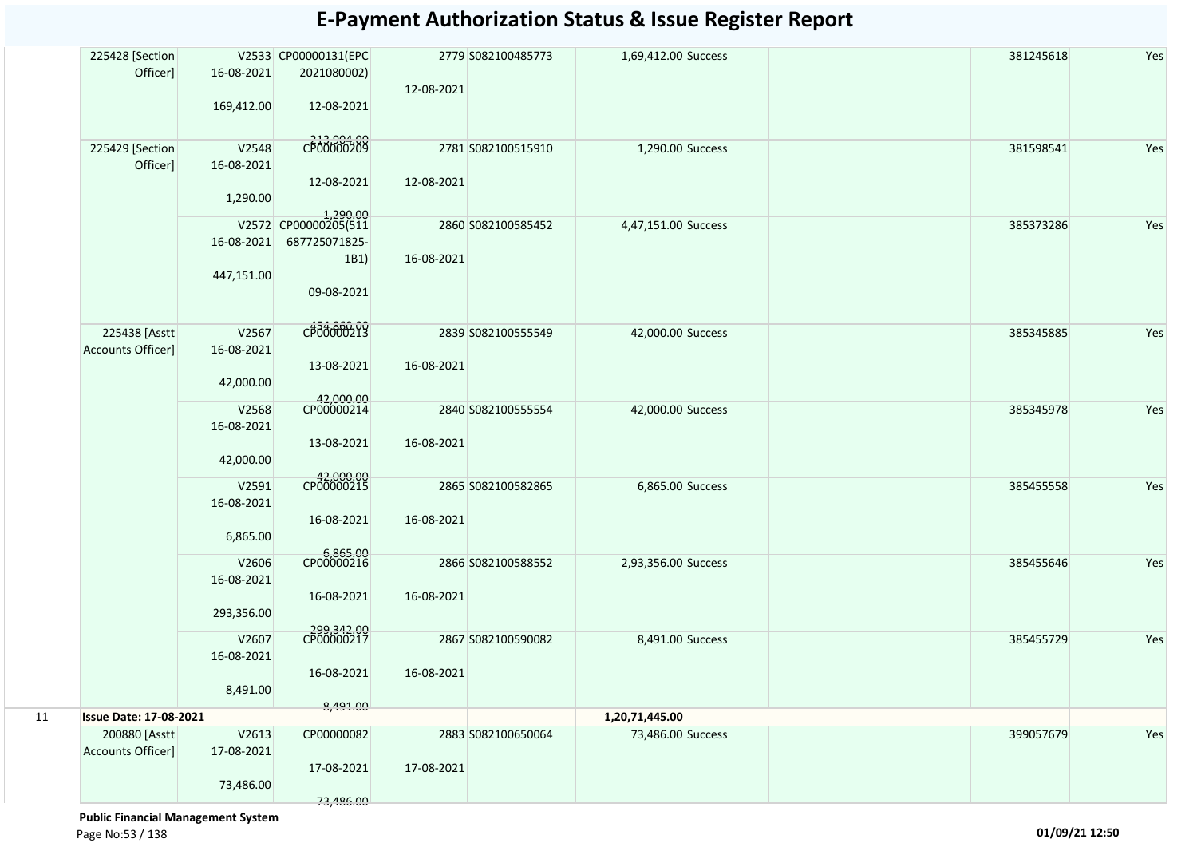# E-Payment Authorization Status & Issue Register Report

| | | | | | | | | | | |
|---|---|---|---|---|---|---|---|---|---|---|
| | 225428 [Section Officer] | V2533 16-08-2021 169,412.00 | CP00000131(EPC 2021080002) 12-08-2021 213,904.00 | 2779 12-08-2021 | S082100485773 | 1,69,412.00 | Success | | 381245618 | Yes |
| | 225429 [Section Officer] | V2548 16-08-2021 1,290.00 | CP00000209 12-08-2021 1,290.00 | 2781 12-08-2021 | S082100515910 | 1,290.00 | Success | | 381598541 | Yes |
| | | V2572 16-08-2021 447,151.00 | CP00000205(511 687725071825-1B1) 09-08-2021 454,860.00 | 2860 16-08-2021 | S082100585452 | 4,47,151.00 | Success | | 385373286 | Yes |
| | 225438 [Asstt Accounts Officer] | V2567 16-08-2021 42,000.00 | CP00000213 13-08-2021 42,000.00 | 2839 16-08-2021 | S082100555549 | 42,000.00 | Success | | 385345885 | Yes |
| | | V2568 16-08-2021 42,000.00 | CP00000214 13-08-2021 42,000.00 | 2840 16-08-2021 | S082100555554 | 42,000.00 | Success | | 385345978 | Yes |
| | | V2591 16-08-2021 6,865.00 | CP00000215 16-08-2021 6,865.00 | 2865 16-08-2021 | S082100582865 | 6,865.00 | Success | | 385455558 | Yes |
| | | V2606 16-08-2021 293,356.00 | CP00000216 16-08-2021 299,342.00 | 2866 16-08-2021 | S082100588552 | 2,93,356.00 | Success | | 385455646 | Yes |
| | | V2607 16-08-2021 8,491.00 | CP00000217 16-08-2021 8,491.00 | 2867 16-08-2021 | S082100590082 | 8,491.00 | Success | | 385455729 | Yes |
| 11 | **Issue Date: 17-08-2021** | | | | | **1,20,71,445.00** | | | | |
| | 200880 [Asstt Accounts Officer] | V2613 17-08-2021 73,486.00 | CP00000082 17-08-2021 73,486.00 | 2883 17-08-2021 | S082100650064 | 73,486.00 | Success | | 399057679 | Yes |

**Public Financial Management System**

01/09/21 12:50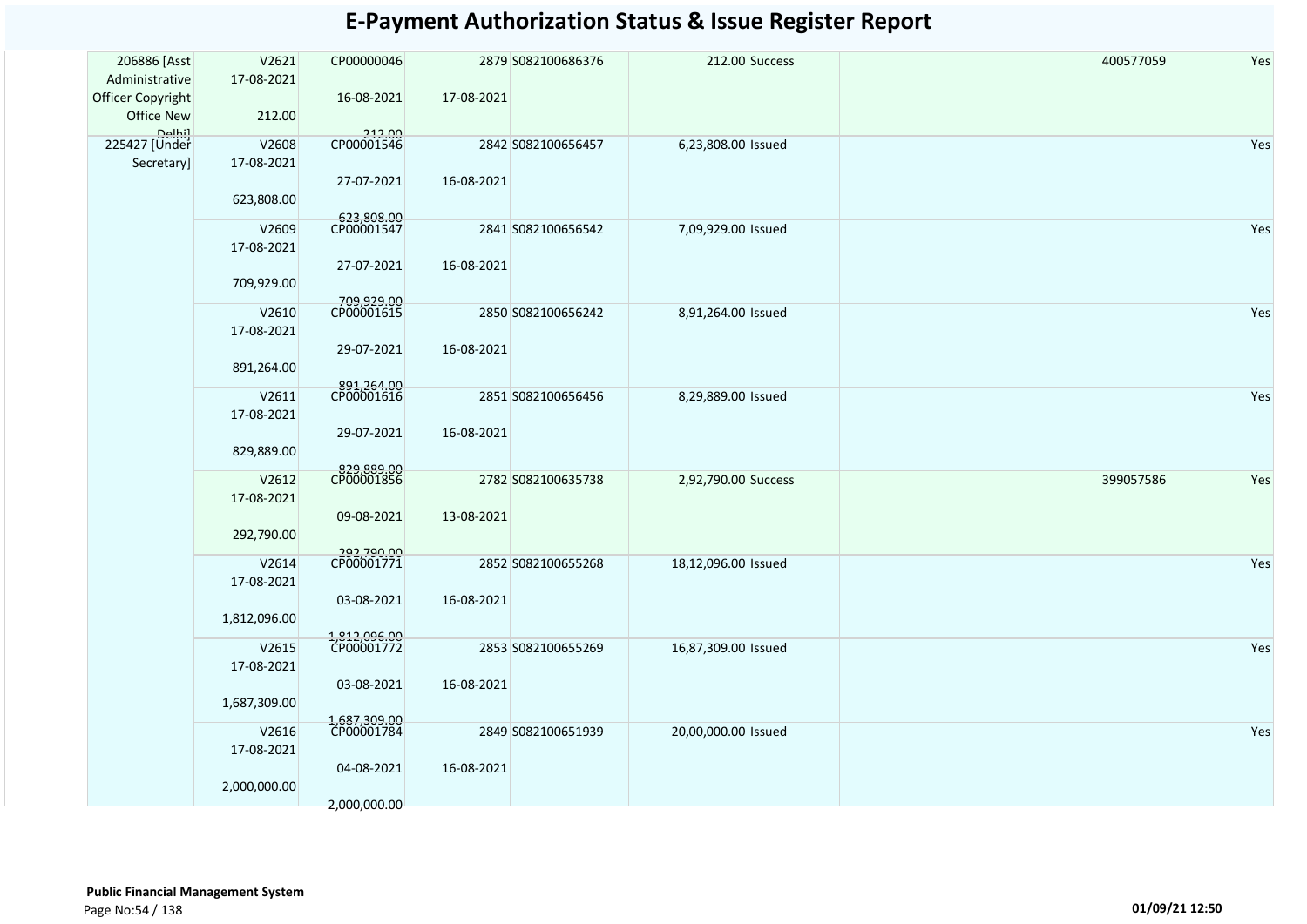# E-Payment Authorization Status & Issue Register Report

| | | | | | | | | | |
|---|---|---|---|---|---|---|---|---|---|
| 206886 [Asst Administrative Officer Copyright Office New Delhi] | V2621 17-08-2021 212.00 | CP00000046 16-08-2021 212.00 | 2879 17-08-2021 | S082100686376 | 212.00 | Success | | 400577059 | Yes |
| 225427 [Under Secretary] | V2608 17-08-2021 623,808.00 | CP00001546 27-07-2021 623,808.00 | 2842 16-08-2021 | S082100656457 | 6,23,808.00 | Issued | | | Yes |
| | V2609 17-08-2021 709,929.00 | CP00001547 27-07-2021 709,929.00 | 2841 16-08-2021 | S082100656542 | 7,09,929.00 | Issued | | | Yes |
| | V2610 17-08-2021 891,264.00 | CP00001615 29-07-2021 891,264.00 | 2850 16-08-2021 | S082100656242 | 8,91,264.00 | Issued | | | Yes |
| | V2611 17-08-2021 829,889.00 | CP00001616 29-07-2021 829,889.00 | 2851 16-08-2021 | S082100656456 | 8,29,889.00 | Issued | | | Yes |
| | V2612 17-08-2021 292,790.00 | CP00001856 09-08-2021 292,790.00 | 2782 13-08-2021 | S082100635738 | 2,92,790.00 | Success | | 399057586 | Yes |
| | V2614 17-08-2021 1,812,096.00 | CP00001771 03-08-2021 1,812,096.00 | 2852 16-08-2021 | S082100655268 | 18,12,096.00 | Issued | | | Yes |
| | V2615 17-08-2021 1,687,309.00 | CP00001772 03-08-2021 1,687,309.00 | 2853 16-08-2021 | S082100655269 | 16,87,309.00 | Issued | | | Yes |
| | V2616 17-08-2021 2,000,000.00 | CP00001784 04-08-2021 2,000,000.00 | 2849 16-08-2021 | S082100651939 | 20,00,000.00 | Issued | | | Yes |

**Public Financial Management System**

01/09/21 12:50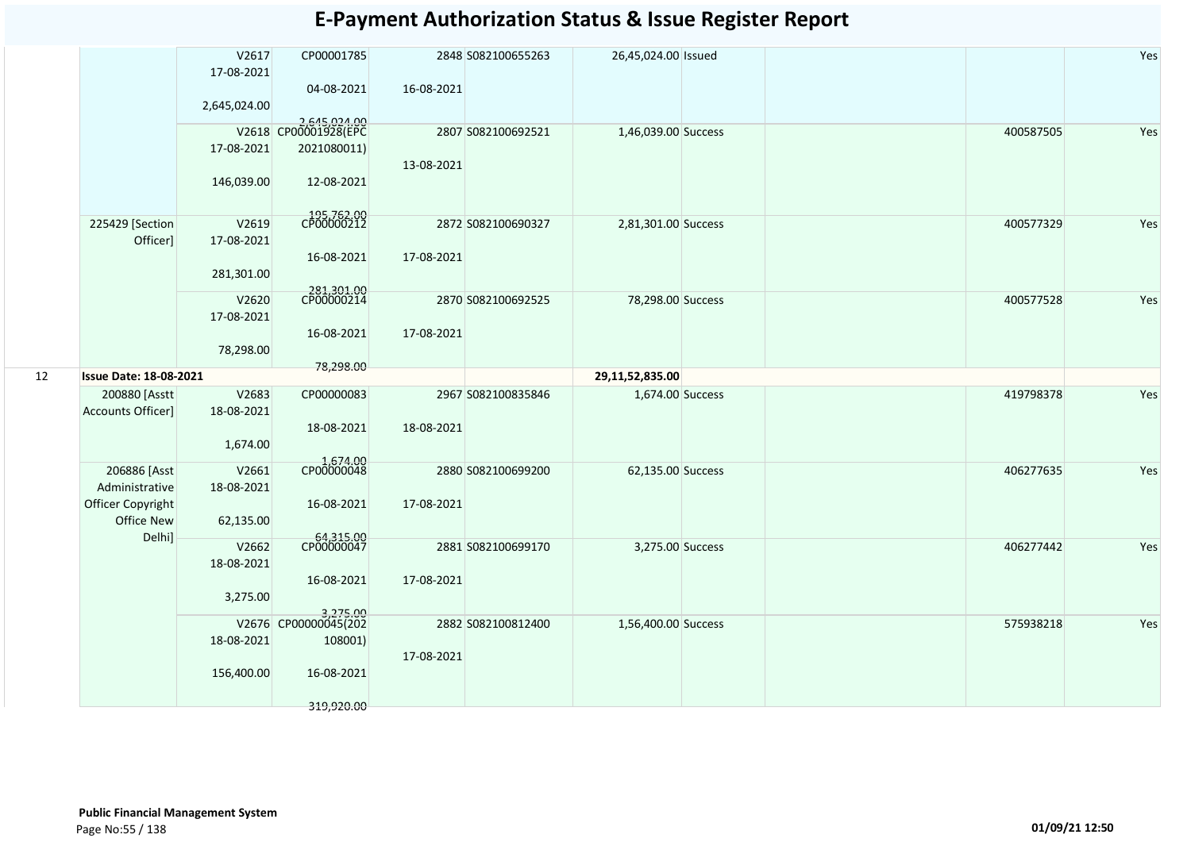# E-Payment Authorization Status & Issue Register Report

| | | | | | | | | | | |
|---|---|---|---|---|---|---|---|---|---|---|
| | | V2617 17-08-2021 2,645,024.00 | CP00001785 04-08-2021 2,645,024.00 | 2848 16-08-2021 | S082100655263 | 26,45,024.00 | Issued | | | Yes |
| | | V2618 17-08-2021 146,039.00 | CP00001928(EPC 2021080011) 12-08-2021 195,762.00 | 2807 13-08-2021 | S082100692521 | 1,46,039.00 | Success | | 400587505 | Yes |
| | 225429 [Section Officer] | V2619 17-08-2021 281,301.00 | CP00000212 16-08-2021 281,301.00 | 2872 17-08-2021 | S082100690327 | 2,81,301.00 | Success | | 400577329 | Yes |
| | | V2620 17-08-2021 78,298.00 | CP00000214 16-08-2021 78,298.00 | 2870 17-08-2021 | S082100692525 | 78,298.00 | Success | | 400577528 | Yes |
| 12 | **Issue Date: 18-08-2021** | | | | | 29,11,52,835.00 | | | | |
| | 200880 [Asstt Accounts Officer] | V2683 18-08-2021 1,674.00 | CP00000083 18-08-2021 1,674.00 | 2967 18-08-2021 | S082100835846 | 1,674.00 | Success | | 419798378 | Yes |
| | 206886 [Asst Administrative Officer Copyright Office New Delhi] | V2661 18-08-2021 62,135.00 | CP00000048 16-08-2021 64,315.00 | 2880 17-08-2021 | S082100699200 | 62,135.00 | Success | | 406277635 | Yes |
| | | V2662 18-08-2021 3,275.00 | CP00000047 16-08-2021 3,275.00 | 2881 17-08-2021 | S082100699170 | 3,275.00 | Success | | 406277442 | Yes |
| | | V2676 18-08-2021 156,400.00 | CP00000045(202 108001) 16-08-2021 319,920.00 | 2882 17-08-2021 | S082100812400 | 1,56,400.00 | Success | | 575938218 | Yes |

**Public Financial Management System**

**01/09/21 12:50**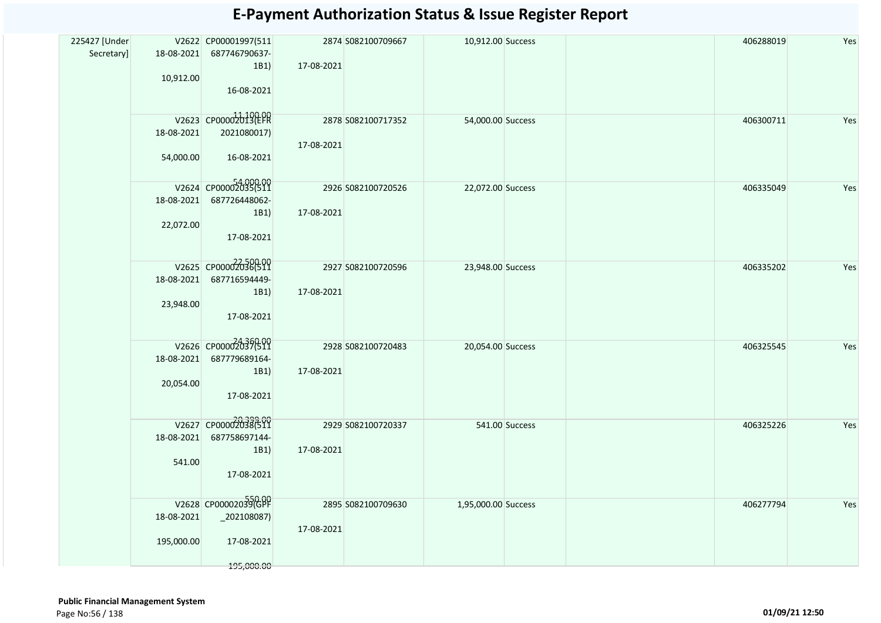# E-Payment Authorization Status & Issue Register Report

| | | | | | | | | | |
|---|---|---|---|---|---|---|---|---|---|
| 225427 [Under Secretary] | V2622 18-08-2021 10,912.00 | CP00001997(511 687746790637-1B1) 16-08-2021 11,100.00 | 2874 17-08-2021 | S082100709667 | 10,912.00 | Success | | 406288019 | Yes |
| | V2623 18-08-2021 54,000.00 | CP00002013(EFR 2021080017) 16-08-2021 54,000.00 | 2878 17-08-2021 | S082100717352 | 54,000.00 | Success | | 406300711 | Yes |
| | V2624 18-08-2021 22,072.00 | CP00002035(511 687726448062-1B1) 17-08-2021 22,500.00 | 2926 17-08-2021 | S082100720526 | 22,072.00 | Success | | 406335049 | Yes |
| | V2625 18-08-2021 23,948.00 | CP00002036(511 687716594449-1B1) 17-08-2021 24,360.00 | 2927 17-08-2021 | S082100720596 | 23,948.00 | Success | | 406335202 | Yes |
| | V2626 18-08-2021 20,054.00 | CP00002037(511 687779689164-1B1) 17-08-2021 20,392.00 | 2928 17-08-2021 | S082100720483 | 20,054.00 | Success | | 406325545 | Yes |
| | V2627 18-08-2021 541.00 | CP00002038(511 687758697144-1B1) 17-08-2021 550.00 | 2929 17-08-2021 | S082100720337 | 541.00 | Success | | 406325226 | Yes |
| | V2628 18-08-2021 195,000.00 | CP00002039(GPF _202108087) 17-08-2021 195,000.00 | 2895 17-08-2021 | S082100709630 | 1,95,000.00 | Success | | 406277794 | Yes |

**Public Financial Management System**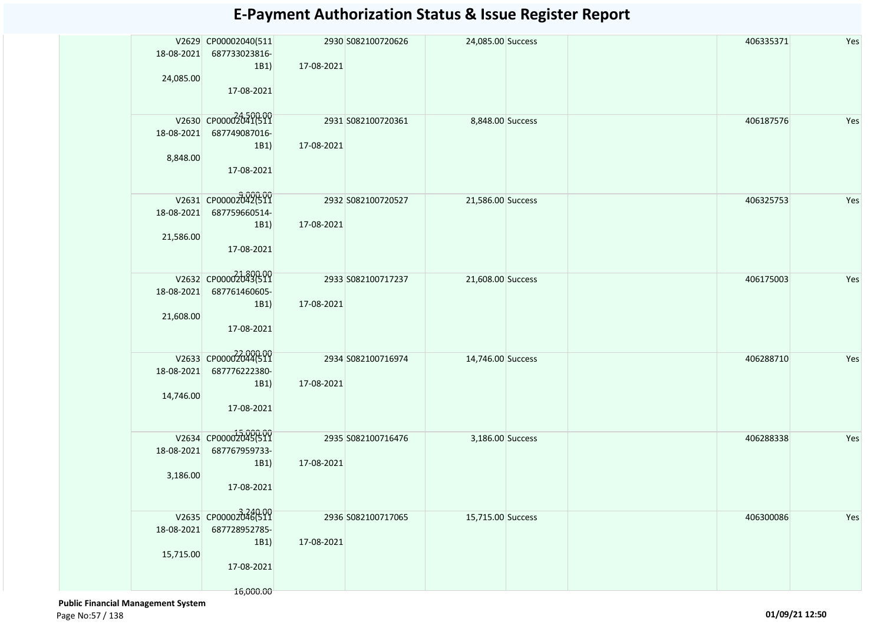# E-Payment Authorization Status & Issue Register Report

| | | | | | | | | | | |
|---|---|---|---|---|---|---|---|---|---|---|
| | V2629 18-08-2021 24,085.00 | CP00002040(511 687733023816-1B1) 17-08-2021 24,500.00 | 2930 17-08-2021 | S082100720626 | 24,085.00 | Success | | | 406335371 | Yes |
| | V2630 18-08-2021 8,848.00 | CP00002041(511 687749087016-1B1) 17-08-2021 9,000.00 | 2931 17-08-2021 | S082100720361 | 8,848.00 | Success | | | 406187576 | Yes |
| | V2631 18-08-2021 21,586.00 | CP00002042(511 687759660514-1B1) 17-08-2021 21,800.00 | 2932 17-08-2021 | S082100720527 | 21,586.00 | Success | | | 406325753 | Yes |
| | V2632 18-08-2021 21,608.00 | CP00002043(511 687761460605-1B1) 17-08-2021 22,000.00 | 2933 17-08-2021 | S082100717237 | 21,608.00 | Success | | | 406175003 | Yes |
| | V2633 18-08-2021 14,746.00 | CP00002044(511 687776222380-1B1) 17-08-2021 15,000.00 | 2934 17-08-2021 | S082100716974 | 14,746.00 | Success | | | 406288710 | Yes |
| | V2634 18-08-2021 3,186.00 | CP00002045(511 687767959733-1B1) 17-08-2021 3,240.00 | 2935 17-08-2021 | S082100716476 | 3,186.00 | Success | | | 406288338 | Yes |
| | V2635 18-08-2021 15,715.00 | CP00002046(511 687728952785-1B1) 17-08-2021 16,000.00 | 2936 17-08-2021 | S082100717065 | 15,715.00 | Success | | | 406300086 | Yes |

**Public Financial Management System**

01/09/21 12:50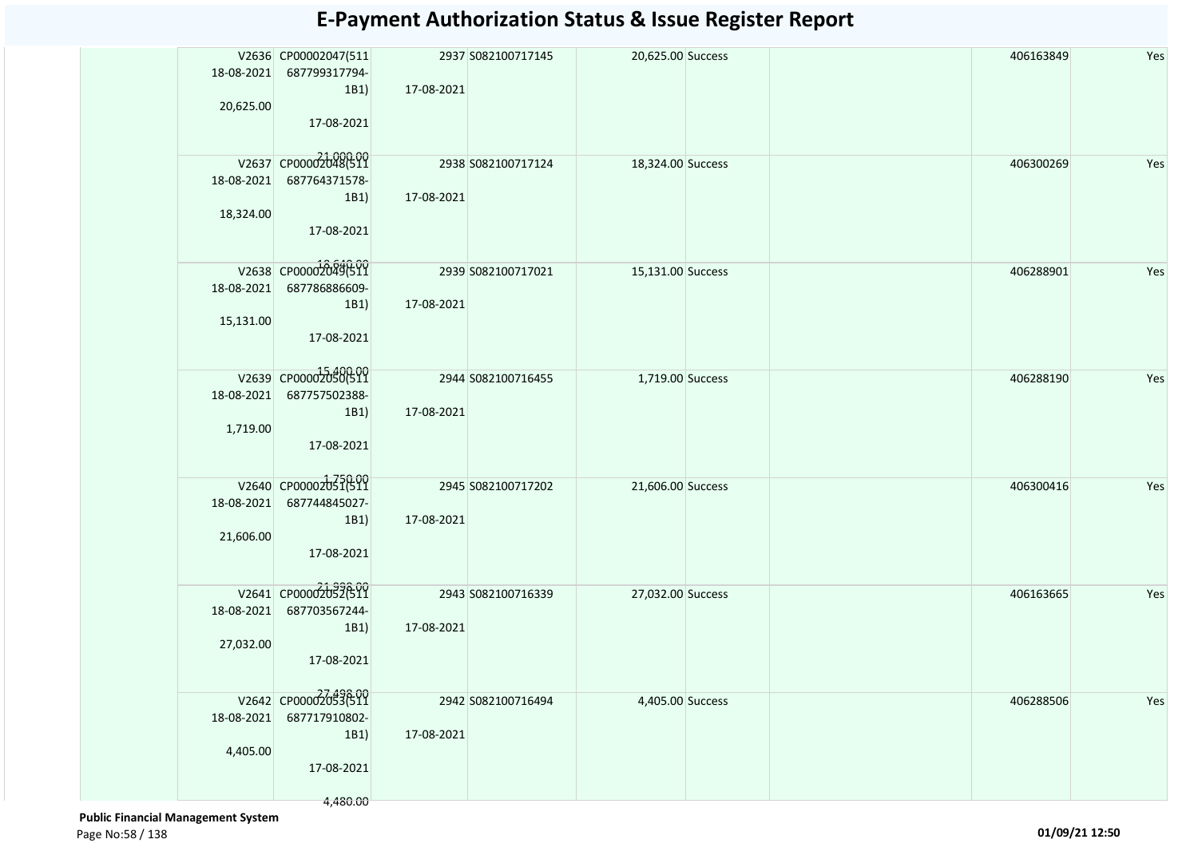# E-Payment Authorization Status & Issue Register Report

| | Voucher No / Date / Amount | Cheque No / Date / Amount | | | | | | | |
|---|---|---|---|---|---|---|---|---|---|
| | V2636 18-08-2021 20,625.00 | CP00002047(511 687799317794-1B1) 17-08-2021 21,000.00 | 2937 17-08-2021 | S082100717145 | 20,625.00 | Success | | 406163849 | Yes |
| | V2637 18-08-2021 18,324.00 | CP00002048(511 687764371578-1B1) 17-08-2021 18,640.00 | 2938 17-08-2021 | S082100717124 | 18,324.00 | Success | | 406300269 | Yes |
| | V2638 18-08-2021 15,131.00 | CP00002049(511 687786886609-1B1) 17-08-2021 15,400.00 | 2939 17-08-2021 | S082100717021 | 15,131.00 | Success | | 406288901 | Yes |
| | V2639 18-08-2021 1,719.00 | CP00002050(511 687757502388-1B1) 17-08-2021 1,750.00 | 2944 17-08-2021 | S082100716455 | 1,719.00 | Success | | 406288190 | Yes |
| | V2640 18-08-2021 21,606.00 | CP00002051(511 687744845027-1B1) 17-08-2021 21,998.00 | 2945 17-08-2021 | S082100717202 | 21,606.00 | Success | | 406300416 | Yes |
| | V2641 18-08-2021 27,032.00 | CP00002052(511 687703567244-1B1) 17-08-2021 27,498.00 | 2943 17-08-2021 | S082100716339 | 27,032.00 | Success | | 406163665 | Yes |
| | V2642 18-08-2021 4,405.00 | CP00002053(511 687717910802-1B1) 17-08-2021 4,480.00 | 2942 17-08-2021 | S082100716494 | 4,405.00 | Success | | 406288506 | Yes |

**Public Financial Management System**

01/09/21 12:50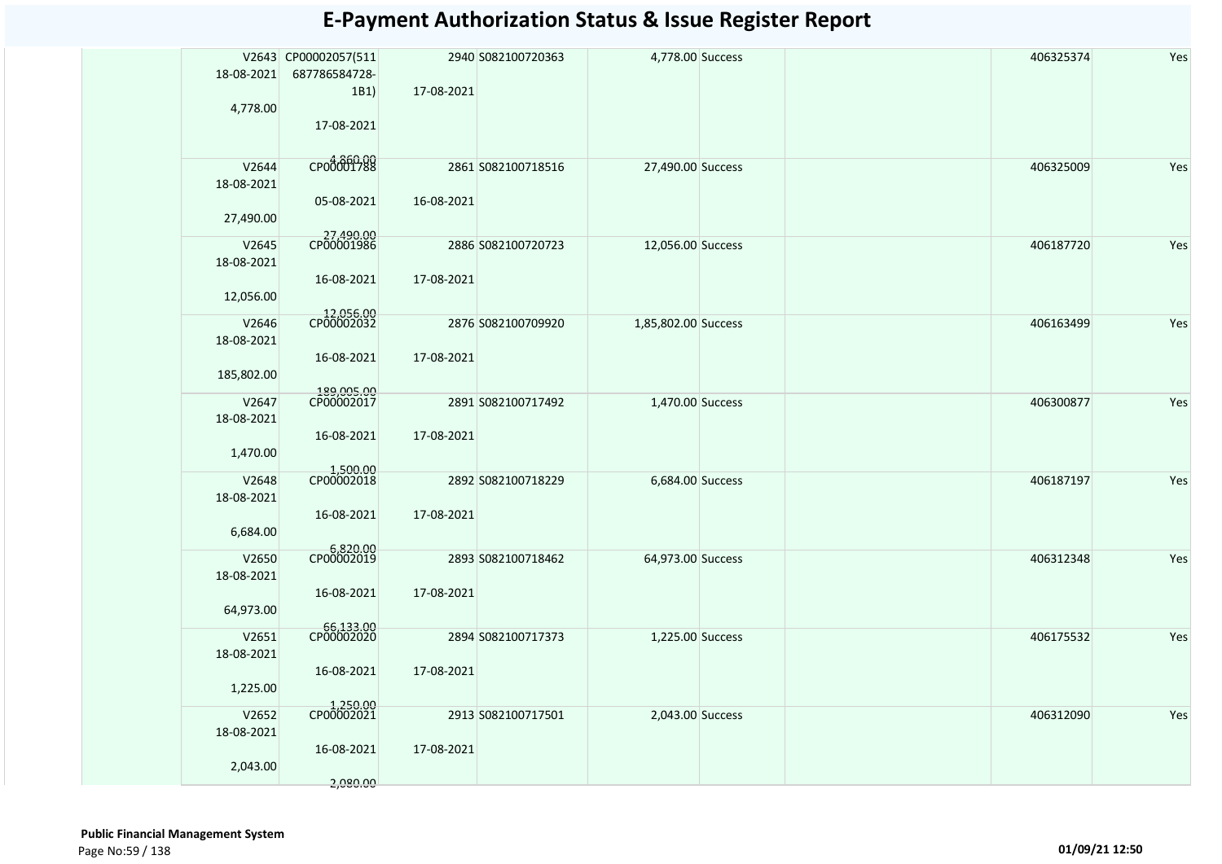# E-Payment Authorization Status & Issue Register Report

| | | | | | | | | | |
|---|---|---|---|---|---|---|---|---|---|
| | V2643 18-08-2021 4,778.00 | CP00002057(511 687786584728-1B1) 17-08-2021 4,860.00 | 2940 17-08-2021 | S082100720363 | 4,778.00 | Success | | 406325374 | Yes |
| | V2644 18-08-2021 27,490.00 | CP00001788 05-08-2021 27,490.00 | 2861 16-08-2021 | S082100718516 | 27,490.00 | Success | | 406325009 | Yes |
| | V2645 18-08-2021 12,056.00 | CP00001986 16-08-2021 12,056.00 | 2886 17-08-2021 | S082100720723 | 12,056.00 | Success | | 406187720 | Yes |
| | V2646 18-08-2021 185,802.00 | CP00002032 16-08-2021 189,005.00 | 2876 17-08-2021 | S082100709920 | 1,85,802.00 | Success | | 406163499 | Yes |
| | V2647 18-08-2021 1,470.00 | CP00002017 16-08-2021 1,500.00 | 2891 17-08-2021 | S082100717492 | 1,470.00 | Success | | 406300877 | Yes |
| | V2648 18-08-2021 6,684.00 | CP00002018 16-08-2021 6,820.00 | 2892 17-08-2021 | S082100718229 | 6,684.00 | Success | | 406187197 | Yes |
| | V2650 18-08-2021 64,973.00 | CP00002019 16-08-2021 66,133.00 | 2893 17-08-2021 | S082100718462 | 64,973.00 | Success | | 406312348 | Yes |
| | V2651 18-08-2021 1,225.00 | CP00002020 16-08-2021 1,250.00 | 2894 17-08-2021 | S082100717373 | 1,225.00 | Success | | 406175532 | Yes |
| | V2652 18-08-2021 2,043.00 | CP00002021 16-08-2021 2,080.00 | 2913 17-08-2021 | S082100717501 | 2,043.00 | Success | | 406312090 | Yes |

**Public Financial Management System**

01/09/21 12:50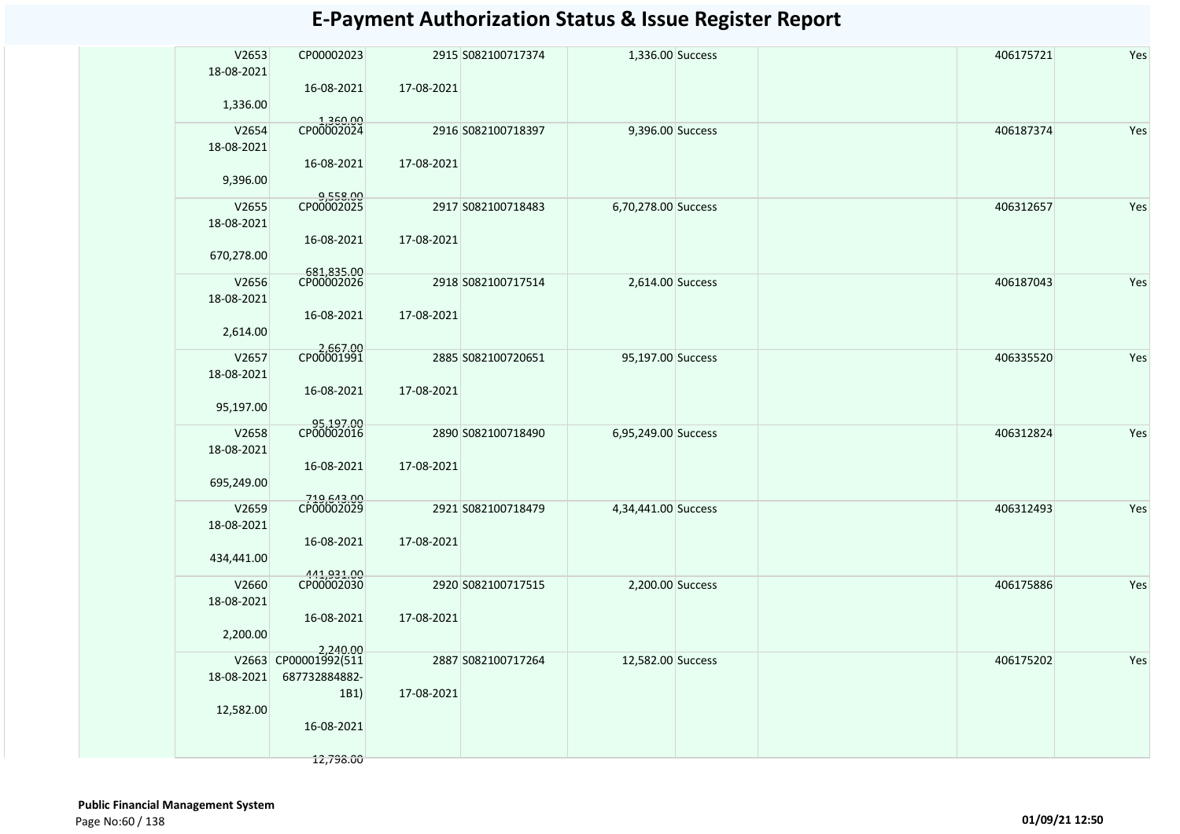# E-Payment Authorization Status & Issue Register Report

| | | | | | | | | | | |
|---|---|---|---|---|---|---|---|---|---|---|
| | V2653 18-08-2021 1,336.00 | CP00002023 16-08-2021 1,360.00 | 2915 17-08-2021 | S082100717374 | 1,336.00 | Success | | | 406175721 | Yes |
| | V2654 18-08-2021 9,396.00 | CP00002024 16-08-2021 9,558.00 | 2916 17-08-2021 | S082100718397 | 9,396.00 | Success | | | 406187374 | Yes |
| | V2655 18-08-2021 670,278.00 | CP00002025 16-08-2021 681,835.00 | 2917 17-08-2021 | S082100718483 | 6,70,278.00 | Success | | | 406312657 | Yes |
| | V2656 18-08-2021 2,614.00 | CP00002026 16-08-2021 2,667.00 | 2918 17-08-2021 | S082100717514 | 2,614.00 | Success | | | 406187043 | Yes |
| | V2657 18-08-2021 95,197.00 | CP00001991 16-08-2021 95,197.00 | 2885 17-08-2021 | S082100720651 | 95,197.00 | Success | | | 406335520 | Yes |
| | V2658 18-08-2021 695,249.00 | CP00002016 16-08-2021 719,643.00 | 2890 17-08-2021 | S082100718490 | 6,95,249.00 | Success | | | 406312824 | Yes |
| | V2659 18-08-2021 434,441.00 | CP00002029 16-08-2021 441,931.00 | 2921 17-08-2021 | S082100718479 | 4,34,441.00 | Success | | | 406312493 | Yes |
| | V2660 18-08-2021 2,200.00 | CP00002030 16-08-2021 2,240.00 | 2920 17-08-2021 | S082100717515 | 2,200.00 | Success | | | 406175886 | Yes |
| | V2663 18-08-2021 12,582.00 | CP00001992(511687732884882-1B1) 16-08-2021 12,798.00 | 2887 17-08-2021 | S082100717264 | 12,582.00 | Success | | | 406175202 | Yes |

**Public Financial Management System**

01/09/21 12:50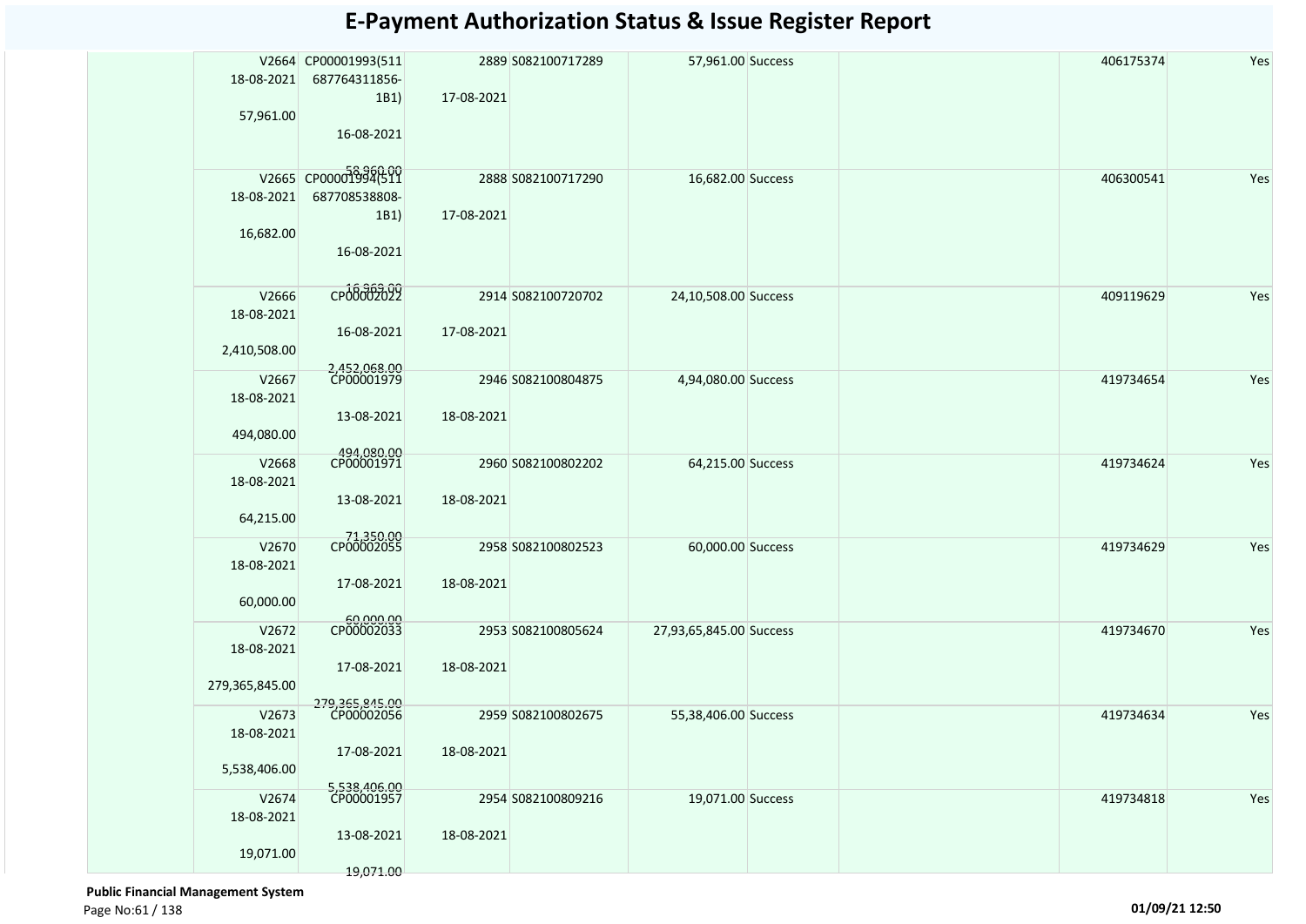# E-Payment Authorization Status & Issue Register Report

| | | | | | | | | | | |
|---|---|---|---|---|---|---|---|---|---|---|
| | V2664 18-08-2021 57,961.00 | CP00001993(511 687764311856-1B1) 16-08-2021 58,960.00 | 2889 17-08-2021 | S082100717289 | 57,961.00 | Success | | | 406175374 | Yes |
| | V2665 18-08-2021 16,682.00 | CP00001994(511 687708538808-1B1) 16-08-2021 16,363.00 | 2888 17-08-2021 | S082100717290 | 16,682.00 | Success | | | 406300541 | Yes |
| | V2666 18-08-2021 2,410,508.00 | CP00002022 16-08-2021 2,452,068.00 | 2914 17-08-2021 | S082100720702 | 24,10,508.00 | Success | | | 409119629 | Yes |
| | V2667 18-08-2021 494,080.00 | CP00001979 13-08-2021 494,080.00 | 2946 18-08-2021 | S082100804875 | 4,94,080.00 | Success | | | 419734654 | Yes |
| | V2668 18-08-2021 64,215.00 | CP00001971 13-08-2021 71,350.00 | 2960 18-08-2021 | S082100802202 | 64,215.00 | Success | | | 419734624 | Yes |
| | V2670 18-08-2021 60,000.00 | CP00002055 17-08-2021 60,000.00 | 2958 18-08-2021 | S082100802523 | 60,000.00 | Success | | | 419734629 | Yes |
| | V2672 18-08-2021 279,365,845.00 | CP00002033 17-08-2021 279,365,845.00 | 2953 18-08-2021 | S082100805624 | 27,93,65,845.00 | Success | | | 419734670 | Yes |
| | V2673 18-08-2021 5,538,406.00 | CP00002056 17-08-2021 5,538,406.00 | 2959 18-08-2021 | S082100802675 | 55,38,406.00 | Success | | | 419734634 | Yes |
| | V2674 18-08-2021 19,071.00 | CP00001957 13-08-2021 19,071.00 | 2954 18-08-2021 | S082100809216 | 19,071.00 | Success | | | 419734818 | Yes |

**Public Financial Management System**

01/09/21 12:50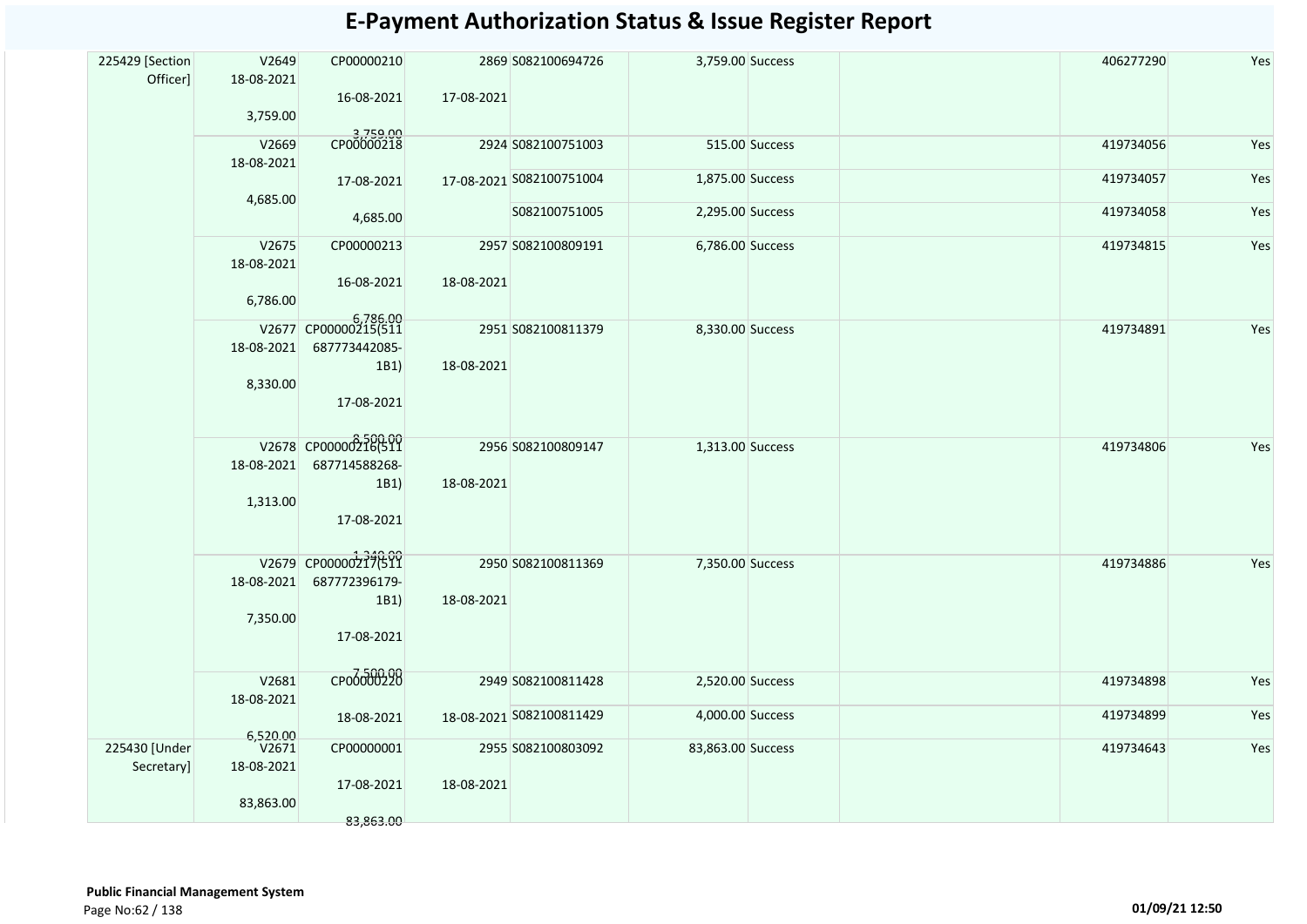# E-Payment Authorization Status & Issue Register Report

| | | | | | | | | | |
|---|---|---|---|---|---|---|---|---|---|
| 225429 [Section Officer] | V2649 18-08-2021 3,759.00 | CP00000210 16-08-2021 3,759.00 | 2869 17-08-2021 | S082100694726 | 3,759.00 | Success | | 406277290 | Yes |
| | V2669 18-08-2021 4,685.00 | CP00000218 17-08-2021 4,685.00 | 2924 17-08-2021 | S082100751003 | 515.00 | Success | | 419734056 | Yes |
| | | | | S082100751004 | 1,875.00 | Success | | 419734057 | Yes |
| | | | | S082100751005 | 2,295.00 | Success | | 419734058 | Yes |
| | V2675 18-08-2021 6,786.00 | CP00000213 16-08-2021 6,786.00 | 2957 18-08-2021 | S082100809191 | 6,786.00 | Success | | 419734815 | Yes |
| | V2677 18-08-2021 8,330.00 | CP00000215(511 687773442085-1B1) 17-08-2021 8,500.00 | 2951 18-08-2021 | S082100811379 | 8,330.00 | Success | | 419734891 | Yes |
| | V2678 18-08-2021 1,313.00 | CP00000216(511 687714588268-1B1) 17-08-2021 1,340.00 | 2956 18-08-2021 | S082100809147 | 1,313.00 | Success | | 419734806 | Yes |
| | V2679 18-08-2021 7,350.00 | CP00000217(511 687772396179-1B1) 17-08-2021 7,500.00 | 2950 18-08-2021 | S082100811369 | 7,350.00 | Success | | 419734886 | Yes |
| | V2681 18-08-2021 6,520.00 | CP00000220 18-08-2021 | 2949 18-08-2021 | S082100811428 | 2,520.00 | Success | | 419734898 | Yes |
| | | | | S082100811429 | 4,000.00 | Success | | 419734899 | Yes |
| 225430 [Under Secretary] | V2671 18-08-2021 83,863.00 | CP00000001 17-08-2021 83,863.00 | 2955 18-08-2021 | S082100803092 | 83,863.00 | Success | | 419734643 | Yes |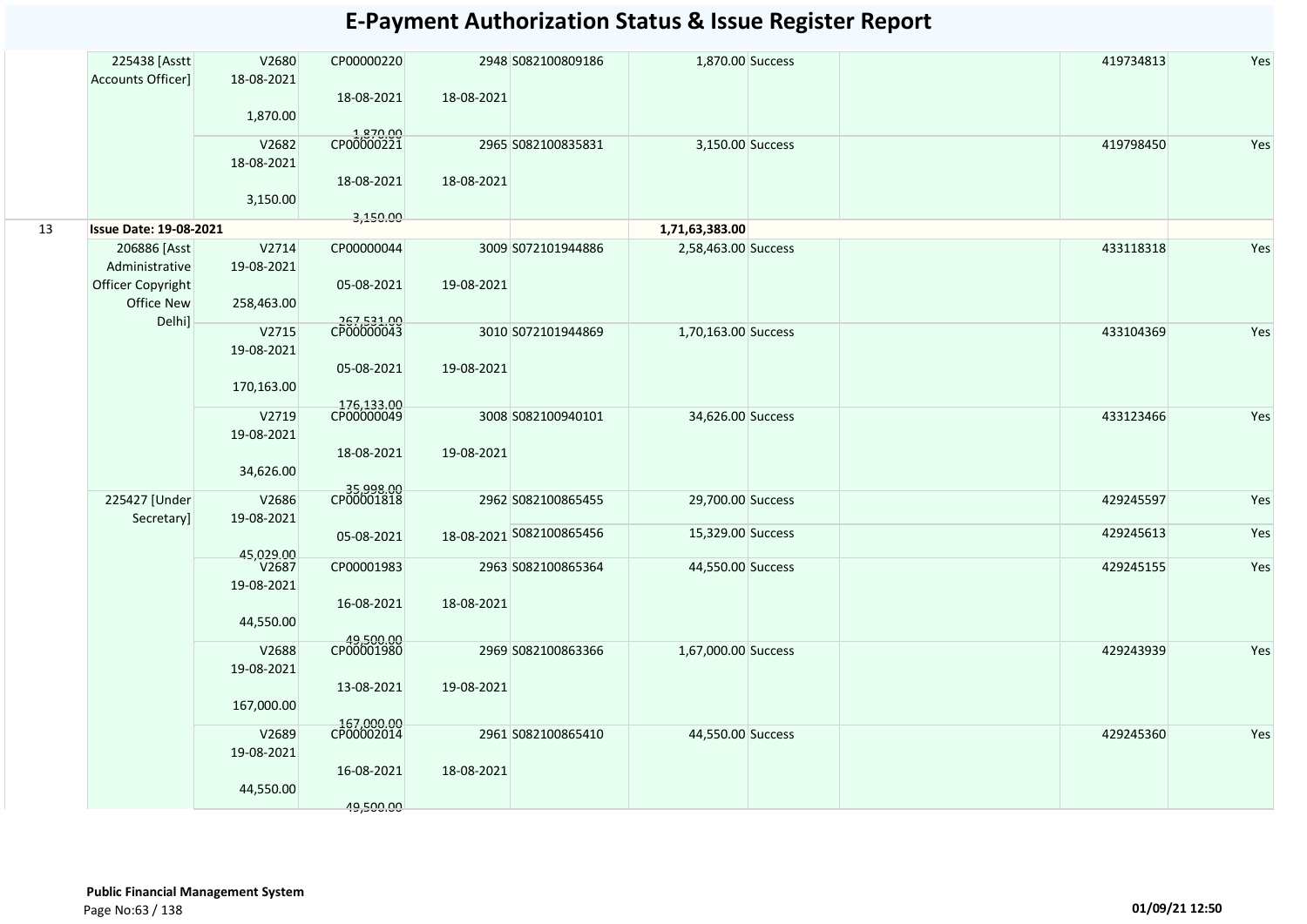# E-Payment Authorization Status & Issue Register Report

| | | | | | | | | | | |
|---|---|---|---|---|---|---|---|---|---|---|
| | 225438 [Asstt Accounts Officer] | V2680 18-08-2021 1,870.00 | CP00000220 18-08-2021 1,870.00 | 2948 18-08-2021 | S082100809186 | 1,870.00 | Success | | 419734813 | Yes |
| | | V2682 18-08-2021 3,150.00 | CP00000221 18-08-2021 3,150.00 | 2965 18-08-2021 | S082100835831 | 3,150.00 | Success | | 419798450 | Yes |
| 13 | **Issue Date: 19-08-2021** | | | | | 1,71,63,383.00 | | | | |
| | 206886 [Asst Administrative Officer Copyright Office New Delhi] | V2714 19-08-2021 258,463.00 | CP00000044 05-08-2021 267,531.00 | 3009 19-08-2021 | S072101944886 | 2,58,463.00 | Success | | 433118318 | Yes |
| | | V2715 19-08-2021 170,163.00 | CP00000043 05-08-2021 176,133.00 | 3010 19-08-2021 | S072101944869 | 1,70,163.00 | Success | | 433104369 | Yes |
| | | V2719 19-08-2021 34,626.00 | CP00000049 18-08-2021 35,998.00 | 3008 19-08-2021 | S082100940101 | 34,626.00 | Success | | 433123466 | Yes |
| | 225427 [Under Secretary] | V2686 19-08-2021 45,029.00 | CP00001818 05-08-2021 | 2962 18-08-2021 | S082100865455 | 29,700.00 | Success | | 429245597 | Yes |
| | | | | | S082100865456 | 15,329.00 | Success | | 429245613 | Yes |
| | | V2687 19-08-2021 44,550.00 | CP00001983 16-08-2021 49,500.00 | 2963 18-08-2021 | S082100865364 | 44,550.00 | Success | | 429245155 | Yes |
| | | V2688 19-08-2021 167,000.00 | CP00001980 13-08-2021 167,000.00 | 2969 19-08-2021 | S082100863366 | 1,67,000.00 | Success | | 429243939 | Yes |
| | | V2689 19-08-2021 44,550.00 | CP00002014 16-08-2021 49,500.00 | 2961 18-08-2021 | S082100865410 | 44,550.00 | Success | | 429245360 | Yes |

**Public Financial Management System**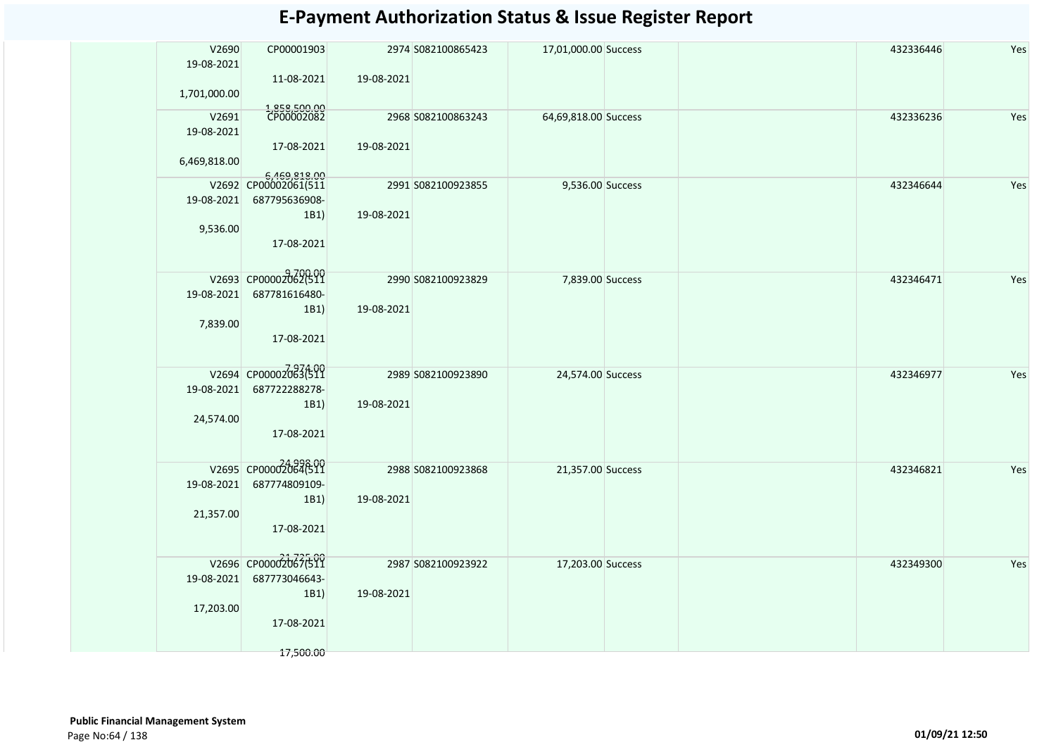# E-Payment Authorization Status & Issue Register Report

| | | | | | | | | | | |
|---|---|---|---|---|---|---|---|---|---|---|
| | V2690<br>19-08-2021<br>1,701,000.00 | CP00001903<br>11-08-2021<br>1,858,500.00 | 2974<br>19-08-2021 | S082100865423 | 17,01,000.00 | Success | | | 432336446 | Yes |
| | V2691<br>19-08-2021<br>6,469,818.00 | CP00002082<br>17-08-2021<br>6,469,818.00 | 2968<br>19-08-2021 | S082100863243 | 64,69,818.00 | Success | | | 432336236 | Yes |
| | V2692<br>19-08-2021<br>9,536.00 | CP00002061(511 687795636908-1B1)<br>17-08-2021<br>9,700.00 | 2991<br>19-08-2021 | S082100923855 | 9,536.00 | Success | | | 432346644 | Yes |
| | V2693<br>19-08-2021<br>7,839.00 | CP00002062(511 687781616480-1B1)<br>17-08-2021<br>7,974.00 | 2990<br>19-08-2021 | S082100923829 | 7,839.00 | Success | | | 432346471 | Yes |
| | V2694<br>19-08-2021<br>24,574.00 | CP00002063(511 687722288278-1B1)<br>17-08-2021<br>24,998.00 | 2989<br>19-08-2021 | S082100923890 | 24,574.00 | Success | | | 432346977 | Yes |
| | V2695<br>19-08-2021<br>21,357.00 | CP00002064(511 687774809109-1B1)<br>17-08-2021<br>21,725.00 | 2988<br>19-08-2021 | S082100923868 | 21,357.00 | Success | | | 432346821 | Yes |
| | V2696<br>19-08-2021<br>17,203.00 | CP00002067(511 687773046643-1B1)<br>17-08-2021<br>17,500.00 | 2987<br>19-08-2021 | S082100923922 | 17,203.00 | Success | | | 432349300 | Yes |

**Public Financial Management System**

01/09/21 12:50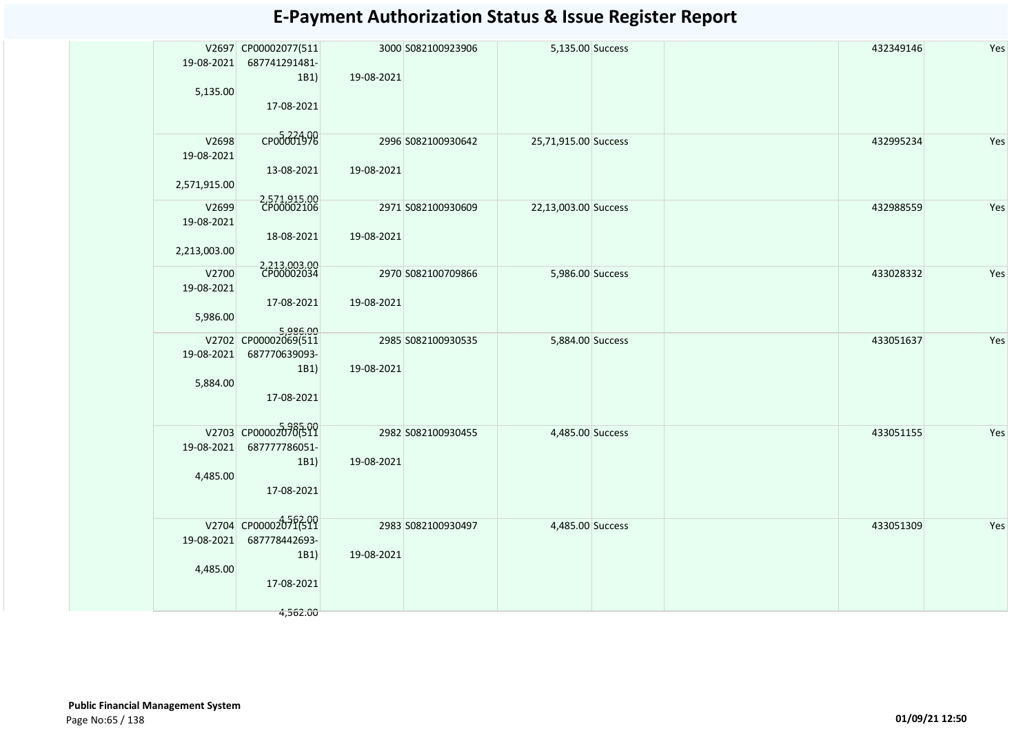# E-Payment Authorization Status & Issue Register Report

| | | | | | | | | | |
|---|---|---|---|---|---|---|---|---|---|
| | V2697 19-08-2021 5,135.00 | CP00002077(511 687741291481-1B1) 17-08-2021 5,224.00 | 3000 19-08-2021 | S082100923906 | 5,135.00 | Success | | 432349146 | Yes |
| | V2698 19-08-2021 2,571,915.00 | CP00001976 13-08-2021 2,571,915.00 | 2996 19-08-2021 | S082100930642 | 25,71,915.00 | Success | | 432995234 | Yes |
| | V2699 19-08-2021 2,213,003.00 | CP00002106 18-08-2021 2,213,003.00 | 2971 19-08-2021 | S082100930609 | 22,13,003.00 | Success | | 432988559 | Yes |
| | V2700 19-08-2021 5,986.00 | CP00002034 17-08-2021 5,986.00 | 2970 19-08-2021 | S082100709866 | 5,986.00 | Success | | 433028332 | Yes |
| | V2702 19-08-2021 5,884.00 | CP00002069(511 687770639093-1B1) 17-08-2021 5,985.00 | 2985 19-08-2021 | S082100930535 | 5,884.00 | Success | | 433051637 | Yes |
| | V2703 19-08-2021 4,485.00 | CP00002070(511 687777786051-1B1) 17-08-2021 4,562.00 | 2982 19-08-2021 | S082100930455 | 4,485.00 | Success | | 433051155 | Yes |
| | V2704 19-08-2021 4,485.00 | CP00002071(511 687778442693-1B1) 17-08-2021 4,562.00 | 2983 19-08-2021 | S082100930497 | 4,485.00 | Success | | 433051309 | Yes |

**Public Financial Management System**

01/09/21 12:50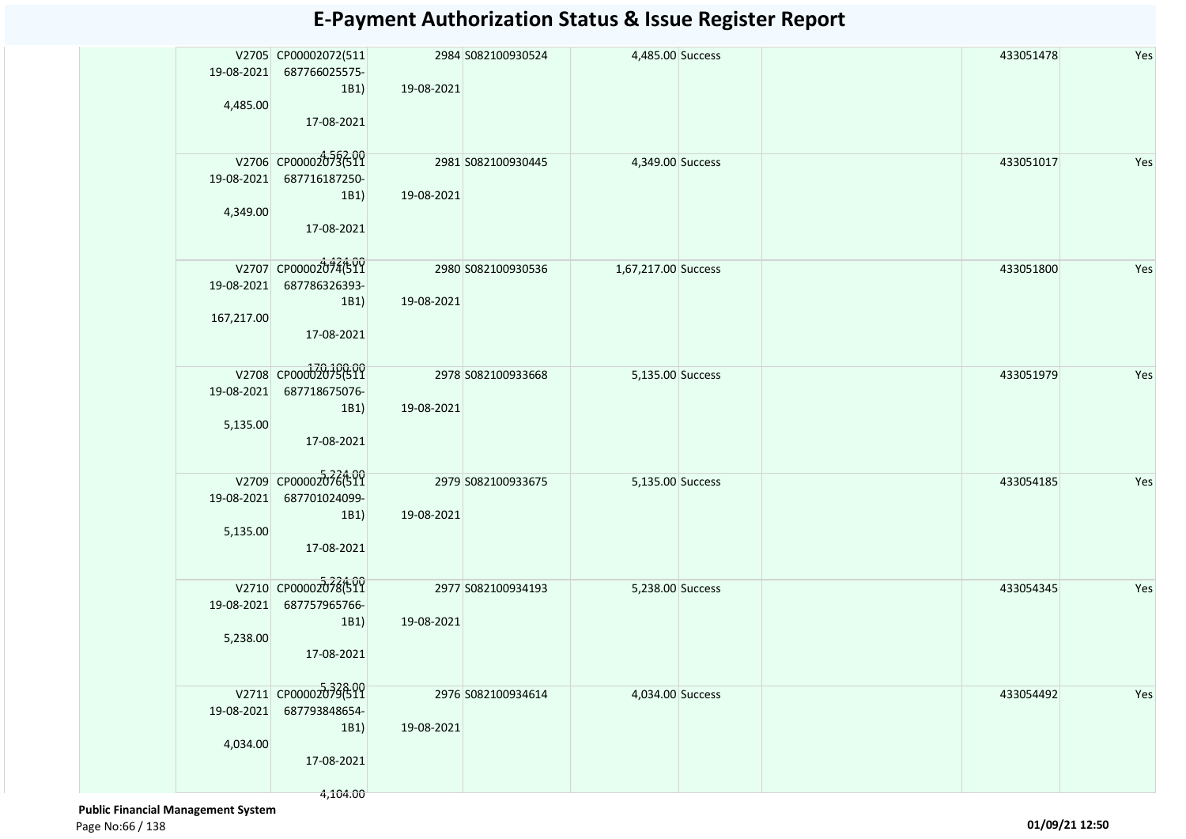# E-Payment Authorization Status & Issue Register Report

| | | | | | | | | | | |
|---|---|---|---|---|---|---|---|---|---|---|
| | V2705 19-08-2021 4,485.00 | CP00002072(511 687766025575-1B1) 17-08-2021 4,562.00 | 2984 19-08-2021 | S082100930524 | 4,485.00 | Success | | | 433051478 | Yes |
| | V2706 19-08-2021 4,349.00 | CP00002073(511 687716187250-1B1) 17-08-2021 4,424.00 | 2981 19-08-2021 | S082100930445 | 4,349.00 | Success | | | 433051017 | Yes |
| | V2707 19-08-2021 167,217.00 | CP00002074(511 687786326393-1B1) 17-08-2021 170,100.00 | 2980 19-08-2021 | S082100930536 | 1,67,217.00 | Success | | | 433051800 | Yes |
| | V2708 19-08-2021 5,135.00 | CP00002075(511 687718675076-1B1) 17-08-2021 5,224.00 | 2978 19-08-2021 | S082100933668 | 5,135.00 | Success | | | 433051979 | Yes |
| | V2709 19-08-2021 5,135.00 | CP00002076(511 687701024099-1B1) 17-08-2021 5,224.00 | 2979 19-08-2021 | S082100933675 | 5,135.00 | Success | | | 433054185 | Yes |
| | V2710 19-08-2021 5,238.00 | CP00002078(511 687757965766-1B1) 17-08-2021 5,328.00 | 2977 19-08-2021 | S082100934193 | 5,238.00 | Success | | | 433054345 | Yes |
| | V2711 19-08-2021 4,034.00 | CP00002079(511 687793848654-1B1) 17-08-2021 4,104.00 | 2976 19-08-2021 | S082100934614 | 4,034.00 | Success | | | 433054492 | Yes |

**Public Financial Management System**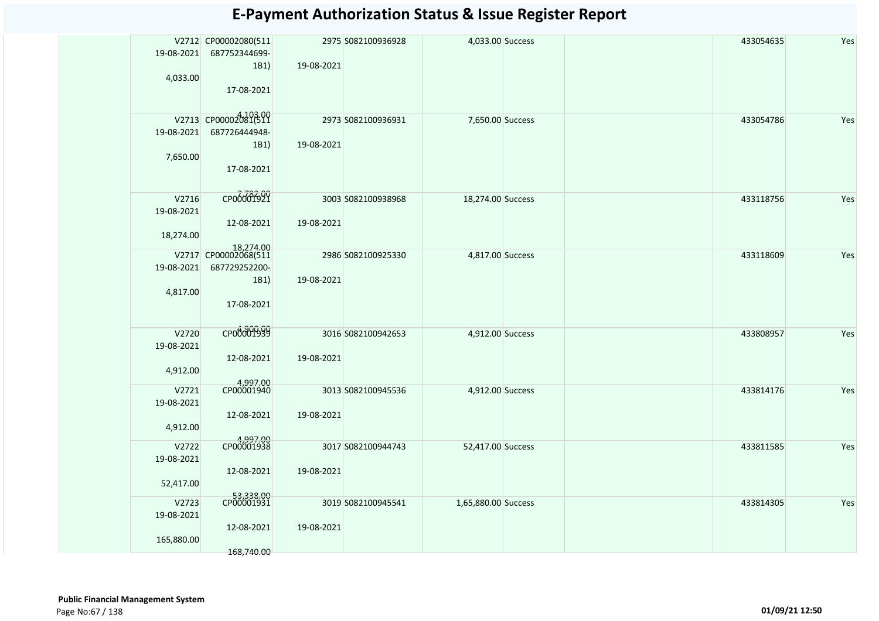# E-Payment Authorization Status & Issue Register Report

| | | | | | | | | | | |
|---|---|---|---|---|---|---|---|---|---|---|
| | V2712 19-08-2021 4,033.00 | CP00002080(511 687752344699-1B1) 17-08-2021 4,103.00 | 2975 19-08-2021 | S082100936928 | 4,033.00 | Success | | | 433054635 | Yes |
| | V2713 19-08-2021 7,650.00 | CP00002081(511 687726444948-1B1) 17-08-2021 7,782.00 | 2973 19-08-2021 | S082100936931 | 7,650.00 | Success | | | 433054786 | Yes |
| | V2716 19-08-2021 18,274.00 | CP00001921 12-08-2021 18,274.00 | 3003 19-08-2021 | S082100938968 | 18,274.00 | Success | | | 433118756 | Yes |
| | V2717 19-08-2021 4,817.00 | CP00002068(511 687729252200-1B1) 17-08-2021 4,900.00 | 2986 19-08-2021 | S082100925330 | 4,817.00 | Success | | | 433118609 | Yes |
| | V2720 19-08-2021 4,912.00 | CP00001939 12-08-2021 4,997.00 | 3016 19-08-2021 | S082100942653 | 4,912.00 | Success | | | 433808957 | Yes |
| | V2721 19-08-2021 4,912.00 | CP00001940 12-08-2021 4,997.00 | 3013 19-08-2021 | S082100945536 | 4,912.00 | Success | | | 433814176 | Yes |
| | V2722 19-08-2021 52,417.00 | CP00001938 12-08-2021 53,338.00 | 3017 19-08-2021 | S082100944743 | 52,417.00 | Success | | | 433811585 | Yes |
| | V2723 19-08-2021 165,880.00 | CP00001931 12-08-2021 168,740.00 | 3019 19-08-2021 | S082100945541 | 1,65,880.00 | Success | | | 433814305 | Yes |

**Public Financial Management System**

01/09/21 12:50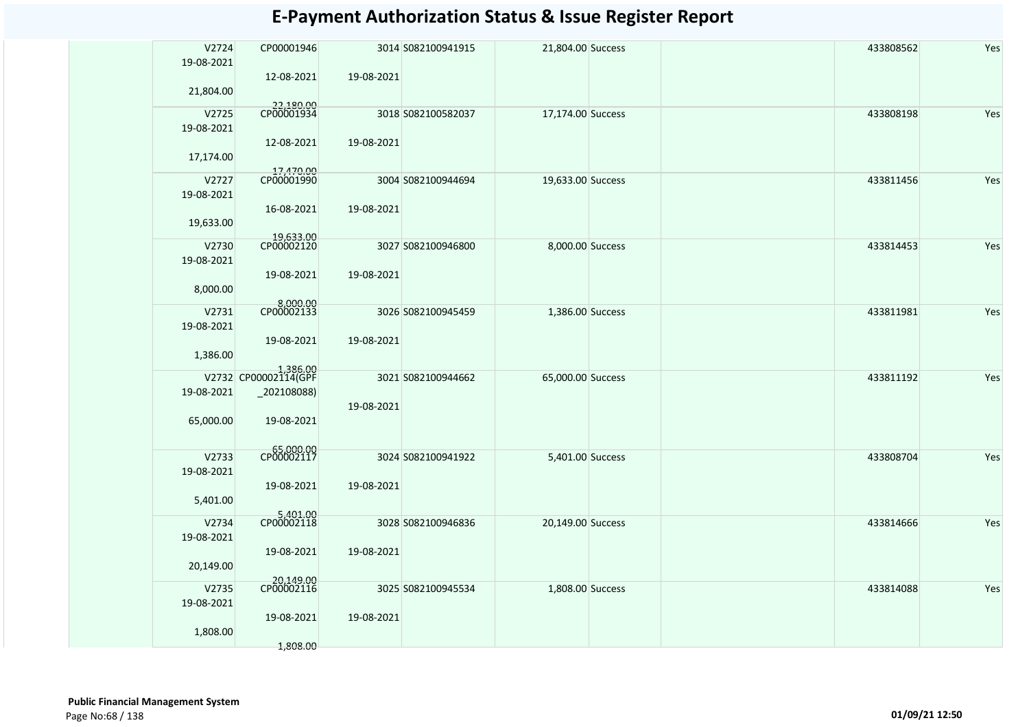# E-Payment Authorization Status & Issue Register Report

| | | | | | | | | | | |
|---|---|---|---|---|---|---|---|---|---|---|
| | V2724 19-08-2021 21,804.00 | CP00001946 12-08-2021 22,180.00 | 3014 19-08-2021 | S082100941915 | 21,804.00 | Success | | | 433808562 | Yes |
| | V2725 19-08-2021 17,174.00 | CP00001934 12-08-2021 17,470.00 | 3018 19-08-2021 | S082100582037 | 17,174.00 | Success | | | 433808198 | Yes |
| | V2727 19-08-2021 19,633.00 | CP00001990 16-08-2021 19,633.00 | 3004 19-08-2021 | S082100944694 | 19,633.00 | Success | | | 433811456 | Yes |
| | V2730 19-08-2021 8,000.00 | CP00002120 19-08-2021 8,000.00 | 3027 19-08-2021 | S082100946800 | 8,000.00 | Success | | | 433814453 | Yes |
| | V2731 19-08-2021 1,386.00 | CP00002133 19-08-2021 1,386.00 | 3026 19-08-2021 | S082100945459 | 1,386.00 | Success | | | 433811981 | Yes |
| | V2732 19-08-2021 65,000.00 | CP00002114(GPF _202108088) 19-08-2021 65,000.00 | 3021 19-08-2021 | S082100944662 | 65,000.00 | Success | | | 433811192 | Yes |
| | V2733 19-08-2021 5,401.00 | CP00002117 19-08-2021 5,401.00 | 3024 19-08-2021 | S082100941922 | 5,401.00 | Success | | | 433808704 | Yes |
| | V2734 19-08-2021 20,149.00 | CP00002118 19-08-2021 20,149.00 | 3028 19-08-2021 | S082100946836 | 20,149.00 | Success | | | 433814666 | Yes |
| | V2735 19-08-2021 1,808.00 | CP00002116 19-08-2021 1,808.00 | 3025 19-08-2021 | S082100945534 | 1,808.00 | Success | | | 433814088 | Yes |

**Public Financial Management System**

01/09/21 12:50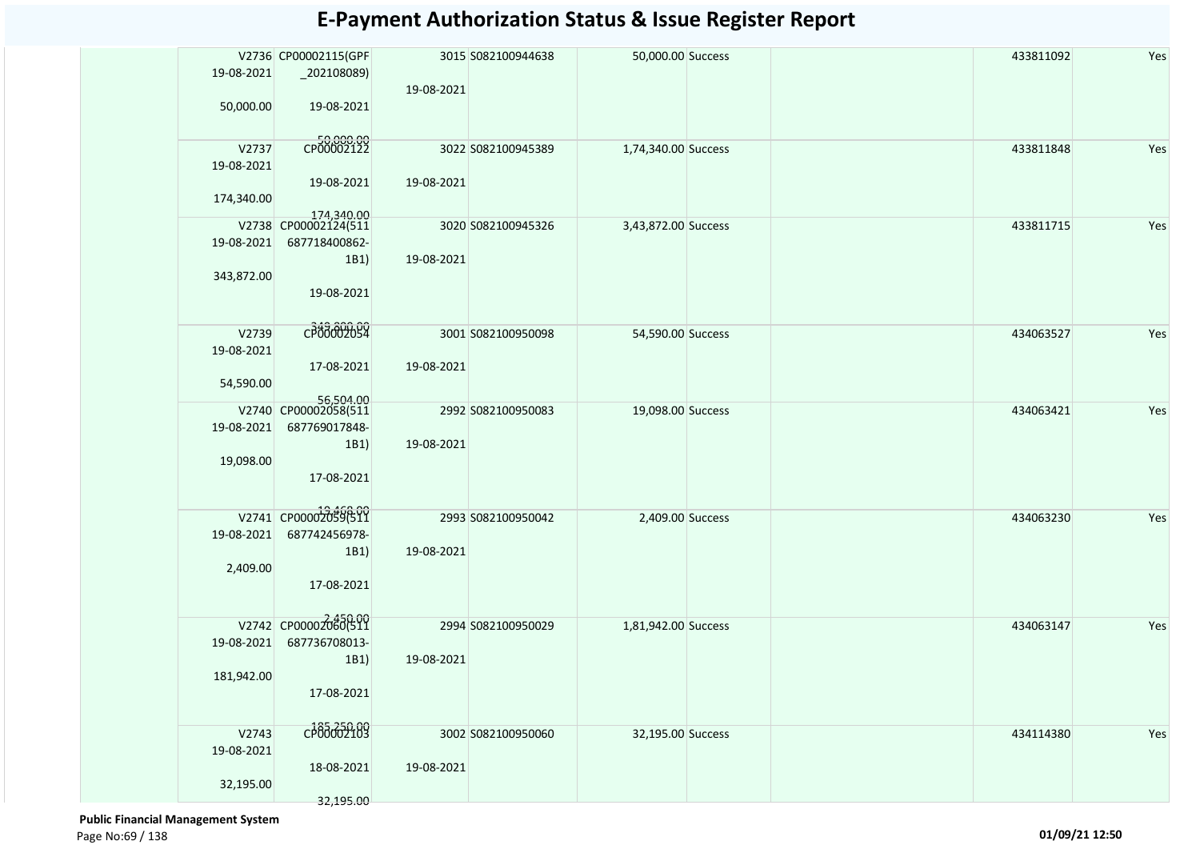# E-Payment Authorization Status & Issue Register Report

| | | | | | | | | | | |
|---|---|---|---|---|---|---|---|---|---|---|
| | V2736<br>19-08-2021<br>50,000.00 | CP00002115(GPF_202108089)<br>19-08-2021<br>50,000.00 | 3015<br>19-08-2021 | S082100944638 | 50,000.00 | Success | | | 433811092 | Yes |
| | V2737<br>19-08-2021<br>174,340.00 | CP00002122<br>19-08-2021<br>174,340.00 | 3022<br>19-08-2021 | S082100945389 | 1,74,340.00 | Success | | | 433811848 | Yes |
| | V2738<br>19-08-2021<br>343,872.00 | CP00002124(511687718400862-1B1)<br>19-08-2021<br>343,800.00 | 3020<br>19-08-2021 | S082100945326 | 3,43,872.00 | Success | | | 433811715 | Yes |
| | V2739<br>19-08-2021<br>54,590.00 | CP00002054<br>17-08-2021<br>56,504.00 | 3001<br>19-08-2021 | S082100950098 | 54,590.00 | Success | | | 434063527 | Yes |
| | V2740<br>19-08-2021<br>19,098.00 | CP00002058(511687769017848-1B1)<br>17-08-2021<br>19,468.00 | 2992<br>19-08-2021 | S082100950083 | 19,098.00 | Success | | | 434063421 | Yes |
| | V2741<br>19-08-2021<br>2,409.00 | CP00002059(511687742456978-1B1)<br>17-08-2021<br>2,459.00 | 2993<br>19-08-2021 | S082100950042 | 2,409.00 | Success | | | 434063230 | Yes |
| | V2742<br>19-08-2021<br>181,942.00 | CP00002060(511687736708013-1B1)<br>17-08-2021<br>185,250.00 | 2994<br>19-08-2021 | S082100950029 | 1,81,942.00 | Success | | | 434063147 | Yes |
| | V2743<br>19-08-2021<br>32,195.00 | CP00002103<br>18-08-2021<br>32,195.00 | 3002<br>19-08-2021 | S082100950060 | 32,195.00 | Success | | | 434114380 | Yes |

**Public Financial Management System**

01/09/21 12:50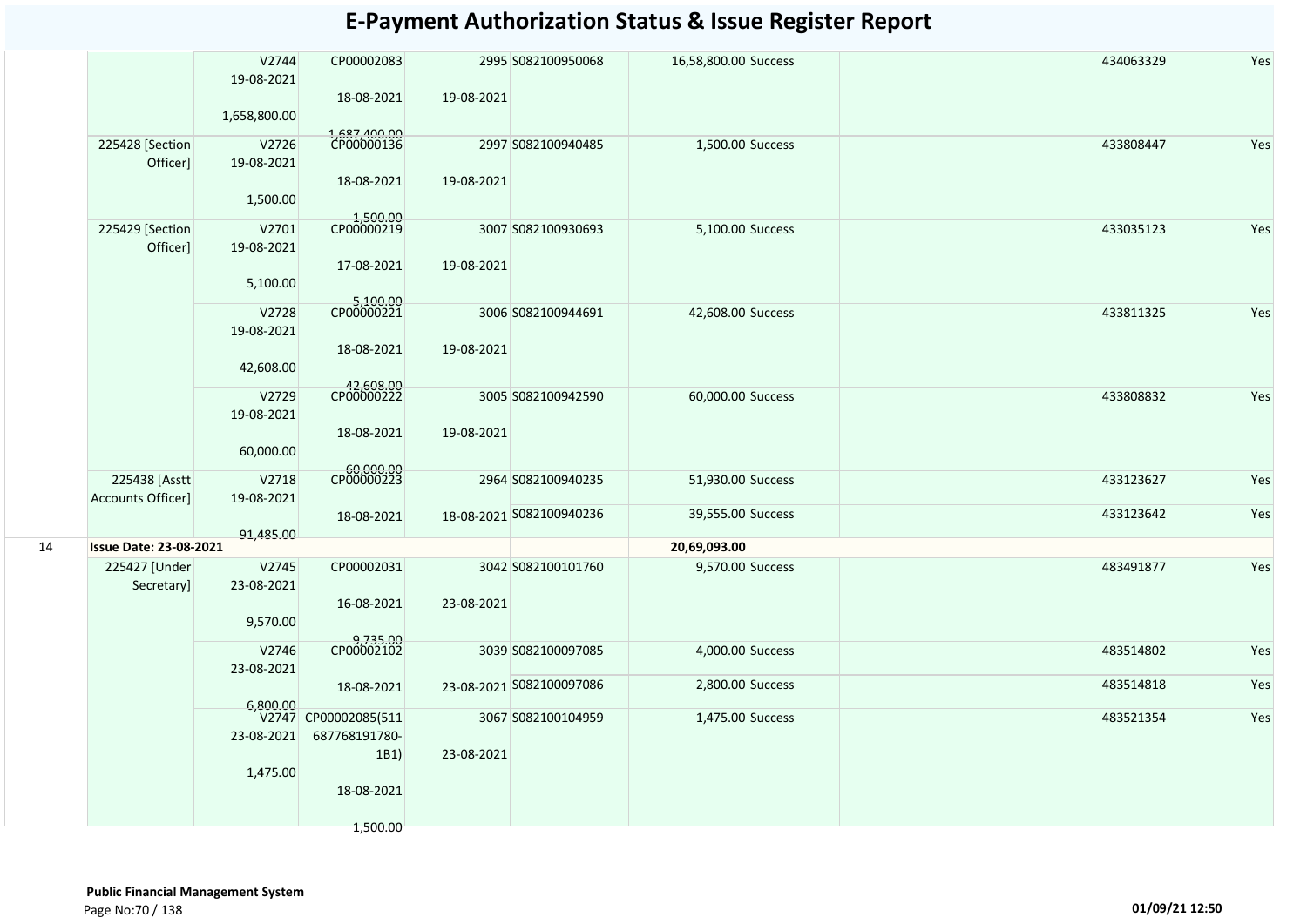# E-Payment Authorization Status & Issue Register Report

| | | | | | | | | | | |
|---|---|---|---|---|---|---|---|---|---|---|
| | | V2744 19-08-2021 1,658,800.00 | CP00002083 18-08-2021 1,687,400.00 | 2995 19-08-2021 | S082100950068 | 16,58,800.00 | Success | | 434063329 | Yes |
| | 225428 [Section Officer] | V2726 19-08-2021 1,500.00 | CP00000136 18-08-2021 1,500.00 | 2997 19-08-2021 | S082100940485 | 1,500.00 | Success | | 433808447 | Yes |
| | 225429 [Section Officer] | V2701 19-08-2021 5,100.00 | CP00000219 17-08-2021 5,100.00 | 3007 19-08-2021 | S082100930693 | 5,100.00 | Success | | 433035123 | Yes |
| | | V2728 19-08-2021 42,608.00 | CP00000221 18-08-2021 42,608.00 | 3006 19-08-2021 | S082100944691 | 42,608.00 | Success | | 433811325 | Yes |
| | | V2729 19-08-2021 60,000.00 | CP00000222 18-08-2021 60,000.00 | 3005 19-08-2021 | S082100942590 | 60,000.00 | Success | | 433808832 | Yes |
| | 225438 [Asstt Accounts Officer] | V2718 19-08-2021 91,485.00 | CP00000223 18-08-2021 | 2964 | S082100940235 | 51,930.00 | Success | | 433123627 | Yes |
| | | | | 18-08-2021 | S082100940236 | 39,555.00 | Success | | 433123642 | Yes |
| 14 | **Issue Date: 23-08-2021** | | | | | 20,69,093.00 | | | | |
| | 225427 [Under Secretary] | V2745 23-08-2021 9,570.00 | CP00002031 16-08-2021 9,735.00 | 3042 23-08-2021 | S082100101760 | 9,570.00 | Success | | 483491877 | Yes |
| | | V2746 23-08-2021 6,800.00 | CP00002102 18-08-2021 | 3039 | S082100097085 | 4,000.00 | Success | | 483514802 | Yes |
| | | | | 23-08-2021 | S082100097086 | 2,800.00 | Success | | 483514818 | Yes |
| | | V2747 23-08-2021 1,475.00 | CP00002085(511 687768191780-1B1) 18-08-2021 1,500.00 | 3067 23-08-2021 | S082100104959 | 1,475.00 | Success | | 483521354 | Yes |

**Public Financial Management System**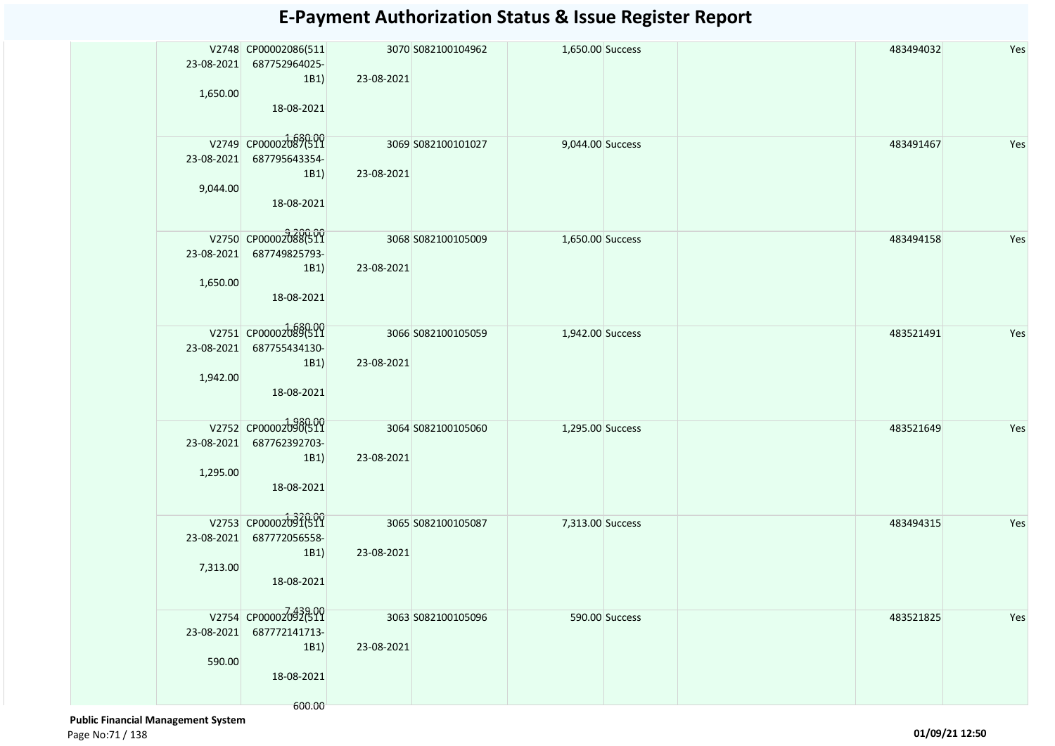# E-Payment Authorization Status & Issue Register Report

| | | | | | | | | | | |
|---|---|---|---|---|---|---|---|---|---|---|
| | V2748 23-08-2021 1,650.00 | CP00002086(511 687752964025-1B1) 18-08-2021 1,680.00 | 3070 23-08-2021 | S082100104962 | 1,650.00 | Success | | | 483494032 | Yes |
| | V2749 23-08-2021 9,044.00 | CP00002087(511 687795643354-1B1) 18-08-2021 9,200.00 | 3069 23-08-2021 | S082100101027 | 9,044.00 | Success | | | 483491467 | Yes |
| | V2750 23-08-2021 1,650.00 | CP00002088(511 687749825793-1B1) 18-08-2021 1,680.00 | 3068 23-08-2021 | S082100105009 | 1,650.00 | Success | | | 483494158 | Yes |
| | V2751 23-08-2021 1,942.00 | CP00002089(511 687755434130-1B1) 18-08-2021 1,980.00 | 3066 23-08-2021 | S082100105059 | 1,942.00 | Success | | | 483521491 | Yes |
| | V2752 23-08-2021 1,295.00 | CP00002090(511 687762392703-1B1) 18-08-2021 1,320.00 | 3064 23-08-2021 | S082100105060 | 1,295.00 | Success | | | 483521649 | Yes |
| | V2753 23-08-2021 7,313.00 | CP00002091(511 687772056558-1B1) 18-08-2021 7,439.00 | 3065 23-08-2021 | S082100105087 | 7,313.00 | Success | | | 483494315 | Yes |
| | V2754 23-08-2021 590.00 | CP00002092(511 687772141713-1B1) 18-08-2021 600.00 | 3063 23-08-2021 | S082100105096 | 590.00 | Success | | | 483521825 | Yes |

**Public Financial Management System**

01/09/21 12:50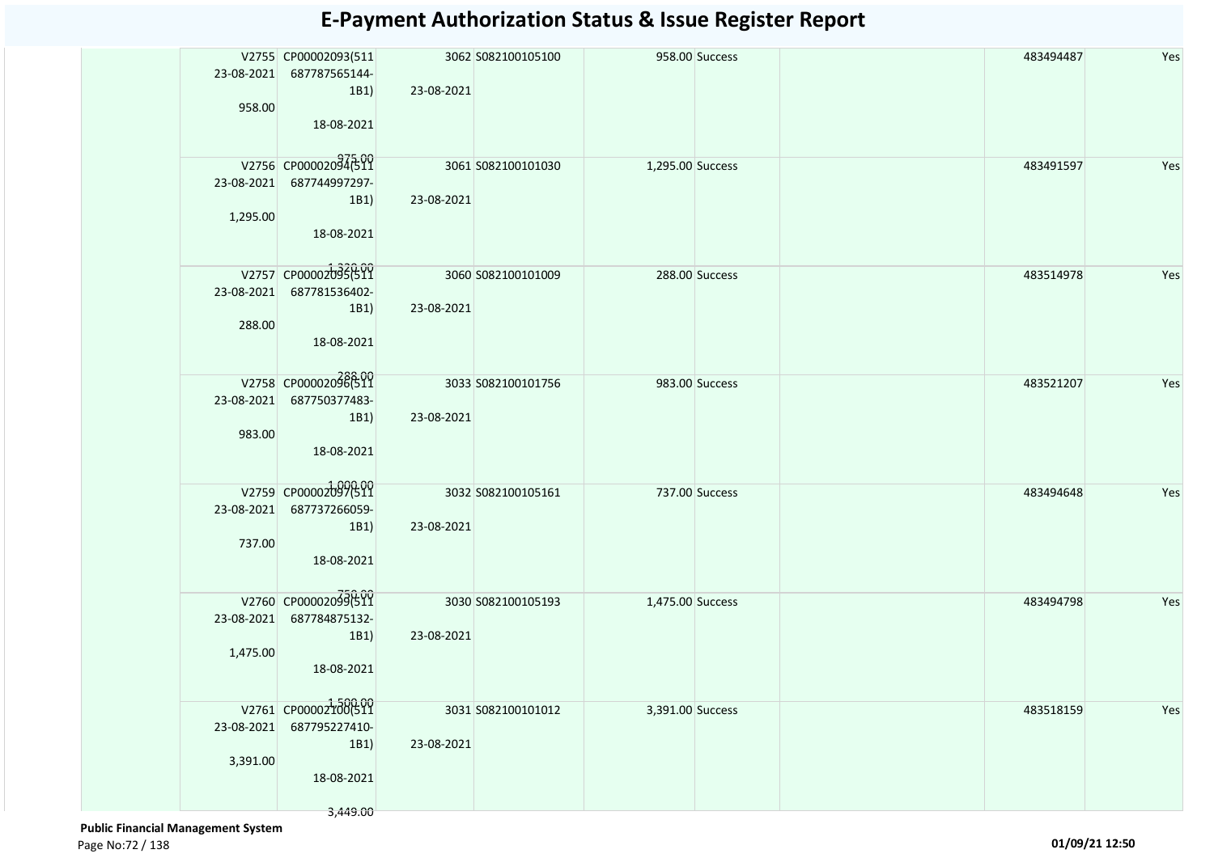# E-Payment Authorization Status & Issue Register Report

| | | | | | | | | | | |
|---|---|---|---|---|---|---|---|---|---|---|
| | V2755 23-08-2021 958.00 | CP00002093(511 687787565144-1B1) 18-08-2021 975.00 | 3062 23-08-2021 | S082100105100 | 958.00 | Success | | | 483494487 | Yes |
| | V2756 23-08-2021 1,295.00 | CP00002094(511 687744997297-1B1) 18-08-2021 1,320.00 | 3061 23-08-2021 | S082100101030 | 1,295.00 | Success | | | 483491597 | Yes |
| | V2757 23-08-2021 288.00 | CP00002095(511 687781536402-1B1) 18-08-2021 288.00 | 3060 23-08-2021 | S082100101009 | 288.00 | Success | | | 483514978 | Yes |
| | V2758 23-08-2021 983.00 | CP00002096(511 687750377483-1B1) 18-08-2021 1,000.00 | 3033 23-08-2021 | S082100101756 | 983.00 | Success | | | 483521207 | Yes |
| | V2759 23-08-2021 737.00 | CP00002097(511 687737266059-1B1) 18-08-2021 750.00 | 3032 23-08-2021 | S082100105161 | 737.00 | Success | | | 483494648 | Yes |
| | V2760 23-08-2021 1,475.00 | CP00002099(511 687784875132-1B1) 18-08-2021 1,500.00 | 3030 23-08-2021 | S082100105193 | 1,475.00 | Success | | | 483494798 | Yes |
| | V2761 23-08-2021 3,391.00 | CP00002100(511 687795227410-1B1) 18-08-2021 3,449.00 | 3031 23-08-2021 | S082100101012 | 3,391.00 | Success | | | 483518159 | Yes |

**Public Financial Management System**

01/09/21 12:50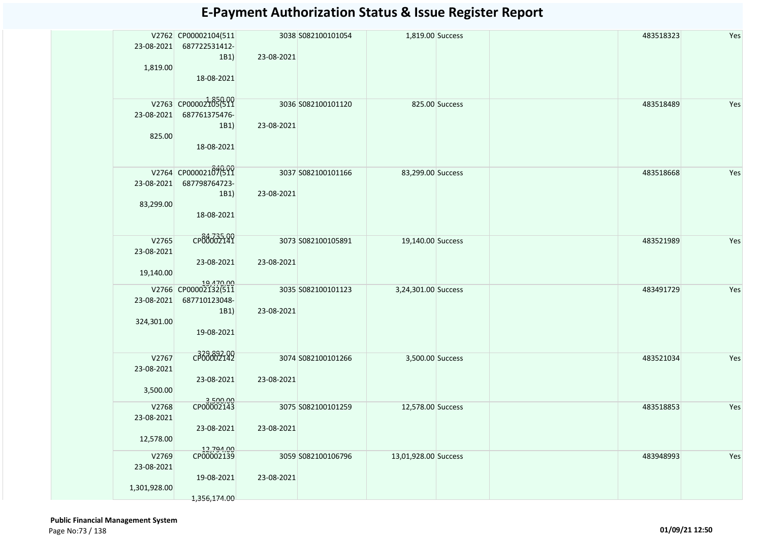# E-Payment Authorization Status & Issue Register Report

| | | | | | | | | | |
|---|---|---|---|---|---|---|---|---|---|
| | V2762 23-08-2021 1,819.00 | CP00002104(511 687722531412-1B1) 18-08-2021 1,850.00 | 3038 23-08-2021 | S082100101054 | 1,819.00 | Success | | 483518323 | Yes |
| | V2763 23-08-2021 825.00 | CP00002105(511 687761375476-1B1) 18-08-2021 840.00 | 3036 23-08-2021 | S082100101120 | 825.00 | Success | | 483518489 | Yes |
| | V2764 23-08-2021 83,299.00 | CP00002107(511 687798764723-1B1) 18-08-2021 84,735.00 | 3037 23-08-2021 | S082100101166 | 83,299.00 | Success | | 483518668 | Yes |
| | V2765 23-08-2021 19,140.00 | CP00002141 23-08-2021 19,470.00 | 3073 23-08-2021 | S082100105891 | 19,140.00 | Success | | 483521989 | Yes |
| | V2766 23-08-2021 324,301.00 | CP00002132(511 687710123048-1B1) 19-08-2021 329,892.00 | 3035 23-08-2021 | S082100101123 | 3,24,301.00 | Success | | 483491729 | Yes |
| | V2767 23-08-2021 3,500.00 | CP00002142 23-08-2021 3,500.00 | 3074 23-08-2021 | S082100101266 | 3,500.00 | Success | | 483521034 | Yes |
| | V2768 23-08-2021 12,578.00 | CP00002143 23-08-2021 12,794.00 | 3075 23-08-2021 | S082100101259 | 12,578.00 | Success | | 483518853 | Yes |
| | V2769 23-08-2021 1,301,928.00 | CP00002139 19-08-2021 1,356,174.00 | 3059 23-08-2021 | S082100106796 | 13,01,928.00 | Success | | 483948993 | Yes |

**Public Financial Management System**

01/09/21 12:50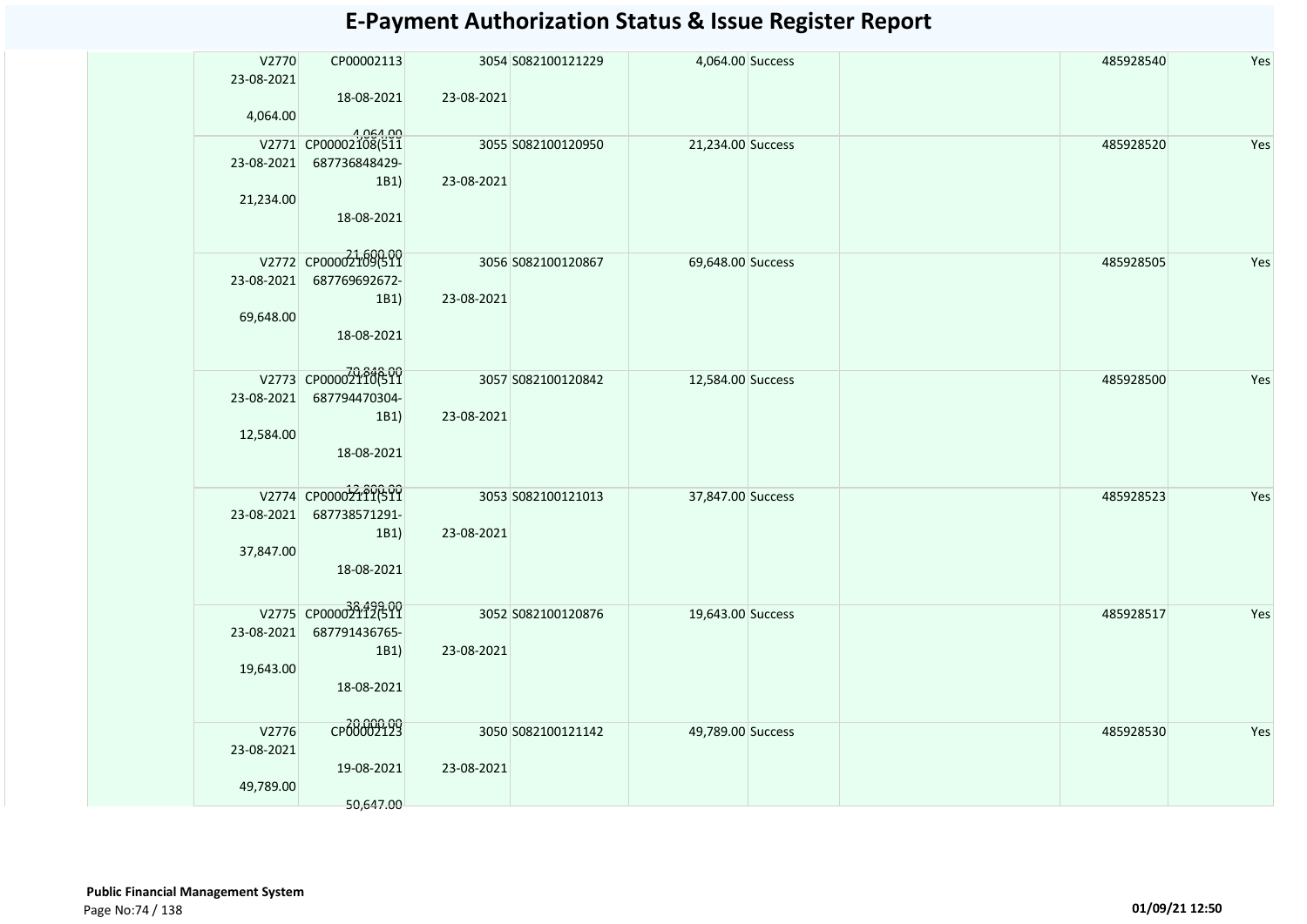# E-Payment Authorization Status & Issue Register Report

| | Voucher No / Date / Amount | Bill No / Date / Amount | Date | Token No / Advice No | Amount / Status | | | Ref No | |
|---|---|---|---|---|---|---|---|---|---|
| | V2770 23-08-2021 4,064.00 | CP00002113 18-08-2021 4,064.00 | 23-08-2021 | 3054 S082100121229 | 4,064.00 Success | | | 485928540 | Yes |
| | V2771 23-08-2021 21,234.00 | CP00002108(511 687736848429-1B1) 18-08-2021 21,600.00 | 23-08-2021 | 3055 S082100120950 | 21,234.00 Success | | | 485928520 | Yes |
| | V2772 23-08-2021 69,648.00 | CP00002109(511 687769692672-1B1) 18-08-2021 70,848.00 | 23-08-2021 | 3056 S082100120867 | 69,648.00 Success | | | 485928505 | Yes |
| | V2773 23-08-2021 12,584.00 | CP00002110(511 687794470304-1B1) 18-08-2021 12,800.00 | 23-08-2021 | 3057 S082100120842 | 12,584.00 Success | | | 485928500 | Yes |
| | V2774 23-08-2021 37,847.00 | CP00002111(511 687738571291-1B1) 18-08-2021 38,499.00 | 23-08-2021 | 3053 S082100121013 | 37,847.00 Success | | | 485928523 | Yes |
| | V2775 23-08-2021 19,643.00 | CP00002112(511 687791436765-1B1) 18-08-2021 20,000.00 | 23-08-2021 | 3052 S082100120876 | 19,643.00 Success | | | 485928517 | Yes |
| | V2776 23-08-2021 49,789.00 | CP00002123 19-08-2021 50,647.00 | 23-08-2021 | 3050 S082100121142 | 49,789.00 Success | | | 485928530 | Yes |

**Public Financial Management System**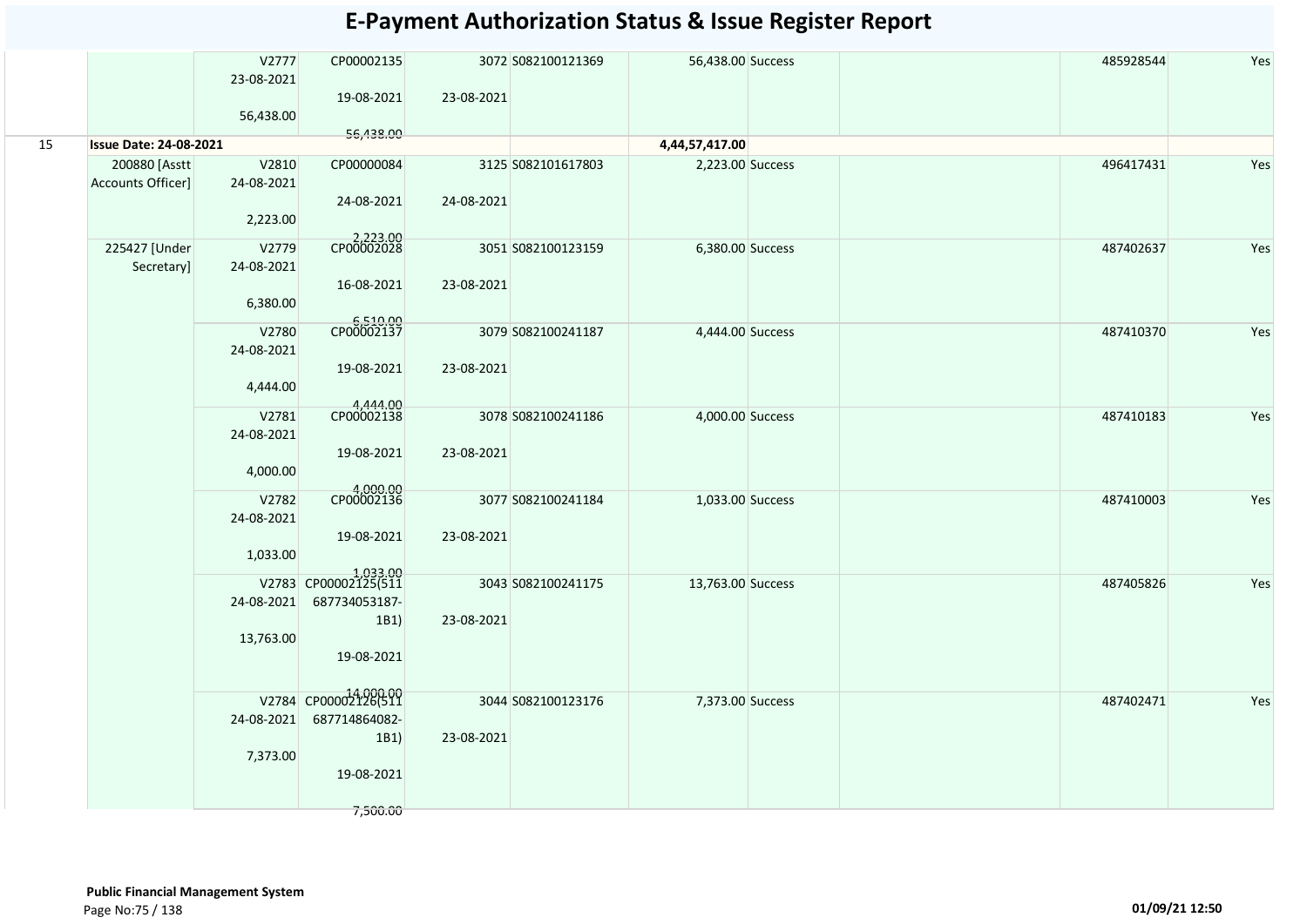# E-Payment Authorization Status & Issue Register Report

| | | | | | | | | | | |
|---|---|---|---|---|---|---|---|---|---|---|
| | | V2777 23-08-2021 56,438.00 | CP00002135 19-08-2021 56,438.00 | 3072 23-08-2021 | S082100121369 | 56,438.00 | Success | | 485928544 | Yes |
| 15 | **Issue Date: 24-08-2021** | | | | | 4,44,57,417.00 | | | | |
| | 200880 [Asstt Accounts Officer] | V2810 24-08-2021 2,223.00 | CP00000084 24-08-2021 2,223.00 | 3125 24-08-2021 | S082101617803 | 2,223.00 | Success | | 496417431 | Yes |
| | 225427 [Under Secretary] | V2779 24-08-2021 6,380.00 | CP00002028 16-08-2021 6,510.00 | 3051 23-08-2021 | S082100123159 | 6,380.00 | Success | | 487402637 | Yes |
| | | V2780 24-08-2021 4,444.00 | CP00002137 19-08-2021 4,444.00 | 3079 23-08-2021 | S082100241187 | 4,444.00 | Success | | 487410370 | Yes |
| | | V2781 24-08-2021 4,000.00 | CP00002138 19-08-2021 4,000.00 | 3078 23-08-2021 | S082100241186 | 4,000.00 | Success | | 487410183 | Yes |
| | | V2782 24-08-2021 1,033.00 | CP00002136 19-08-2021 1,033.00 | 3077 23-08-2021 | S082100241184 | 1,033.00 | Success | | 487410003 | Yes |
| | | V2783 24-08-2021 13,763.00 | CP00002125(511 687734053187-1B1) 19-08-2021 14,000.00 | 3043 23-08-2021 | S082100241175 | 13,763.00 | Success | | 487405826 | Yes |
| | | V2784 24-08-2021 7,373.00 | CP00002126(511 687714864082-1B1) 19-08-2021 7,500.00 | 3044 23-08-2021 | S082100123176 | 7,373.00 | Success | | 487402471 | Yes |

**Public Financial Management System**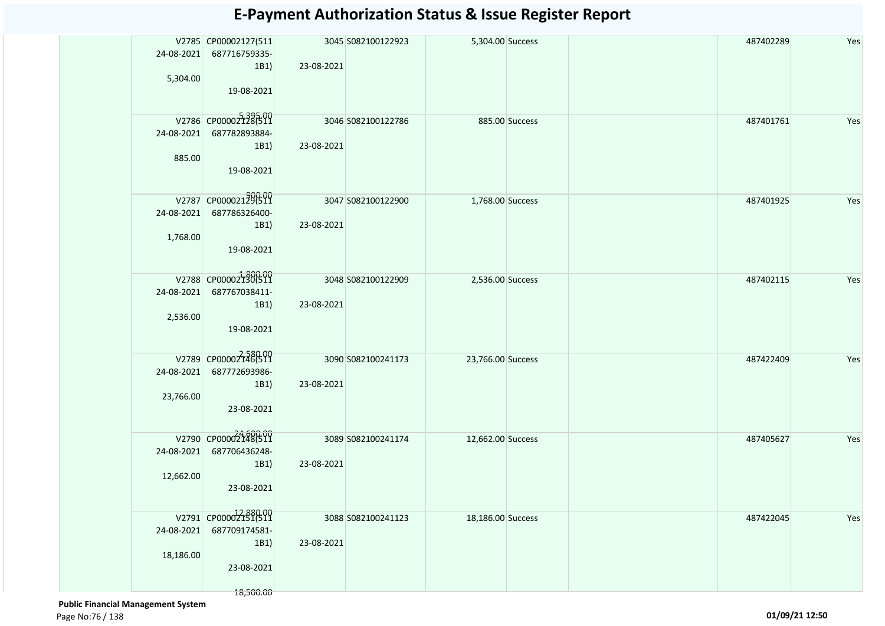# E-Payment Authorization Status & Issue Register Report

| | | | | | | | | | |
|---|---|---|---|---|---|---|---|---|---|
| | V2785 24-08-2021 5,304.00 | CP00002127(511 687716759335-1B1) 19-08-2021 5,395.00 | 3045 23-08-2021 | S082100122923 | 5,304.00 | Success | | 487402289 | Yes |
| | V2786 24-08-2021 885.00 | CP00002128(511 687782893884-1B1) 19-08-2021 900.00 | 3046 23-08-2021 | S082100122786 | 885.00 | Success | | 487401761 | Yes |
| | V2787 24-08-2021 1,768.00 | CP00002129(511 687786326400-1B1) 19-08-2021 1,800.00 | 3047 23-08-2021 | S082100122900 | 1,768.00 | Success | | 487401925 | Yes |
| | V2788 24-08-2021 2,536.00 | CP00002130(511 687767038411-1B1) 19-08-2021 2,580.00 | 3048 23-08-2021 | S082100122909 | 2,536.00 | Success | | 487402115 | Yes |
| | V2789 24-08-2021 23,766.00 | CP00002146(511 687772693986-1B1) 23-08-2021 24,600.00 | 3090 23-08-2021 | S082100241173 | 23,766.00 | Success | | 487422409 | Yes |
| | V2790 24-08-2021 12,662.00 | CP00002148(511 687706436248-1B1) 23-08-2021 12,880.00 | 3089 23-08-2021 | S082100241174 | 12,662.00 | Success | | 487405627 | Yes |
| | V2791 24-08-2021 18,186.00 | CP00002151(511 687709174581-1B1) 23-08-2021 18,500.00 | 3088 23-08-2021 | S082100241123 | 18,186.00 | Success | | 487422045 | Yes |

**Public Financial Management System**

01/09/21 12:50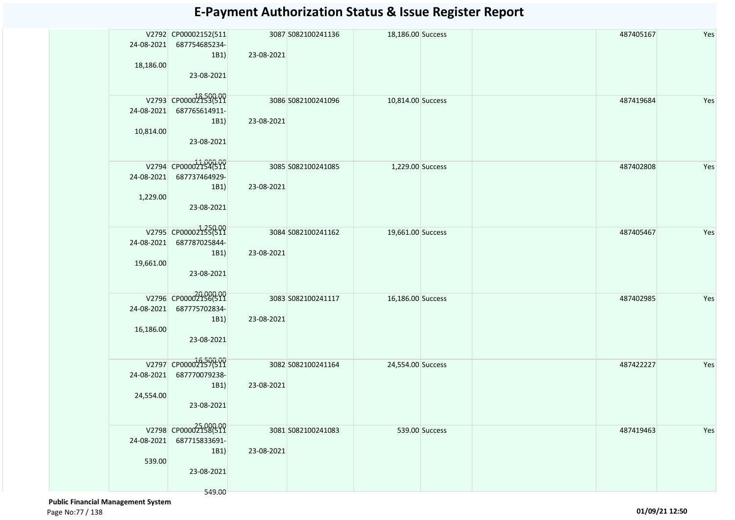# E-Payment Authorization Status & Issue Register Report

| | | | | | | | | | | |
|---|---|---|---|---|---|---|---|---|---|---|
| | V2792 24-08-2021 18,186.00 | CP00002152(511687754685234-1B1) 23-08-2021 18,500.00 | 3087 23-08-2021 | S082100241136 | 18,186.00 | Success | | | 487405167 | Yes |
| | V2793 24-08-2021 10,814.00 | CP00002153(511687765614911-1B1) 23-08-2021 11,000.00 | 3086 23-08-2021 | S082100241096 | 10,814.00 | Success | | | 487419684 | Yes |
| | V2794 24-08-2021 1,229.00 | CP00002154(511687737464929-1B1) 23-08-2021 1,250.00 | 3085 23-08-2021 | S082100241085 | 1,229.00 | Success | | | 487402808 | Yes |
| | V2795 24-08-2021 19,661.00 | CP00002155(511687787025844-1B1) 23-08-2021 20,000.00 | 3084 23-08-2021 | S082100241162 | 19,661.00 | Success | | | 487405467 | Yes |
| | V2796 24-08-2021 16,186.00 | CP00002156(511687775702834-1B1) 23-08-2021 16,500.00 | 3083 23-08-2021 | S082100241117 | 16,186.00 | Success | | | 487402985 | Yes |
| | V2797 24-08-2021 24,554.00 | CP00002157(511687770079238-1B1) 23-08-2021 25,000.00 | 3082 23-08-2021 | S082100241164 | 24,554.00 | Success | | | 487422227 | Yes |
| | V2798 24-08-2021 539.00 | CP00002158(511687715833691-1B1) 23-08-2021 549.00 | 3081 23-08-2021 | S082100241083 | 539.00 | Success | | | 487419463 | Yes |

**Public Financial Management System**

01/09/21 12:50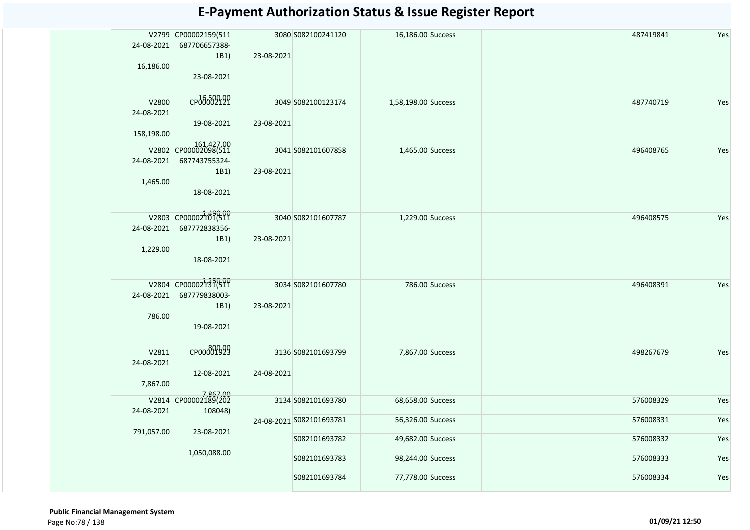# E-Payment Authorization Status & Issue Register Report

| | | | | | | | | | | |
|---|---|---|---|---|---|---|---|---|---|---|
| | V2799 24-08-2021 16,186.00 | CP00002159(511 687706657388-1B1) 23-08-2021 16,500.00 | 3080 23-08-2021 | S082100241120 | 16,186.00 | Success | | | 487419841 | Yes |
| | V2800 24-08-2021 158,198.00 | CP00002121 19-08-2021 161,427.00 | 3049 23-08-2021 | S082100123174 | 1,58,198.00 | Success | | | 487740719 | Yes |
| | V2802 24-08-2021 1,465.00 | CP00002098(511 687743755324-1B1) 18-08-2021 1,490.00 | 3041 23-08-2021 | S082101607858 | 1,465.00 | Success | | | 496408765 | Yes |
| | V2803 24-08-2021 1,229.00 | CP00002101(511 687772838356-1B1) 18-08-2021 1,250.00 | 3040 23-08-2021 | S082101607787 | 1,229.00 | Success | | | 496408575 | Yes |
| | V2804 24-08-2021 786.00 | CP00002131(511 687779838003-1B1) 19-08-2021 800.00 | 3034 23-08-2021 | S082101607780 | 786.00 | Success | | | 496408391 | Yes |
| | V2811 24-08-2021 7,867.00 | CP00001923 12-08-2021 7,867.00 | 3136 24-08-2021 | S082101693799 | 7,867.00 | Success | | | 498267679 | Yes |
| | V2814 24-08-2021 791,057.00 | CP00002189(202 108048) 23-08-2021 1,050,088.00 | 3134 24-08-2021 | S082101693780 | 68,658.00 | Success | | | 576008329 | Yes |
| | | | | S082101693781 | 56,326.00 | Success | | | 576008331 | Yes |
| | | | | S082101693782 | 49,682.00 | Success | | | 576008332 | Yes |
| | | | | S082101693783 | 98,244.00 | Success | | | 576008333 | Yes |
| | | | | S082101693784 | 77,778.00 | Success | | | 576008334 | Yes |

**Public Financial Management System**

01/09/21 12:50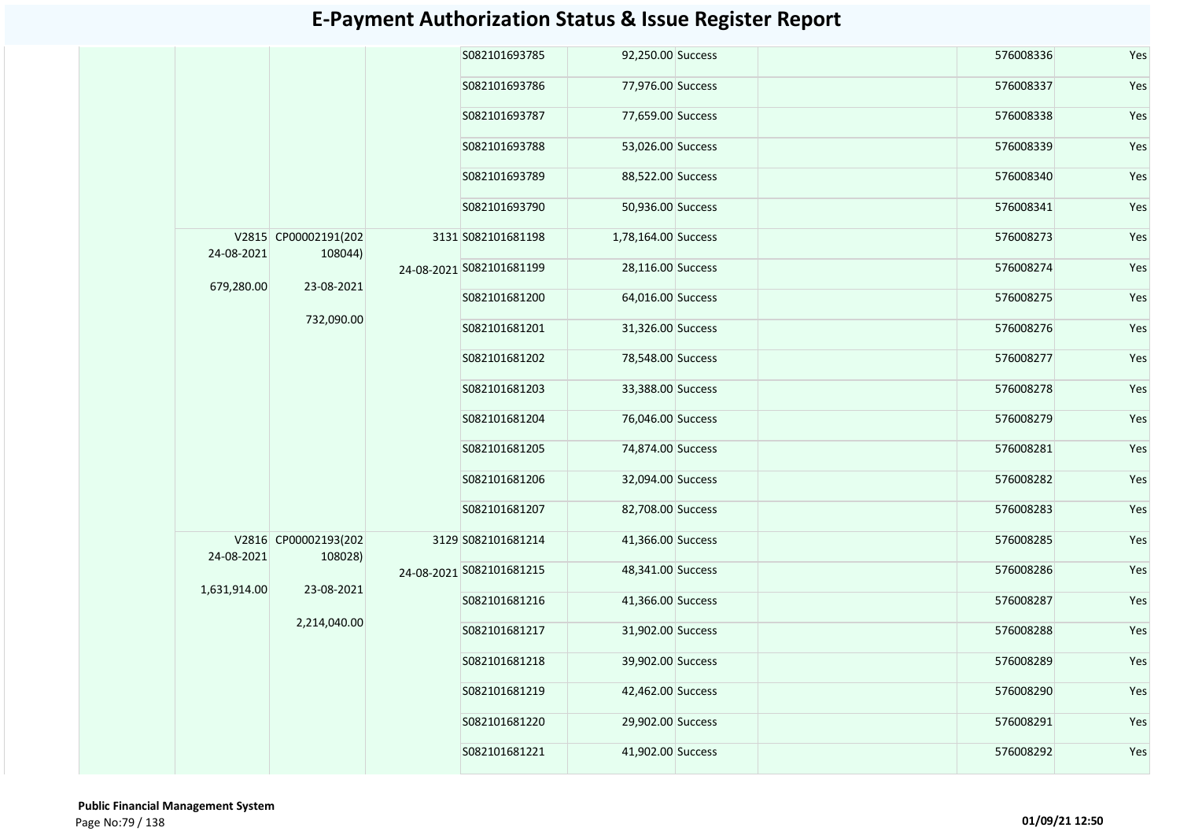# E-Payment Authorization Status & Issue Register Report

| | | | | | | | | | |
|---|---|---|---|---|---|---|---|---|---|
| | | | | S082101693785 | 92,250.00 | Success | | 576008336 | Yes |
| | | | | S082101693786 | 77,976.00 | Success | | 576008337 | Yes |
| | | | | S082101693787 | 77,659.00 | Success | | 576008338 | Yes |
| | | | | S082101693788 | 53,026.00 | Success | | 576008339 | Yes |
| | | | | S082101693789 | 88,522.00 | Success | | 576008340 | Yes |
| | | | | S082101693790 | 50,936.00 | Success | | 576008341 | Yes |
| | V2815 24-08-2021 679,280.00 | CP00002191(202108044) 23-08-2021 732,090.00 | 3131 24-08-2021 | S082101681198 | 1,78,164.00 | Success | | 576008273 | Yes |
| | | | | S082101681199 | 28,116.00 | Success | | 576008274 | Yes |
| | | | | S082101681200 | 64,016.00 | Success | | 576008275 | Yes |
| | | | | S082101681201 | 31,326.00 | Success | | 576008276 | Yes |
| | | | | S082101681202 | 78,548.00 | Success | | 576008277 | Yes |
| | | | | S082101681203 | 33,388.00 | Success | | 576008278 | Yes |
| | | | | S082101681204 | 76,046.00 | Success | | 576008279 | Yes |
| | | | | S082101681205 | 74,874.00 | Success | | 576008281 | Yes |
| | | | | S082101681206 | 32,094.00 | Success | | 576008282 | Yes |
| | | | | S082101681207 | 82,708.00 | Success | | 576008283 | Yes |
| | V2816 24-08-2021 1,631,914.00 | CP00002193(202108028) 23-08-2021 2,214,040.00 | 3129 24-08-2021 | S082101681214 | 41,366.00 | Success | | 576008285 | Yes |
| | | | | S082101681215 | 48,341.00 | Success | | 576008286 | Yes |
| | | | | S082101681216 | 41,366.00 | Success | | 576008287 | Yes |
| | | | | S082101681217 | 31,902.00 | Success | | 576008288 | Yes |
| | | | | S082101681218 | 39,902.00 | Success | | 576008289 | Yes |
| | | | | S082101681219 | 42,462.00 | Success | | 576008290 | Yes |
| | | | | S082101681220 | 29,902.00 | Success | | 576008291 | Yes |
| | | | | S082101681221 | 41,902.00 | Success | | 576008292 | Yes |

**Public Financial Management System**

01/09/21 12:50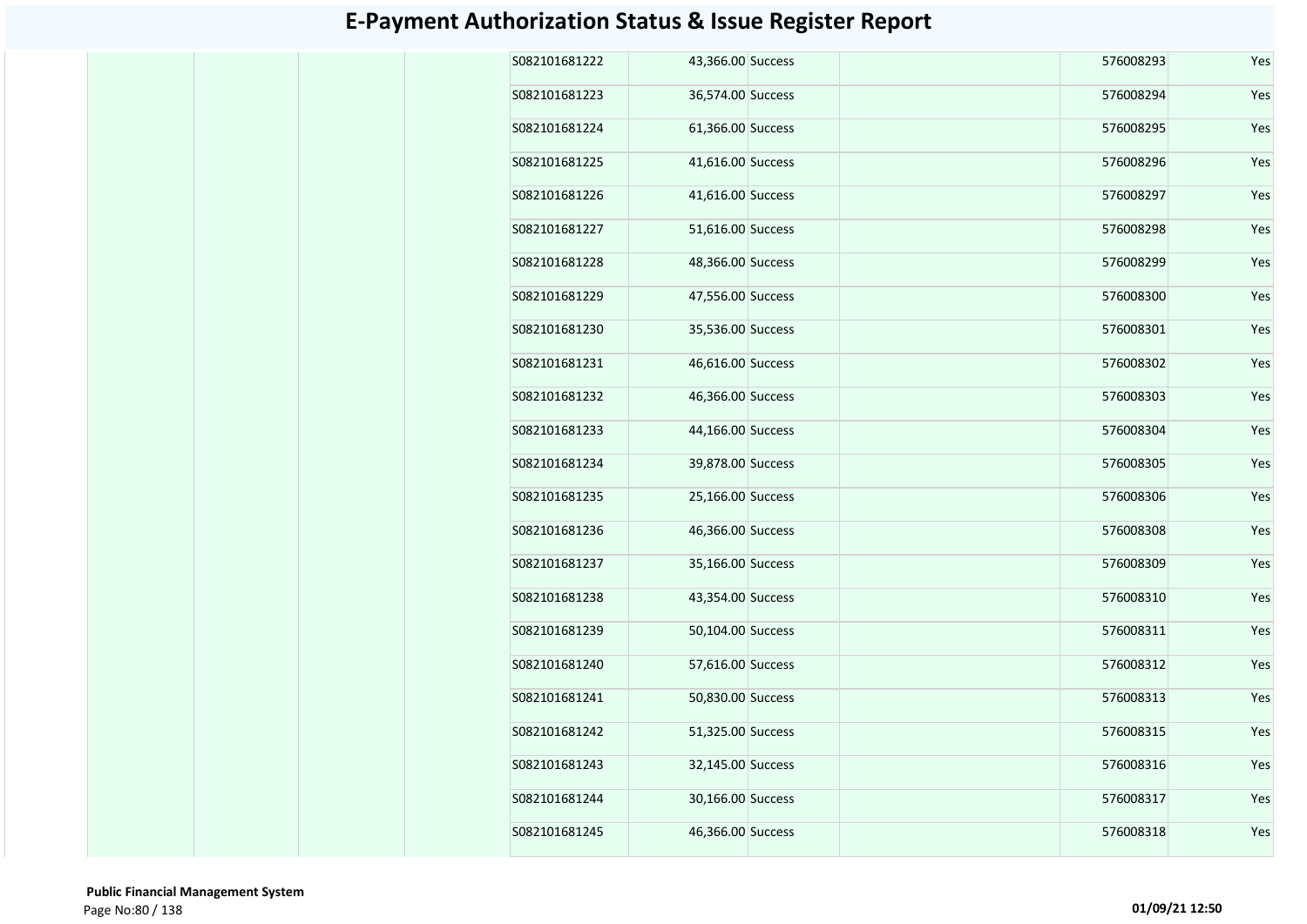# E-Payment Authorization Status & Issue Register Report

| | | | | | | | | | |
|---|---|---|---|---|---|---|---|---|---|
| | | | | S082101681222 | 43,366.00 | Success | | 576008293 | Yes |
| | | | | S082101681223 | 36,574.00 | Success | | 576008294 | Yes |
| | | | | S082101681224 | 61,366.00 | Success | | 576008295 | Yes |
| | | | | S082101681225 | 41,616.00 | Success | | 576008296 | Yes |
| | | | | S082101681226 | 41,616.00 | Success | | 576008297 | Yes |
| | | | | S082101681227 | 51,616.00 | Success | | 576008298 | Yes |
| | | | | S082101681228 | 48,366.00 | Success | | 576008299 | Yes |
| | | | | S082101681229 | 47,556.00 | Success | | 576008300 | Yes |
| | | | | S082101681230 | 35,536.00 | Success | | 576008301 | Yes |
| | | | | S082101681231 | 46,616.00 | Success | | 576008302 | Yes |
| | | | | S082101681232 | 46,366.00 | Success | | 576008303 | Yes |
| | | | | S082101681233 | 44,166.00 | Success | | 576008304 | Yes |
| | | | | S082101681234 | 39,878.00 | Success | | 576008305 | Yes |
| | | | | S082101681235 | 25,166.00 | Success | | 576008306 | Yes |
| | | | | S082101681236 | 46,366.00 | Success | | 576008308 | Yes |
| | | | | S082101681237 | 35,166.00 | Success | | 576008309 | Yes |
| | | | | S082101681238 | 43,354.00 | Success | | 576008310 | Yes |
| | | | | S082101681239 | 50,104.00 | Success | | 576008311 | Yes |
| | | | | S082101681240 | 57,616.00 | Success | | 576008312 | Yes |
| | | | | S082101681241 | 50,830.00 | Success | | 576008313 | Yes |
| | | | | S082101681242 | 51,325.00 | Success | | 576008315 | Yes |
| | | | | S082101681243 | 32,145.00 | Success | | 576008316 | Yes |
| | | | | S082101681244 | 30,166.00 | Success | | 576008317 | Yes |
| | | | | S082101681245 | 46,366.00 | Success | | 576008318 | Yes |

**Public Financial Management System**

**01/09/21 12:50**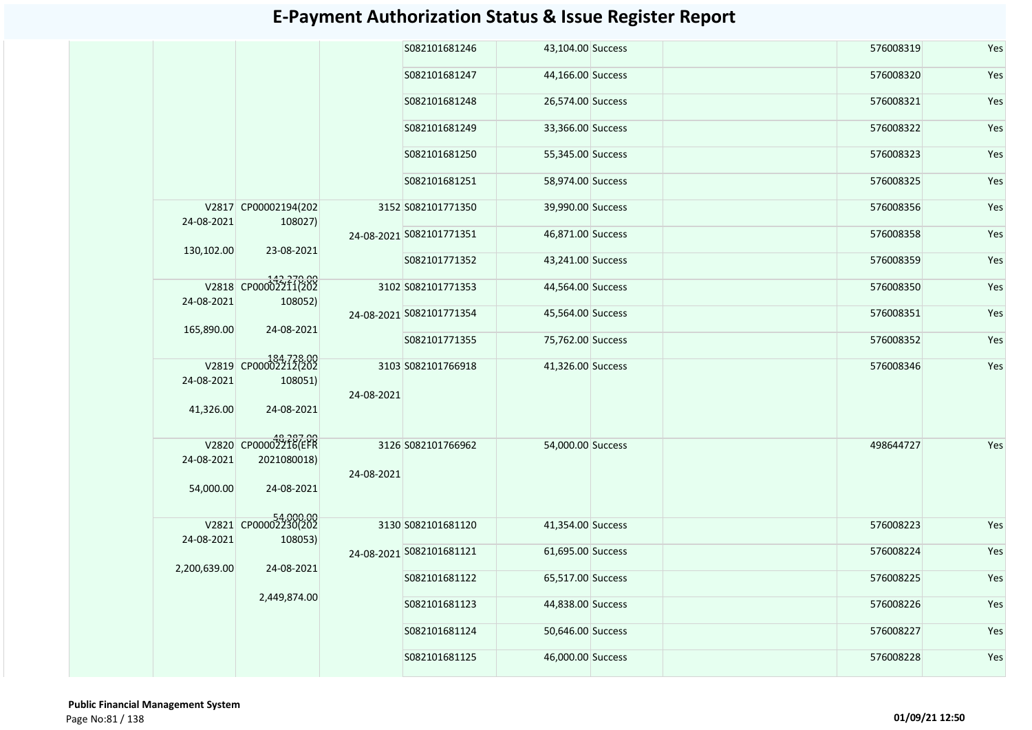# E-Payment Authorization Status & Issue Register Report

| | | | | | | | | | |
|---|---|---|---|---|---|---|---|---|---|
| | | | | S082101681246 | 43,104.00 | Success | | 576008319 | Yes |
| | | | | S082101681247 | 44,166.00 | Success | | 576008320 | Yes |
| | | | | S082101681248 | 26,574.00 | Success | | 576008321 | Yes |
| | | | | S082101681249 | 33,366.00 | Success | | 576008322 | Yes |
| | | | | S082101681250 | 55,345.00 | Success | | 576008323 | Yes |
| | | | | S082101681251 | 58,974.00 | Success | | 576008325 | Yes |
| | V2817 24-08-2021 130,102.00 | CP00002194(202108027) 23-08-2021 142,279.00 | 3152 24-08-2021 | S082101771350 | 39,990.00 | Success | | 576008356 | Yes |
| | | | | S082101771351 | 46,871.00 | Success | | 576008358 | Yes |
| | | | | S082101771352 | 43,241.00 | Success | | 576008359 | Yes |
| | V2818 24-08-2021 165,890.00 | CP00002211(202108052) 24-08-2021 184,728.00 | 3102 24-08-2021 | S082101771353 | 44,564.00 | Success | | 576008350 | Yes |
| | | | | S082101771354 | 45,564.00 | Success | | 576008351 | Yes |
| | | | | S082101771355 | 75,762.00 | Success | | 576008352 | Yes |
| | V2819 24-08-2021 41,326.00 | CP00002212(202108051) 24-08-2021 48,287.00 | 3103 24-08-2021 | S082101766918 | 41,326.00 | Success | | 576008346 | Yes |
| | V2820 24-08-2021 54,000.00 | CP00002216(EFR2021080018) 24-08-2021 54,000.00 | 3126 24-08-2021 | S082101766962 | 54,000.00 | Success | | 498644727 | Yes |
| | V2821 24-08-2021 2,200,639.00 | CP00002230(202108053) 24-08-2021 2,449,874.00 | 3130 24-08-2021 | S082101681120 | 41,354.00 | Success | | 576008223 | Yes |
| | | | | S082101681121 | 61,695.00 | Success | | 576008224 | Yes |
| | | | | S082101681122 | 65,517.00 | Success | | 576008225 | Yes |
| | | | | S082101681123 | 44,838.00 | Success | | 576008226 | Yes |
| | | | | S082101681124 | 50,646.00 | Success | | 576008227 | Yes |
| | | | | S082101681125 | 46,000.00 | Success | | 576008228 | Yes |

**Public Financial Management System**

01/09/21 12:50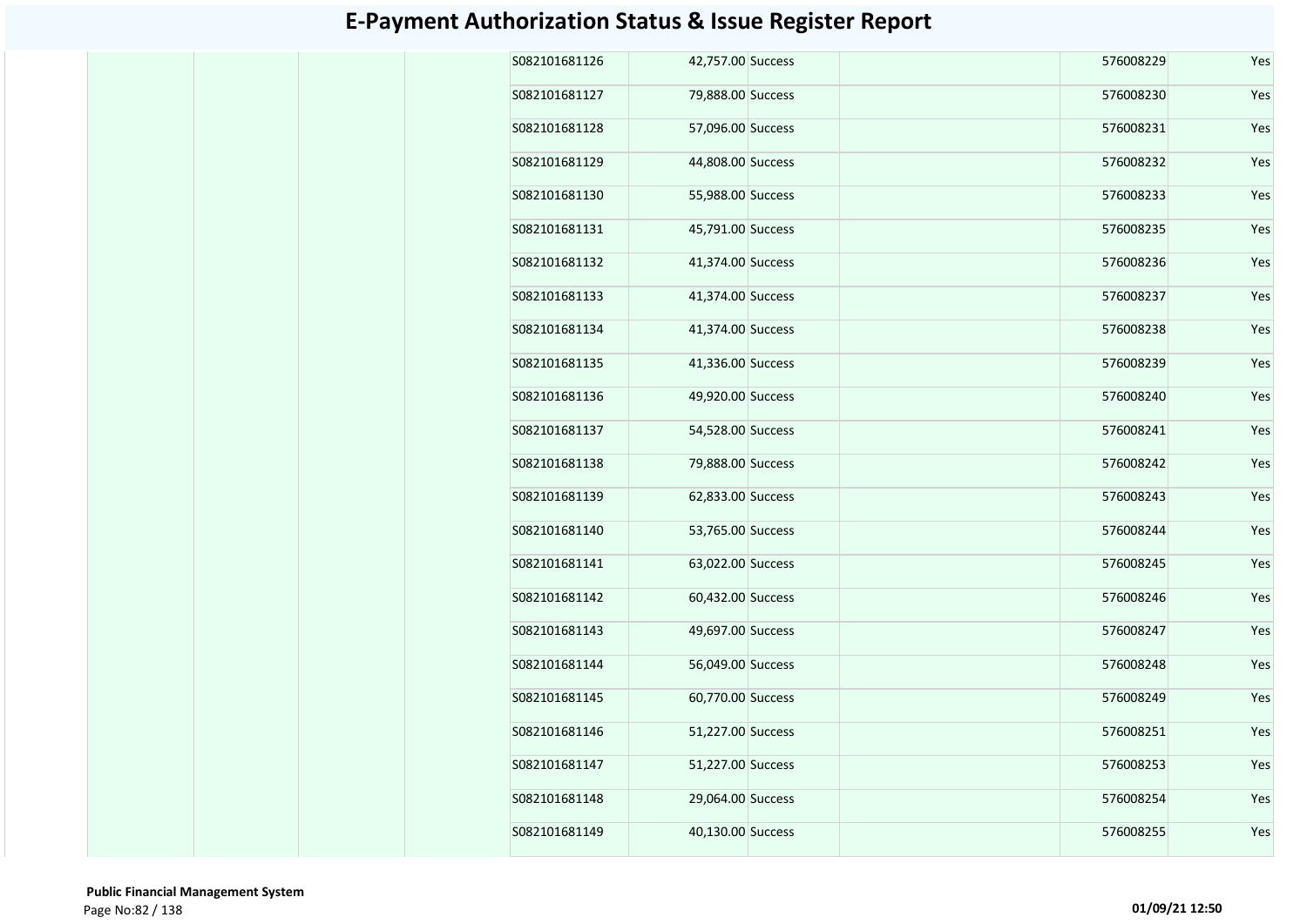# E-Payment Authorization Status & Issue Register Report

| | | | | | | | | | | |
|---|---|---|---|---|---|---|---|---|---|---|
| | | | | S082101681126 | 42,757.00 | Success | | | 576008229 | Yes |
| | | | | S082101681127 | 79,888.00 | Success | | | 576008230 | Yes |
| | | | | S082101681128 | 57,096.00 | Success | | | 576008231 | Yes |
| | | | | S082101681129 | 44,808.00 | Success | | | 576008232 | Yes |
| | | | | S082101681130 | 55,988.00 | Success | | | 576008233 | Yes |
| | | | | S082101681131 | 45,791.00 | Success | | | 576008235 | Yes |
| | | | | S082101681132 | 41,374.00 | Success | | | 576008236 | Yes |
| | | | | S082101681133 | 41,374.00 | Success | | | 576008237 | Yes |
| | | | | S082101681134 | 41,374.00 | Success | | | 576008238 | Yes |
| | | | | S082101681135 | 41,336.00 | Success | | | 576008239 | Yes |
| | | | | S082101681136 | 49,920.00 | Success | | | 576008240 | Yes |
| | | | | S082101681137 | 54,528.00 | Success | | | 576008241 | Yes |
| | | | | S082101681138 | 79,888.00 | Success | | | 576008242 | Yes |
| | | | | S082101681139 | 62,833.00 | Success | | | 576008243 | Yes |
| | | | | S082101681140 | 53,765.00 | Success | | | 576008244 | Yes |
| | | | | S082101681141 | 63,022.00 | Success | | | 576008245 | Yes |
| | | | | S082101681142 | 60,432.00 | Success | | | 576008246 | Yes |
| | | | | S082101681143 | 49,697.00 | Success | | | 576008247 | Yes |
| | | | | S082101681144 | 56,049.00 | Success | | | 576008248 | Yes |
| | | | | S082101681145 | 60,770.00 | Success | | | 576008249 | Yes |
| | | | | S082101681146 | 51,227.00 | Success | | | 576008251 | Yes |
| | | | | S082101681147 | 51,227.00 | Success | | | 576008253 | Yes |
| | | | | S082101681148 | 29,064.00 | Success | | | 576008254 | Yes |
| | | | | S082101681149 | 40,130.00 | Success | | | 576008255 | Yes |

**Public Financial Management System**

**01/09/21 12:50**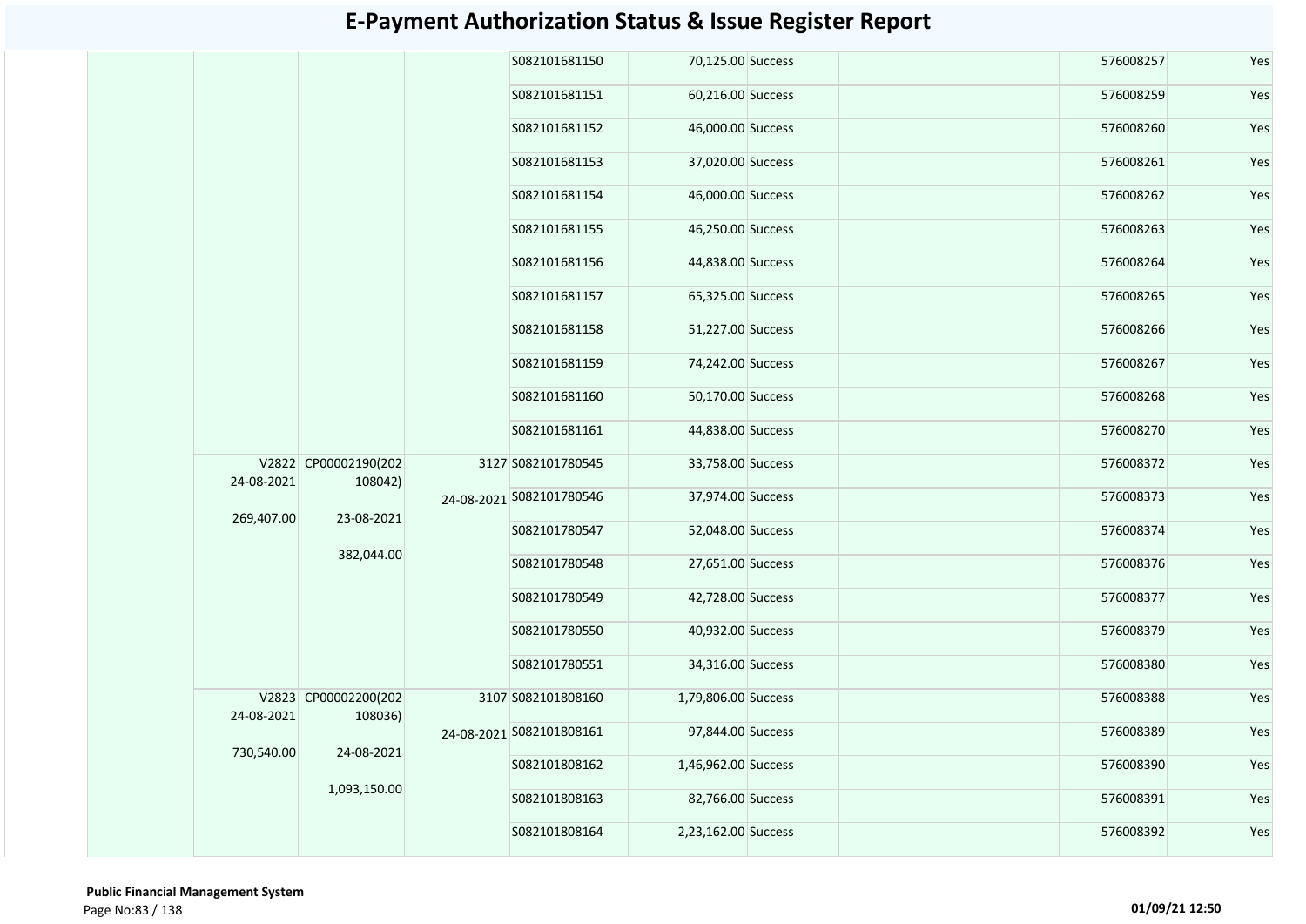# E-Payment Authorization Status & Issue Register Report

| | | | | | | | | | |
|---|---|---|---|---|---|---|---|---|---|
| | | | | S082101681150 | 70,125.00 | Success | | 576008257 | Yes |
| | | | | S082101681151 | 60,216.00 | Success | | 576008259 | Yes |
| | | | | S082101681152 | 46,000.00 | Success | | 576008260 | Yes |
| | | | | S082101681153 | 37,020.00 | Success | | 576008261 | Yes |
| | | | | S082101681154 | 46,000.00 | Success | | 576008262 | Yes |
| | | | | S082101681155 | 46,250.00 | Success | | 576008263 | Yes |
| | | | | S082101681156 | 44,838.00 | Success | | 576008264 | Yes |
| | | | | S082101681157 | 65,325.00 | Success | | 576008265 | Yes |
| | | | | S082101681158 | 51,227.00 | Success | | 576008266 | Yes |
| | | | | S082101681159 | 74,242.00 | Success | | 576008267 | Yes |
| | | | | S082101681160 | 50,170.00 | Success | | 576008268 | Yes |
| | | | | S082101681161 | 44,838.00 | Success | | 576008270 | Yes |
| | V2822 24-08-2021 269,407.00 | CP00002190(202108042) 23-08-2021 382,044.00 | 3127 24-08-2021 | S082101780545 | 33,758.00 | Success | | 576008372 | Yes |
| | | | | S082101780546 | 37,974.00 | Success | | 576008373 | Yes |
| | | | | S082101780547 | 52,048.00 | Success | | 576008374 | Yes |
| | | | | S082101780548 | 27,651.00 | Success | | 576008376 | Yes |
| | | | | S082101780549 | 42,728.00 | Success | | 576008377 | Yes |
| | | | | S082101780550 | 40,932.00 | Success | | 576008379 | Yes |
| | | | | S082101780551 | 34,316.00 | Success | | 576008380 | Yes |
| | V2823 24-08-2021 730,540.00 | CP00002200(202108036) 24-08-2021 1,093,150.00 | 3107 24-08-2021 | S082101808160 | 1,79,806.00 | Success | | 576008388 | Yes |
| | | | | S082101808161 | 97,844.00 | Success | | 576008389 | Yes |
| | | | | S082101808162 | 1,46,962.00 | Success | | 576008390 | Yes |
| | | | | S082101808163 | 82,766.00 | Success | | 576008391 | Yes |
| | | | | S082101808164 | 2,23,162.00 | Success | | 576008392 | Yes |

**Public Financial Management System**

01/09/21 12:50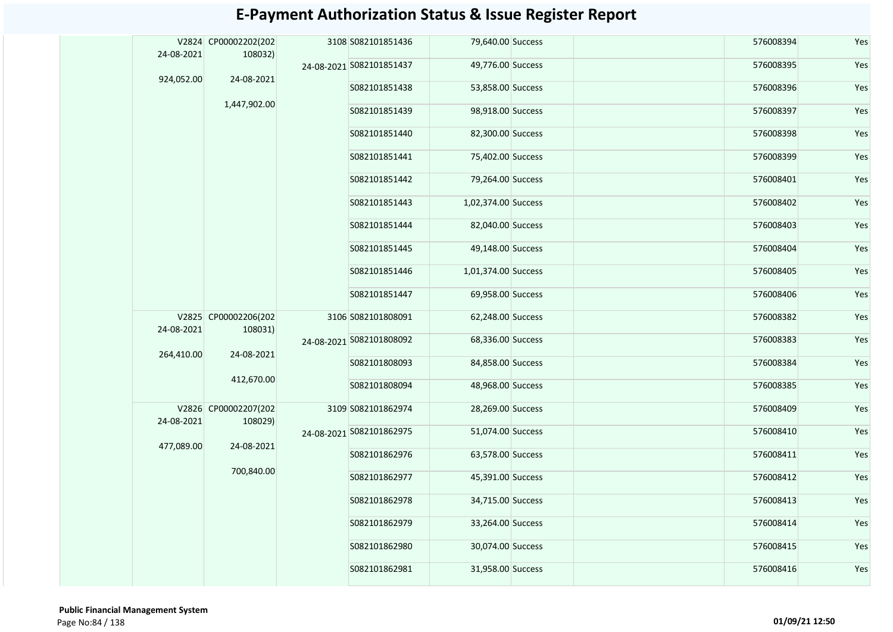# E-Payment Authorization Status & Issue Register Report

| | | | | | | | | | |
|---|---|---|---|---|---|---|---|---|---|
| | V2824 24-08-2021 924,052.00 | CP00002202(202108032) 24-08-2021 1,447,902.00 | 3108 24-08-2021 | S082101851436 | 79,640.00 | Success | | 576008394 | Yes |
| | | | | S082101851437 | 49,776.00 | Success | | 576008395 | Yes |
| | | | | S082101851438 | 53,858.00 | Success | | 576008396 | Yes |
| | | | | S082101851439 | 98,918.00 | Success | | 576008397 | Yes |
| | | | | S082101851440 | 82,300.00 | Success | | 576008398 | Yes |
| | | | | S082101851441 | 75,402.00 | Success | | 576008399 | Yes |
| | | | | S082101851442 | 79,264.00 | Success | | 576008401 | Yes |
| | | | | S082101851443 | 1,02,374.00 | Success | | 576008402 | Yes |
| | | | | S082101851444 | 82,040.00 | Success | | 576008403 | Yes |
| | | | | S082101851445 | 49,148.00 | Success | | 576008404 | Yes |
| | | | | S082101851446 | 1,01,374.00 | Success | | 576008405 | Yes |
| | | | | S082101851447 | 69,958.00 | Success | | 576008406 | Yes |
| | V2825 24-08-2021 264,410.00 | CP00002206(202108031) 24-08-2021 412,670.00 | 3106 24-08-2021 | S082101808091 | 62,248.00 | Success | | 576008382 | Yes |
| | | | | S082101808092 | 68,336.00 | Success | | 576008383 | Yes |
| | | | | S082101808093 | 84,858.00 | Success | | 576008384 | Yes |
| | | | | S082101808094 | 48,968.00 | Success | | 576008385 | Yes |
| | V2826 24-08-2021 477,089.00 | CP00002207(202108029) 24-08-2021 700,840.00 | 3109 24-08-2021 | S082101862974 | 28,269.00 | Success | | 576008409 | Yes |
| | | | | S082101862975 | 51,074.00 | Success | | 576008410 | Yes |
| | | | | S082101862976 | 63,578.00 | Success | | 576008411 | Yes |
| | | | | S082101862977 | 45,391.00 | Success | | 576008412 | Yes |
| | | | | S082101862978 | 34,715.00 | Success | | 576008413 | Yes |
| | | | | S082101862979 | 33,264.00 | Success | | 576008414 | Yes |
| | | | | S082101862980 | 30,074.00 | Success | | 576008415 | Yes |
| | | | | S082101862981 | 31,958.00 | Success | | 576008416 | Yes |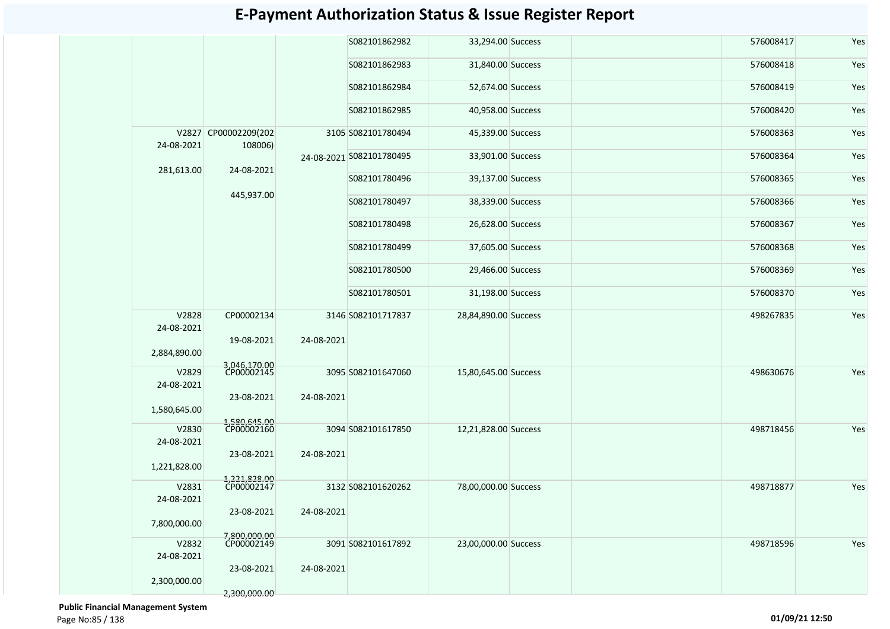# E-Payment Authorization Status & Issue Register Report

| | | | | | | | | | |
|---|---|---|---|---|---|---|---|---|---|
| | | | | S082101862982 | 33,294.00 | Success | | 576008417 | Yes |
| | | | | S082101862983 | 31,840.00 | Success | | 576008418 | Yes |
| | | | | S082101862984 | 52,674.00 | Success | | 576008419 | Yes |
| | | | | S082101862985 | 40,958.00 | Success | | 576008420 | Yes |
| | V2827 24-08-2021 281,613.00 | CP00002209(202108006) 24-08-2021 445,937.00 | 3105 24-08-2021 | S082101780494 | 45,339.00 | Success | | 576008363 | Yes |
| | | | | S082101780495 | 33,901.00 | Success | | 576008364 | Yes |
| | | | | S082101780496 | 39,137.00 | Success | | 576008365 | Yes |
| | | | | S082101780497 | 38,339.00 | Success | | 576008366 | Yes |
| | | | | S082101780498 | 26,628.00 | Success | | 576008367 | Yes |
| | | | | S082101780499 | 37,605.00 | Success | | 576008368 | Yes |
| | | | | S082101780500 | 29,466.00 | Success | | 576008369 | Yes |
| | | | | S082101780501 | 31,198.00 | Success | | 576008370 | Yes |
| | V2828 24-08-2021 2,884,890.00 | CP00002134 19-08-2021 3,046,170.00 | 3146 24-08-2021 | S082101717837 | 28,84,890.00 | Success | | 498267835 | Yes |
| | V2829 24-08-2021 1,580,645.00 | CP00002145 23-08-2021 1,580,645.00 | 3095 24-08-2021 | S082101647060 | 15,80,645.00 | Success | | 498630676 | Yes |
| | V2830 24-08-2021 1,221,828.00 | CP00002160 23-08-2021 1,221,828.00 | 3094 24-08-2021 | S082101617850 | 12,21,828.00 | Success | | 498718456 | Yes |
| | V2831 24-08-2021 7,800,000.00 | CP00002147 23-08-2021 7,800,000.00 | 3132 24-08-2021 | S082101620262 | 78,00,000.00 | Success | | 498718877 | Yes |
| | V2832 24-08-2021 2,300,000.00 | CP00002149 23-08-2021 2,300,000.00 | 3091 24-08-2021 | S082101617892 | 23,00,000.00 | Success | | 498718596 | Yes |

**Public Financial Management System**

01/09/21 12:50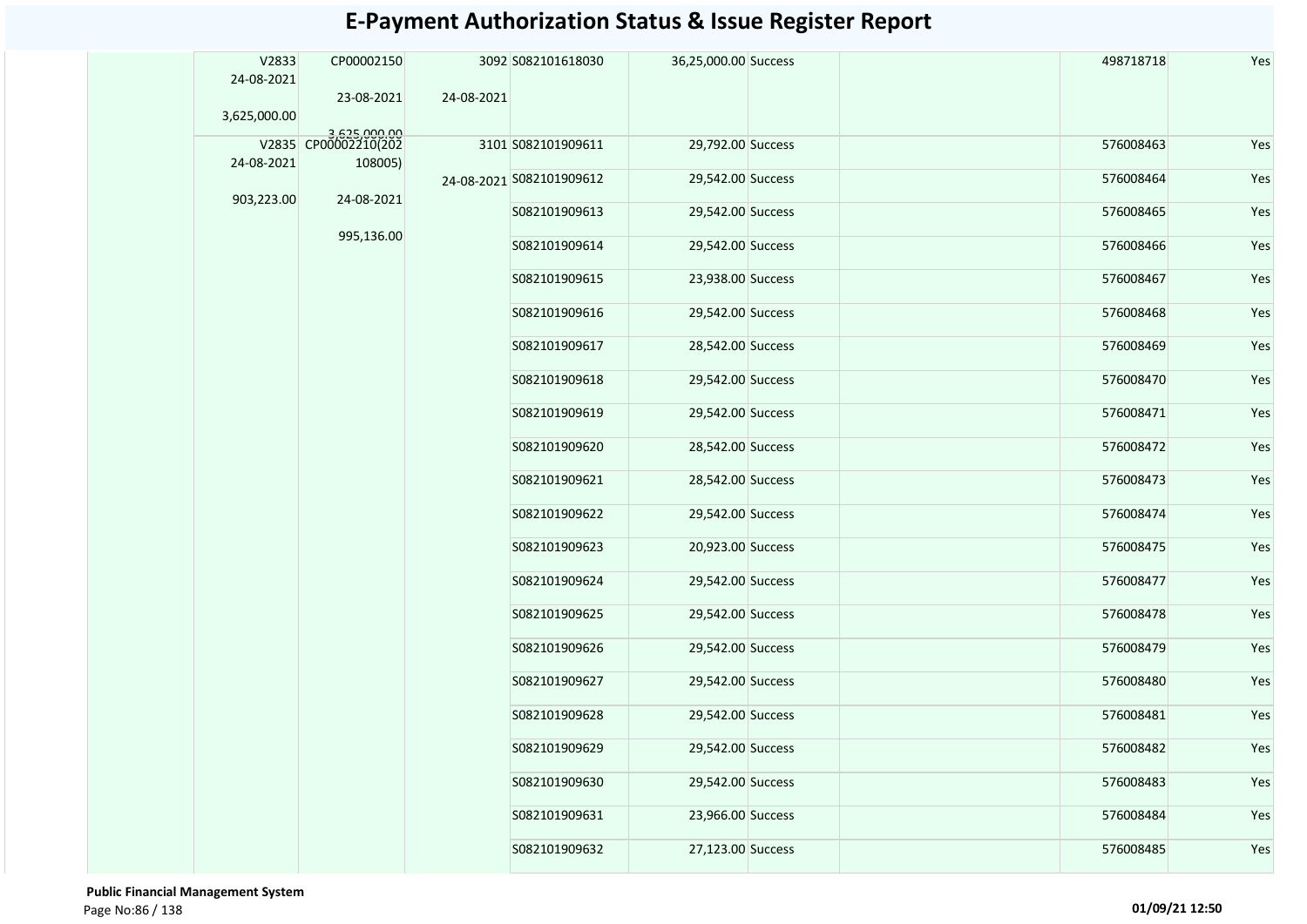# E-Payment Authorization Status & Issue Register Report

| | | | | | | | | | |
|---|---|---|---|---|---|---|---|---|---|
| | V2833 24-08-2021 3,625,000.00 | CP00002150 23-08-2021 3,625,000.00 | 3092 24-08-2021 | S082101618030 | 36,25,000.00 | Success | | 498718718 | Yes |
| | V2835 24-08-2021 903,223.00 | CP00002210(202108005) 24-08-2021 995,136.00 | 3101 24-08-2021 | S082101909611 | 29,792.00 | Success | | 576008463 | Yes |
| | | | | S082101909612 | 29,542.00 | Success | | 576008464 | Yes |
| | | | | S082101909613 | 29,542.00 | Success | | 576008465 | Yes |
| | | | | S082101909614 | 29,542.00 | Success | | 576008466 | Yes |
| | | | | S082101909615 | 23,938.00 | Success | | 576008467 | Yes |
| | | | | S082101909616 | 29,542.00 | Success | | 576008468 | Yes |
| | | | | S082101909617 | 28,542.00 | Success | | 576008469 | Yes |
| | | | | S082101909618 | 29,542.00 | Success | | 576008470 | Yes |
| | | | | S082101909619 | 29,542.00 | Success | | 576008471 | Yes |
| | | | | S082101909620 | 28,542.00 | Success | | 576008472 | Yes |
| | | | | S082101909621 | 28,542.00 | Success | | 576008473 | Yes |
| | | | | S082101909622 | 29,542.00 | Success | | 576008474 | Yes |
| | | | | S082101909623 | 20,923.00 | Success | | 576008475 | Yes |
| | | | | S082101909624 | 29,542.00 | Success | | 576008477 | Yes |
| | | | | S082101909625 | 29,542.00 | Success | | 576008478 | Yes |
| | | | | S082101909626 | 29,542.00 | Success | | 576008479 | Yes |
| | | | | S082101909627 | 29,542.00 | Success | | 576008480 | Yes |
| | | | | S082101909628 | 29,542.00 | Success | | 576008481 | Yes |
| | | | | S082101909629 | 29,542.00 | Success | | 576008482 | Yes |
| | | | | S082101909630 | 29,542.00 | Success | | 576008483 | Yes |
| | | | | S082101909631 | 23,966.00 | Success | | 576008484 | Yes |
| | | | | S082101909632 | 27,123.00 | Success | | 576008485 | Yes |

**Public Financial Management System**

**01/09/21 12:50**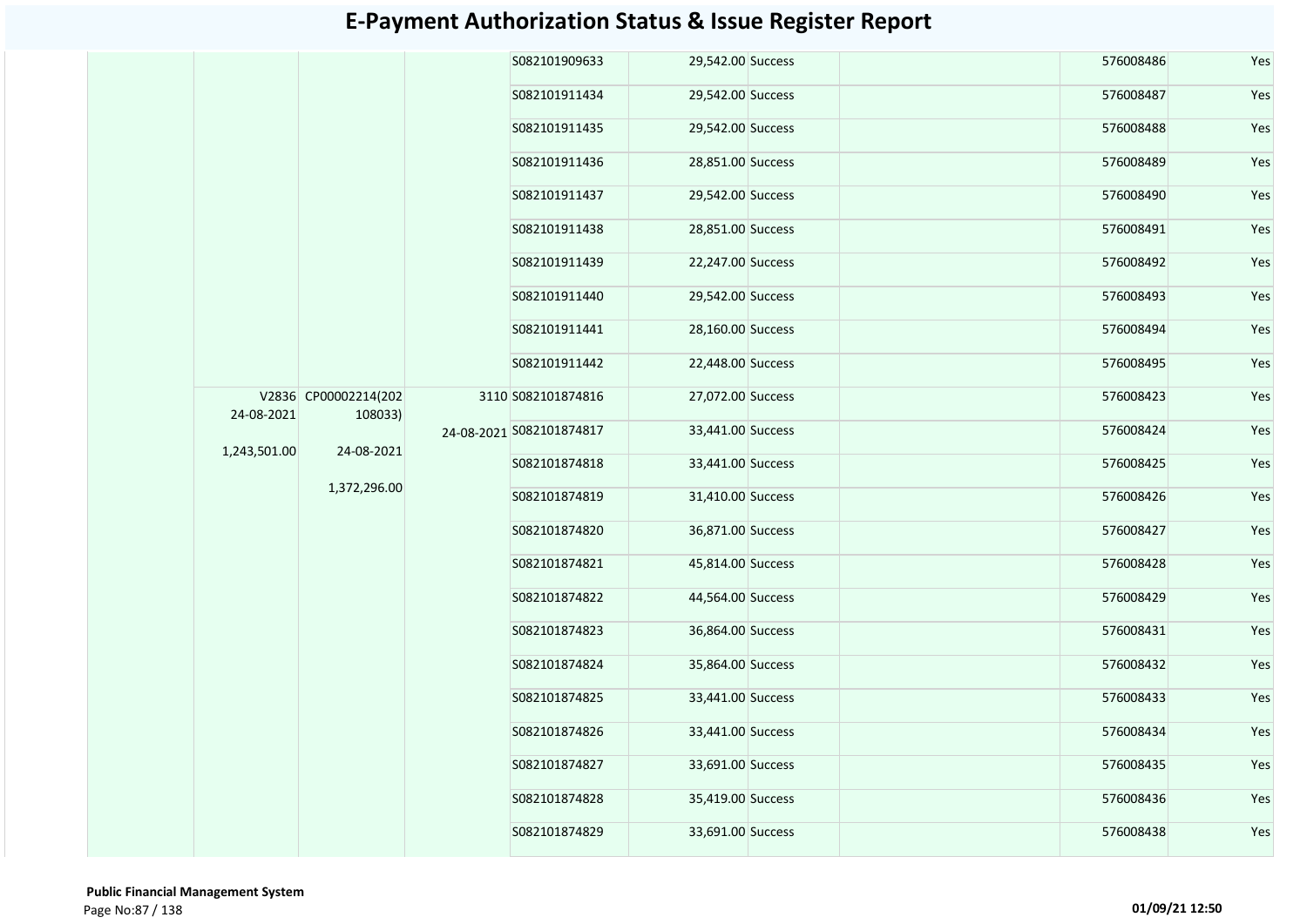# E-Payment Authorization Status & Issue Register Report

| | | | | | | | | | |
|---|---|---|---|---|---|---|---|---|---|
| | | | | S082101909633 | 29,542.00 | Success | | 576008486 | Yes |
| | | | | S082101911434 | 29,542.00 | Success | | 576008487 | Yes |
| | | | | S082101911435 | 29,542.00 | Success | | 576008488 | Yes |
| | | | | S082101911436 | 28,851.00 | Success | | 576008489 | Yes |
| | | | | S082101911437 | 29,542.00 | Success | | 576008490 | Yes |
| | | | | S082101911438 | 28,851.00 | Success | | 576008491 | Yes |
| | | | | S082101911439 | 22,247.00 | Success | | 576008492 | Yes |
| | | | | S082101911440 | 29,542.00 | Success | | 576008493 | Yes |
| | | | | S082101911441 | 28,160.00 | Success | | 576008494 | Yes |
| | | | | S082101911442 | 22,448.00 | Success | | 576008495 | Yes |
| | V2836 24-08-2021 1,243,501.00 | CP00002214(202108033) 24-08-2021 1,372,296.00 | 3110 24-08-2021 | S082101874816 | 27,072.00 | Success | | 576008423 | Yes |
| | | | | S082101874817 | 33,441.00 | Success | | 576008424 | Yes |
| | | | | S082101874818 | 33,441.00 | Success | | 576008425 | Yes |
| | | | | S082101874819 | 31,410.00 | Success | | 576008426 | Yes |
| | | | | S082101874820 | 36,871.00 | Success | | 576008427 | Yes |
| | | | | S082101874821 | 45,814.00 | Success | | 576008428 | Yes |
| | | | | S082101874822 | 44,564.00 | Success | | 576008429 | Yes |
| | | | | S082101874823 | 36,864.00 | Success | | 576008431 | Yes |
| | | | | S082101874824 | 35,864.00 | Success | | 576008432 | Yes |
| | | | | S082101874825 | 33,441.00 | Success | | 576008433 | Yes |
| | | | | S082101874826 | 33,441.00 | Success | | 576008434 | Yes |
| | | | | S082101874827 | 33,691.00 | Success | | 576008435 | Yes |
| | | | | S082101874828 | 35,419.00 | Success | | 576008436 | Yes |
| | | | | S082101874829 | 33,691.00 | Success | | 576008438 | Yes |

**Public Financial Management System**

01/09/21 12:50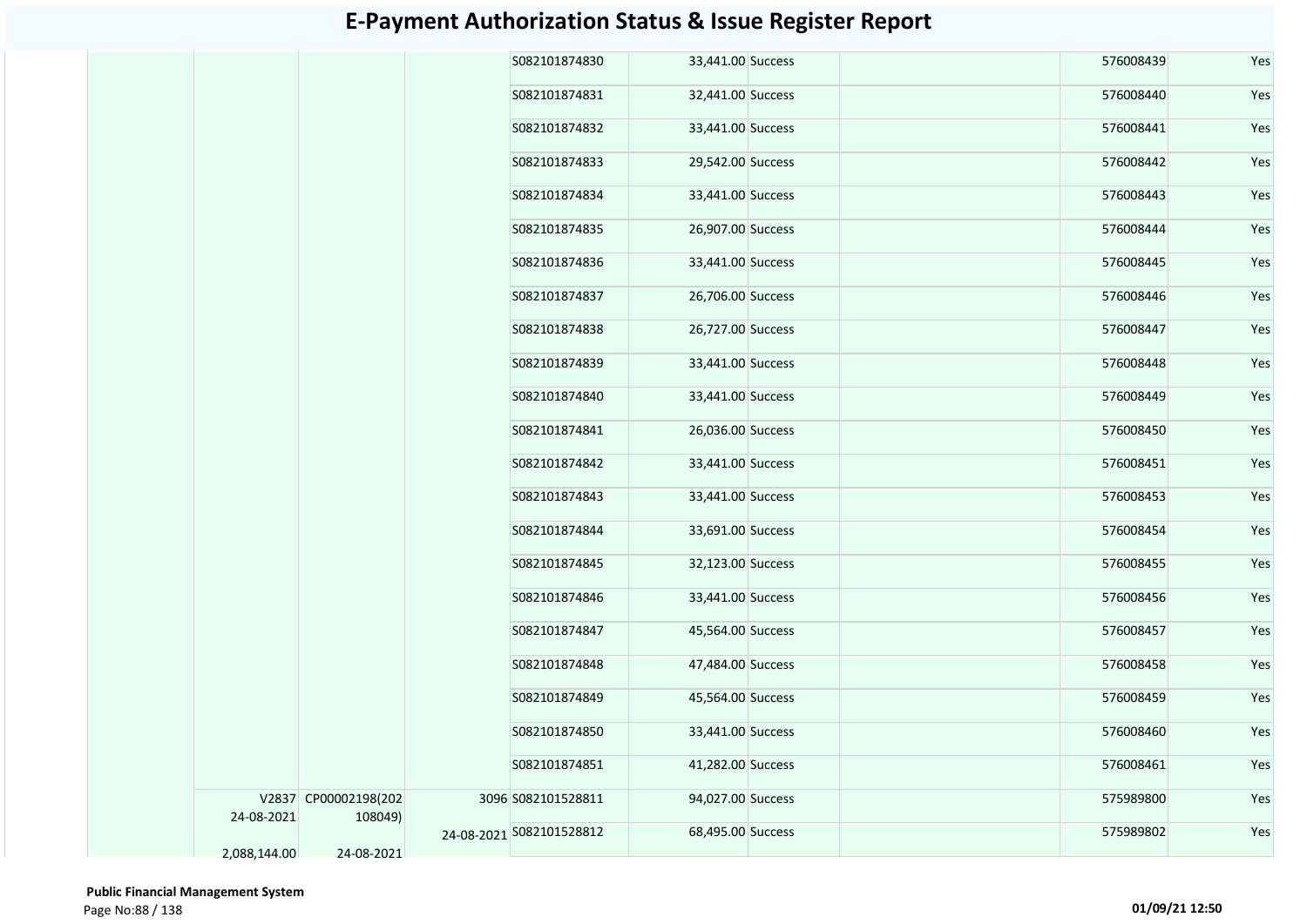# E-Payment Authorization Status & Issue Register Report

| | | | | | | | | | |
|---|---|---|---|---|---|---|---|---|---|
| | | | | S082101874830 | 33,441.00 | Success | | 576008439 | Yes |
| | | | | S082101874831 | 32,441.00 | Success | | 576008440 | Yes |
| | | | | S082101874832 | 33,441.00 | Success | | 576008441 | Yes |
| | | | | S082101874833 | 29,542.00 | Success | | 576008442 | Yes |
| | | | | S082101874834 | 33,441.00 | Success | | 576008443 | Yes |
| | | | | S082101874835 | 26,907.00 | Success | | 576008444 | Yes |
| | | | | S082101874836 | 33,441.00 | Success | | 576008445 | Yes |
| | | | | S082101874837 | 26,706.00 | Success | | 576008446 | Yes |
| | | | | S082101874838 | 26,727.00 | Success | | 576008447 | Yes |
| | | | | S082101874839 | 33,441.00 | Success | | 576008448 | Yes |
| | | | | S082101874840 | 33,441.00 | Success | | 576008449 | Yes |
| | | | | S082101874841 | 26,036.00 | Success | | 576008450 | Yes |
| | | | | S082101874842 | 33,441.00 | Success | | 576008451 | Yes |
| | | | | S082101874843 | 33,441.00 | Success | | 576008453 | Yes |
| | | | | S082101874844 | 33,691.00 | Success | | 576008454 | Yes |
| | | | | S082101874845 | 32,123.00 | Success | | 576008455 | Yes |
| | | | | S082101874846 | 33,441.00 | Success | | 576008456 | Yes |
| | | | | S082101874847 | 45,564.00 | Success | | 576008457 | Yes |
| | | | | S082101874848 | 47,484.00 | Success | | 576008458 | Yes |
| | | | | S082101874849 | 45,564.00 | Success | | 576008459 | Yes |
| | | | | S082101874850 | 33,441.00 | Success | | 576008460 | Yes |
| | | | | S082101874851 | 41,282.00 | Success | | 576008461 | Yes |
| | V2837 24-08-2021 2,088,144.00 | CP00002198(202108049) 24-08-2021 | 3096 24-08-2021 | S082101528811 | 94,027.00 | Success | | 575989800 | Yes |
| | | | | S082101528812 | 68,495.00 | Success | | 575989802 | Yes |

**Public Financial Management System**

01/09/21 12:50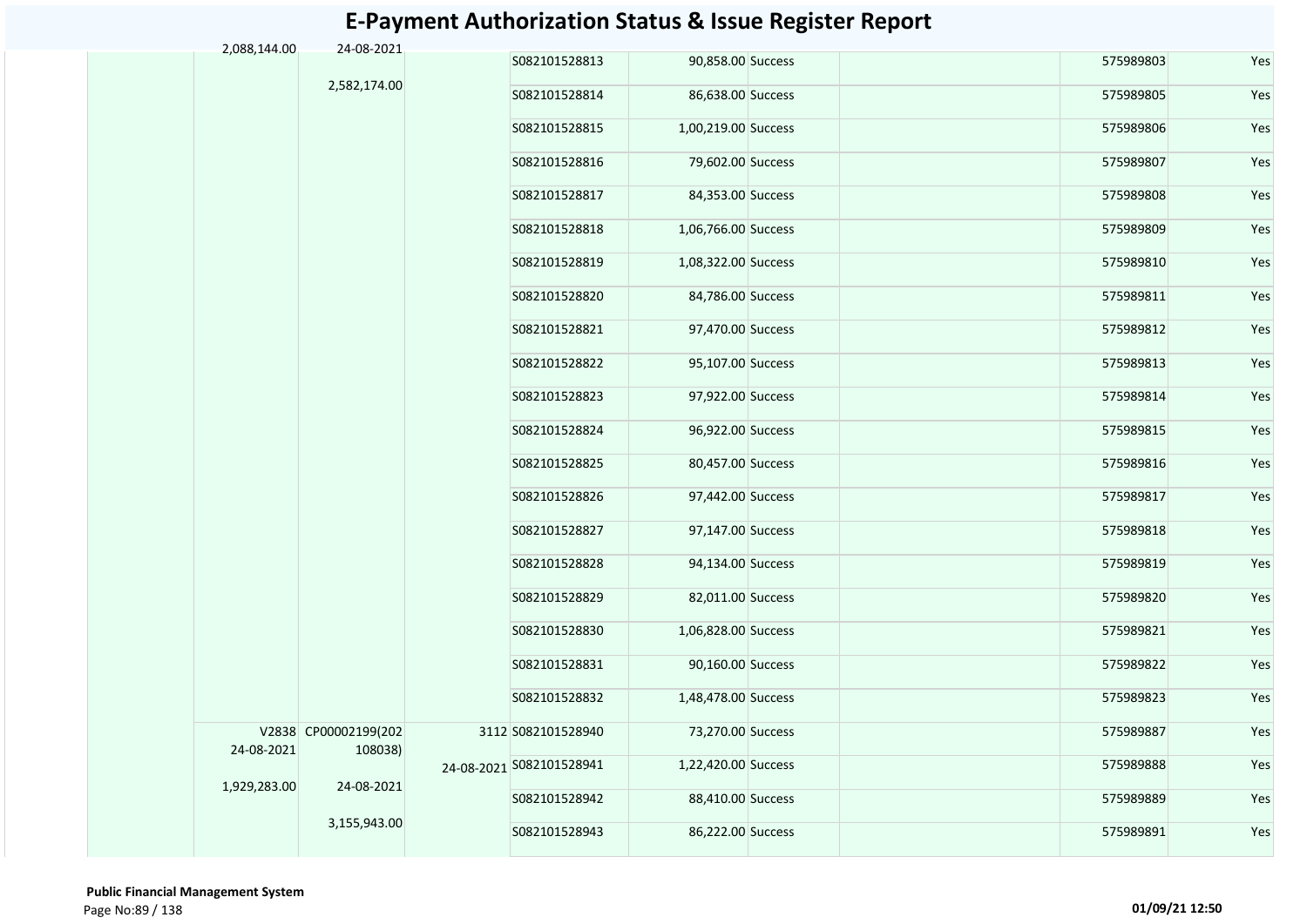# E-Payment Authorization Status & Issue Register Report

| | | | | | | | | | |
|---|---|---|---|---|---|---|---|---|---|
| | 2,088,144.00 | 24-08-2021<br><br>2,582,174.00 | | S082101528813 | 90,858.00 | Success | | 575989803 | Yes |
| | | | | S082101528814 | 86,638.00 | Success | | 575989805 | Yes |
| | | | | S082101528815 | 1,00,219.00 | Success | | 575989806 | Yes |
| | | | | S082101528816 | 79,602.00 | Success | | 575989807 | Yes |
| | | | | S082101528817 | 84,353.00 | Success | | 575989808 | Yes |
| | | | | S082101528818 | 1,06,766.00 | Success | | 575989809 | Yes |
| | | | | S082101528819 | 1,08,322.00 | Success | | 575989810 | Yes |
| | | | | S082101528820 | 84,786.00 | Success | | 575989811 | Yes |
| | | | | S082101528821 | 97,470.00 | Success | | 575989812 | Yes |
| | | | | S082101528822 | 95,107.00 | Success | | 575989813 | Yes |
| | | | | S082101528823 | 97,922.00 | Success | | 575989814 | Yes |
| | | | | S082101528824 | 96,922.00 | Success | | 575989815 | Yes |
| | | | | S082101528825 | 80,457.00 | Success | | 575989816 | Yes |
| | | | | S082101528826 | 97,442.00 | Success | | 575989817 | Yes |
| | | | | S082101528827 | 97,147.00 | Success | | 575989818 | Yes |
| | | | | S082101528828 | 94,134.00 | Success | | 575989819 | Yes |
| | | | | S082101528829 | 82,011.00 | Success | | 575989820 | Yes |
| | | | | S082101528830 | 1,06,828.00 | Success | | 575989821 | Yes |
| | | | | S082101528831 | 90,160.00 | Success | | 575989822 | Yes |
| | | | | S082101528832 | 1,48,478.00 | Success | | 575989823 | Yes |
| | V2838<br>24-08-2021<br><br>1,929,283.00 | CP00002199(202108038)<br><br>24-08-2021<br><br>3,155,943.00 | 3112<br><br>24-08-2021 | S082101528940 | 73,270.00 | Success | | 575989887 | Yes |
| | | | | S082101528941 | 1,22,420.00 | Success | | 575989888 | Yes |
| | | | | S082101528942 | 88,410.00 | Success | | 575989889 | Yes |
| | | | | S082101528943 | 86,222.00 | Success | | 575989891 | Yes |

**Public Financial Management System**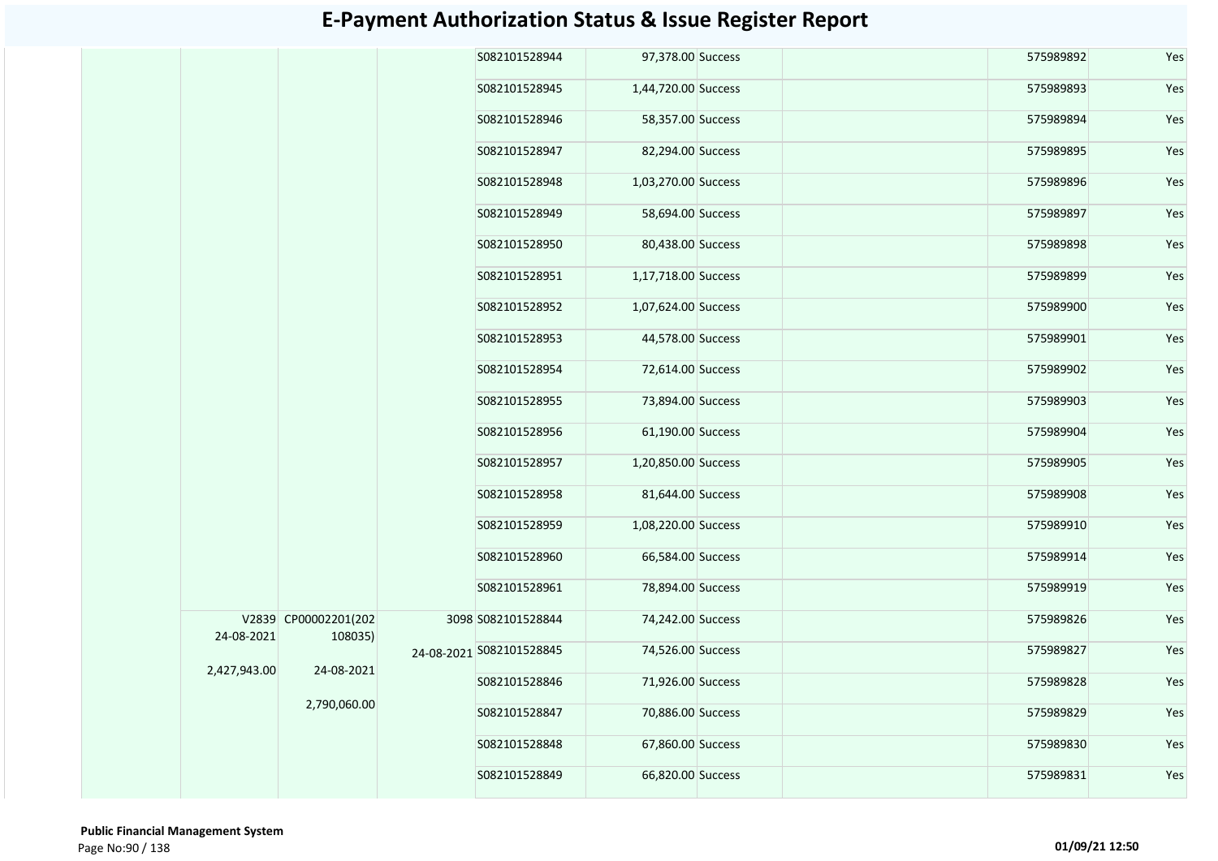# E-Payment Authorization Status & Issue Register Report

| | | | | | | | | | |
|---|---|---|---|---|---|---|---|---|---|
| | | | | S082101528944 | 97,378.00 | Success | | 575989892 | Yes |
| | | | | S082101528945 | 1,44,720.00 | Success | | 575989893 | Yes |
| | | | | S082101528946 | 58,357.00 | Success | | 575989894 | Yes |
| | | | | S082101528947 | 82,294.00 | Success | | 575989895 | Yes |
| | | | | S082101528948 | 1,03,270.00 | Success | | 575989896 | Yes |
| | | | | S082101528949 | 58,694.00 | Success | | 575989897 | Yes |
| | | | | S082101528950 | 80,438.00 | Success | | 575989898 | Yes |
| | | | | S082101528951 | 1,17,718.00 | Success | | 575989899 | Yes |
| | | | | S082101528952 | 1,07,624.00 | Success | | 575989900 | Yes |
| | | | | S082101528953 | 44,578.00 | Success | | 575989901 | Yes |
| | | | | S082101528954 | 72,614.00 | Success | | 575989902 | Yes |
| | | | | S082101528955 | 73,894.00 | Success | | 575989903 | Yes |
| | | | | S082101528956 | 61,190.00 | Success | | 575989904 | Yes |
| | | | | S082101528957 | 1,20,850.00 | Success | | 575989905 | Yes |
| | | | | S082101528958 | 81,644.00 | Success | | 575989908 | Yes |
| | | | | S082101528959 | 1,08,220.00 | Success | | 575989910 | Yes |
| | | | | S082101528960 | 66,584.00 | Success | | 575989914 | Yes |
| | | | | S082101528961 | 78,894.00 | Success | | 575989919 | Yes |
| | V2839 24-08-2021 2,427,943.00 | CP00002201(202108035) 24-08-2021 2,790,060.00 | 3098 24-08-2021 | S082101528844 | 74,242.00 | Success | | 575989826 | Yes |
| | | | | S082101528845 | 74,526.00 | Success | | 575989827 | Yes |
| | | | | S082101528846 | 71,926.00 | Success | | 575989828 | Yes |
| | | | | S082101528847 | 70,886.00 | Success | | 575989829 | Yes |
| | | | | S082101528848 | 67,860.00 | Success | | 575989830 | Yes |
| | | | | S082101528849 | 66,820.00 | Success | | 575989831 | Yes |

**Public Financial Management System**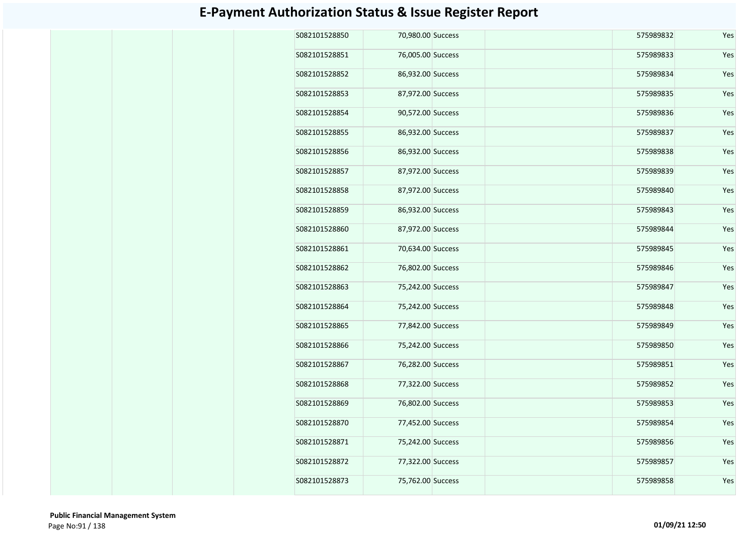# E-Payment Authorization Status & Issue Register Report

| | | | | | | | | | |
|---|---|---|---|---|---|---|---|---|---|
| | | | | S082101528850 | 70,980.00 | Success | | 575989832 | Yes |
| | | | | S082101528851 | 76,005.00 | Success | | 575989833 | Yes |
| | | | | S082101528852 | 86,932.00 | Success | | 575989834 | Yes |
| | | | | S082101528853 | 87,972.00 | Success | | 575989835 | Yes |
| | | | | S082101528854 | 90,572.00 | Success | | 575989836 | Yes |
| | | | | S082101528855 | 86,932.00 | Success | | 575989837 | Yes |
| | | | | S082101528856 | 86,932.00 | Success | | 575989838 | Yes |
| | | | | S082101528857 | 87,972.00 | Success | | 575989839 | Yes |
| | | | | S082101528858 | 87,972.00 | Success | | 575989840 | Yes |
| | | | | S082101528859 | 86,932.00 | Success | | 575989843 | Yes |
| | | | | S082101528860 | 87,972.00 | Success | | 575989844 | Yes |
| | | | | S082101528861 | 70,634.00 | Success | | 575989845 | Yes |
| | | | | S082101528862 | 76,802.00 | Success | | 575989846 | Yes |
| | | | | S082101528863 | 75,242.00 | Success | | 575989847 | Yes |
| | | | | S082101528864 | 75,242.00 | Success | | 575989848 | Yes |
| | | | | S082101528865 | 77,842.00 | Success | | 575989849 | Yes |
| | | | | S082101528866 | 75,242.00 | Success | | 575989850 | Yes |
| | | | | S082101528867 | 76,282.00 | Success | | 575989851 | Yes |
| | | | | S082101528868 | 77,322.00 | Success | | 575989852 | Yes |
| | | | | S082101528869 | 76,802.00 | Success | | 575989853 | Yes |
| | | | | S082101528870 | 77,452.00 | Success | | 575989854 | Yes |
| | | | | S082101528871 | 75,242.00 | Success | | 575989856 | Yes |
| | | | | S082101528872 | 77,322.00 | Success | | 575989857 | Yes |
| | | | | S082101528873 | 75,762.00 | Success | | 575989858 | Yes |

**Public Financial Management System**

**01/09/21 12:50**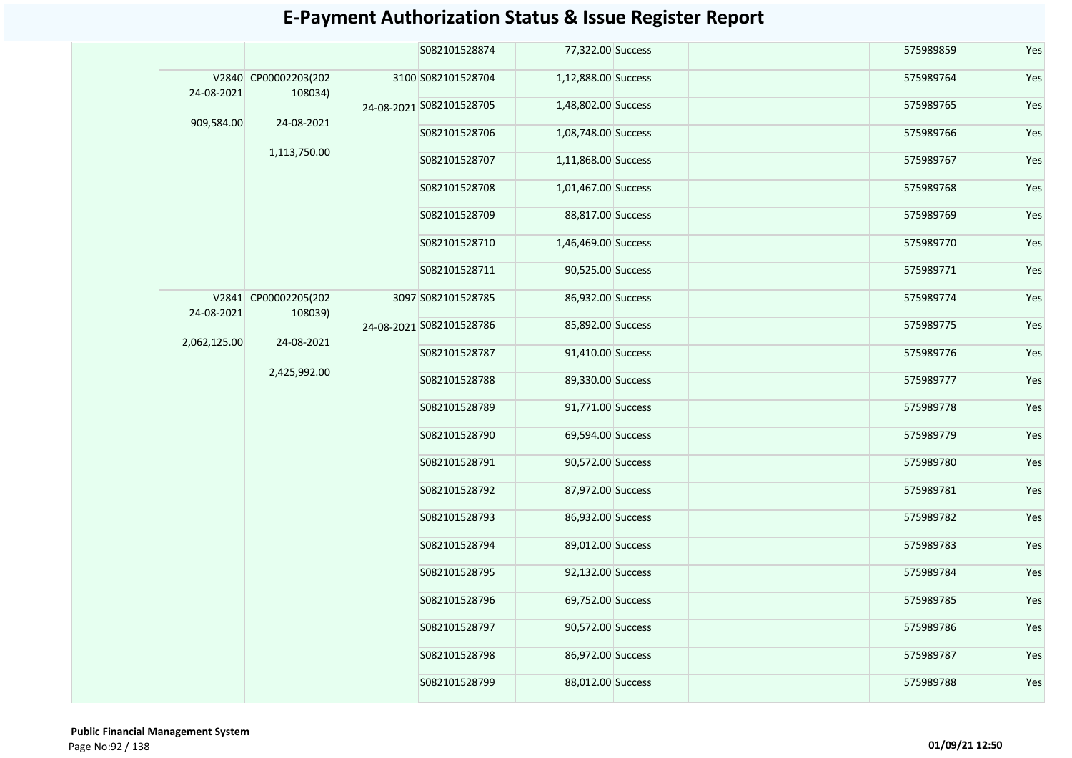# E-Payment Authorization Status & Issue Register Report

| | | | | | | | | | |
|---|---|---|---|---|---|---|---|---|---|
| | | | | S082101528874 | 77,322.00 | Success | | 575989859 | Yes |
| | V2840 24-08-2021 909,584.00 | CP00002203(202108034) 24-08-2021 1,113,750.00 | 3100 24-08-2021 | S082101528704 | 1,12,888.00 | Success | | 575989764 | Yes |
| | | | | S082101528705 | 1,48,802.00 | Success | | 575989765 | Yes |
| | | | | S082101528706 | 1,08,748.00 | Success | | 575989766 | Yes |
| | | | | S082101528707 | 1,11,868.00 | Success | | 575989767 | Yes |
| | | | | S082101528708 | 1,01,467.00 | Success | | 575989768 | Yes |
| | | | | S082101528709 | 88,817.00 | Success | | 575989769 | Yes |
| | | | | S082101528710 | 1,46,469.00 | Success | | 575989770 | Yes |
| | | | | S082101528711 | 90,525.00 | Success | | 575989771 | Yes |
| | V2841 24-08-2021 2,062,125.00 | CP00002205(202108039) 24-08-2021 2,425,992.00 | 3097 24-08-2021 | S082101528785 | 86,932.00 | Success | | 575989774 | Yes |
| | | | | S082101528786 | 85,892.00 | Success | | 575989775 | Yes |
| | | | | S082101528787 | 91,410.00 | Success | | 575989776 | Yes |
| | | | | S082101528788 | 89,330.00 | Success | | 575989777 | Yes |
| | | | | S082101528789 | 91,771.00 | Success | | 575989778 | Yes |
| | | | | S082101528790 | 69,594.00 | Success | | 575989779 | Yes |
| | | | | S082101528791 | 90,572.00 | Success | | 575989780 | Yes |
| | | | | S082101528792 | 87,972.00 | Success | | 575989781 | Yes |
| | | | | S082101528793 | 86,932.00 | Success | | 575989782 | Yes |
| | | | | S082101528794 | 89,012.00 | Success | | 575989783 | Yes |
| | | | | S082101528795 | 92,132.00 | Success | | 575989784 | Yes |
| | | | | S082101528796 | 69,752.00 | Success | | 575989785 | Yes |
| | | | | S082101528797 | 90,572.00 | Success | | 575989786 | Yes |
| | | | | S082101528798 | 86,972.00 | Success | | 575989787 | Yes |
| | | | | S082101528799 | 88,012.00 | Success | | 575989788 | Yes |

**Public Financial Management System**

01/09/21 12:50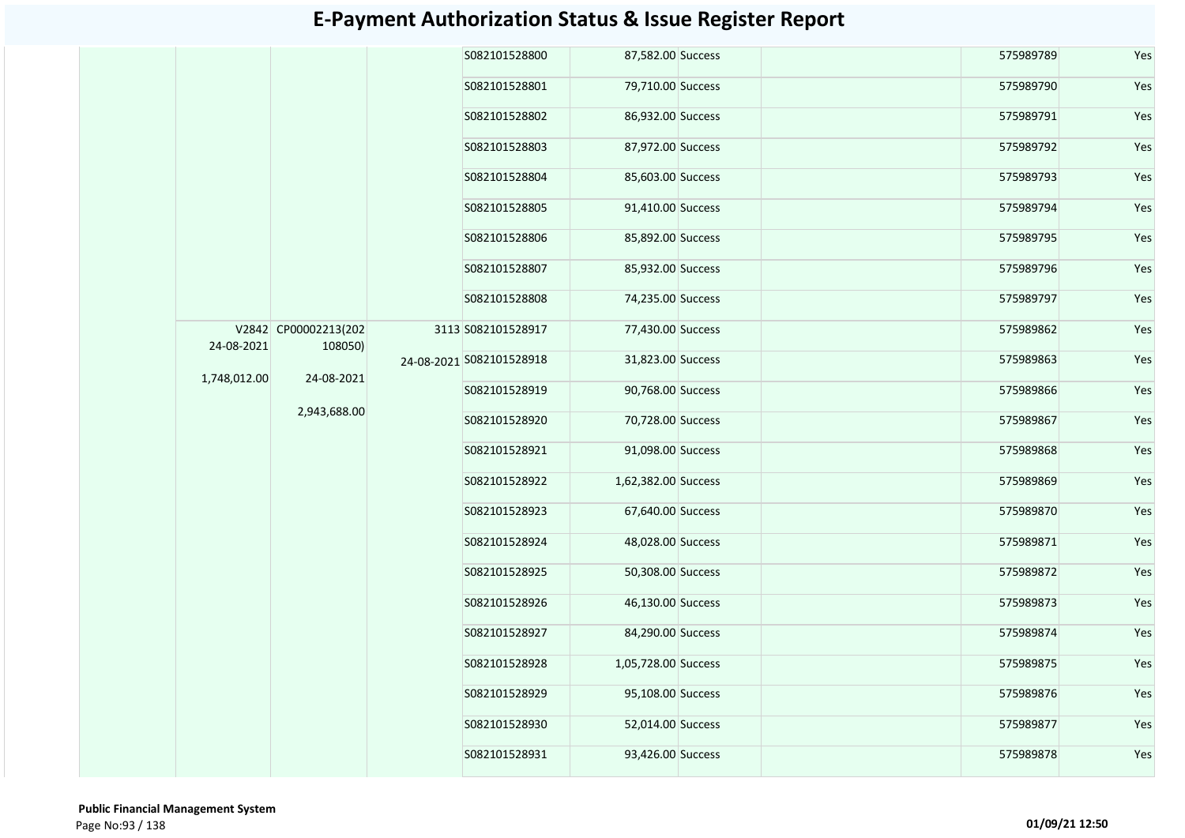# E-Payment Authorization Status & Issue Register Report

| | | | | | | | | | |
|---|---|---|---|---|---|---|---|---|---|
| | | | | S082101528800 | 87,582.00 | Success | | 575989789 | Yes |
| | | | | S082101528801 | 79,710.00 | Success | | 575989790 | Yes |
| | | | | S082101528802 | 86,932.00 | Success | | 575989791 | Yes |
| | | | | S082101528803 | 87,972.00 | Success | | 575989792 | Yes |
| | | | | S082101528804 | 85,603.00 | Success | | 575989793 | Yes |
| | | | | S082101528805 | 91,410.00 | Success | | 575989794 | Yes |
| | | | | S082101528806 | 85,892.00 | Success | | 575989795 | Yes |
| | | | | S082101528807 | 85,932.00 | Success | | 575989796 | Yes |
| | | | | S082101528808 | 74,235.00 | Success | | 575989797 | Yes |
| | V2842 24-08-2021 1,748,012.00 | CP00002213(202108050) 24-08-2021 2,943,688.00 | 3113 24-08-2021 | S082101528917 | 77,430.00 | Success | | 575989862 | Yes |
| | | | | S082101528918 | 31,823.00 | Success | | 575989863 | Yes |
| | | | | S082101528919 | 90,768.00 | Success | | 575989866 | Yes |
| | | | | S082101528920 | 70,728.00 | Success | | 575989867 | Yes |
| | | | | S082101528921 | 91,098.00 | Success | | 575989868 | Yes |
| | | | | S082101528922 | 1,62,382.00 | Success | | 575989869 | Yes |
| | | | | S082101528923 | 67,640.00 | Success | | 575989870 | Yes |
| | | | | S082101528924 | 48,028.00 | Success | | 575989871 | Yes |
| | | | | S082101528925 | 50,308.00 | Success | | 575989872 | Yes |
| | | | | S082101528926 | 46,130.00 | Success | | 575989873 | Yes |
| | | | | S082101528927 | 84,290.00 | Success | | 575989874 | Yes |
| | | | | S082101528928 | 1,05,728.00 | Success | | 575989875 | Yes |
| | | | | S082101528929 | 95,108.00 | Success | | 575989876 | Yes |
| | | | | S082101528930 | 52,014.00 | Success | | 575989877 | Yes |
| | | | | S082101528931 | 93,426.00 | Success | | 575989878 | Yes |

**Public Financial Management System**

01/09/21 12:50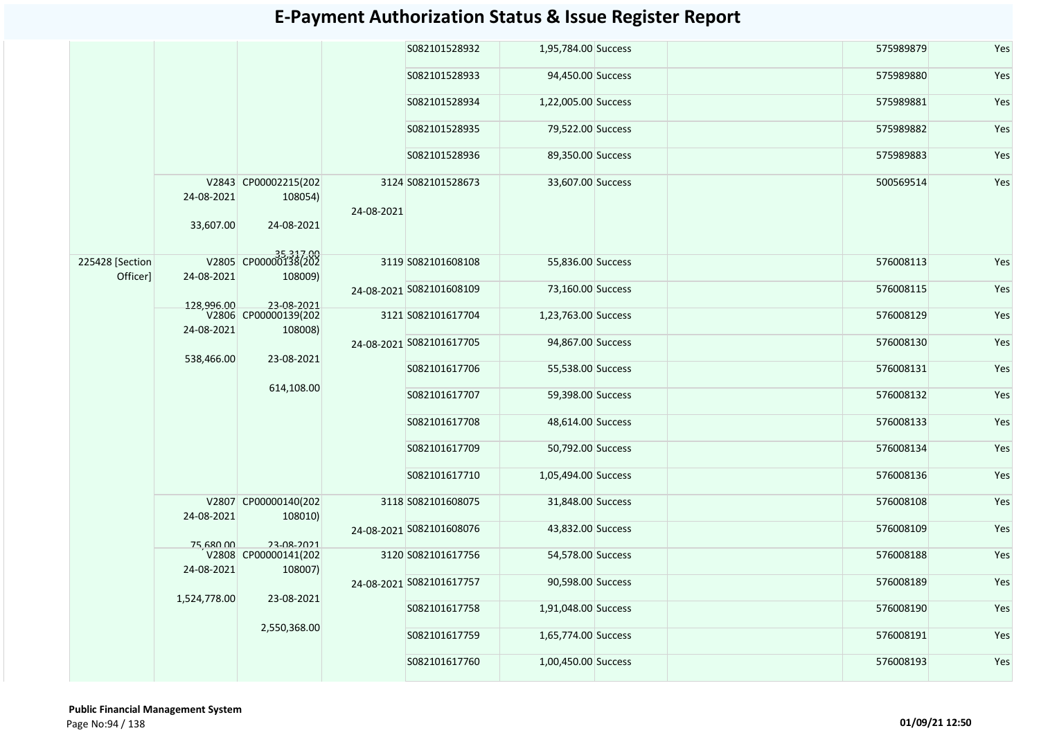# E-Payment Authorization Status & Issue Register Report

| | | | | | | | | | | |
|---|---|---|---|---|---|---|---|---|---|---|
| | | | | S082101528932 | 1,95,784.00 | Success | | | 575989879 | Yes |
| | | | | S082101528933 | 94,450.00 | Success | | | 575989880 | Yes |
| | | | | S082101528934 | 1,22,005.00 | Success | | | 575989881 | Yes |
| | | | | S082101528935 | 79,522.00 | Success | | | 575989882 | Yes |
| | | | | S082101528936 | 89,350.00 | Success | | | 575989883 | Yes |
| | V2843 24-08-2021 33,607.00 | CP00002215(202108054) 24-08-2021 35,317.00 | 3124 24-08-2021 | S082101528673 | 33,607.00 | Success | | | 500569514 | Yes |
| 225428 [Section Officer] | V2805 24-08-2021 128,996.00 | CP00000138(202108009) 23-08-2021 | 3119 24-08-2021 | S082101608108 | 55,836.00 | Success | | | 576008113 | Yes |
| | | | | S082101608109 | 73,160.00 | Success | | | 576008115 | Yes |
| | V2806 24-08-2021 538,466.00 | CP00000139(202108008) 23-08-2021 614,108.00 | 3121 24-08-2021 | S082101617704 | 1,23,763.00 | Success | | | 576008129 | Yes |
| | | | | S082101617705 | 94,867.00 | Success | | | 576008130 | Yes |
| | | | | S082101617706 | 55,538.00 | Success | | | 576008131 | Yes |
| | | | | S082101617707 | 59,398.00 | Success | | | 576008132 | Yes |
| | | | | S082101617708 | 48,614.00 | Success | | | 576008133 | Yes |
| | | | | S082101617709 | 50,792.00 | Success | | | 576008134 | Yes |
| | | | | S082101617710 | 1,05,494.00 | Success | | | 576008136 | Yes |
| | V2807 24-08-2021 75,680.00 | CP00000140(202108010) 23-08-2021 | 3118 24-08-2021 | S082101608075 | 31,848.00 | Success | | | 576008108 | Yes |
| | | | | S082101608076 | 43,832.00 | Success | | | 576008109 | Yes |
| | V2808 24-08-2021 1,524,778.00 | CP00000141(202108007) 23-08-2021 2,550,368.00 | 3120 24-08-2021 | S082101617756 | 54,578.00 | Success | | | 576008188 | Yes |
| | | | | S082101617757 | 90,598.00 | Success | | | 576008189 | Yes |
| | | | | S082101617758 | 1,91,048.00 | Success | | | 576008190 | Yes |
| | | | | S082101617759 | 1,65,774.00 | Success | | | 576008191 | Yes |
| | | | | S082101617760 | 1,00,450.00 | Success | | | 576008193 | Yes |

**Public Financial Management System**

01/09/21 12:50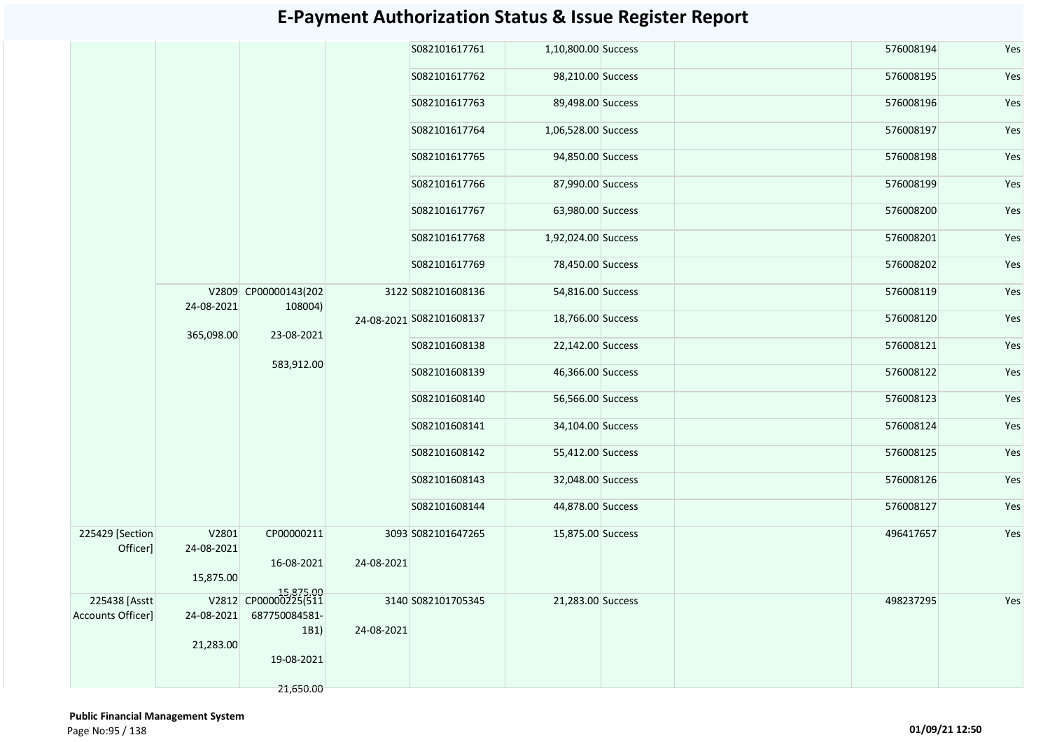# E-Payment Authorization Status & Issue Register Report

| | | | | | | | | | |
|---|---|---|---|---|---|---|---|---|---|
| | | | | S082101617761 | 1,10,800.00 | Success | | 576008194 | Yes |
| | | | | S082101617762 | 98,210.00 | Success | | 576008195 | Yes |
| | | | | S082101617763 | 89,498.00 | Success | | 576008196 | Yes |
| | | | | S082101617764 | 1,06,528.00 | Success | | 576008197 | Yes |
| | | | | S082101617765 | 94,850.00 | Success | | 576008198 | Yes |
| | | | | S082101617766 | 87,990.00 | Success | | 576008199 | Yes |
| | | | | S082101617767 | 63,980.00 | Success | | 576008200 | Yes |
| | | | | S082101617768 | 1,92,024.00 | Success | | 576008201 | Yes |
| | | | | S082101617769 | 78,450.00 | Success | | 576008202 | Yes |
| | V2809 24-08-2021 365,098.00 | CP00000143(202108004) 23-08-2021 583,912.00 | 3122 24-08-2021 | S082101608136 | 54,816.00 | Success | | 576008119 | Yes |
| | | | | S082101608137 | 18,766.00 | Success | | 576008120 | Yes |
| | | | | S082101608138 | 22,142.00 | Success | | 576008121 | Yes |
| | | | | S082101608139 | 46,366.00 | Success | | 576008122 | Yes |
| | | | | S082101608140 | 56,566.00 | Success | | 576008123 | Yes |
| | | | | S082101608141 | 34,104.00 | Success | | 576008124 | Yes |
| | | | | S082101608142 | 55,412.00 | Success | | 576008125 | Yes |
| | | | | S082101608143 | 32,048.00 | Success | | 576008126 | Yes |
| | | | | S082101608144 | 44,878.00 | Success | | 576008127 | Yes |
| 225429 [Section Officer] | V2801 24-08-2021 15,875.00 | CP00000211 16-08-2021 15,875.00 | 3093 24-08-2021 | S082101647265 | 15,875.00 | Success | | 496417657 | Yes |
| 225438 [Asstt Accounts Officer] | V2812 24-08-2021 21,283.00 | CP00000225(511687750084581-1B1) 19-08-2021 21,650.00 | 3140 24-08-2021 | S082101705345 | 21,283.00 | Success | | 498237295 | Yes |

**Public Financial Management System**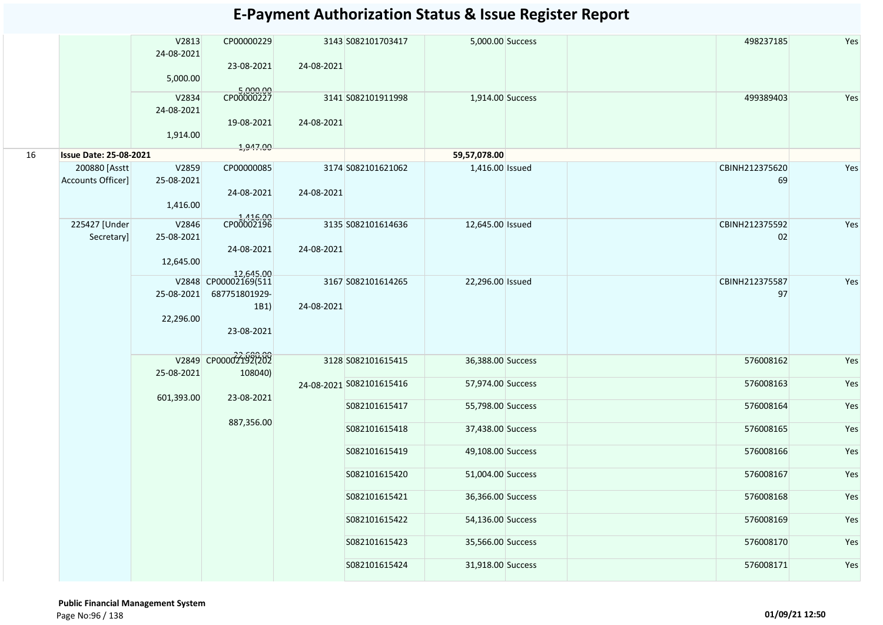# E-Payment Authorization Status & Issue Register Report

| | | | | | | | | | | |
|---|---|---|---|---|---|---|---|---|---|---|
| | | V2813 24-08-2021 5,000.00 | CP00000229 23-08-2021 5,000.00 | 3143 24-08-2021 | S082101703417 | 5,000.00 | Success | | 498237185 | Yes |
| | | V2834 24-08-2021 1,914.00 | CP00000227 19-08-2021 1,947.00 | 3141 24-08-2021 | S082101911998 | 1,914.00 | Success | | 499389403 | Yes |
| 16 | **Issue Date: 25-08-2021** | | | | | **59,57,078.00** | | | | |
| | 200880 [Asstt Accounts Officer] | V2859 25-08-2021 1,416.00 | CP00000085 24-08-2021 1,416.00 | 3174 24-08-2021 | S082101621062 | 1,416.00 | Issued | | CBINH21237562069 | Yes |
| | 225427 [Under Secretary] | V2846 25-08-2021 12,645.00 | CP00002196 24-08-2021 12,645.00 | 3135 24-08-2021 | S082101614636 | 12,645.00 | Issued | | CBINH21237559202 | Yes |
| | | V2848 25-08-2021 22,296.00 | CP00002169(511687751801929-1B1) 23-08-2021 22,680.00 | 3167 24-08-2021 | S082101614265 | 22,296.00 | Issued | | CBINH21237558797 | Yes |
| | | V2849 25-08-2021 601,393.00 | CP00002192(202108040) 23-08-2021 887,356.00 | 3128 24-08-2021 | S082101615415 | 36,388.00 | Success | | 576008162 | Yes |
| | | | | | S082101615416 | 57,974.00 | Success | | 576008163 | Yes |
| | | | | | S082101615417 | 55,798.00 | Success | | 576008164 | Yes |
| | | | | | S082101615418 | 37,438.00 | Success | | 576008165 | Yes |
| | | | | | S082101615419 | 49,108.00 | Success | | 576008166 | Yes |
| | | | | | S082101615420 | 51,004.00 | Success | | 576008167 | Yes |
| | | | | | S082101615421 | 36,366.00 | Success | | 576008168 | Yes |
| | | | | | S082101615422 | 54,136.00 | Success | | 576008169 | Yes |
| | | | | | S082101615423 | 35,566.00 | Success | | 576008170 | Yes |
| | | | | | S082101615424 | 31,918.00 | Success | | 576008171 | Yes |

**Public Financial Management System**

**01/09/21 12:50**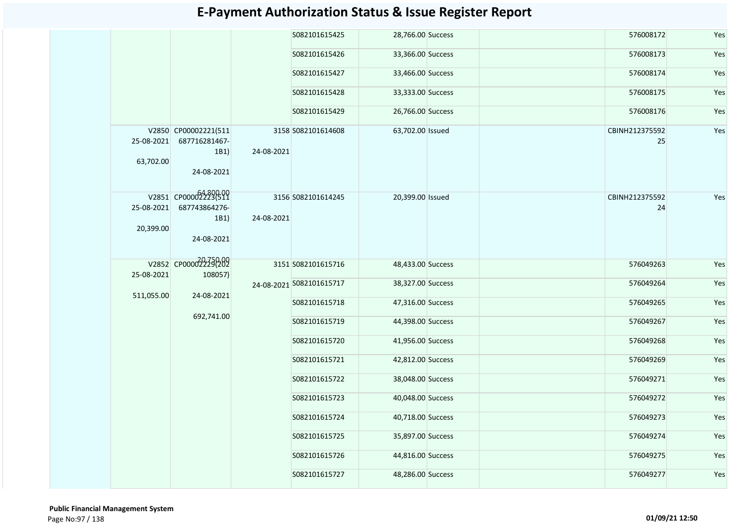# E-Payment Authorization Status & Issue Register Report

| | | | | | | | | | |
|---|---|---|---|---|---|---|---|---|---|
| | | | | S082101615425 | 28,766.00 | Success | | 576008172 | Yes |
| | | | | S082101615426 | 33,366.00 | Success | | 576008173 | Yes |
| | | | | S082101615427 | 33,466.00 | Success | | 576008174 | Yes |
| | | | | S082101615428 | 33,333.00 | Success | | 576008175 | Yes |
| | | | | S082101615429 | 26,766.00 | Success | | 576008176 | Yes |
| | V2850 25-08-2021 63,702.00 | CP00002221(511687716281467-1B1) 24-08-2021 64,800.00 | 3158 24-08-2021 | S082101614608 | 63,702.00 | Issued | | CBINH21237559225 | Yes |
| | V2851 25-08-2021 20,399.00 | CP00002223(511687743864276-1B1) 24-08-2021 20,750.00 | 3156 24-08-2021 | S082101614245 | 20,399.00 | Issued | | CBINH21237559224 | Yes |
| | V2852 25-08-2021 511,055.00 | CP00002229(202108057) 24-08-2021 692,741.00 | 3151 24-08-2021 | S082101615716 | 48,433.00 | Success | | 576049263 | Yes |
| | | | | S082101615717 | 38,327.00 | Success | | 576049264 | Yes |
| | | | | S082101615718 | 47,316.00 | Success | | 576049265 | Yes |
| | | | | S082101615719 | 44,398.00 | Success | | 576049267 | Yes |
| | | | | S082101615720 | 41,956.00 | Success | | 576049268 | Yes |
| | | | | S082101615721 | 42,812.00 | Success | | 576049269 | Yes |
| | | | | S082101615722 | 38,048.00 | Success | | 576049271 | Yes |
| | | | | S082101615723 | 40,048.00 | Success | | 576049272 | Yes |
| | | | | S082101615724 | 40,718.00 | Success | | 576049273 | Yes |
| | | | | S082101615725 | 35,897.00 | Success | | 576049274 | Yes |
| | | | | S082101615726 | 44,816.00 | Success | | 576049275 | Yes |
| | | | | S082101615727 | 48,286.00 | Success | | 576049277 | Yes |

**Public Financial Management System**

01/09/21 12:50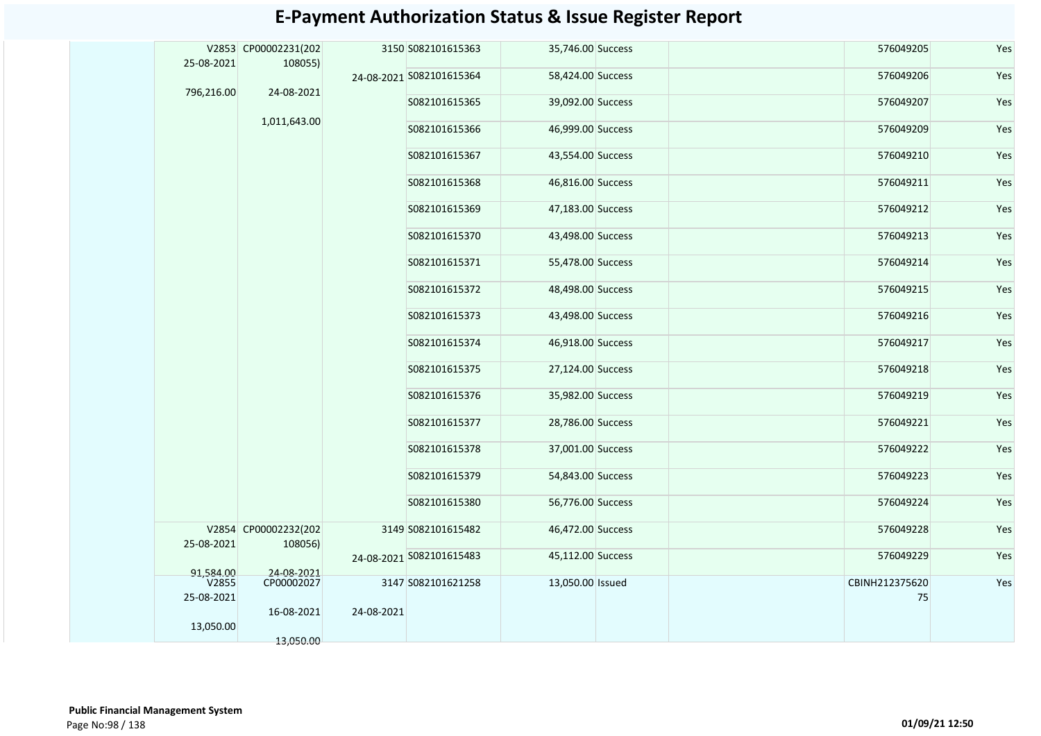# E-Payment Authorization Status & Issue Register Report

| | Voucher No. / Date / Amount | Bill No. / Date / Amount | Token No. / Date | Payment Ref. No. | Amount | Status | | Cheque/Ref No. | |
|---|---|---|---|---|---|---|---|---|---|
| | V2853 25-08-2021 796,216.00 | CP00002231(202108055) 24-08-2021 1,011,643.00 | 3150 24-08-2021 | S082101615363 | 35,746.00 | Success | | 576049205 | Yes |
| | | | | S082101615364 | 58,424.00 | Success | | 576049206 | Yes |
| | | | | S082101615365 | 39,092.00 | Success | | 576049207 | Yes |
| | | | | S082101615366 | 46,999.00 | Success | | 576049209 | Yes |
| | | | | S082101615367 | 43,554.00 | Success | | 576049210 | Yes |
| | | | | S082101615368 | 46,816.00 | Success | | 576049211 | Yes |
| | | | | S082101615369 | 47,183.00 | Success | | 576049212 | Yes |
| | | | | S082101615370 | 43,498.00 | Success | | 576049213 | Yes |
| | | | | S082101615371 | 55,478.00 | Success | | 576049214 | Yes |
| | | | | S082101615372 | 48,498.00 | Success | | 576049215 | Yes |
| | | | | S082101615373 | 43,498.00 | Success | | 576049216 | Yes |
| | | | | S082101615374 | 46,918.00 | Success | | 576049217 | Yes |
| | | | | S082101615375 | 27,124.00 | Success | | 576049218 | Yes |
| | | | | S082101615376 | 35,982.00 | Success | | 576049219 | Yes |
| | | | | S082101615377 | 28,786.00 | Success | | 576049221 | Yes |
| | | | | S082101615378 | 37,001.00 | Success | | 576049222 | Yes |
| | | | | S082101615379 | 54,843.00 | Success | | 576049223 | Yes |
| | | | | S082101615380 | 56,776.00 | Success | | 576049224 | Yes |
| | V2854 25-08-2021 91,584.00 | CP00002232(202108056) 24-08-2021 | 3149 24-08-2021 | S082101615482 | 46,472.00 | Success | | 576049228 | Yes |
| | | | | S082101615483 | 45,112.00 | Success | | 576049229 | Yes |
| | V2855 25-08-2021 13,050.00 | CP00002027 16-08-2021 13,050.00 | 3147 24-08-2021 | S082101621258 | 13,050.00 | Issued | | CBINH21237562075 | Yes |

**Public Financial Management System**

01/09/21 12:50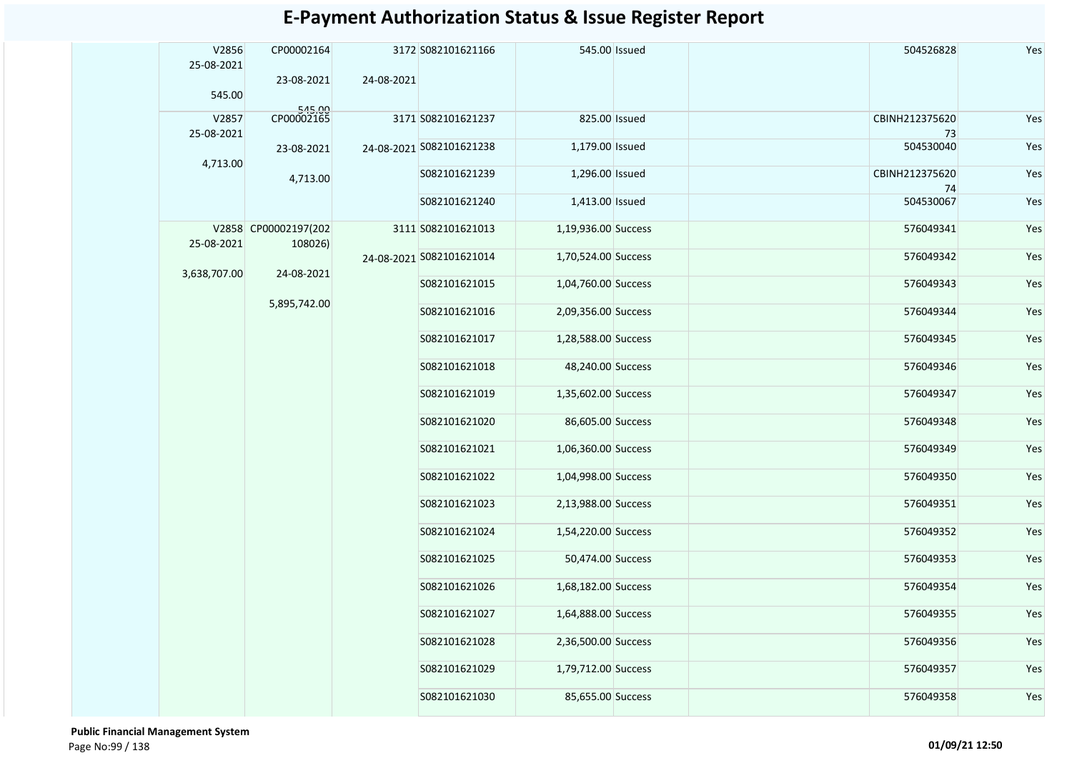# E-Payment Authorization Status & Issue Register Report

| | | | | | | | | | |
|---|---|---|---|---|---|---|---|---|---|
| | V2856 25-08-2021 545.00 | CP00002164 23-08-2021 545.00 | 3172 24-08-2021 | S082101621166 | 545.00 | Issued | | 504526828 | Yes |
| | V2857 25-08-2021 4,713.00 | CP00002165 23-08-2021 4,713.00 | 3171 24-08-2021 | S082101621237 | 825.00 | Issued | | CBINH21237562073 | Yes |
| | | | | S082101621238 | 1,179.00 | Issued | | 504530040 | Yes |
| | | | | S082101621239 | 1,296.00 | Issued | | CBINH21237562074 | Yes |
| | | | | S082101621240 | 1,413.00 | Issued | | 504530067 | Yes |
| | V2858 25-08-2021 3,638,707.00 | CP00002197(202108026) 24-08-2021 5,895,742.00 | 3111 24-08-2021 | S082101621013 | 1,19,936.00 | Success | | 576049341 | Yes |
| | | | | S082101621014 | 1,70,524.00 | Success | | 576049342 | Yes |
| | | | | S082101621015 | 1,04,760.00 | Success | | 576049343 | Yes |
| | | | | S082101621016 | 2,09,356.00 | Success | | 576049344 | Yes |
| | | | | S082101621017 | 1,28,588.00 | Success | | 576049345 | Yes |
| | | | | S082101621018 | 48,240.00 | Success | | 576049346 | Yes |
| | | | | S082101621019 | 1,35,602.00 | Success | | 576049347 | Yes |
| | | | | S082101621020 | 86,605.00 | Success | | 576049348 | Yes |
| | | | | S082101621021 | 1,06,360.00 | Success | | 576049349 | Yes |
| | | | | S082101621022 | 1,04,998.00 | Success | | 576049350 | Yes |
| | | | | S082101621023 | 2,13,988.00 | Success | | 576049351 | Yes |
| | | | | S082101621024 | 1,54,220.00 | Success | | 576049352 | Yes |
| | | | | S082101621025 | 50,474.00 | Success | | 576049353 | Yes |
| | | | | S082101621026 | 1,68,182.00 | Success | | 576049354 | Yes |
| | | | | S082101621027 | 1,64,888.00 | Success | | 576049355 | Yes |
| | | | | S082101621028 | 2,36,500.00 | Success | | 576049356 | Yes |
| | | | | S082101621029 | 1,79,712.00 | Success | | 576049357 | Yes |
| | | | | S082101621030 | 85,655.00 | Success | | 576049358 | Yes |

**Public Financial Management System**

01/09/21 12:50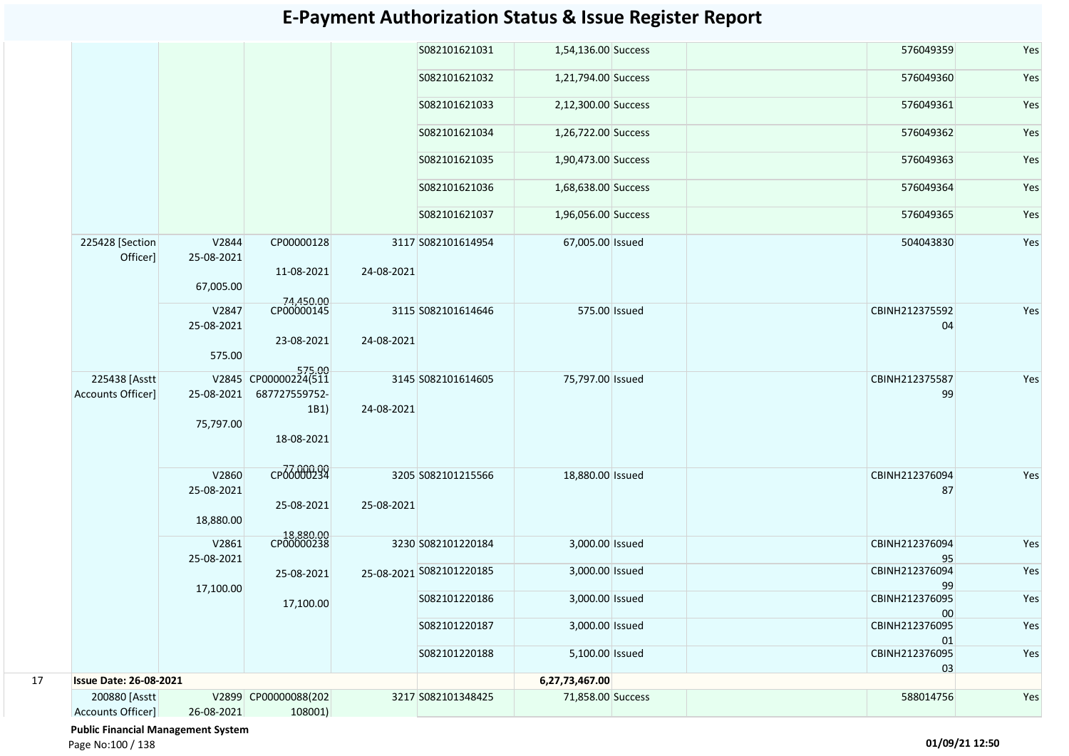# E-Payment Authorization Status & Issue Register Report

| | | | | | | | | | | |
|---|---|---|---|---|---|---|---|---|---|---|
| | | | | | S082101621031 | 1,54,136.00 | Success | | 576049359 | Yes |
| | | | | | S082101621032 | 1,21,794.00 | Success | | 576049360 | Yes |
| | | | | | S082101621033 | 2,12,300.00 | Success | | 576049361 | Yes |
| | | | | | S082101621034 | 1,26,722.00 | Success | | 576049362 | Yes |
| | | | | | S082101621035 | 1,90,473.00 | Success | | 576049363 | Yes |
| | | | | | S082101621036 | 1,68,638.00 | Success | | 576049364 | Yes |
| | | | | | S082101621037 | 1,96,056.00 | Success | | 576049365 | Yes |
| | 225428 [Section Officer] | V2844 25-08-2021 67,005.00 | CP00000128 11-08-2021 74,450.00 | 3117 24-08-2021 | S082101614954 | 67,005.00 | Issued | | 504043830 | Yes |
| | | V2847 25-08-2021 575.00 | CP00000145 23-08-2021 575.00 | 3115 24-08-2021 | S082101614646 | 575.00 | Issued | | CBINH21237559204 | Yes |
| | 225438 [Asstt Accounts Officer] | V2845 25-08-2021 75,797.00 | CP00000224(511687727559752-1B1) 18-08-2021 77,000.00 | 3145 24-08-2021 | S082101614605 | 75,797.00 | Issued | | CBINH21237558799 | Yes |
| | | V2860 25-08-2021 18,880.00 | CP00000234 25-08-2021 18,880.00 | 3205 25-08-2021 | S082101215566 | 18,880.00 | Issued | | CBINH21237609487 | Yes |
| | | V2861 25-08-2021 17,100.00 | CP00000238 25-08-2021 17,100.00 | 3230 25-08-2021 | S082101220184 | 3,000.00 | Issued | | CBINH21237609495 | Yes |
| | | | | | S082101220185 | 3,000.00 | Issued | | CBINH21237609499 | Yes |
| | | | | | S082101220186 | 3,000.00 | Issued | | CBINH21237609500 | Yes |
| | | | | | S082101220187 | 3,000.00 | Issued | | CBINH21237609501 | Yes |
| | | | | | S082101220188 | 5,100.00 | Issued | | CBINH21237609503 | Yes |
| 17 | **Issue Date: 26-08-2021** | | | | | 6,27,73,467.00 | | | | |
| | 200880 [Asstt Accounts Officer] | V2899 26-08-2021 | CP00000088(202108001) | 3217 | S082101348425 | 71,858.00 | Success | | 588014756 | Yes |

**Public Financial Management System**

01/09/21 12:50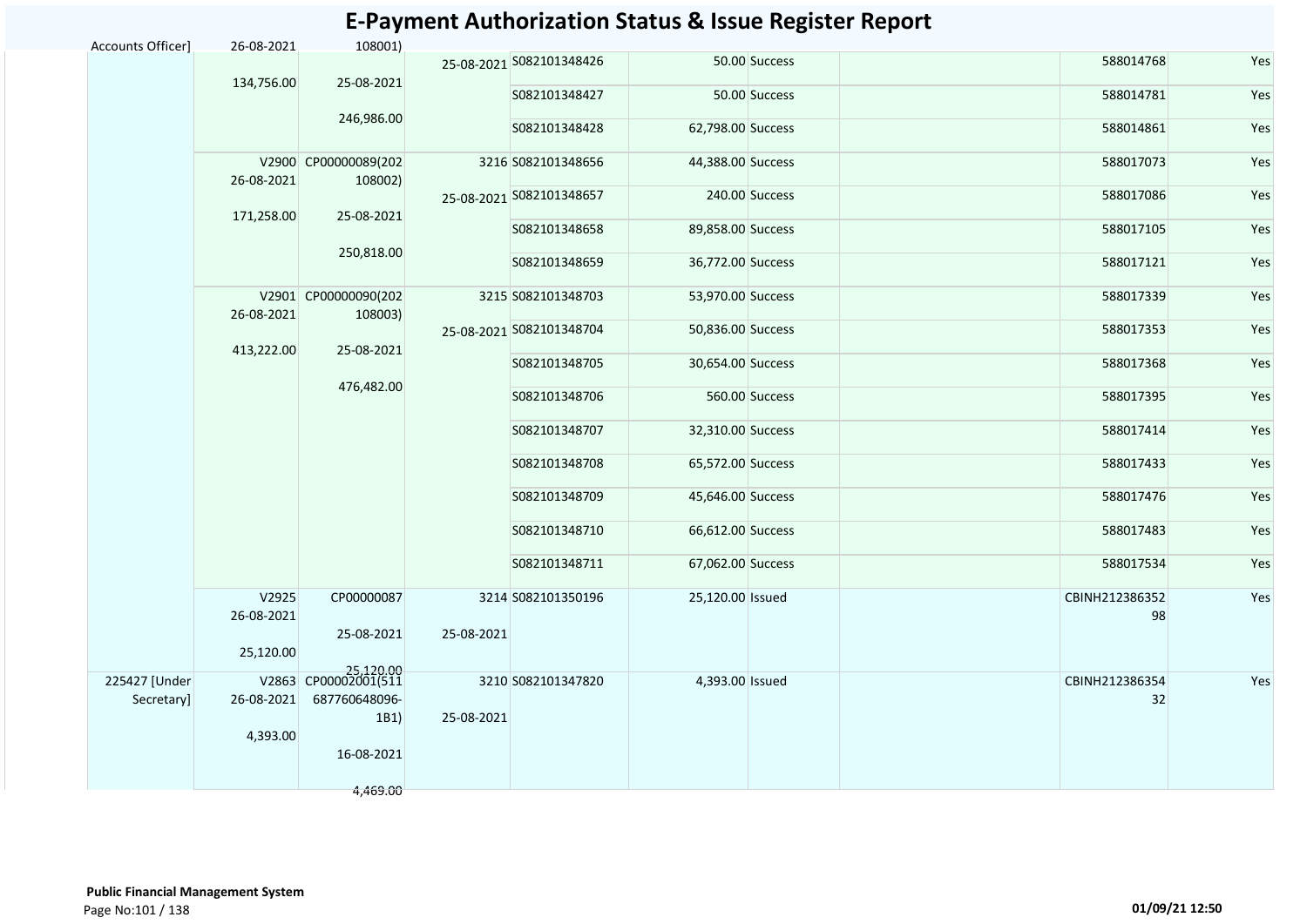# E-Payment Authorization Status & Issue Register Report

| | | | | | | | | | |
|---|---|---|---|---|---|---|---|---|---|
| Accounts Officer] | 26-08-2021<br><br>134,756.00 | 108001)<br><br>25-08-2021<br><br>246,986.00 | 25-08-2021 | S082101348426 | 50.00 | Success | | 588014768 | Yes |
| | | | | S082101348427 | 50.00 | Success | | 588014781 | Yes |
| | | | | S082101348428 | 62,798.00 | Success | | 588014861 | Yes |
| | V2900<br>26-08-2021<br><br>171,258.00 | CP00000089(202108002)<br><br>25-08-2021<br><br>250,818.00 | 3216<br><br>25-08-2021 | S082101348656 | 44,388.00 | Success | | 588017073 | Yes |
| | | | | S082101348657 | 240.00 | Success | | 588017086 | Yes |
| | | | | S082101348658 | 89,858.00 | Success | | 588017105 | Yes |
| | | | | S082101348659 | 36,772.00 | Success | | 588017121 | Yes |
| | V2901<br>26-08-2021<br><br>413,222.00 | CP00000090(202108003)<br><br>25-08-2021<br><br>476,482.00 | 3215<br><br>25-08-2021 | S082101348703 | 53,970.00 | Success | | 588017339 | Yes |
| | | | | S082101348704 | 50,836.00 | Success | | 588017353 | Yes |
| | | | | S082101348705 | 30,654.00 | Success | | 588017368 | Yes |
| | | | | S082101348706 | 560.00 | Success | | 588017395 | Yes |
| | | | | S082101348707 | 32,310.00 | Success | | 588017414 | Yes |
| | | | | S082101348708 | 65,572.00 | Success | | 588017433 | Yes |
| | | | | S082101348709 | 45,646.00 | Success | | 588017476 | Yes |
| | | | | S082101348710 | 66,612.00 | Success | | 588017483 | Yes |
| | | | | S082101348711 | 67,062.00 | Success | | 588017534 | Yes |
| | V2925<br>26-08-2021<br><br>25,120.00 | CP00000087<br><br>25-08-2021<br><br>25,120.00 | 3214<br><br>25-08-2021 | S082101350196 | 25,120.00 | Issued | | CBINH21238635298 | Yes |
| 225427 [Under Secretary] | V2863<br>26-08-2021<br><br>4,393.00 | CP00002001(511687760648096-1B1)<br><br>16-08-2021<br><br>4,469.00 | 3210<br><br>25-08-2021 | S082101347820 | 4,393.00 | Issued | | CBINH21238635432 | Yes |

**Public Financial Management System**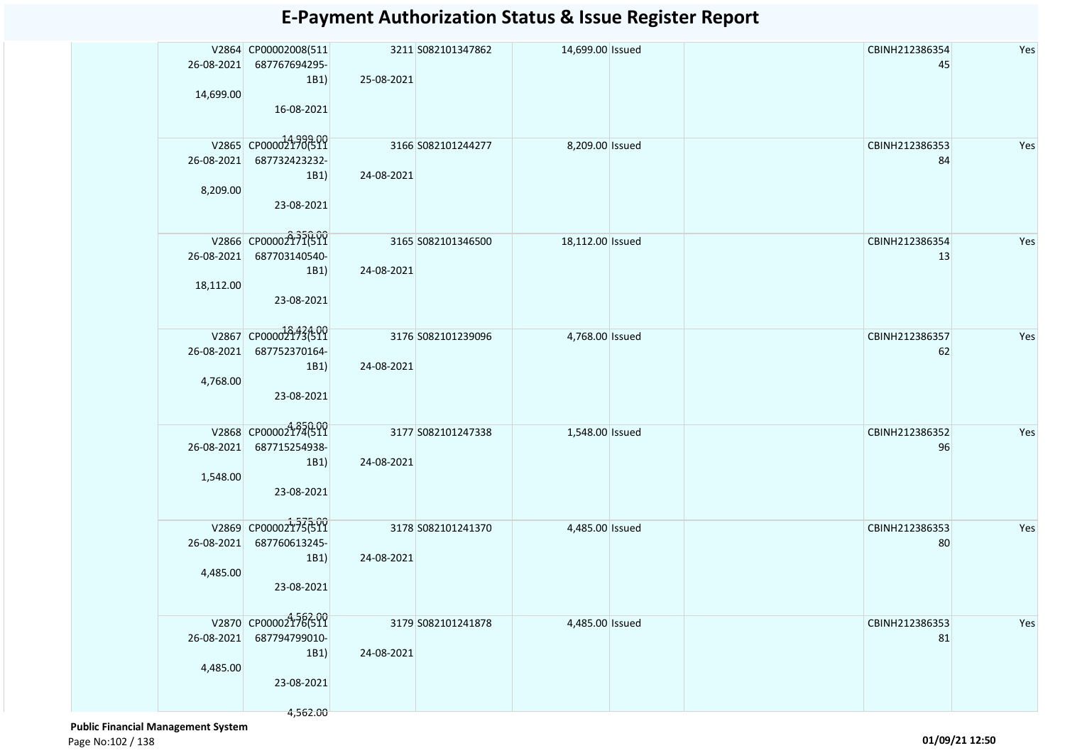# E-Payment Authorization Status & Issue Register Report

| | | | | | | | | | |
|---|---|---|---|---|---|---|---|---|---|
| | V2864 26-08-2021 14,699.00 | CP00002008(511 687767694295-1B1) 16-08-2021 14,999.00 | 3211 25-08-2021 | S082101347862 | 14,699.00 | Issued | | CBINH21238635445 | Yes |
| | V2865 26-08-2021 8,209.00 | CP00002170(511 687732423232-1B1) 23-08-2021 8,350.00 | 3166 24-08-2021 | S082101244277 | 8,209.00 | Issued | | CBINH21238635384 | Yes |
| | V2866 26-08-2021 18,112.00 | CP00002171(511 687703140540-1B1) 23-08-2021 18,424.00 | 3165 24-08-2021 | S082101346500 | 18,112.00 | Issued | | CBINH21238635413 | Yes |
| | V2867 26-08-2021 4,768.00 | CP00002173(511 687752370164-1B1) 23-08-2021 4,850.00 | 3176 24-08-2021 | S082101239096 | 4,768.00 | Issued | | CBINH21238635762 | Yes |
| | V2868 26-08-2021 1,548.00 | CP00002174(511 687715254938-1B1) 23-08-2021 1,575.00 | 3177 24-08-2021 | S082101247338 | 1,548.00 | Issued | | CBINH21238635296 | Yes |
| | V2869 26-08-2021 4,485.00 | CP00002175(511 687760613245-1B1) 23-08-2021 4,562.00 | 3178 24-08-2021 | S082101241370 | 4,485.00 | Issued | | CBINH21238635380 | Yes |
| | V2870 26-08-2021 4,485.00 | CP00002176(511 687794799010-1B1) 23-08-2021 4,562.00 | 3179 24-08-2021 | S082101241878 | 4,485.00 | Issued | | CBINH21238635381 | Yes |

**Public Financial Management System**

01/09/21 12:50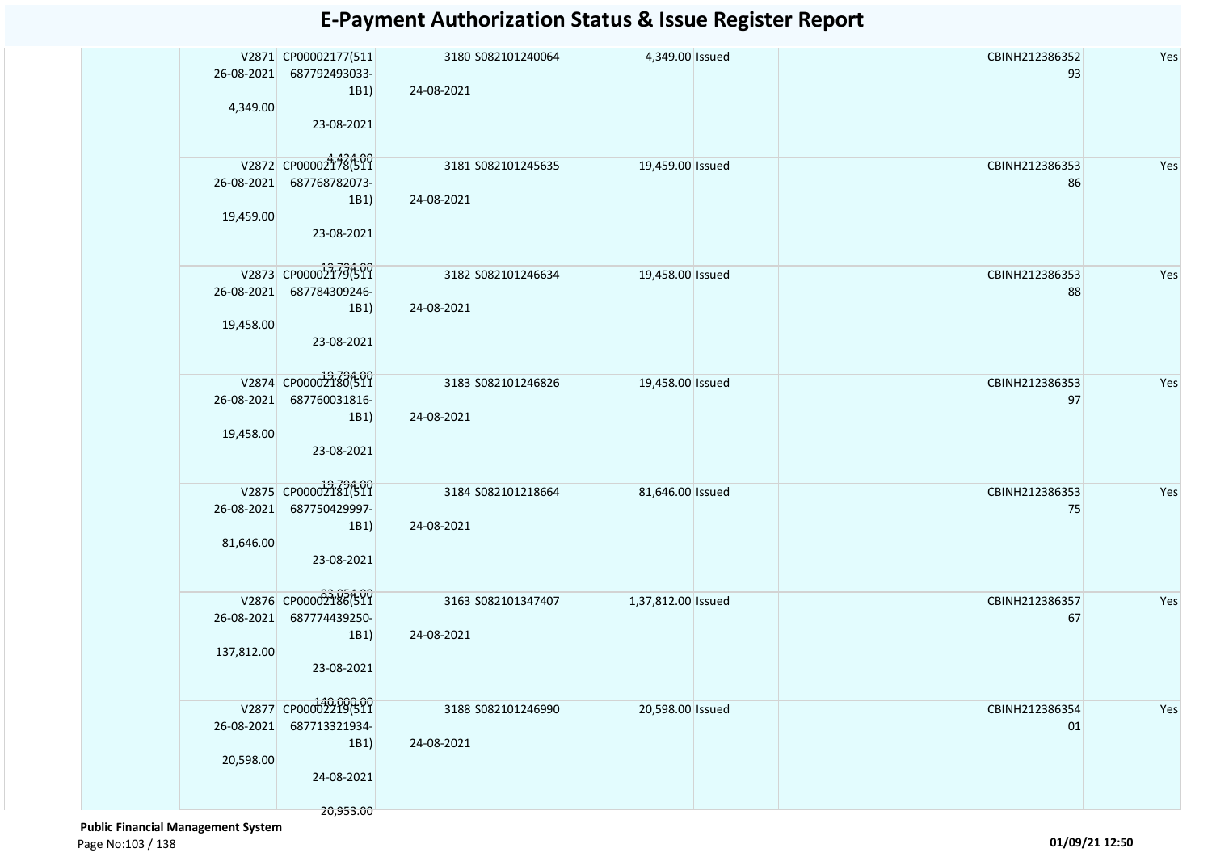# E-Payment Authorization Status & Issue Register Report

| | V No / Date / Amount | CP No / Date / Amount | Token No / Date | Bill No | Net Amount | Status | | | UTR No | |
|---|---|---|---|---|---|---|---|---|---|---|
| | V2871 26-08-2021 4,349.00 | CP00002177(511 687792493033-1B1) 23-08-2021 4,424.00 | 3180 24-08-2021 | S082101240064 | 4,349.00 | Issued | | | CBINH21238635293 | Yes |
| | V2872 26-08-2021 19,459.00 | CP00002178(511 687768782073-1B1) 23-08-2021 19,794.00 | 3181 24-08-2021 | S082101245635 | 19,459.00 | Issued | | | CBINH21238635386 | Yes |
| | V2873 26-08-2021 19,458.00 | CP00002179(511 687784309246-1B1) 23-08-2021 19,794.00 | 3182 24-08-2021 | S082101246634 | 19,458.00 | Issued | | | CBINH21238635388 | Yes |
| | V2874 26-08-2021 19,458.00 | CP00002180(511 687760031816-1B1) 23-08-2021 19,794.00 | 3183 24-08-2021 | S082101246826 | 19,458.00 | Issued | | | CBINH21238635397 | Yes |
| | V2875 26-08-2021 81,646.00 | CP00002181(511 687750429997-1B1) 23-08-2021 83,054.00 | 3184 24-08-2021 | S082101218664 | 81,646.00 | Issued | | | CBINH21238635375 | Yes |
| | V2876 26-08-2021 137,812.00 | CP00002186(511 687774439250-1B1) 23-08-2021 140,000.00 | 3163 24-08-2021 | S082101347407 | 1,37,812.00 | Issued | | | CBINH21238635767 | Yes |
| | V2877 26-08-2021 20,598.00 | CP00002219(511 687713321934-1B1) 24-08-2021 20,953.00 | 3188 24-08-2021 | S082101246990 | 20,598.00 | Issued | | | CBINH21238635401 | Yes |

**Public Financial Management System**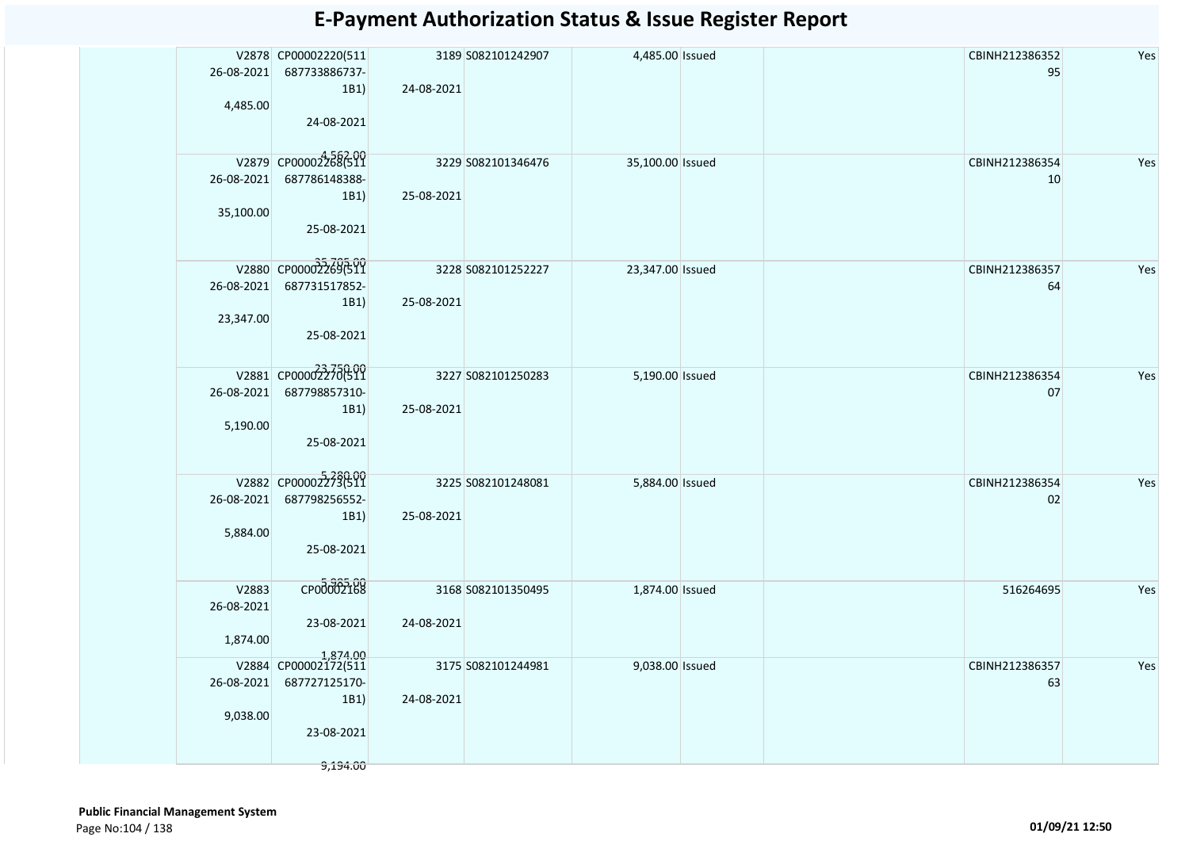# E-Payment Authorization Status & Issue Register Report

| | V2878 26-08-2021 4,485.00 | CP00002220(511 687733886737-1B1) 24-08-2021 4,562.00 | 3189 24-08-2021 | S082101242907 | 4,485.00 | Issued | | CBINH21238635295 | Yes |
|---|---|---|---|---|---|---|---|---|---|
| | V2879 26-08-2021 35,100.00 | CP00002268(511 687786148388-1B1) 25-08-2021 35,705.00 | 3229 25-08-2021 | S082101346476 | 35,100.00 | Issued | | CBINH21238635410 | Yes |
| | V2880 26-08-2021 23,347.00 | CP00002269(511 687731517852-1B1) 25-08-2021 23,750.00 | 3228 25-08-2021 | S082101252227 | 23,347.00 | Issued | | CBINH21238635764 | Yes |
| | V2881 26-08-2021 5,190.00 | CP00002270(511 687798857310-1B1) 25-08-2021 5,280.00 | 3227 25-08-2021 | S082101250283 | 5,190.00 | Issued | | CBINH21238635407 | Yes |
| | V2882 26-08-2021 5,884.00 | CP00002273(511 687798256552-1B1) 25-08-2021 5,985.00 | 3225 25-08-2021 | S082101248081 | 5,884.00 | Issued | | CBINH21238635402 | Yes |
| | V2883 26-08-2021 1,874.00 | CP00002168 23-08-2021 1,874.00 | 3168 24-08-2021 | S082101350495 | 1,874.00 | Issued | | 516264695 | Yes |
| | V2884 26-08-2021 9,038.00 | CP00002172(511 687727125170-1B1) 23-08-2021 9,194.00 | 3175 24-08-2021 | S082101244981 | 9,038.00 | Issued | | CBINH21238635763 | Yes |

**Public Financial Management System**

01/09/21 12:50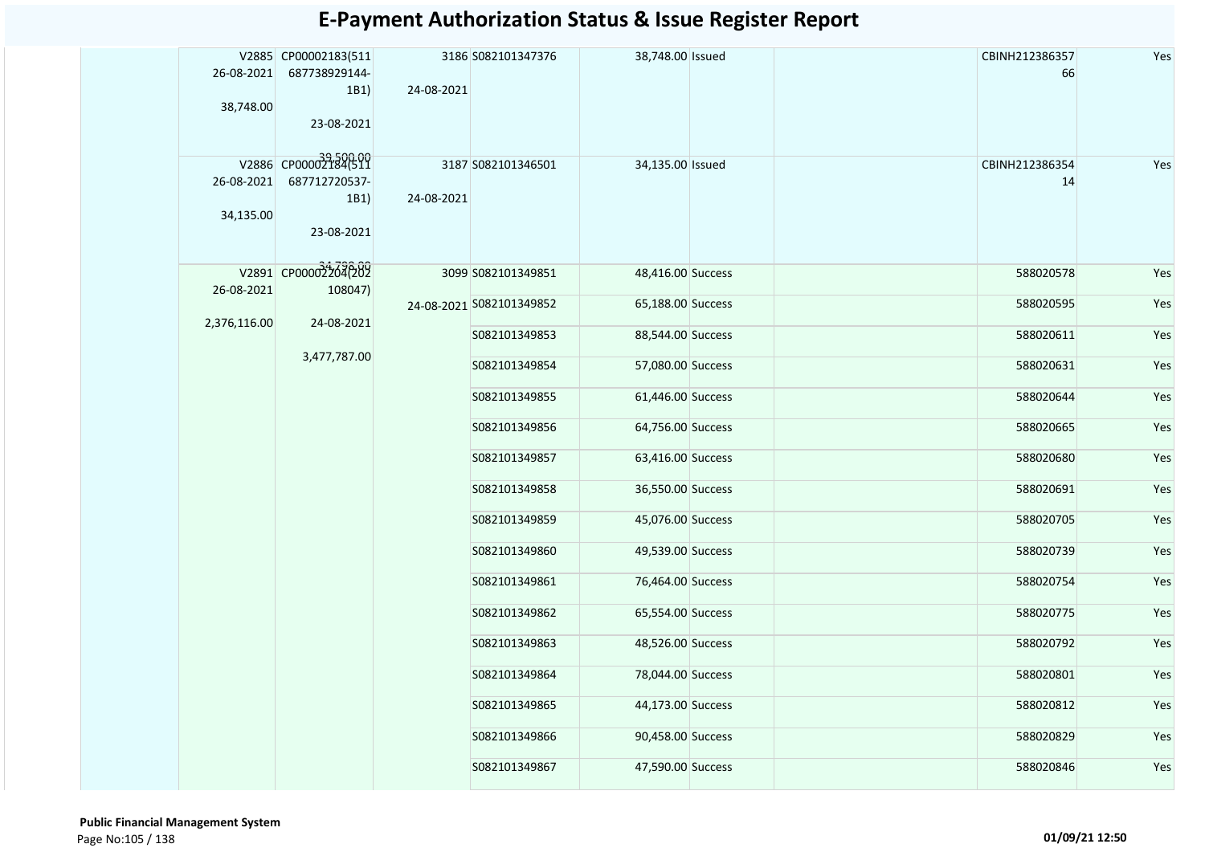# E-Payment Authorization Status & Issue Register Report

| | | | | | | | | | | |
|---|---|---|---|---|---|---|---|---|---|---|
| | V2885 26-08-2021 38,748.00 | CP00002183(511 687738929144-1B1) 23-08-2021 39,500.00 | 3186 24-08-2021 | S082101347376 | 38,748.00 | Issued | | | CBINH21238635766 | Yes |
| | V2886 26-08-2021 34,135.00 | CP00002184(511 687712720537-1B1) 23-08-2021 34,798.00 | 3187 24-08-2021 | S082101346501 | 34,135.00 | Issued | | | CBINH21238635414 | Yes |
| | V2891 26-08-2021 2,376,116.00 | CP00002204(202 108047) 24-08-2021 3,477,787.00 | 3099 24-08-2021 | S082101349851 | 48,416.00 | Success | | | 588020578 | Yes |
| | | | | S082101349852 | 65,188.00 | Success | | | 588020595 | Yes |
| | | | | S082101349853 | 88,544.00 | Success | | | 588020611 | Yes |
| | | | | S082101349854 | 57,080.00 | Success | | | 588020631 | Yes |
| | | | | S082101349855 | 61,446.00 | Success | | | 588020644 | Yes |
| | | | | S082101349856 | 64,756.00 | Success | | | 588020665 | Yes |
| | | | | S082101349857 | 63,416.00 | Success | | | 588020680 | Yes |
| | | | | S082101349858 | 36,550.00 | Success | | | 588020691 | Yes |
| | | | | S082101349859 | 45,076.00 | Success | | | 588020705 | Yes |
| | | | | S082101349860 | 49,539.00 | Success | | | 588020739 | Yes |
| | | | | S082101349861 | 76,464.00 | Success | | | 588020754 | Yes |
| | | | | S082101349862 | 65,554.00 | Success | | | 588020775 | Yes |
| | | | | S082101349863 | 48,526.00 | Success | | | 588020792 | Yes |
| | | | | S082101349864 | 78,044.00 | Success | | | 588020801 | Yes |
| | | | | S082101349865 | 44,173.00 | Success | | | 588020812 | Yes |
| | | | | S082101349866 | 90,458.00 | Success | | | 588020829 | Yes |
| | | | | S082101349867 | 47,590.00 | Success | | | 588020846 | Yes |

**Public Financial Management System**

**01/09/21 12:50**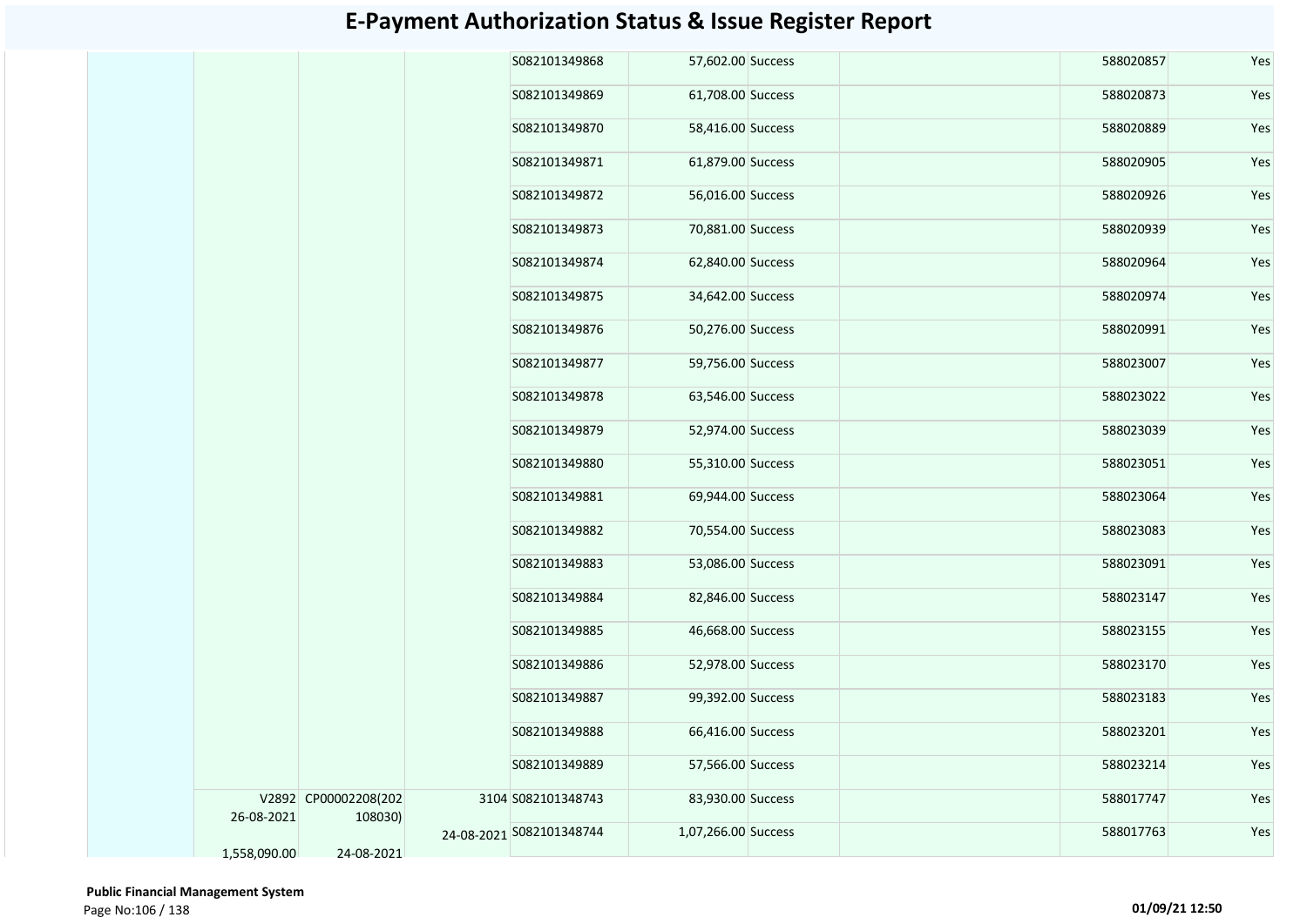# E-Payment Authorization Status & Issue Register Report

| | | | | | | | | | |
|---|---|---|---|---|---|---|---|---|---|
| | | | | S082101349868 | 57,602.00 | Success | | 588020857 | Yes |
| | | | | S082101349869 | 61,708.00 | Success | | 588020873 | Yes |
| | | | | S082101349870 | 58,416.00 | Success | | 588020889 | Yes |
| | | | | S082101349871 | 61,879.00 | Success | | 588020905 | Yes |
| | | | | S082101349872 | 56,016.00 | Success | | 588020926 | Yes |
| | | | | S082101349873 | 70,881.00 | Success | | 588020939 | Yes |
| | | | | S082101349874 | 62,840.00 | Success | | 588020964 | Yes |
| | | | | S082101349875 | 34,642.00 | Success | | 588020974 | Yes |
| | | | | S082101349876 | 50,276.00 | Success | | 588020991 | Yes |
| | | | | S082101349877 | 59,756.00 | Success | | 588023007 | Yes |
| | | | | S082101349878 | 63,546.00 | Success | | 588023022 | Yes |
| | | | | S082101349879 | 52,974.00 | Success | | 588023039 | Yes |
| | | | | S082101349880 | 55,310.00 | Success | | 588023051 | Yes |
| | | | | S082101349881 | 69,944.00 | Success | | 588023064 | Yes |
| | | | | S082101349882 | 70,554.00 | Success | | 588023083 | Yes |
| | | | | S082101349883 | 53,086.00 | Success | | 588023091 | Yes |
| | | | | S082101349884 | 82,846.00 | Success | | 588023147 | Yes |
| | | | | S082101349885 | 46,668.00 | Success | | 588023155 | Yes |
| | | | | S082101349886 | 52,978.00 | Success | | 588023170 | Yes |
| | | | | S082101349887 | 99,392.00 | Success | | 588023183 | Yes |
| | | | | S082101349888 | 66,416.00 | Success | | 588023201 | Yes |
| | | | | S082101349889 | 57,566.00 | Success | | 588023214 | Yes |
| | V2892 26-08-2021 1,558,090.00 | CP00002208(202108030) 24-08-2021 | 3104 24-08-2021 | S082101348743 | 83,930.00 | Success | | 588017747 | Yes |
| | | | | S082101348744 | 1,07,266.00 | Success | | 588017763 | Yes |

**Public Financial Management System**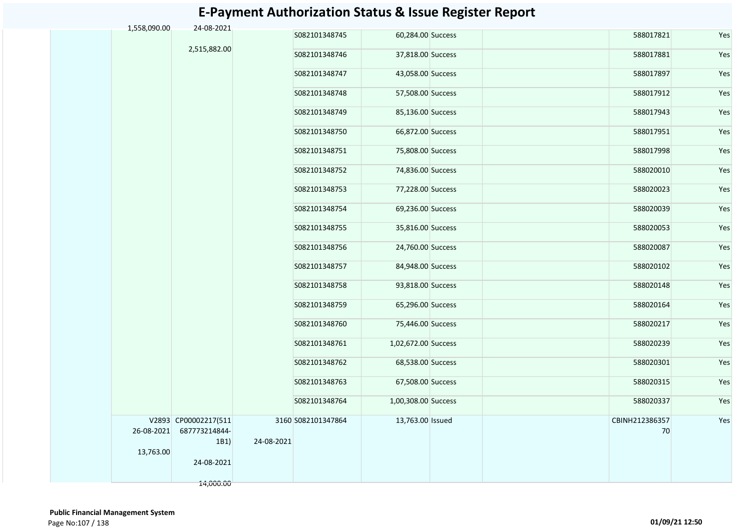# E-Payment Authorization Status & Issue Register Report

| | | | | | | | | | | |
|---|---|---|---|---|---|---|---|---|---|---|
| | | 1,558,090.00 | 24-08-2021<br><br>2,515,882.00 | | S082101348745 | 60,284.00 | Success | | 588017821 | Yes |
| | | | | | S082101348746 | 37,818.00 | Success | | 588017881 | Yes |
| | | | | | S082101348747 | 43,058.00 | Success | | 588017897 | Yes |
| | | | | | S082101348748 | 57,508.00 | Success | | 588017912 | Yes |
| | | | | | S082101348749 | 85,136.00 | Success | | 588017943 | Yes |
| | | | | | S082101348750 | 66,872.00 | Success | | 588017951 | Yes |
| | | | | | S082101348751 | 75,808.00 | Success | | 588017998 | Yes |
| | | | | | S082101348752 | 74,836.00 | Success | | 588020010 | Yes |
| | | | | | S082101348753 | 77,228.00 | Success | | 588020023 | Yes |
| | | | | | S082101348754 | 69,236.00 | Success | | 588020039 | Yes |
| | | | | | S082101348755 | 35,816.00 | Success | | 588020053 | Yes |
| | | | | | S082101348756 | 24,760.00 | Success | | 588020087 | Yes |
| | | | | | S082101348757 | 84,948.00 | Success | | 588020102 | Yes |
| | | | | | S082101348758 | 93,818.00 | Success | | 588020148 | Yes |
| | | | | | S082101348759 | 65,296.00 | Success | | 588020164 | Yes |
| | | | | | S082101348760 | 75,446.00 | Success | | 588020217 | Yes |
| | | | | | S082101348761 | 1,02,672.00 | Success | | 588020239 | Yes |
| | | | | | S082101348762 | 68,538.00 | Success | | 588020301 | Yes |
| | | | | | S082101348763 | 67,508.00 | Success | | 588020315 | Yes |
| | | | | | S082101348764 | 1,00,308.00 | Success | | 588020337 | Yes |
| | | V2893<br>26-08-2021<br><br>13,763.00 | CP00002217(511687773214844-1B1)<br><br>24-08-2021<br><br>14,000.00 | 3160<br><br>24-08-2021 | S082101347864 | 13,763.00 | Issued | | CBINH21238635770 | Yes |

**Public Financial Management System**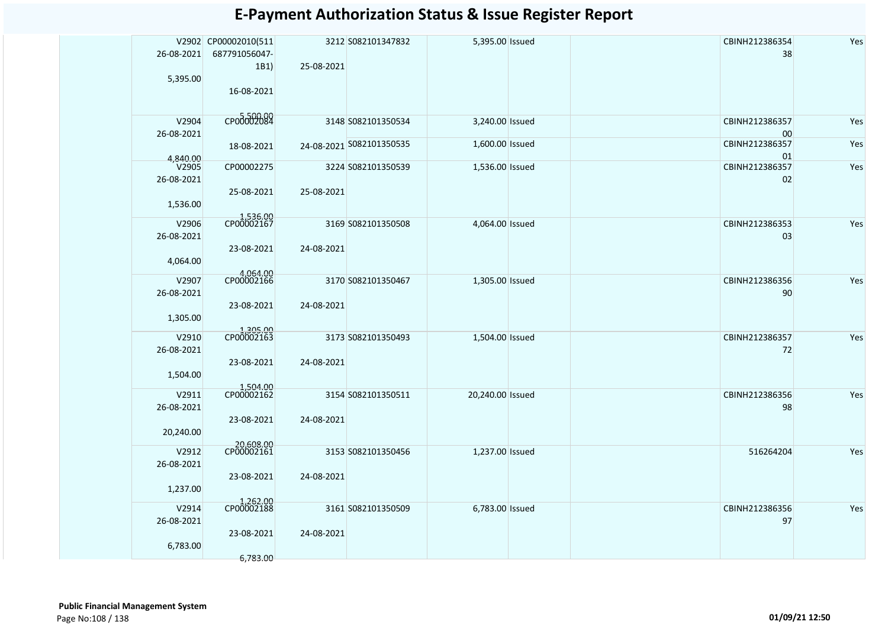# E-Payment Authorization Status & Issue Register Report

| | Voucher | Bill | | Cheque/Advice | Amount | Status | | Reference | |
|---|---|---|---|---|---|---|---|---|---|
| | V2902 26-08-2021 5,395.00 | CP00002010(511 687791056047-1B1) 16-08-2021 5,500.00 | 3212 25-08-2021 | S082101347832 | 5,395.00 | Issued | | CBINH21238635438 | Yes |
| | V2904 26-08-2021 4,840.00 | CP00002084 18-08-2021 | 3148 24-08-2021 | S082101350534 | 3,240.00 | Issued | | CBINH21238635700 | Yes |
| | | | | S082101350535 | 1,600.00 | Issued | | CBINH21238635701 | Yes |
| | V2905 26-08-2021 1,536.00 | CP00002275 25-08-2021 1,536.00 | 3224 25-08-2021 | S082101350539 | 1,536.00 | Issued | | CBINH21238635702 | Yes |
| | V2906 26-08-2021 4,064.00 | CP00002167 23-08-2021 4,064.00 | 3169 24-08-2021 | S082101350508 | 4,064.00 | Issued | | CBINH21238635303 | Yes |
| | V2907 26-08-2021 1,305.00 | CP00002166 23-08-2021 1,305.00 | 3170 24-08-2021 | S082101350467 | 1,305.00 | Issued | | CBINH21238635690 | Yes |
| | V2910 26-08-2021 1,504.00 | CP00002163 23-08-2021 1,504.00 | 3173 24-08-2021 | S082101350493 | 1,504.00 | Issued | | CBINH21238635772 | Yes |
| | V2911 26-08-2021 20,240.00 | CP00002162 23-08-2021 20,608.00 | 3154 24-08-2021 | S082101350511 | 20,240.00 | Issued | | CBINH21238635698 | Yes |
| | V2912 26-08-2021 1,237.00 | CP00002161 23-08-2021 1,262.00 | 3153 24-08-2021 | S082101350456 | 1,237.00 | Issued | | 516264204 | Yes |
| | V2914 26-08-2021 6,783.00 | CP00002188 23-08-2021 6,783.00 | 3161 24-08-2021 | S082101350509 | 6,783.00 | Issued | | CBINH21238635697 | Yes |

**Public Financial Management System**

01/09/21 12:50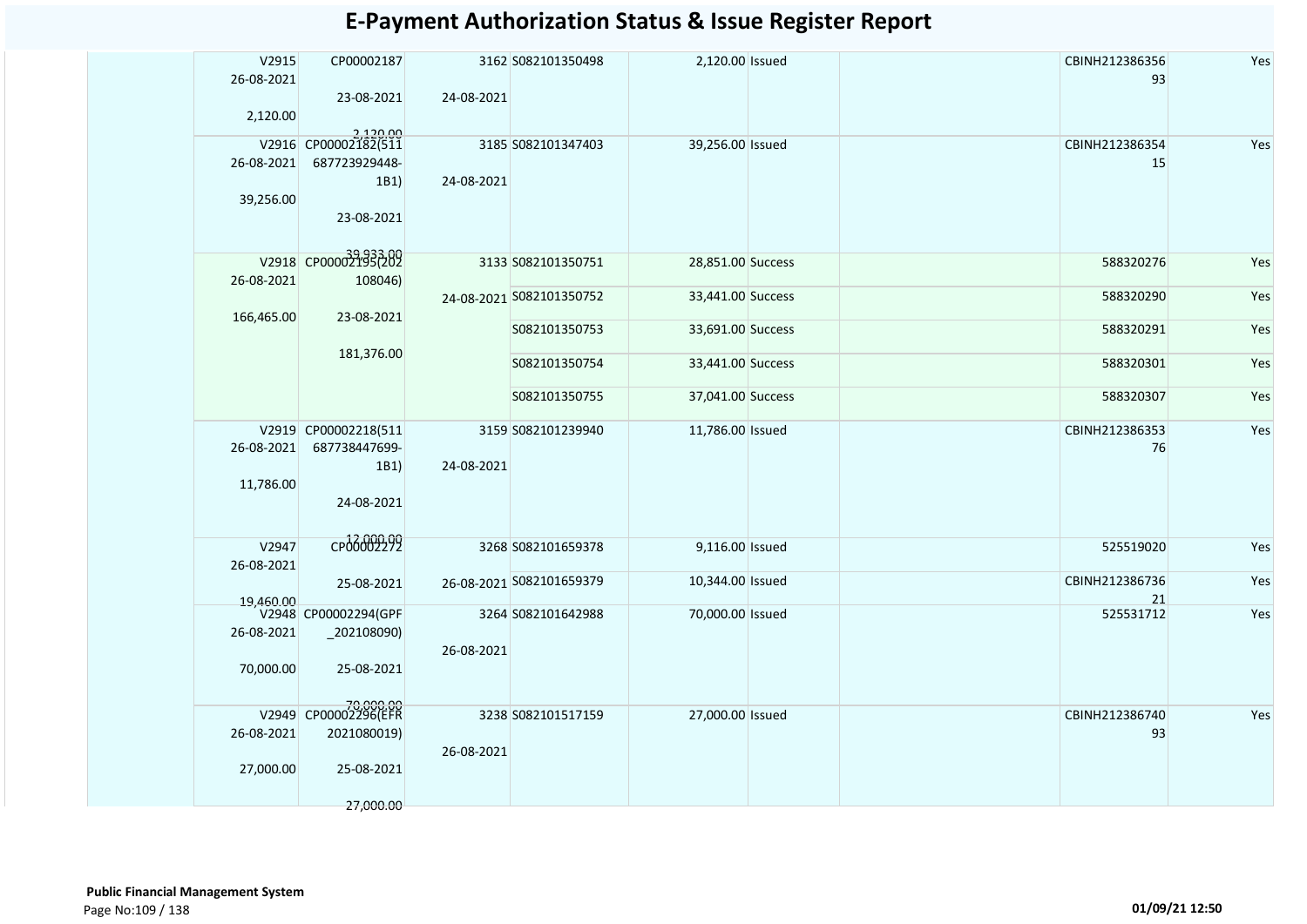# E-Payment Authorization Status & Issue Register Report

| | | | | | | | | | |
|---|---|---|---|---|---|---|---|---|---|
| | V2915 26-08-2021 2,120.00 | CP00002187 23-08-2021 2,120.00 | 3162 24-08-2021 | S082101350498 | 2,120.00 | Issued | | CBINH21238635693 | Yes |
| | V2916 26-08-2021 39,256.00 | CP00002182(511687723929448-1B1) 23-08-2021 39,933.00 | 3185 24-08-2021 | S082101347403 | 39,256.00 | Issued | | CBINH21238635415 | Yes |
| | V2918 26-08-2021 166,465.00 | CP00002195(202108046) 23-08-2021 181,376.00 | 3133 24-08-2021 | S082101350751 | 28,851.00 | Success | | 588320276 | Yes |
| | | | | S082101350752 | 33,441.00 | Success | | 588320290 | Yes |
| | | | | S082101350753 | 33,691.00 | Success | | 588320291 | Yes |
| | | | | S082101350754 | 33,441.00 | Success | | 588320301 | Yes |
| | | | | S082101350755 | 37,041.00 | Success | | 588320307 | Yes |
| | V2919 26-08-2021 11,786.00 | CP00002218(511687738447699-1B1) 24-08-2021 12,000.00 | 3159 24-08-2021 | S082101239940 | 11,786.00 | Issued | | CBINH21238635376 | Yes |
| | V2947 26-08-2021 19,460.00 | CP00002272 25-08-2021 | 3268 26-08-2021 | S082101659378 | 9,116.00 | Issued | | 525519020 | Yes |
| | | | | S082101659379 | 10,344.00 | Issued | | CBINH21238673621 | Yes |
| | V2948 26-08-2021 70,000.00 | CP00002294(GPF_202108090) 25-08-2021 70,000.00 | 3264 26-08-2021 | S082101642988 | 70,000.00 | Issued | | 525531712 | Yes |
| | V2949 26-08-2021 27,000.00 | CP00002296(EFR2021080019) 25-08-2021 27,000.00 | 3238 26-08-2021 | S082101517159 | 27,000.00 | Issued | | CBINH21238674093 | Yes |

**Public Financial Management System**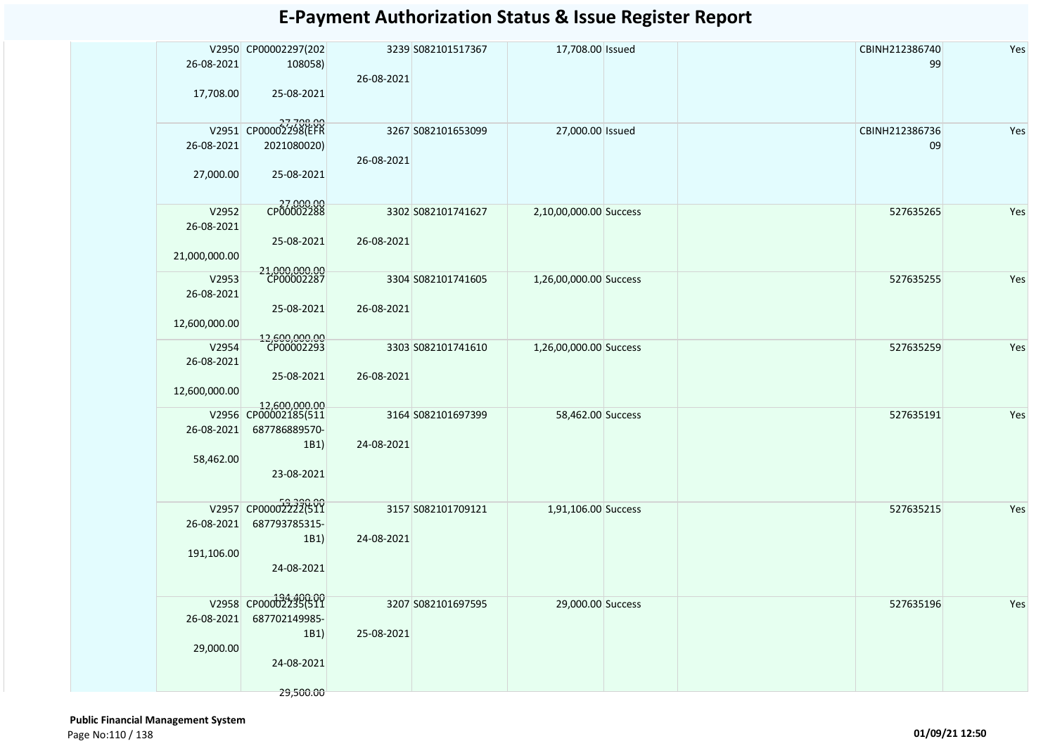# E-Payment Authorization Status & Issue Register Report

| | | | | | | | | | | |
|---|---|---|---|---|---|---|---|---|---|---|
| | V2950 26-08-2021 17,708.00 | CP00002297(202108058) 25-08-2021 27,708.00 | 3239 26-08-2021 | S082101517367 | 17,708.00 | Issued | | | CBINH21238674099 | Yes |
| | V2951 26-08-2021 27,000.00 | CP00002298(EFR2021080020) 25-08-2021 27,000.00 | 3267 26-08-2021 | S082101653099 | 27,000.00 | Issued | | | CBINH21238673609 | Yes |
| | V2952 26-08-2021 21,000,000.00 | CP00002288 25-08-2021 21,000,000.00 | 3302 26-08-2021 | S082101741627 | 2,10,00,000.00 | Success | | | 527635265 | Yes |
| | V2953 26-08-2021 12,600,000.00 | CP00002287 25-08-2021 12,600,000.00 | 3304 26-08-2021 | S082101741605 | 1,26,00,000.00 | Success | | | 527635255 | Yes |
| | V2954 26-08-2021 12,600,000.00 | CP00002293 25-08-2021 12,600,000.00 | 3303 26-08-2021 | S082101741610 | 1,26,00,000.00 | Success | | | 527635259 | Yes |
| | V2956 26-08-2021 58,462.00 | CP00002185(511687786889570-1B1) 23-08-2021 59,300.00 | 3164 24-08-2021 | S082101697399 | 58,462.00 | Success | | | 527635191 | Yes |
| | V2957 26-08-2021 191,106.00 | CP00002222(511687793785315-1B1) 24-08-2021 194,400.00 | 3157 24-08-2021 | S082101709121 | 1,91,106.00 | Success | | | 527635215 | Yes |
| | V2958 26-08-2021 29,000.00 | CP00002235(511687702149985-1B1) 24-08-2021 29,500.00 | 3207 25-08-2021 | S082101697595 | 29,000.00 | Success | | | 527635196 | Yes |

**Public Financial Management System**

01/09/21 12:50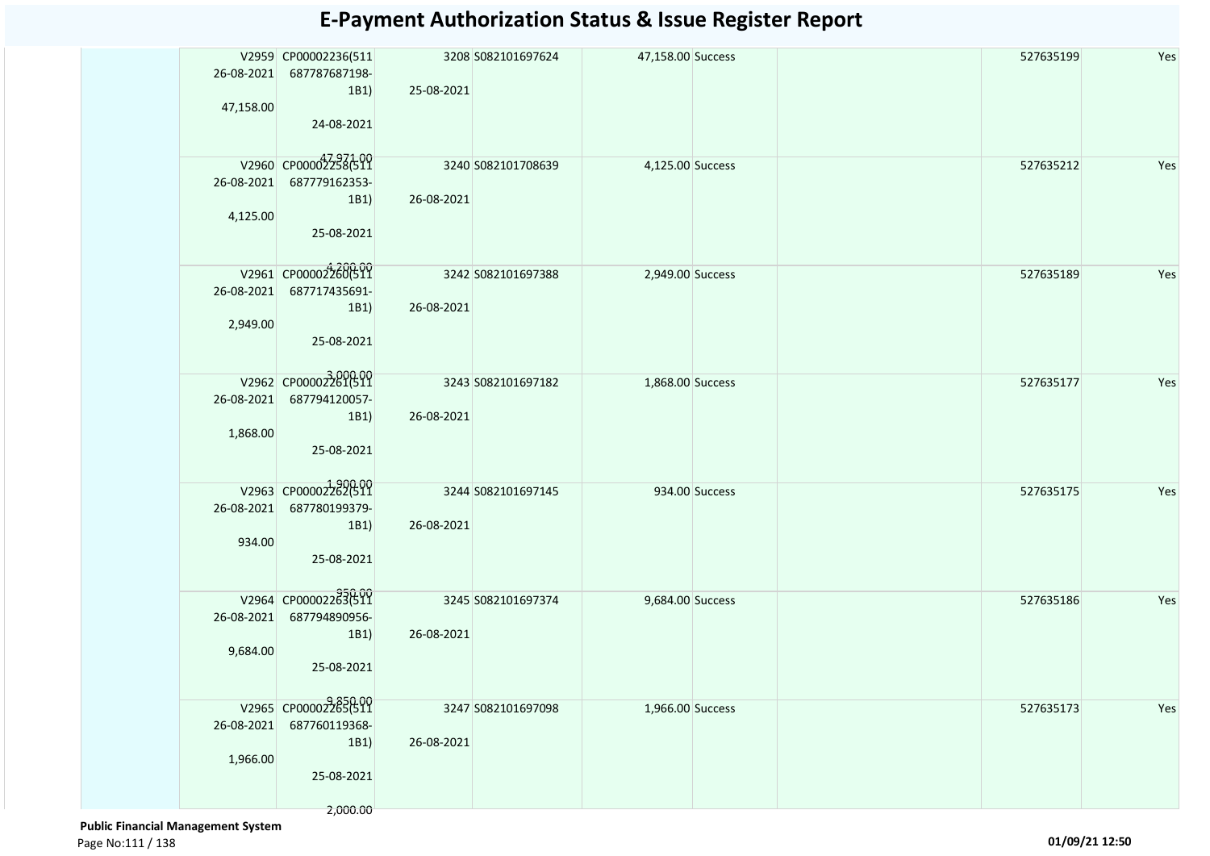# E-Payment Authorization Status & Issue Register Report

| | | | | | | | | | |
|---|---|---|---|---|---|---|---|---|---|
| | V2959 26-08-2021 47,158.00 | CP00002236(511 687787687198-1B1) 24-08-2021 47,971.00 | 3208 25-08-2021 | S082101697624 | 47,158.00 | Success | | 527635199 | Yes |
| | V2960 26-08-2021 4,125.00 | CP00002258(511 687779162353-1B1) 25-08-2021 4,200.00 | 3240 26-08-2021 | S082101708639 | 4,125.00 | Success | | 527635212 | Yes |
| | V2961 26-08-2021 2,949.00 | CP00002260(511 687717435691-1B1) 25-08-2021 3,000.00 | 3242 26-08-2021 | S082101697388 | 2,949.00 | Success | | 527635189 | Yes |
| | V2962 26-08-2021 1,868.00 | CP00002261(511 687794120057-1B1) 25-08-2021 1,900.00 | 3243 26-08-2021 | S082101697182 | 1,868.00 | Success | | 527635177 | Yes |
| | V2963 26-08-2021 934.00 | CP00002262(511 687780199379-1B1) 25-08-2021 950.00 | 3244 26-08-2021 | S082101697145 | 934.00 | Success | | 527635175 | Yes |
| | V2964 26-08-2021 9,684.00 | CP00002263(511 687794890956-1B1) 25-08-2021 9,850.00 | 3245 26-08-2021 | S082101697374 | 9,684.00 | Success | | 527635186 | Yes |
| | V2965 26-08-2021 1,966.00 | CP00002265(511 687760119368-1B1) 25-08-2021 2,000.00 | 3247 26-08-2021 | S082101697098 | 1,966.00 | Success | | 527635173 | Yes |

**Public Financial Management System**

01/09/21 12:50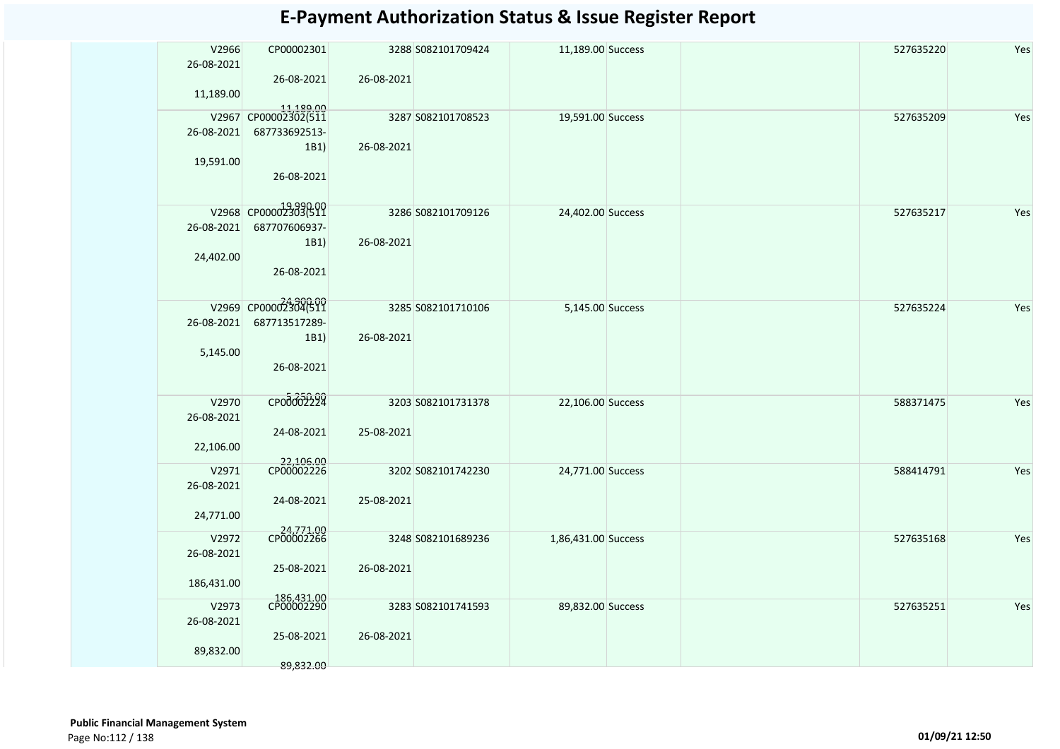# E-Payment Authorization Status & Issue Register Report

| | Voucher No / Date / Amount | Cheque/Bill No / Date / Amount | | Sr No / Token No | Amount / Status | | | Ref No | |
|---|---|---|---|---|---|---|---|---|---|
| | V2966 26-08-2021 11,189.00 | CP00002301 26-08-2021 11,189.00 | 26-08-2021 | 3288 S082101709424 | 11,189.00 Success | | | 527635220 | Yes |
| | V2967 26-08-2021 19,591.00 | CP00002302(511 687733692513-1B1) 26-08-2021 19,990.00 | 26-08-2021 | 3287 S082101708523 | 19,591.00 Success | | | 527635209 | Yes |
| | V2968 26-08-2021 24,402.00 | CP00002303(511 687707606937-1B1) 26-08-2021 24,900.00 | 26-08-2021 | 3286 S082101709126 | 24,402.00 Success | | | 527635217 | Yes |
| | V2969 26-08-2021 5,145.00 | CP00002304(511 687713517289-1B1) 26-08-2021 5,250.00 | 26-08-2021 | 3285 S082101710106 | 5,145.00 Success | | | 527635224 | Yes |
| | V2970 26-08-2021 22,106.00 | CP00002224 24-08-2021 22,106.00 | 25-08-2021 | 3203 S082101731378 | 22,106.00 Success | | | 588371475 | Yes |
| | V2971 26-08-2021 24,771.00 | CP00002226 24-08-2021 24,771.00 | 25-08-2021 | 3202 S082101742230 | 24,771.00 Success | | | 588414791 | Yes |
| | V2972 26-08-2021 186,431.00 | CP00002266 25-08-2021 186,431.00 | 26-08-2021 | 3248 S082101689236 | 1,86,431.00 Success | | | 527635168 | Yes |
| | V2973 26-08-2021 89,832.00 | CP00002290 25-08-2021 89,832.00 | 26-08-2021 | 3283 S082101741593 | 89,832.00 Success | | | 527635251 | Yes |

**Public Financial Management System**

01/09/21 12:50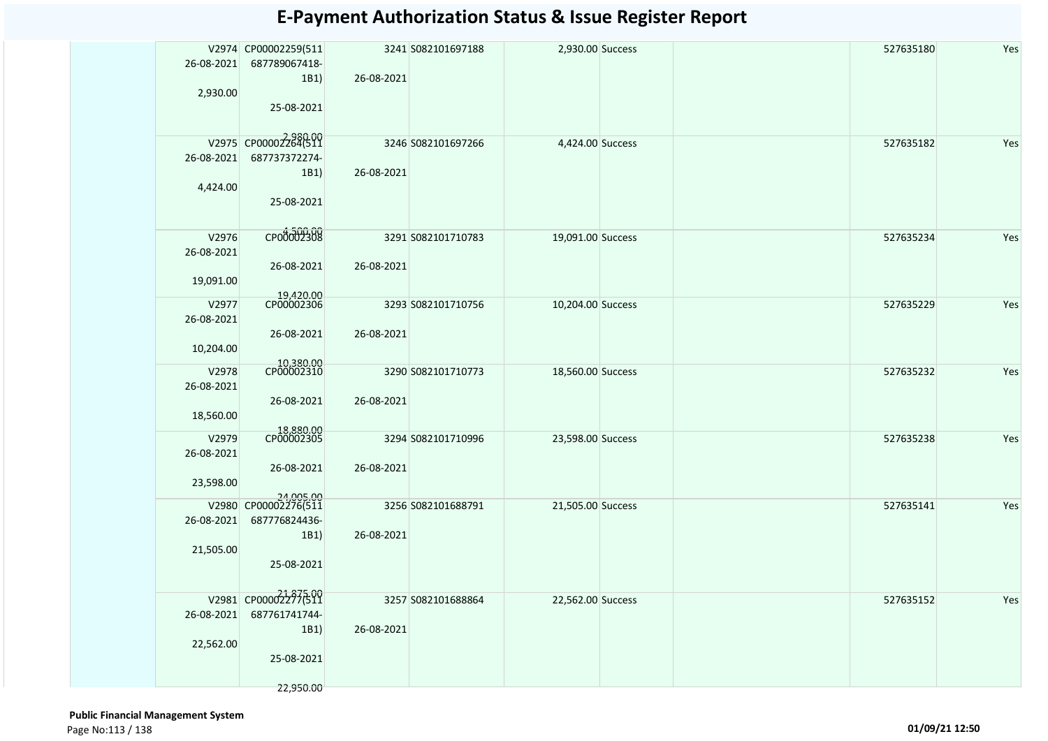# E-Payment Authorization Status & Issue Register Report

| | | | | | | | | | | |
|---|---|---|---|---|---|---|---|---|---|---|
| | V2974 26-08-2021 2,930.00 | CP00002259(511 687789067418-1B1) 25-08-2021 2,980.00 | 3241 26-08-2021 | S082101697188 | 2,930.00 | Success | | | 527635180 | Yes |
| | V2975 26-08-2021 4,424.00 | CP00002264(511 687737372274-1B1) 25-08-2021 4,500.00 | 3246 26-08-2021 | S082101697266 | 4,424.00 | Success | | | 527635182 | Yes |
| | V2976 26-08-2021 19,091.00 | CP00002308 26-08-2021 19,420.00 | 3291 26-08-2021 | S082101710783 | 19,091.00 | Success | | | 527635234 | Yes |
| | V2977 26-08-2021 10,204.00 | CP00002306 26-08-2021 10,380.00 | 3293 26-08-2021 | S082101710756 | 10,204.00 | Success | | | 527635229 | Yes |
| | V2978 26-08-2021 18,560.00 | CP00002310 26-08-2021 18,880.00 | 3290 26-08-2021 | S082101710773 | 18,560.00 | Success | | | 527635232 | Yes |
| | V2979 26-08-2021 23,598.00 | CP00002305 26-08-2021 24,005.00 | 3294 26-08-2021 | S082101710996 | 23,598.00 | Success | | | 527635238 | Yes |
| | V2980 26-08-2021 21,505.00 | CP00002276(511 687776824436-1B1) 25-08-2021 21,875.00 | 3256 26-08-2021 | S082101688791 | 21,505.00 | Success | | | 527635141 | Yes |
| | V2981 26-08-2021 22,562.00 | CP00002277(511 687761741744-1B1) 25-08-2021 22,950.00 | 3257 26-08-2021 | S082101688864 | 22,562.00 | Success | | | 527635152 | Yes |

**Public Financial Management System**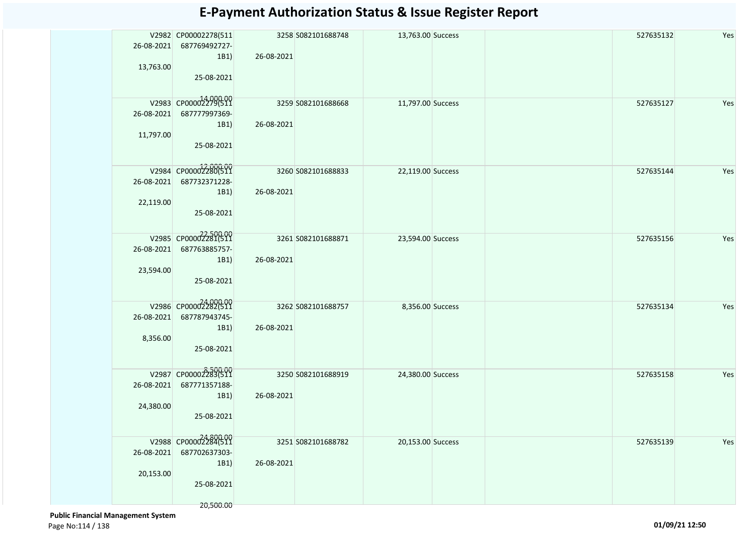# E-Payment Authorization Status & Issue Register Report

| | | | | | | | | | | |
|---|---|---|---|---|---|---|---|---|---|---|
| | V2982 26-08-2021 13,763.00 | CP00002278(511 687769492727-1B1) 25-08-2021 14,000.00 | 3258 26-08-2021 | S082101688748 | 13,763.00 | Success | | | 527635132 | Yes |
| | V2983 26-08-2021 11,797.00 | CP00002279(511 687777997369-1B1) 25-08-2021 12,000.00 | 3259 26-08-2021 | S082101688668 | 11,797.00 | Success | | | 527635127 | Yes |
| | V2984 26-08-2021 22,119.00 | CP00002280(511 687732371228-1B1) 25-08-2021 22,500.00 | 3260 26-08-2021 | S082101688833 | 22,119.00 | Success | | | 527635144 | Yes |
| | V2985 26-08-2021 23,594.00 | CP00002281(511 687763885757-1B1) 25-08-2021 24,000.00 | 3261 26-08-2021 | S082101688871 | 23,594.00 | Success | | | 527635156 | Yes |
| | V2986 26-08-2021 8,356.00 | CP00002282(511 687787943745-1B1) 25-08-2021 8,500.00 | 3262 26-08-2021 | S082101688757 | 8,356.00 | Success | | | 527635134 | Yes |
| | V2987 26-08-2021 24,380.00 | CP00002283(511 687771357188-1B1) 25-08-2021 24,800.00 | 3250 26-08-2021 | S082101688919 | 24,380.00 | Success | | | 527635158 | Yes |
| | V2988 26-08-2021 20,153.00 | CP00002284(511 687702637303-1B1) 25-08-2021 20,500.00 | 3251 26-08-2021 | S082101688782 | 20,153.00 | Success | | | 527635139 | Yes |

**Public Financial Management System**

01/09/21 12:50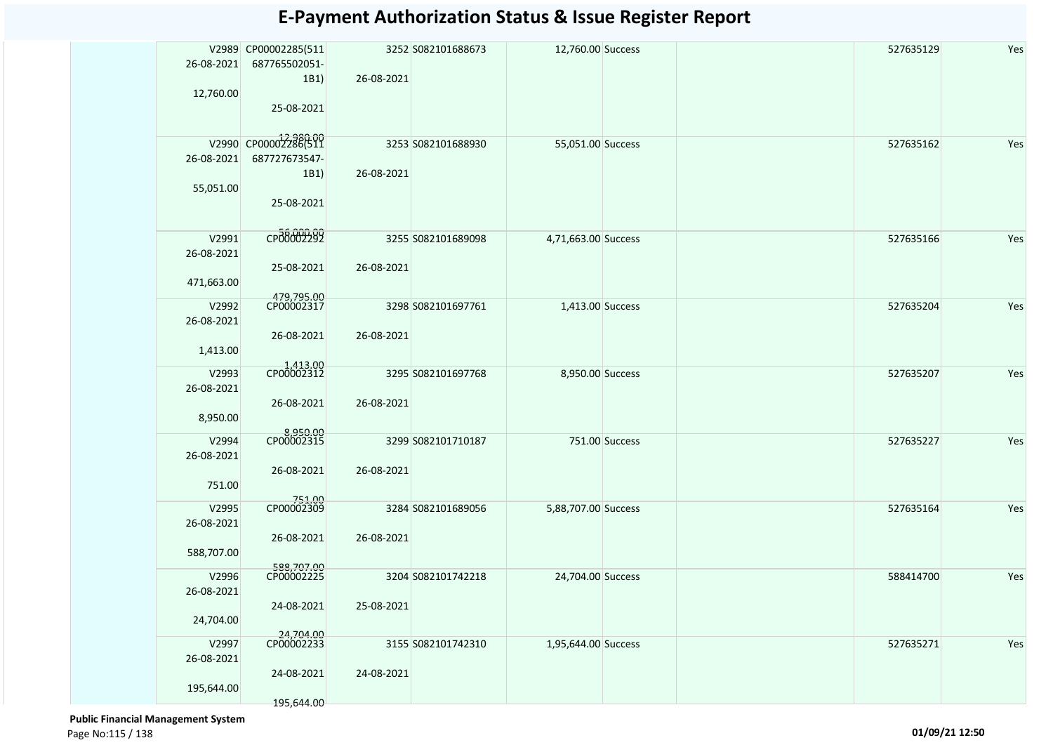# E-Payment Authorization Status & Issue Register Report

| | | | | | | | | | |
|---|---|---|---|---|---|---|---|---|---|
| | V2989 26-08-2021 12,760.00 | CP00002285(511 687765502051-1B1) 25-08-2021 12,980.00 | 3252 26-08-2021 | S082101688673 | 12,760.00 | Success | | 527635129 | Yes |
| | V2990 26-08-2021 55,051.00 | CP00002286(511 687727673547-1B1) 25-08-2021 56,000.00 | 3253 26-08-2021 | S082101688930 | 55,051.00 | Success | | 527635162 | Yes |
| | V2991 26-08-2021 471,663.00 | CP00002292 25-08-2021 479,795.00 | 3255 26-08-2021 | S082101689098 | 4,71,663.00 | Success | | 527635166 | Yes |
| | V2992 26-08-2021 1,413.00 | CP00002317 26-08-2021 1,413.00 | 3298 26-08-2021 | S082101697761 | 1,413.00 | Success | | 527635204 | Yes |
| | V2993 26-08-2021 8,950.00 | CP00002312 26-08-2021 8,950.00 | 3295 26-08-2021 | S082101697768 | 8,950.00 | Success | | 527635207 | Yes |
| | V2994 26-08-2021 751.00 | CP00002315 26-08-2021 751.00 | 3299 26-08-2021 | S082101710187 | 751.00 | Success | | 527635227 | Yes |
| | V2995 26-08-2021 588,707.00 | CP00002309 26-08-2021 588,707.00 | 3284 26-08-2021 | S082101689056 | 5,88,707.00 | Success | | 527635164 | Yes |
| | V2996 26-08-2021 24,704.00 | CP00002225 24-08-2021 24,704.00 | 3204 25-08-2021 | S082101742218 | 24,704.00 | Success | | 588414700 | Yes |
| | V2997 26-08-2021 195,644.00 | CP00002233 24-08-2021 195,644.00 | 3155 24-08-2021 | S082101742310 | 1,95,644.00 | Success | | 527635271 | Yes |

**Public Financial Management System**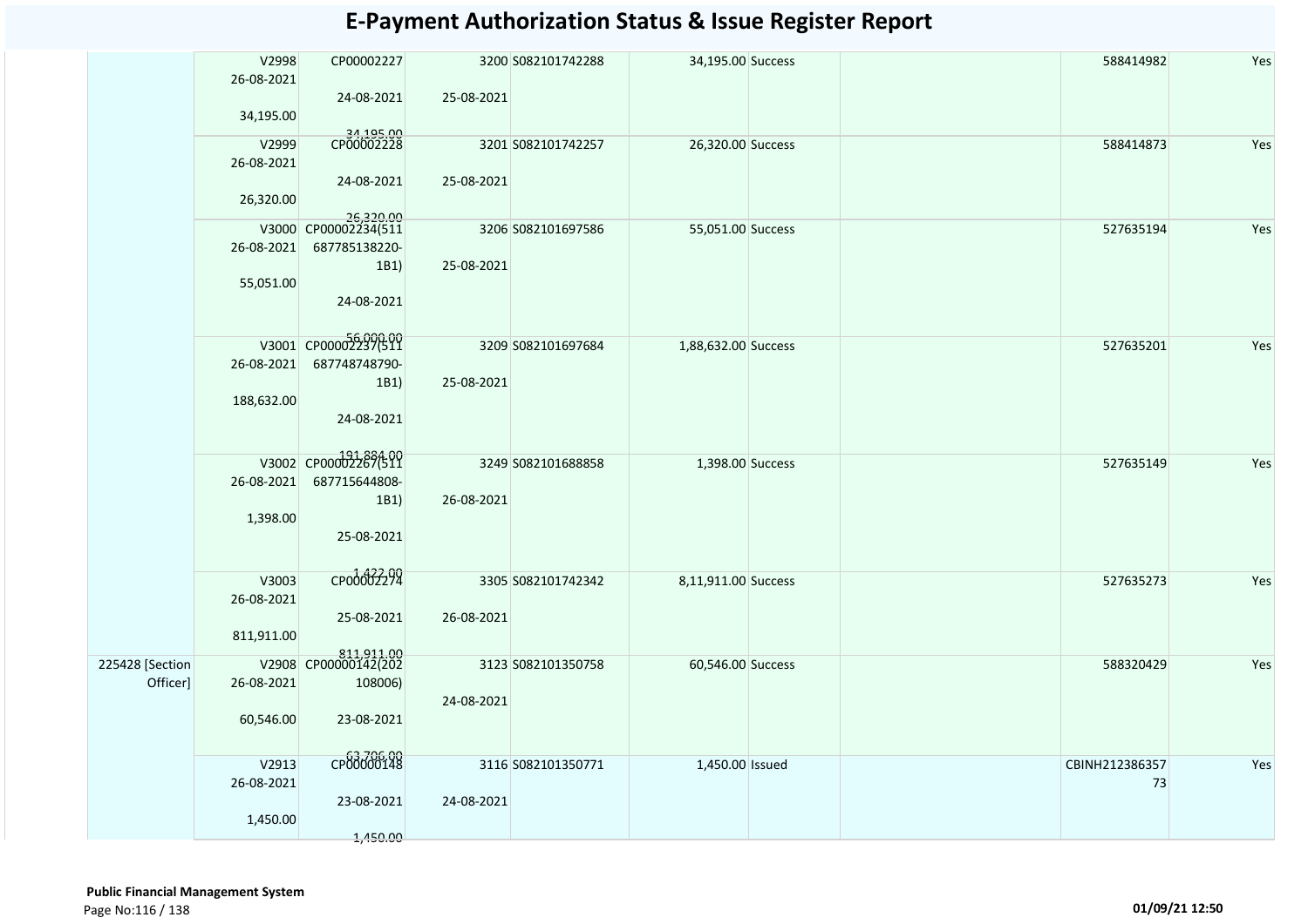# E-Payment Authorization Status & Issue Register Report

| | | | | | | | | | |
|---|---|---|---|---|---|---|---|---|---|
| | V2998<br>26-08-2021<br>34,195.00 | CP00002227<br>24-08-2021<br>34,195.00 | 3200<br>25-08-2021 | S082101742288 | 34,195.00 | Success | | 588414982 | Yes |
| | V2999<br>26-08-2021<br>26,320.00 | CP00002228<br>24-08-2021<br>26,320.00 | 3201<br>25-08-2021 | S082101742257 | 26,320.00 | Success | | 588414873 | Yes |
| | V3000<br>26-08-2021<br>55,051.00 | CP00002234(511 687785138220-1B1)<br>24-08-2021<br>56,000.00 | 3206<br>25-08-2021 | S082101697586 | 55,051.00 | Success | | 527635194 | Yes |
| | V3001<br>26-08-2021<br>188,632.00 | CP00002237(511 687748748790-1B1)<br>24-08-2021<br>191,884.00 | 3209<br>25-08-2021 | S082101697684 | 1,88,632.00 | Success | | 527635201 | Yes |
| | V3002<br>26-08-2021<br>1,398.00 | CP00002267(511 687715644808-1B1)<br>25-08-2021<br>1,422.00 | 3249<br>26-08-2021 | S082101688858 | 1,398.00 | Success | | 527635149 | Yes |
| | V3003<br>26-08-2021<br>811,911.00 | CP00002274<br>25-08-2021<br>811,911.00 | 3305<br>26-08-2021 | S082101742342 | 8,11,911.00 | Success | | 527635273 | Yes |
| 225428 [Section Officer] | V2908<br>26-08-2021<br>60,546.00 | CP00000142(202 108006)<br>23-08-2021<br>63,706.00 | 3123<br>24-08-2021 | S082101350758 | 60,546.00 | Success | | 588320429 | Yes |
| | V2913<br>26-08-2021<br>1,450.00 | CP00000148<br>23-08-2021<br>1,450.00 | 3116<br>24-08-2021 | S082101350771 | 1,450.00 | Issued | | CBINH21238635773 | Yes |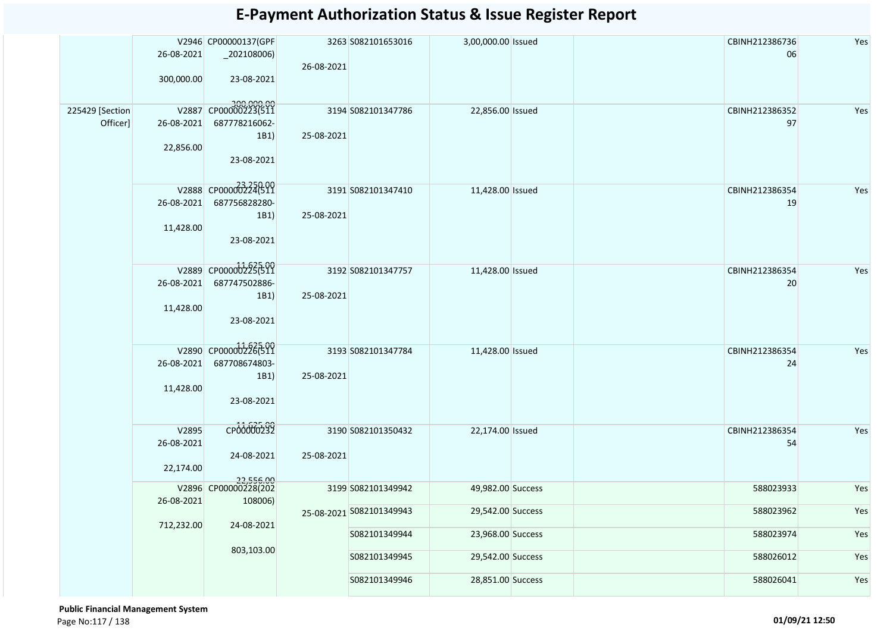# E-Payment Authorization Status & Issue Register Report

| | | | | | | | | | |
|---|---|---|---|---|---|---|---|---|---|
| | V2946<br>26-08-2021<br>300,000.00 | CP00000137(GPF_202108006)<br>23-08-2021<br>300,000.00 | 3263<br>26-08-2021 | S082101653016 | 3,00,000.00 | Issued | | CBINH21238673606 | Yes |
| 225429 [Section Officer] | V2887<br>26-08-2021<br>22,856.00 | CP00000223(511687778216062-1B1)<br>23-08-2021<br>23,250.00 | 3194<br>25-08-2021 | S082101347786 | 22,856.00 | Issued | | CBINH21238635297 | Yes |
| | V2888<br>26-08-2021<br>11,428.00 | CP00000224(511687756828280-1B1)<br>23-08-2021<br>11,625.00 | 3191<br>25-08-2021 | S082101347410 | 11,428.00 | Issued | | CBINH21238635419 | Yes |
| | V2889<br>26-08-2021<br>11,428.00 | CP00000225(511687747502886-1B1)<br>23-08-2021<br>11,625.00 | 3192<br>25-08-2021 | S082101347757 | 11,428.00 | Issued | | CBINH21238635420 | Yes |
| | V2890<br>26-08-2021<br>11,428.00 | CP00000226(511687708674803-1B1)<br>23-08-2021<br>11,625.00 | 3193<br>25-08-2021 | S082101347784 | 11,428.00 | Issued | | CBINH21238635424 | Yes |
| | V2895<br>26-08-2021<br>22,174.00 | CP00000232<br>24-08-2021<br>22,556.00 | 3190<br>25-08-2021 | S082101350432 | 22,174.00 | Issued | | CBINH21238635454 | Yes |
| | V2896<br>26-08-2021<br>712,232.00 | CP00000228(202108006)<br>24-08-2021<br>803,103.00 | 3199<br>25-08-2021 | S082101349942 | 49,982.00 | Success | | 588023933 | Yes |
| | | | | S082101349943 | 29,542.00 | Success | | 588023962 | Yes |
| | | | | S082101349944 | 23,968.00 | Success | | 588023974 | Yes |
| | | | | S082101349945 | 29,542.00 | Success | | 588026012 | Yes |
| | | | | S082101349946 | 28,851.00 | Success | | 588026041 | Yes |

**Public Financial Management System**

01/09/21 12:50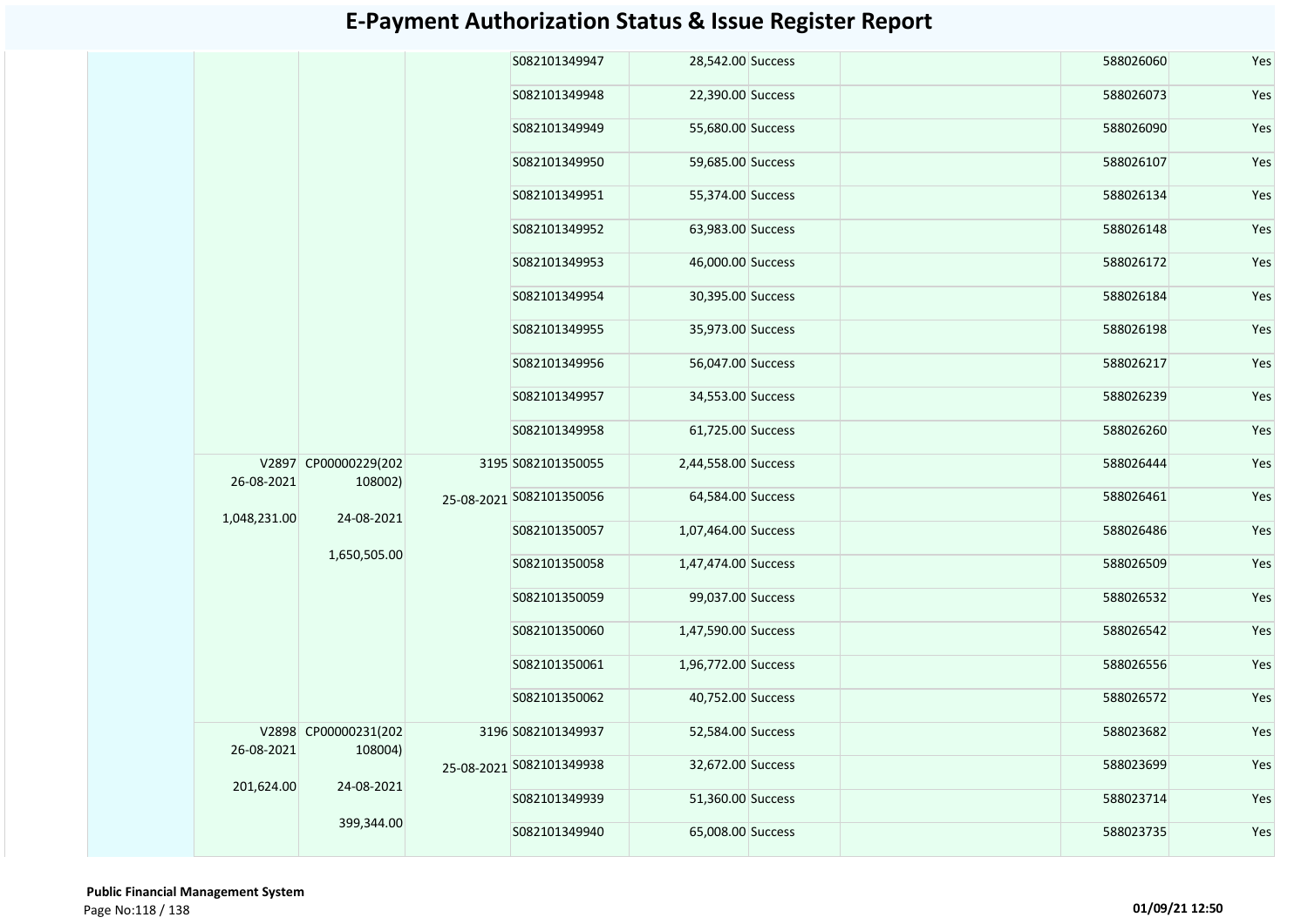# E-Payment Authorization Status & Issue Register Report

| | | | | | | | | | |
|---|---|---|---|---|---|---|---|---|---|
| | | | | S082101349947 | 28,542.00 | Success | | 588026060 | Yes |
| | | | | S082101349948 | 22,390.00 | Success | | 588026073 | Yes |
| | | | | S082101349949 | 55,680.00 | Success | | 588026090 | Yes |
| | | | | S082101349950 | 59,685.00 | Success | | 588026107 | Yes |
| | | | | S082101349951 | 55,374.00 | Success | | 588026134 | Yes |
| | | | | S082101349952 | 63,983.00 | Success | | 588026148 | Yes |
| | | | | S082101349953 | 46,000.00 | Success | | 588026172 | Yes |
| | | | | S082101349954 | 30,395.00 | Success | | 588026184 | Yes |
| | | | | S082101349955 | 35,973.00 | Success | | 588026198 | Yes |
| | | | | S082101349956 | 56,047.00 | Success | | 588026217 | Yes |
| | | | | S082101349957 | 34,553.00 | Success | | 588026239 | Yes |
| | | | | S082101349958 | 61,725.00 | Success | | 588026260 | Yes |
| | V2897 26-08-2021 1,048,231.00 | CP00000229(202108002) 24-08-2021 1,650,505.00 | 3195 25-08-2021 | S082101350055 | 2,44,558.00 | Success | | 588026444 | Yes |
| | | | | S082101350056 | 64,584.00 | Success | | 588026461 | Yes |
| | | | | S082101350057 | 1,07,464.00 | Success | | 588026486 | Yes |
| | | | | S082101350058 | 1,47,474.00 | Success | | 588026509 | Yes |
| | | | | S082101350059 | 99,037.00 | Success | | 588026532 | Yes |
| | | | | S082101350060 | 1,47,590.00 | Success | | 588026542 | Yes |
| | | | | S082101350061 | 1,96,772.00 | Success | | 588026556 | Yes |
| | | | | S082101350062 | 40,752.00 | Success | | 588026572 | Yes |
| | V2898 26-08-2021 201,624.00 | CP00000231(202108004) 24-08-2021 399,344.00 | 3196 25-08-2021 | S082101349937 | 52,584.00 | Success | | 588023682 | Yes |
| | | | | S082101349938 | 32,672.00 | Success | | 588023699 | Yes |
| | | | | S082101349939 | 51,360.00 | Success | | 588023714 | Yes |
| | | | | S082101349940 | 65,008.00 | Success | | 588023735 | Yes |

**Public Financial Management System**

01/09/21 12:50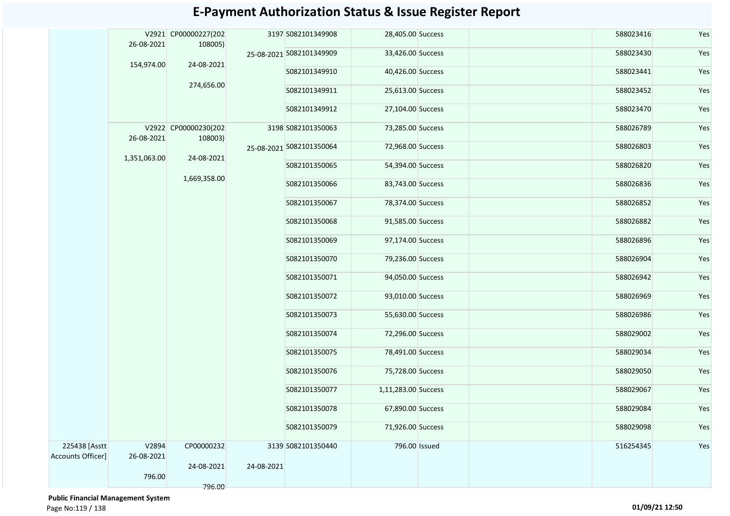# E-Payment Authorization Status & Issue Register Report

| | | | | | | | | | |
|---|---|---|---|---|---|---|---|---|---|
| | V2921 26-08-2021 154,974.00 | CP00000227(202108005) 24-08-2021 274,656.00 | 3197 25-08-2021 | S082101349908 | 28,405.00 | Success | | 588023416 | Yes |
| | | | | S082101349909 | 33,426.00 | Success | | 588023430 | Yes |
| | | | | S082101349910 | 40,426.00 | Success | | 588023441 | Yes |
| | | | | S082101349911 | 25,613.00 | Success | | 588023452 | Yes |
| | | | | S082101349912 | 27,104.00 | Success | | 588023470 | Yes |
| | V2922 26-08-2021 1,351,063.00 | CP00000230(202108003) 24-08-2021 1,669,358.00 | 3198 25-08-2021 | S082101350063 | 73,285.00 | Success | | 588026789 | Yes |
| | | | | S082101350064 | 72,968.00 | Success | | 588026803 | Yes |
| | | | | S082101350065 | 54,394.00 | Success | | 588026820 | Yes |
| | | | | S082101350066 | 83,743.00 | Success | | 588026836 | Yes |
| | | | | S082101350067 | 78,374.00 | Success | | 588026852 | Yes |
| | | | | S082101350068 | 91,585.00 | Success | | 588026882 | Yes |
| | | | | S082101350069 | 97,174.00 | Success | | 588026896 | Yes |
| | | | | S082101350070 | 79,236.00 | Success | | 588026904 | Yes |
| | | | | S082101350071 | 94,050.00 | Success | | 588026942 | Yes |
| | | | | S082101350072 | 93,010.00 | Success | | 588026969 | Yes |
| | | | | S082101350073 | 55,630.00 | Success | | 588026986 | Yes |
| | | | | S082101350074 | 72,296.00 | Success | | 588029002 | Yes |
| | | | | S082101350075 | 78,491.00 | Success | | 588029034 | Yes |
| | | | | S082101350076 | 75,728.00 | Success | | 588029050 | Yes |
| | | | | S082101350077 | 1,11,283.00 | Success | | 588029067 | Yes |
| | | | | S082101350078 | 67,890.00 | Success | | 588029084 | Yes |
| | | | | S082101350079 | 71,926.00 | Success | | 588029098 | Yes |
| 225438 [Asstt Accounts Officer] | V2894 26-08-2021 796.00 | CP00000232 24-08-2021 796.00 | 3139 24-08-2021 | S082101350440 | 796.00 | Issued | | 516254345 | Yes |

**Public Financial Management System**

01/09/21 12:50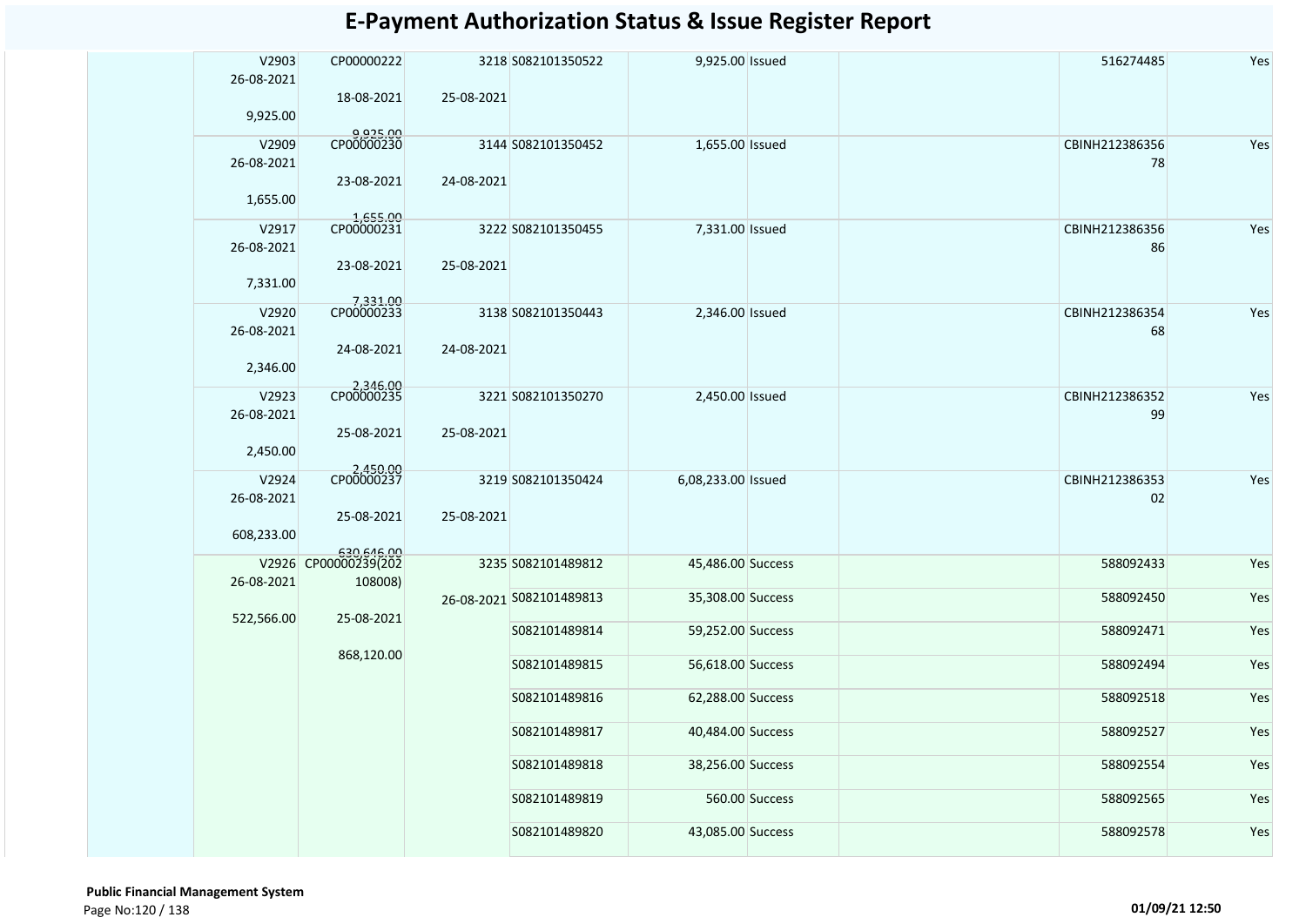# E-Payment Authorization Status & Issue Register Report

| | V2903 26-08-2021 9,925.00 | CP00000222 18-08-2021 9,925.00 | 3218 25-08-2021 | S082101350522 | 9,925.00 | Issued | | 516274485 | Yes |
|---|---|---|---|---|---|---|---|---|---|
| | V2909 26-08-2021 1,655.00 | CP00000230 23-08-2021 1,655.00 | 3144 24-08-2021 | S082101350452 | 1,655.00 | Issued | | CBINH21238635678 | Yes |
| | V2917 26-08-2021 7,331.00 | CP00000231 23-08-2021 7,331.00 | 3222 25-08-2021 | S082101350455 | 7,331.00 | Issued | | CBINH21238635686 | Yes |
| | V2920 26-08-2021 2,346.00 | CP00000233 24-08-2021 2,346.00 | 3138 24-08-2021 | S082101350443 | 2,346.00 | Issued | | CBINH21238635468 | Yes |
| | V2923 26-08-2021 2,450.00 | CP00000235 25-08-2021 2,450.00 | 3221 25-08-2021 | S082101350270 | 2,450.00 | Issued | | CBINH21238635299 | Yes |
| | V2924 26-08-2021 608,233.00 | CP00000237 25-08-2021 630,646.00 | 3219 25-08-2021 | S082101350424 | 6,08,233.00 | Issued | | CBINH21238635302 | Yes |
| | V2926 26-08-2021 522,566.00 | CP00000239(202108008) 25-08-2021 868,120.00 | 3235 26-08-2021 | S082101489812 | 45,486.00 | Success | | 588092433 | Yes |
| | | | | S082101489813 | 35,308.00 | Success | | 588092450 | Yes |
| | | | | S082101489814 | 59,252.00 | Success | | 588092471 | Yes |
| | | | | S082101489815 | 56,618.00 | Success | | 588092494 | Yes |
| | | | | S082101489816 | 62,288.00 | Success | | 588092518 | Yes |
| | | | | S082101489817 | 40,484.00 | Success | | 588092527 | Yes |
| | | | | S082101489818 | 38,256.00 | Success | | 588092554 | Yes |
| | | | | S082101489819 | 560.00 | Success | | 588092565 | Yes |
| | | | | S082101489820 | 43,085.00 | Success | | 588092578 | Yes |

**Public Financial Management System**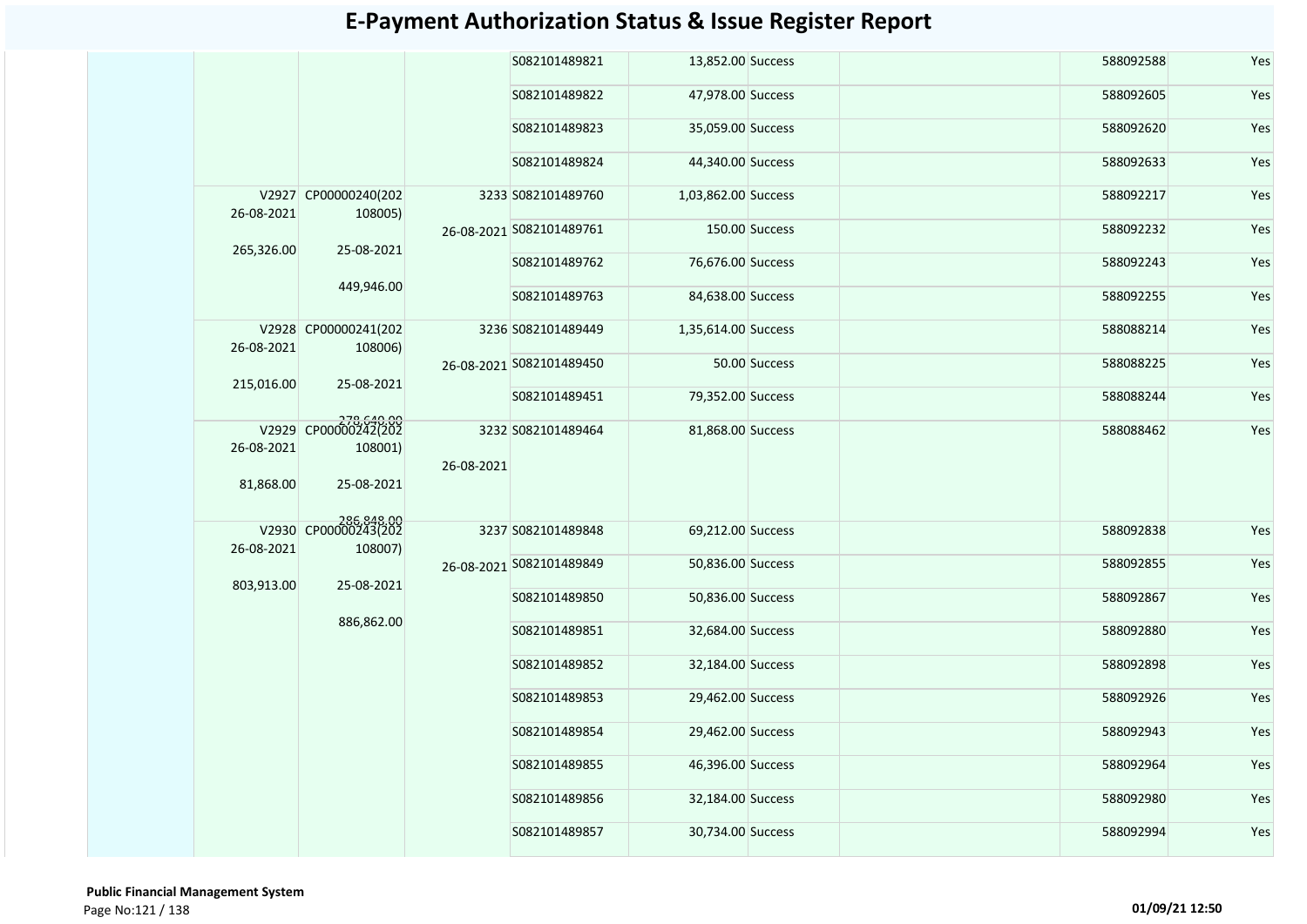# E-Payment Authorization Status & Issue Register Report

| | | | | | | | | | |
|---|---|---|---|---|---|---|---|---|---|
| | | | | S082101489821 | 13,852.00 | Success | | 588092588 | Yes |
| | | | | S082101489822 | 47,978.00 | Success | | 588092605 | Yes |
| | | | | S082101489823 | 35,059.00 | Success | | 588092620 | Yes |
| | | | | S082101489824 | 44,340.00 | Success | | 588092633 | Yes |
| | V2927 26-08-2021 265,326.00 | CP00000240(202108005) 25-08-2021 449,946.00 | 3233 26-08-2021 | S082101489760 | 1,03,862.00 | Success | | 588092217 | Yes |
| | | | | S082101489761 | 150.00 | Success | | 588092232 | Yes |
| | | | | S082101489762 | 76,676.00 | Success | | 588092243 | Yes |
| | | | | S082101489763 | 84,638.00 | Success | | 588092255 | Yes |
| | V2928 26-08-2021 215,016.00 | CP00000241(202108006) 25-08-2021 278,640.00 | 3236 26-08-2021 | S082101489449 | 1,35,614.00 | Success | | 588088214 | Yes |
| | | | | S082101489450 | 50.00 | Success | | 588088225 | Yes |
| | | | | S082101489451 | 79,352.00 | Success | | 588088244 | Yes |
| | V2929 26-08-2021 81,868.00 | CP00000242(202108001) 25-08-2021 286,848.00 | 3232 26-08-2021 | S082101489464 | 81,868.00 | Success | | 588088462 | Yes |
| | V2930 26-08-2021 803,913.00 | CP00000243(202108007) 25-08-2021 886,862.00 | 3237 26-08-2021 | S082101489848 | 69,212.00 | Success | | 588092838 | Yes |
| | | | | S082101489849 | 50,836.00 | Success | | 588092855 | Yes |
| | | | | S082101489850 | 50,836.00 | Success | | 588092867 | Yes |
| | | | | S082101489851 | 32,684.00 | Success | | 588092880 | Yes |
| | | | | S082101489852 | 32,184.00 | Success | | 588092898 | Yes |
| | | | | S082101489853 | 29,462.00 | Success | | 588092926 | Yes |
| | | | | S082101489854 | 29,462.00 | Success | | 588092943 | Yes |
| | | | | S082101489855 | 46,396.00 | Success | | 588092964 | Yes |
| | | | | S082101489856 | 32,184.00 | Success | | 588092980 | Yes |
| | | | | S082101489857 | 30,734.00 | Success | | 588092994 | Yes |

**Public Financial Management System**

01/09/21 12:50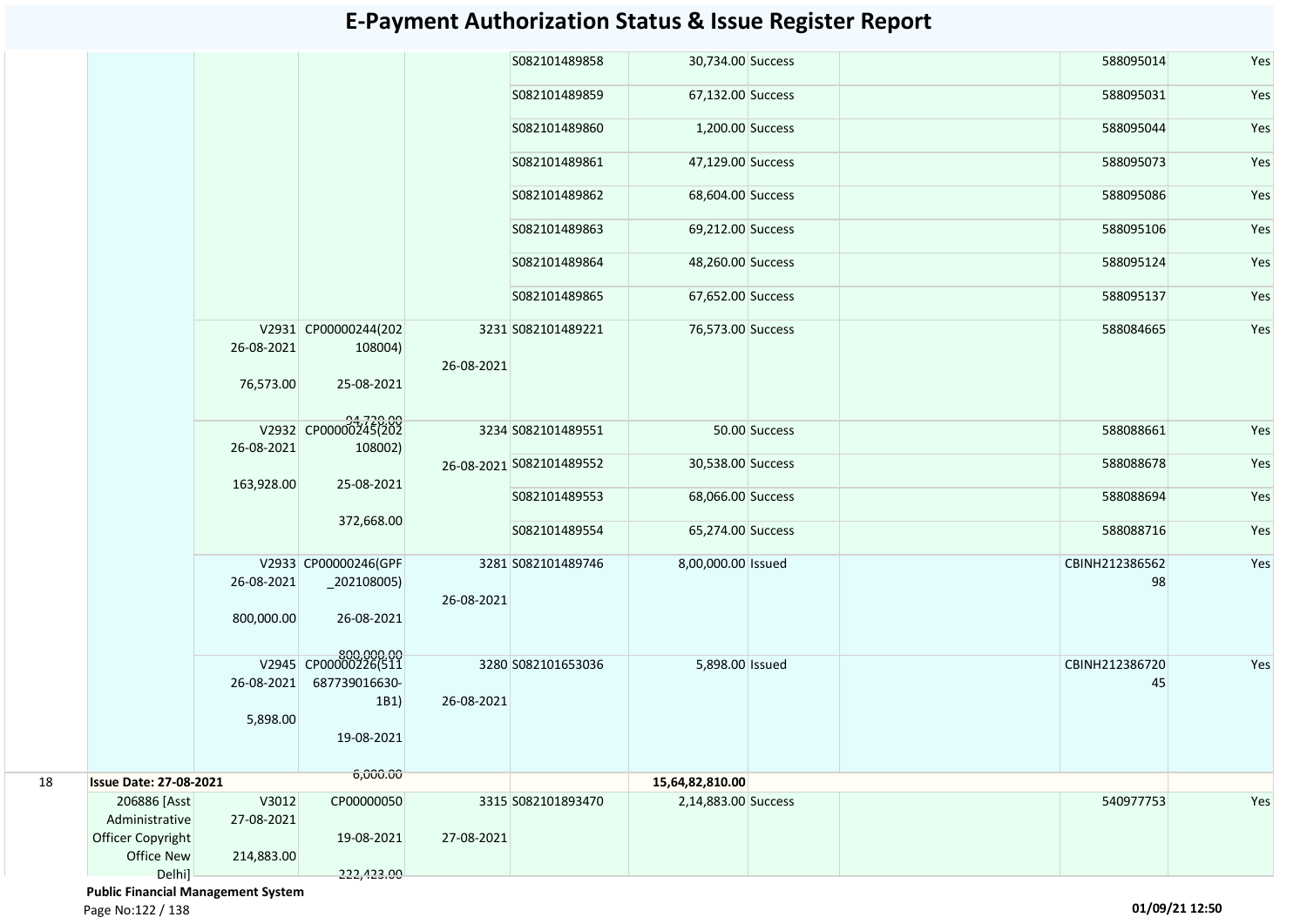# E-Payment Authorization Status & Issue Register Report

| | | | | | | | | | | |
|---|---|---|---|---|---|---|---|---|---|---|
| | | | | | S082101489858 | 30,734.00 | Success | | 588095014 | Yes |
| | | | | | S082101489859 | 67,132.00 | Success | | 588095031 | Yes |
| | | | | | S082101489860 | 1,200.00 | Success | | 588095044 | Yes |
| | | | | | S082101489861 | 47,129.00 | Success | | 588095073 | Yes |
| | | | | | S082101489862 | 68,604.00 | Success | | 588095086 | Yes |
| | | | | | S082101489863 | 69,212.00 | Success | | 588095106 | Yes |
| | | | | | S082101489864 | 48,260.00 | Success | | 588095124 | Yes |
| | | | | | S082101489865 | 67,652.00 | Success | | 588095137 | Yes |
| | | V2931 26-08-2021 76,573.00 | CP00000244(202108004) 25-08-2021 94,720.00 | 3231 26-08-2021 | S082101489221 | 76,573.00 | Success | | 588084665 | Yes |
| | | V2932 26-08-2021 163,928.00 | CP00000245(202108002) 25-08-2021 372,668.00 | 3234 26-08-2021 | S082101489551 | 50.00 | Success | | 588088661 | Yes |
| | | | | | S082101489552 | 30,538.00 | Success | | 588088678 | Yes |
| | | | | | S082101489553 | 68,066.00 | Success | | 588088694 | Yes |
| | | | | | S082101489554 | 65,274.00 | Success | | 588088716 | Yes |
| | | V2933 26-08-2021 800,000.00 | CP00000246(GPF_202108005) 26-08-2021 800,000.00 | 3281 26-08-2021 | S082101489746 | 8,00,000.00 | Issued | | CBINH21238656298 | Yes |
| | | V2945 26-08-2021 5,898.00 | CP00000226(511687739016630-1B1) 19-08-2021 6,000.00 | 3280 26-08-2021 | S082101653036 | 5,898.00 | Issued | | CBINH21238672045 | Yes |
| 18 | **Issue Date: 27-08-2021** | | | | | **15,64,82,810.00** | | | | |
| | 206886 [Asst Administrative Officer Copyright Office New Delhi] | V3012 27-08-2021 214,883.00 | CP00000050 19-08-2021 222,423.00 | 3315 27-08-2021 | S082101893470 | 2,14,883.00 | Success | | 540977753 | Yes |

**Public Financial Management System**

**01/09/21 12:50**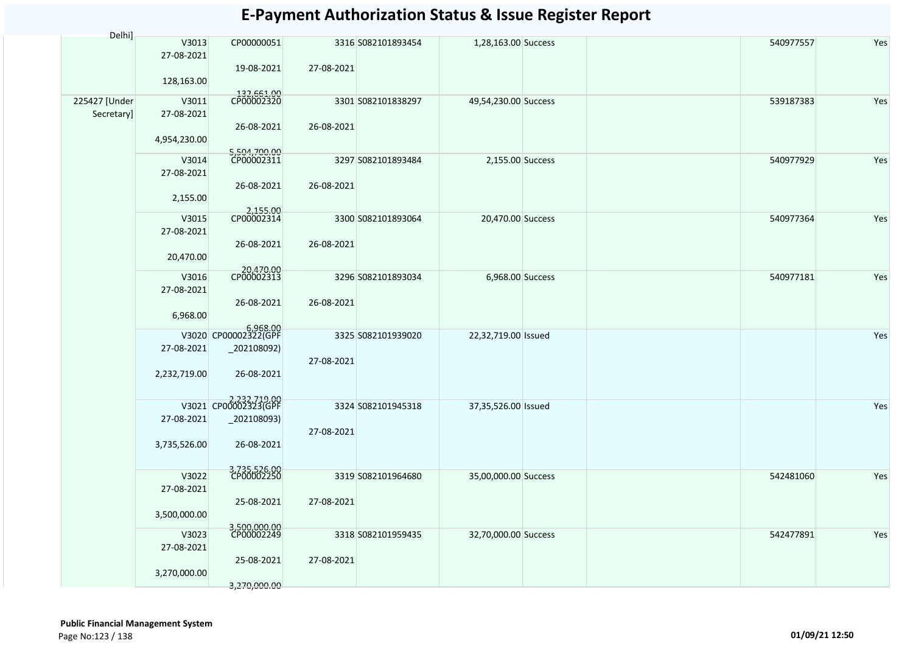# E-Payment Authorization Status & Issue Register Report

| | | | | | | | | | | |
|---|---|---|---|---|---|---|---|---|---|---|
| Delhi] | V3013<br>27-08-2021<br>128,163.00 | CP00000051<br>19-08-2021<br>132,661.00 | 3316<br>27-08-2021 | S082101893454 | 1,28,163.00 | Success | | | 540977557 | Yes |
| 225427 [Under Secretary] | V3011<br>27-08-2021<br>4,954,230.00 | CP00002320<br>26-08-2021<br>5,504,700.00 | 3301<br>26-08-2021 | S082101838297 | 49,54,230.00 | Success | | | 539187383 | Yes |
| | V3014<br>27-08-2021<br>2,155.00 | CP00002311<br>26-08-2021<br>2,155.00 | 3297<br>26-08-2021 | S082101893484 | 2,155.00 | Success | | | 540977929 | Yes |
| | V3015<br>27-08-2021<br>20,470.00 | CP00002314<br>26-08-2021<br>20,470.00 | 3300<br>26-08-2021 | S082101893064 | 20,470.00 | Success | | | 540977364 | Yes |
| | V3016<br>27-08-2021<br>6,968.00 | CP00002313<br>26-08-2021<br>6,968.00 | 3296<br>26-08-2021 | S082101893034 | 6,968.00 | Success | | | 540977181 | Yes |
| | V3020<br>27-08-2021<br>2,232,719.00 | CP00002322(GPF_202108092)<br>26-08-2021<br>2,232,719.00 | 3325<br>27-08-2021 | S082101939020 | 22,32,719.00 | Issued | | | | Yes |
| | V3021<br>27-08-2021<br>3,735,526.00 | CP00002323(GPF_202108093)<br>26-08-2021<br>3,735,526.00 | 3324<br>27-08-2021 | S082101945318 | 37,35,526.00 | Issued | | | | Yes |
| | V3022<br>27-08-2021<br>3,500,000.00 | CP00002250<br>25-08-2021<br>3,500,000.00 | 3319<br>27-08-2021 | S082101964680 | 35,00,000.00 | Success | | | 542481060 | Yes |
| | V3023<br>27-08-2021<br>3,270,000.00 | CP00002249<br>25-08-2021<br>3,270,000.00 | 3318<br>27-08-2021 | S082101959435 | 32,70,000.00 | Success | | | 542477891 | Yes |

**Public Financial Management System**

01/09/21 12:50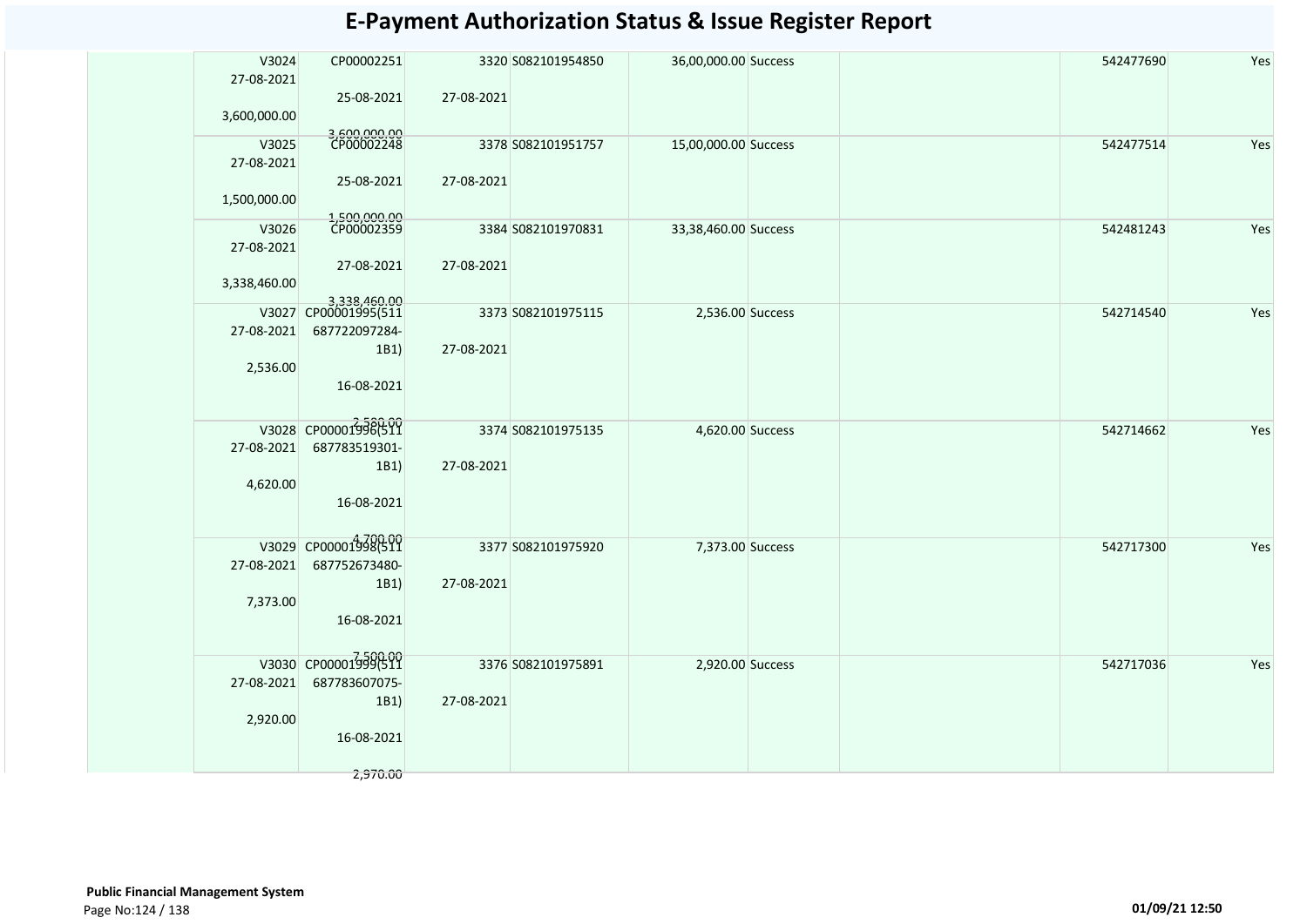# E-Payment Authorization Status & Issue Register Report

| | | | | | | | | | | |
|---|---|---|---|---|---|---|---|---|---|---|
| | V3024 27-08-2021 3,600,000.00 | CP00002251 25-08-2021 3,600,000.00 | 3320 27-08-2021 | S082101954850 | 36,00,000.00 | Success | | | 542477690 | Yes |
| | V3025 27-08-2021 1,500,000.00 | CP00002248 25-08-2021 1,500,000.00 | 3378 27-08-2021 | S082101951757 | 15,00,000.00 | Success | | | 542477514 | Yes |
| | V3026 27-08-2021 3,338,460.00 | CP00002359 27-08-2021 3,338,460.00 | 3384 27-08-2021 | S082101970831 | 33,38,460.00 | Success | | | 542481243 | Yes |
| | V3027 27-08-2021 2,536.00 | CP00001995(511 687722097284-1B1) 16-08-2021 2,580.00 | 3373 27-08-2021 | S082101975115 | 2,536.00 | Success | | | 542714540 | Yes |
| | V3028 27-08-2021 4,620.00 | CP00001996(511 687783519301-1B1) 16-08-2021 4,700.00 | 3374 27-08-2021 | S082101975135 | 4,620.00 | Success | | | 542714662 | Yes |
| | V3029 27-08-2021 7,373.00 | CP00001998(511 687752673480-1B1) 16-08-2021 7,500.00 | 3377 27-08-2021 | S082101975920 | 7,373.00 | Success | | | 542717300 | Yes |
| | V3030 27-08-2021 2,920.00 | CP00001999(511 687783607075-1B1) 16-08-2021 2,970.00 | 3376 27-08-2021 | S082101975891 | 2,920.00 | Success | | | 542717036 | Yes |

**Public Financial Management System**

01/09/21 12:50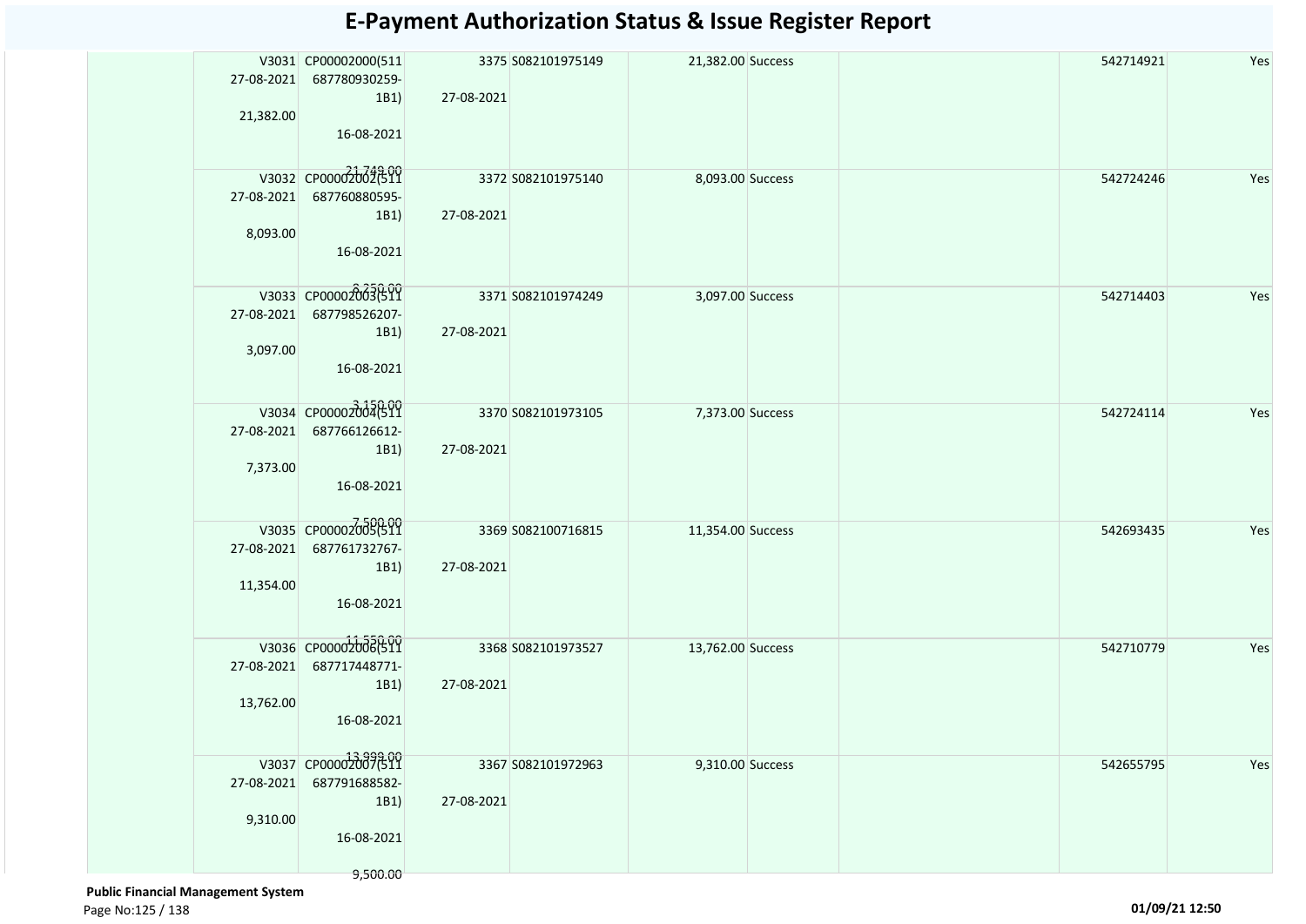# E-Payment Authorization Status & Issue Register Report

| | | | | | | | | | |
|---|---|---|---|---|---|---|---|---|---|
| | V3031<br>27-08-2021<br>21,382.00 | CP00002000(511687780930259-1B1)<br>16-08-2021<br>21,749.00 | 3375<br>27-08-2021 | S082101975149 | 21,382.00 | Success | | 542714921 | Yes |
| | V3032<br>27-08-2021<br>8,093.00 | CP00002002(511687760880595-1B1)<br>16-08-2021<br>8,250.00 | 3372<br>27-08-2021 | S082101975140 | 8,093.00 | Success | | 542724246 | Yes |
| | V3033<br>27-08-2021<br>3,097.00 | CP00002003(511687798526207-1B1)<br>16-08-2021<br>3,150.00 | 3371<br>27-08-2021 | S082101974249 | 3,097.00 | Success | | 542714403 | Yes |
| | V3034<br>27-08-2021<br>7,373.00 | CP00002004(511687766126612-1B1)<br>16-08-2021<br>7,500.00 | 3370<br>27-08-2021 | S082101973105 | 7,373.00 | Success | | 542724114 | Yes |
| | V3035<br>27-08-2021<br>11,354.00 | CP00002005(511687761732767-1B1)<br>16-08-2021<br>11,550.00 | 3369<br>27-08-2021 | S082100716815 | 11,354.00 | Success | | 542693435 | Yes |
| | V3036<br>27-08-2021<br>13,762.00 | CP00002006(511687717448771-1B1)<br>16-08-2021<br>13,999.00 | 3368<br>27-08-2021 | S082101973527 | 13,762.00 | Success | | 542710779 | Yes |
| | V3037<br>27-08-2021<br>9,310.00 | CP00002007(511687791688582-1B1)<br>16-08-2021<br>9,500.00 | 3367<br>27-08-2021 | S082101972963 | 9,310.00 | Success | | 542655795 | Yes |

**Public Financial Management System**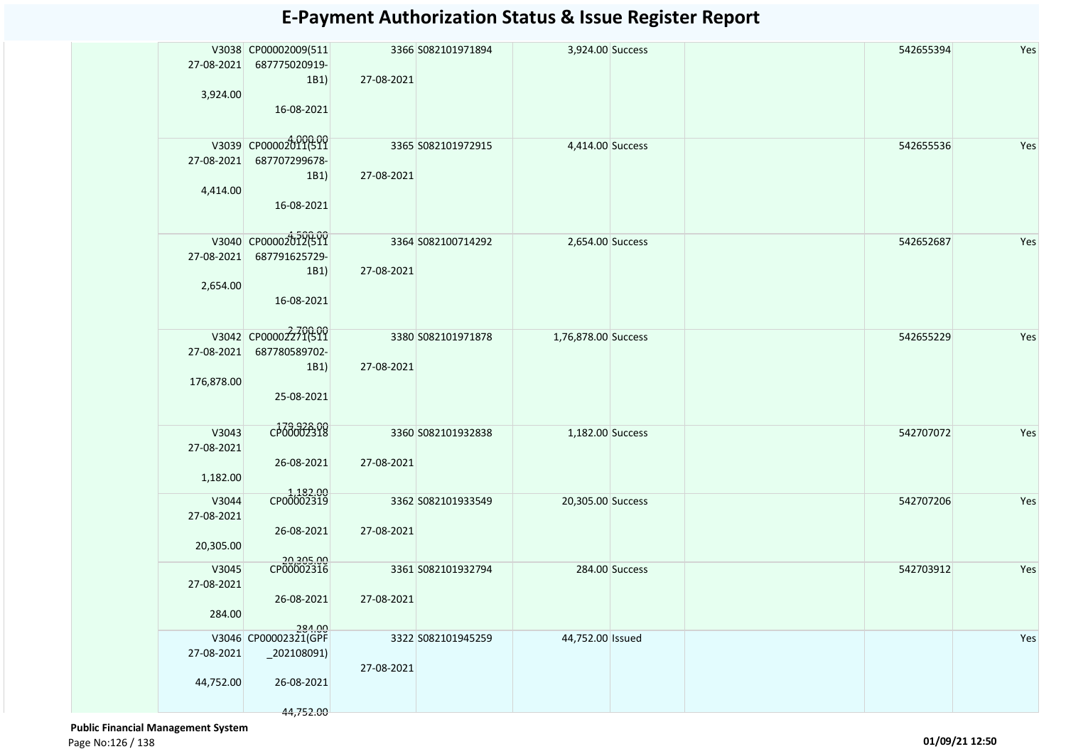# E-Payment Authorization Status & Issue Register Report

| | | | | | | | | | | |
|---|---|---|---|---|---|---|---|---|---|---|
| | V3038 27-08-2021 3,924.00 | CP00002009(511 687775020919-1B1) 16-08-2021 4,000.00 | 3366 27-08-2021 | S082101971894 | 3,924.00 | Success | | | 542655394 | Yes |
| | V3039 27-08-2021 4,414.00 | CP00002011(511 687707299678-1B1) 16-08-2021 4,500.00 | 3365 27-08-2021 | S082101972915 | 4,414.00 | Success | | | 542655536 | Yes |
| | V3040 27-08-2021 2,654.00 | CP00002012(511 687791625729-1B1) 16-08-2021 2,700.00 | 3364 27-08-2021 | S082100714292 | 2,654.00 | Success | | | 542652687 | Yes |
| | V3042 27-08-2021 176,878.00 | CP00002271(511 687780589702-1B1) 25-08-2021 179,928.00 | 3380 27-08-2021 | S082101971878 | 1,76,878.00 | Success | | | 542655229 | Yes |
| | V3043 27-08-2021 1,182.00 | CP00002318 26-08-2021 1,182.00 | 3360 27-08-2021 | S082101932838 | 1,182.00 | Success | | | 542707072 | Yes |
| | V3044 27-08-2021 20,305.00 | CP00002319 26-08-2021 20,305.00 | 3362 27-08-2021 | S082101933549 | 20,305.00 | Success | | | 542707206 | Yes |
| | V3045 27-08-2021 284.00 | CP00002316 26-08-2021 284.00 | 3361 27-08-2021 | S082101932794 | 284.00 | Success | | | 542703912 | Yes |
| | V3046 27-08-2021 44,752.00 | CP00002321(GPF _202108091) 26-08-2021 44,752.00 | 3322 27-08-2021 | S082101945259 | 44,752.00 | Issued | | | | Yes |

**Public Financial Management System**

01/09/21 12:50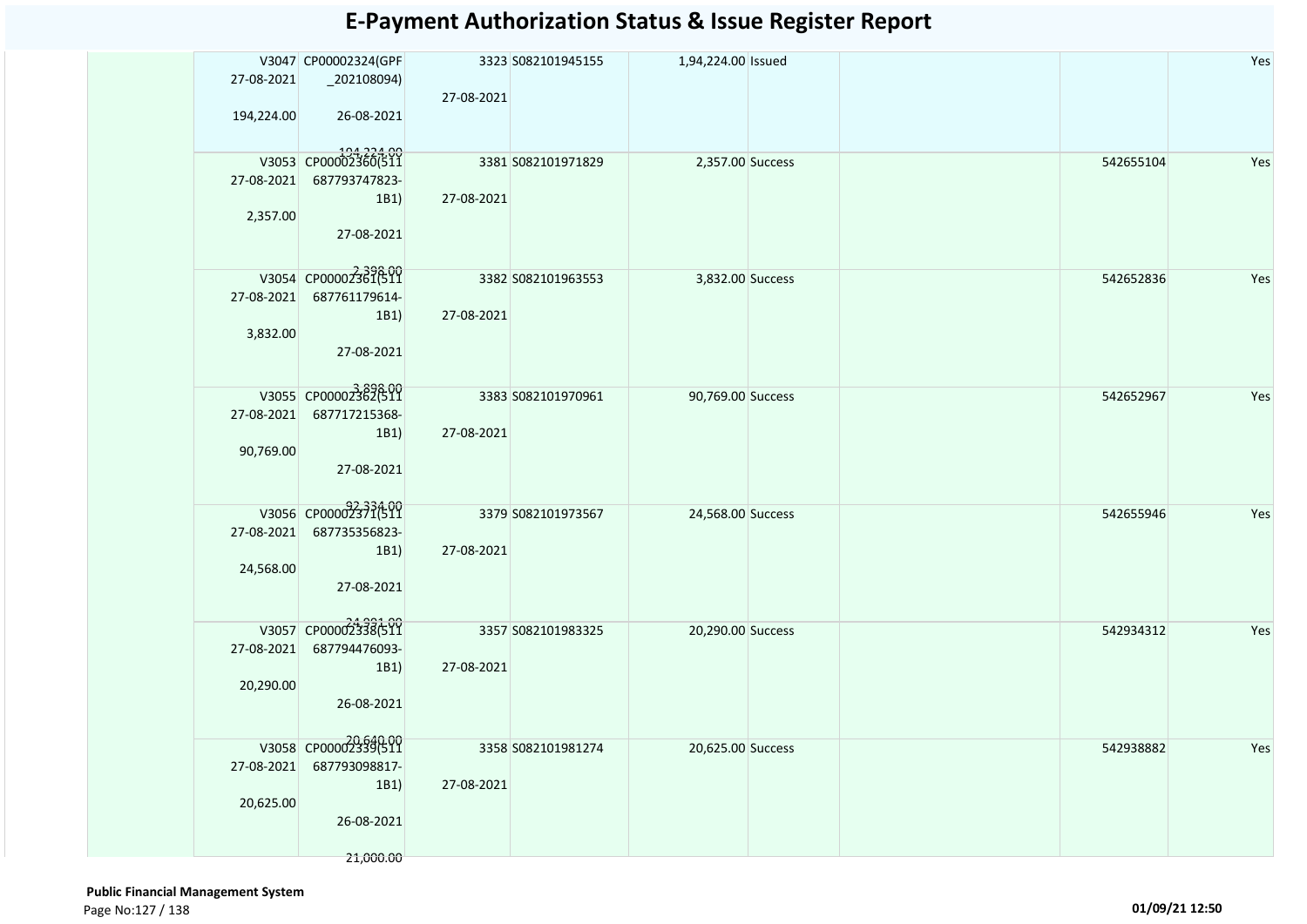# E-Payment Authorization Status & Issue Register Report

| | | | | | | | | | | |
|---|---|---|---|---|---|---|---|---|---|---|
| | V3047 27-08-2021 194,224.00 | CP00002324(GPF_202108094) 26-08-2021 194,224.00 | 3323 27-08-2021 | S082101945155 | 1,94,224.00 | Issued | | | | Yes |
| | V3053 27-08-2021 2,357.00 | CP00002360(511687793747823-1B1) 27-08-2021 2,398.00 | 3381 27-08-2021 | S082101971829 | 2,357.00 | Success | | | 542655104 | Yes |
| | V3054 27-08-2021 3,832.00 | CP00002361(511687761179614-1B1) 27-08-2021 3,898.00 | 3382 27-08-2021 | S082101963553 | 3,832.00 | Success | | | 542652836 | Yes |
| | V3055 27-08-2021 90,769.00 | CP00002362(511687717215368-1B1) 27-08-2021 92,334.00 | 3383 27-08-2021 | S082101970961 | 90,769.00 | Success | | | 542652967 | Yes |
| | V3056 27-08-2021 24,568.00 | CP00002371(511687735356823-1B1) 27-08-2021 24,991.00 | 3379 27-08-2021 | S082101973567 | 24,568.00 | Success | | | 542655946 | Yes |
| | V3057 27-08-2021 20,290.00 | CP00002338(511687794476093-1B1) 26-08-2021 20,640.00 | 3357 27-08-2021 | S082101983325 | 20,290.00 | Success | | | 542934312 | Yes |
| | V3058 27-08-2021 20,625.00 | CP00002339(511687793098817-1B1) 26-08-2021 21,000.00 | 3358 27-08-2021 | S082101981274 | 20,625.00 | Success | | | 542938882 | Yes |

**Public Financial Management System**

01/09/21 12:50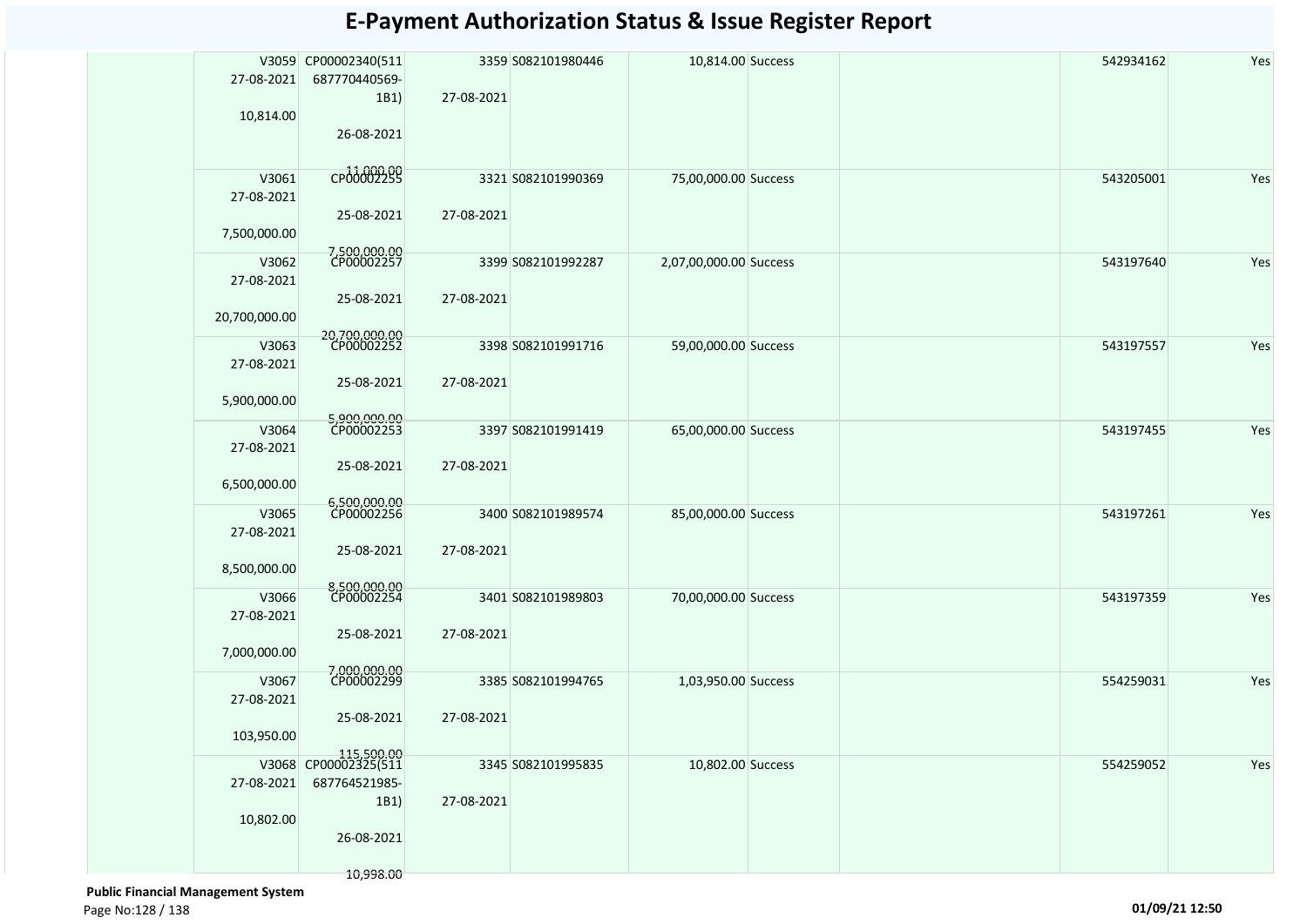# E-Payment Authorization Status & Issue Register Report

| | | | | | | | | | | |
|---|---|---|---|---|---|---|---|---|---|---|
| | V3059 27-08-2021 10,814.00 | CP00002340(511 687770440569-1B1) 26-08-2021 11,000.00 | 3359 27-08-2021 | S082101980446 | 10,814.00 | Success | | | 542934162 | Yes |
| | V3061 27-08-2021 7,500,000.00 | CP00002255 25-08-2021 7,500,000.00 | 3321 27-08-2021 | S082101990369 | 75,00,000.00 | Success | | | 543205001 | Yes |
| | V3062 27-08-2021 20,700,000.00 | CP00002257 25-08-2021 20,700,000.00 | 3399 27-08-2021 | S082101992287 | 2,07,00,000.00 | Success | | | 543197640 | Yes |
| | V3063 27-08-2021 5,900,000.00 | CP00002252 25-08-2021 5,900,000.00 | 3398 27-08-2021 | S082101991716 | 59,00,000.00 | Success | | | 543197557 | Yes |
| | V3064 27-08-2021 6,500,000.00 | CP00002253 25-08-2021 6,500,000.00 | 3397 27-08-2021 | S082101991419 | 65,00,000.00 | Success | | | 543197455 | Yes |
| | V3065 27-08-2021 8,500,000.00 | CP00002256 25-08-2021 8,500,000.00 | 3400 27-08-2021 | S082101989574 | 85,00,000.00 | Success | | | 543197261 | Yes |
| | V3066 27-08-2021 7,000,000.00 | CP00002254 25-08-2021 7,000,000.00 | 3401 27-08-2021 | S082101989803 | 70,00,000.00 | Success | | | 543197359 | Yes |
| | V3067 27-08-2021 103,950.00 | CP00002299 25-08-2021 115,500.00 | 3385 27-08-2021 | S082101994765 | 1,03,950.00 | Success | | | 554259031 | Yes |
| | V3068 27-08-2021 10,802.00 | CP00002325(511 687764521985-1B1) 26-08-2021 10,998.00 | 3345 27-08-2021 | S082101995835 | 10,802.00 | Success | | | 554259052 | Yes |

**Public Financial Management System**

01/09/21 12:50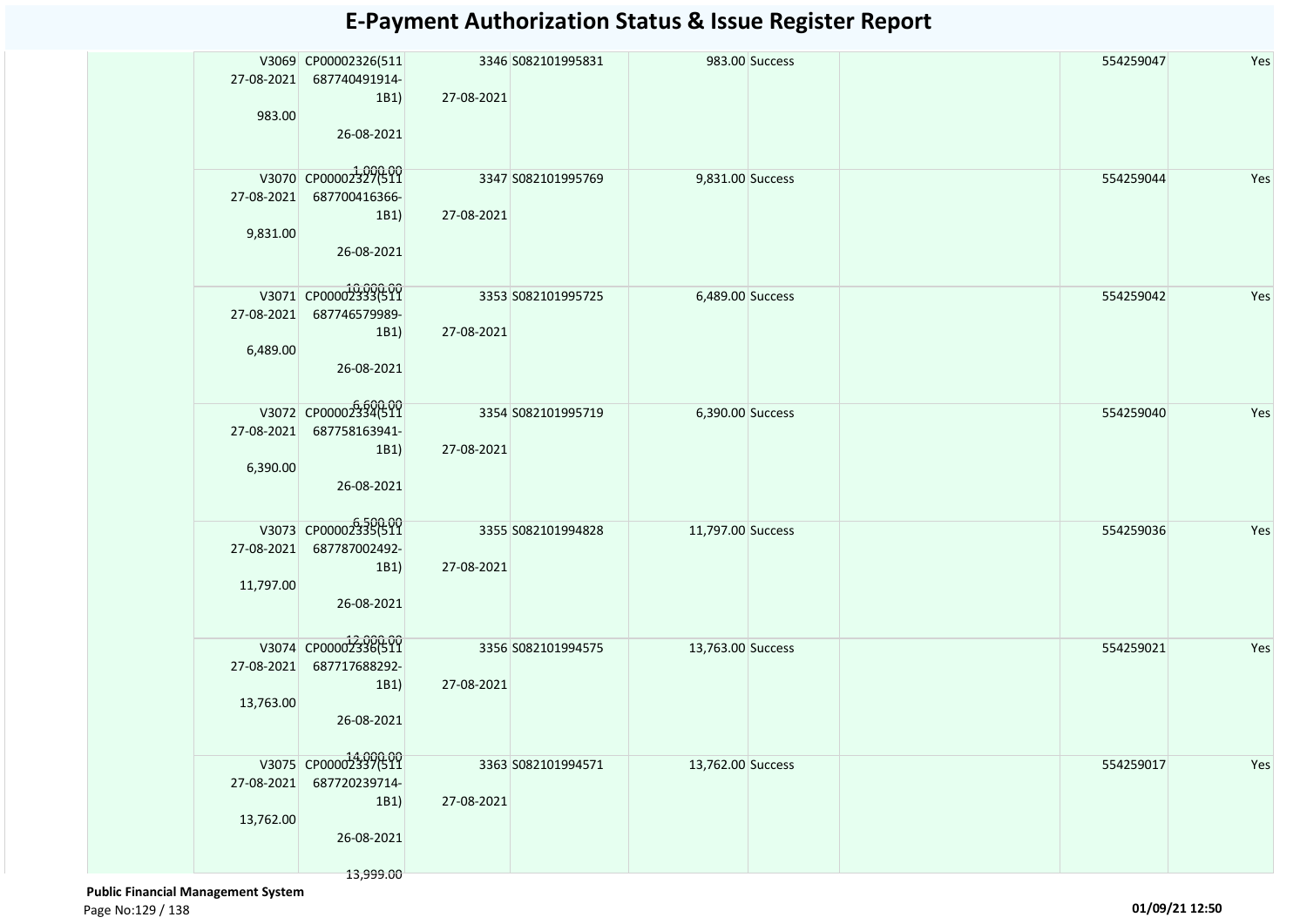# E-Payment Authorization Status & Issue Register Report

| | | | | | | | | | | |
|---|---|---|---|---|---|---|---|---|---|---|
| | V3069 27-08-2021 983.00 | CP00002326(511 687740491914-1B1) 26-08-2021 1,000.00 | 3346 27-08-2021 | S082101995831 | 983.00 | Success | | | 554259047 | Yes |
| | V3070 27-08-2021 9,831.00 | CP00002327(511 687700416366-1B1) 26-08-2021 10,000.00 | 3347 27-08-2021 | S082101995769 | 9,831.00 | Success | | | 554259044 | Yes |
| | V3071 27-08-2021 6,489.00 | CP00002333(511 687746579989-1B1) 26-08-2021 6,600.00 | 3353 27-08-2021 | S082101995725 | 6,489.00 | Success | | | 554259042 | Yes |
| | V3072 27-08-2021 6,390.00 | CP00002334(511 687758163941-1B1) 26-08-2021 6,500.00 | 3354 27-08-2021 | S082101995719 | 6,390.00 | Success | | | 554259040 | Yes |
| | V3073 27-08-2021 11,797.00 | CP00002335(511 687787002492-1B1) 26-08-2021 12,000.00 | 3355 27-08-2021 | S082101994828 | 11,797.00 | Success | | | 554259036 | Yes |
| | V3074 27-08-2021 13,763.00 | CP00002336(511 687717688292-1B1) 26-08-2021 14,000.00 | 3356 27-08-2021 | S082101994575 | 13,763.00 | Success | | | 554259021 | Yes |
| | V3075 27-08-2021 13,762.00 | CP00002337(511 687720239714-1B1) 26-08-2021 13,999.00 | 3363 27-08-2021 | S082101994571 | 13,762.00 | Success | | | 554259017 | Yes |

**Public Financial Management System**

01/09/21 12:50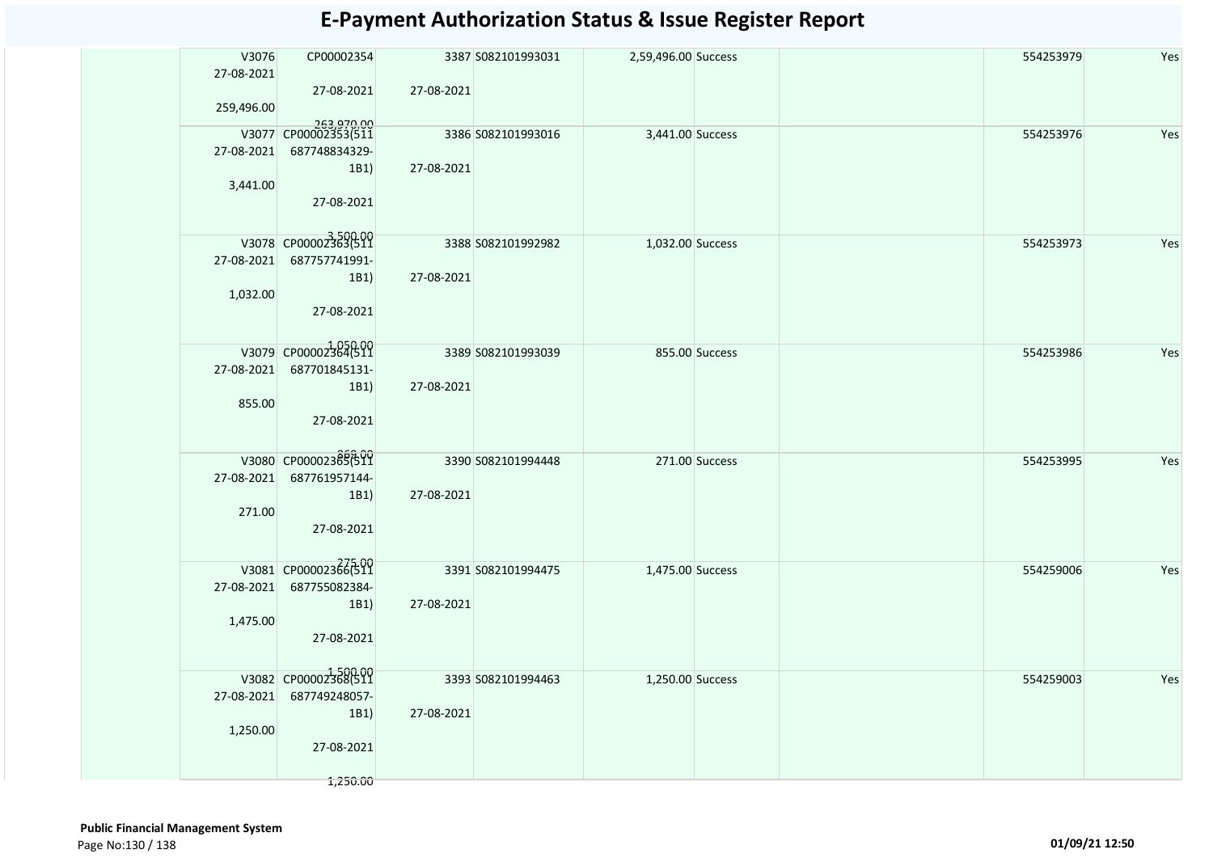# E-Payment Authorization Status & Issue Register Report

| | | | | | | | | | |
|---|---|---|---|---|---|---|---|---|---|
| V3076 27-08-2021 259,496.00 | CP00002354 27-08-2021 263,970.00 | 3387 27-08-2021 | S082101993031 | 2,59,496.00 | Success | | | 554253979 | Yes |
| V3077 27-08-2021 3,441.00 | CP00002353(511 687748834329-1B1) 27-08-2021 3,500.00 | 3386 27-08-2021 | S082101993016 | 3,441.00 | Success | | | 554253976 | Yes |
| V3078 27-08-2021 1,032.00 | CP00002363(511 687757741991-1B1) 27-08-2021 1,050.00 | 3388 27-08-2021 | S082101992982 | 1,032.00 | Success | | | 554253973 | Yes |
| V3079 27-08-2021 855.00 | CP00002364(511 687701845131-1B1) 27-08-2021 868.00 | 3389 27-08-2021 | S082101993039 | 855.00 | Success | | | 554253986 | Yes |
| V3080 27-08-2021 271.00 | CP00002365(511 687761957144-1B1) 27-08-2021 275.00 | 3390 27-08-2021 | S082101994448 | 271.00 | Success | | | 554253995 | Yes |
| V3081 27-08-2021 1,475.00 | CP00002366(511 687755082384-1B1) 27-08-2021 1,500.00 | 3391 27-08-2021 | S082101994475 | 1,475.00 | Success | | | 554259006 | Yes |
| V3082 27-08-2021 1,250.00 | CP00002368(511 687749248057-1B1) 27-08-2021 1,250.00 | 3393 27-08-2021 | S082101994463 | 1,250.00 | Success | | | 554259003 | Yes |

**Public Financial Management System**

01/09/21 12:50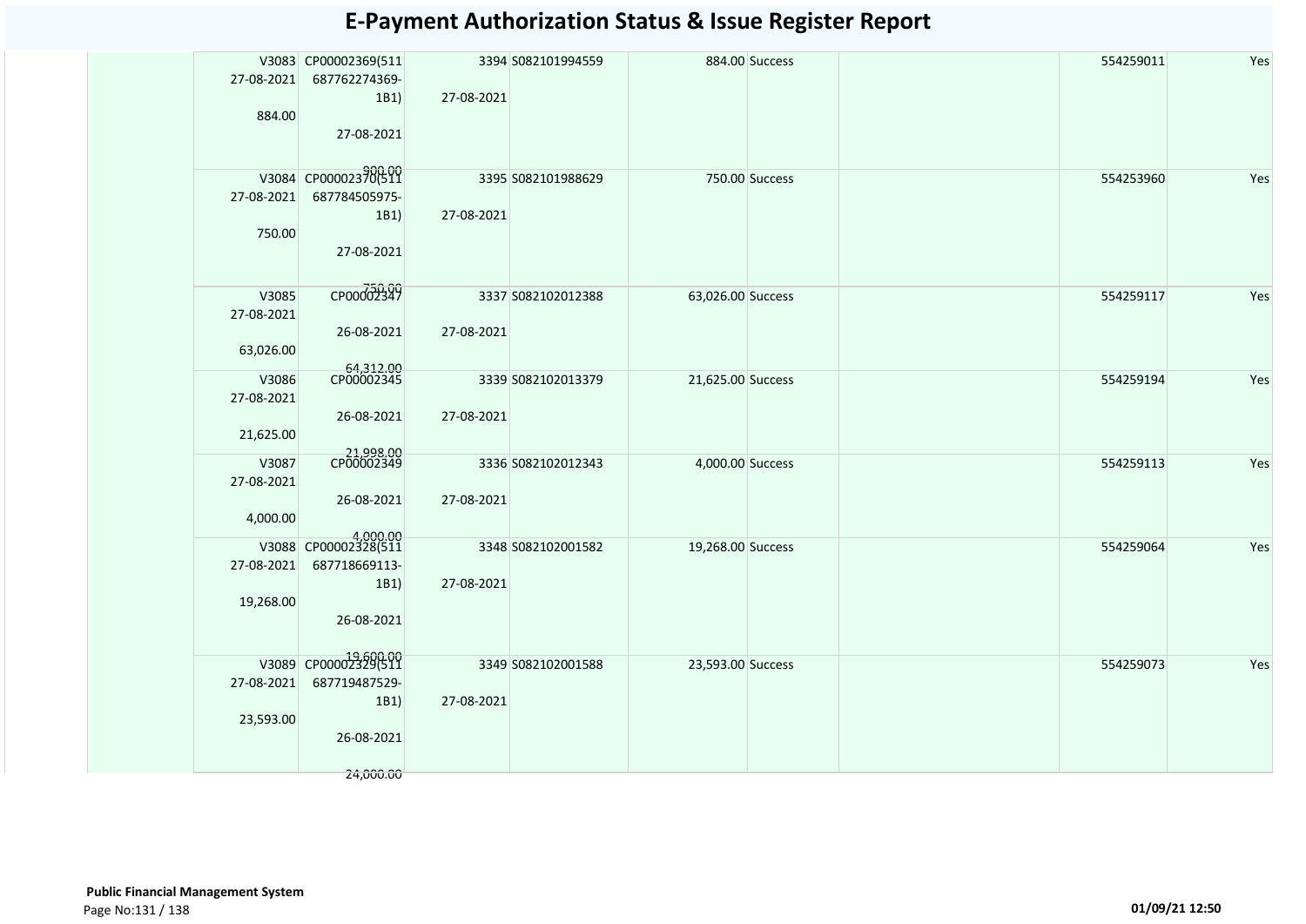# E-Payment Authorization Status & Issue Register Report

| | | | | | | | | | | |
|---|---|---|---|---|---|---|---|---|---|---|
| | V3083 27-08-2021 884.00 | CP00002369(511 687762274369-1B1) 27-08-2021 900.00 | 3394 27-08-2021 | S082101994559 | 884.00 | Success | | | 554259011 | Yes |
| | V3084 27-08-2021 750.00 | CP00002370(511 687784505975-1B1) 27-08-2021 750.00 | 3395 27-08-2021 | S082101988629 | 750.00 | Success | | | 554253960 | Yes |
| | V3085 27-08-2021 63,026.00 | CP00002347 26-08-2021 64,312.00 | 3337 27-08-2021 | S082102012388 | 63,026.00 | Success | | | 554259117 | Yes |
| | V3086 27-08-2021 21,625.00 | CP00002345 26-08-2021 21,998.00 | 3339 27-08-2021 | S082102013379 | 21,625.00 | Success | | | 554259194 | Yes |
| | V3087 27-08-2021 4,000.00 | CP00002349 26-08-2021 4,000.00 | 3336 27-08-2021 | S082102012343 | 4,000.00 | Success | | | 554259113 | Yes |
| | V3088 27-08-2021 19,268.00 | CP00002328(511 687718669113-1B1) 26-08-2021 19,600.00 | 3348 27-08-2021 | S082102001582 | 19,268.00 | Success | | | 554259064 | Yes |
| | V3089 27-08-2021 23,593.00 | CP00002329(511 687719487529-1B1) 26-08-2021 24,000.00 | 3349 27-08-2021 | S082102001588 | 23,593.00 | Success | | | 554259073 | Yes |

**Public Financial Management System**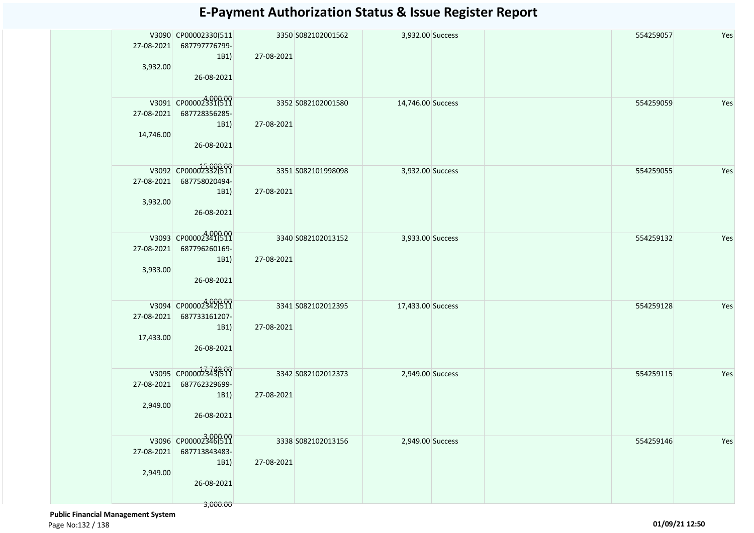# E-Payment Authorization Status & Issue Register Report

| | V3090 27-08-2021 3,932.00 | CP00002330(511 687797776799-1B1) 26-08-2021 4,000.00 | 3350 27-08-2021 | S082102001562 | 3,932.00 | Success | | 554259057 | Yes |
|---|---|---|---|---|---|---|---|---|---|
| | V3091 27-08-2021 14,746.00 | CP00002331(511 687728356285-1B1) 26-08-2021 15,000.00 | 3352 27-08-2021 | S082102001580 | 14,746.00 | Success | | 554259059 | Yes |
| | V3092 27-08-2021 3,932.00 | CP00002332(511 687758020494-1B1) 26-08-2021 4,000.00 | 3351 27-08-2021 | S082101998098 | 3,932.00 | Success | | 554259055 | Yes |
| | V3093 27-08-2021 3,933.00 | CP00002341(511 687796260169-1B1) 26-08-2021 4,000.00 | 3340 27-08-2021 | S082102013152 | 3,933.00 | Success | | 554259132 | Yes |
| | V3094 27-08-2021 17,433.00 | CP00002342(511 687733161207-1B1) 26-08-2021 17,743.00 | 3341 27-08-2021 | S082102012395 | 17,433.00 | Success | | 554259128 | Yes |
| | V3095 27-08-2021 2,949.00 | CP00002343(511 687762329699-1B1) 26-08-2021 3,000.00 | 3342 27-08-2021 | S082102012373 | 2,949.00 | Success | | 554259115 | Yes |
| | V3096 27-08-2021 2,949.00 | CP00002346(511 687713843483-1B1) 26-08-2021 3,000.00 | 3338 27-08-2021 | S082102013156 | 2,949.00 | Success | | 554259146 | Yes |

**Public Financial Management System**

01/09/21 12:50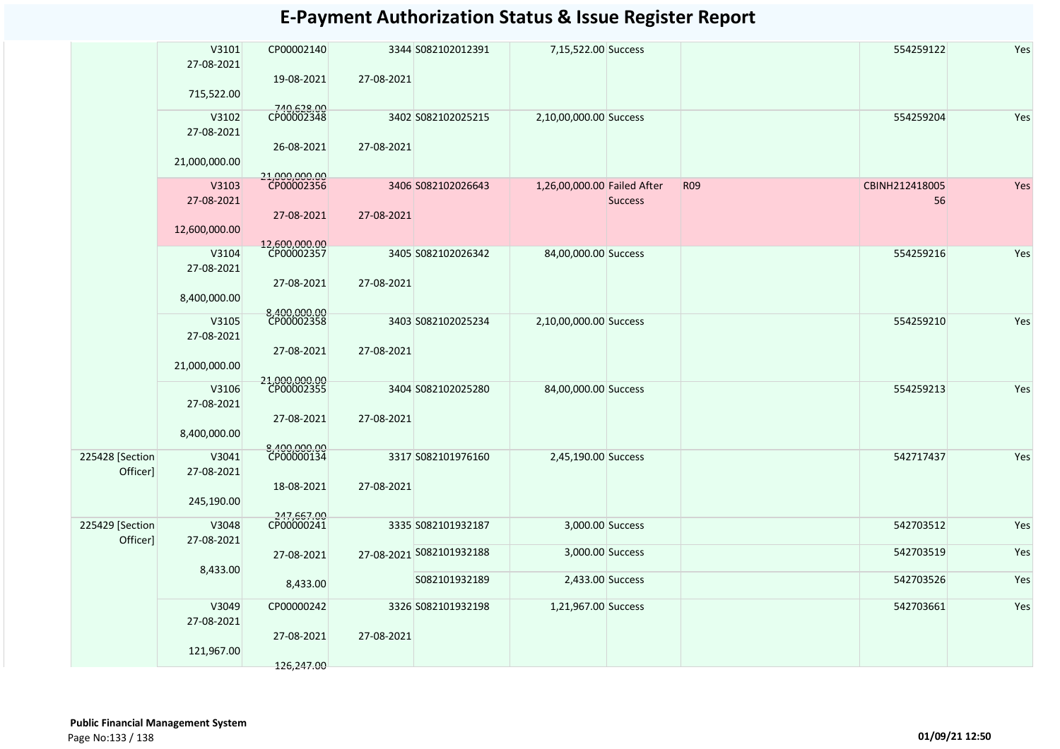# E-Payment Authorization Status & Issue Register Report

| | | | | | | | | | |
|---|---|---|---|---|---|---|---|---|---|
| | V3101 27-08-2021 715,522.00 | CP00002140 19-08-2021 740,628.00 | 3344 27-08-2021 | S082102012391 | 7,15,522.00 | Success | | 554259122 | Yes |
| | V3102 27-08-2021 21,000,000.00 | CP00002348 26-08-2021 21,000,000.00 | 3402 27-08-2021 | S082102025215 | 2,10,00,000.00 | Success | | 554259204 | Yes |
| | V3103 27-08-2021 12,600,000.00 | CP00002356 27-08-2021 12,600,000.00 | 3406 27-08-2021 | S082102026643 | 1,26,00,000.00 | Failed After Success | R09 | CBINH21241800556 | Yes |
| | V3104 27-08-2021 8,400,000.00 | CP00002357 27-08-2021 8,400,000.00 | 3405 27-08-2021 | S082102026342 | 84,00,000.00 | Success | | 554259216 | Yes |
| | V3105 27-08-2021 21,000,000.00 | CP00002358 27-08-2021 21,000,000.00 | 3403 27-08-2021 | S082102025234 | 2,10,00,000.00 | Success | | 554259210 | Yes |
| | V3106 27-08-2021 8,400,000.00 | CP00002355 27-08-2021 8,400,000.00 | 3404 27-08-2021 | S082102025280 | 84,00,000.00 | Success | | 554259213 | Yes |
| 225428 [Section Officer] | V3041 27-08-2021 245,190.00 | CP00000134 18-08-2021 247,667.00 | 3317 27-08-2021 | S082101976160 | 2,45,190.00 | Success | | 542717437 | Yes |
| 225429 [Section Officer] | V3048 27-08-2021 8,433.00 | CP00000241 27-08-2021 8,433.00 | 3335 27-08-2021 | S082101932187 | 3,000.00 | Success | | 542703512 | Yes |
| | | | | S082101932188 | 3,000.00 | Success | | 542703519 | Yes |
| | | | | S082101932189 | 2,433.00 | Success | | 542703526 | Yes |
| | V3049 27-08-2021 121,967.00 | CP00000242 27-08-2021 126,247.00 | 3326 27-08-2021 | S082101932198 | 1,21,967.00 | Success | | 542703661 | Yes |

**Public Financial Management System**

01/09/21 12:50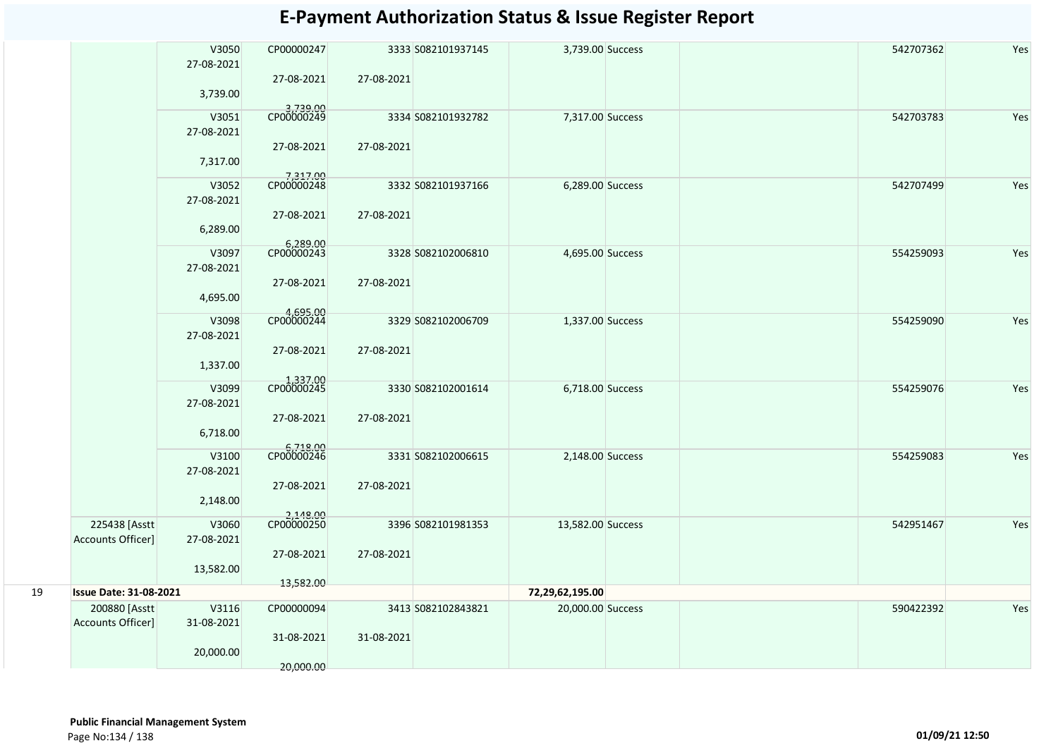# E-Payment Authorization Status & Issue Register Report

| | | | | | | | | | | | |
|---|---|---|---|---|---|---|---|---|---|---|---|
| | | V3050 27-08-2021 3,739.00 | CP00000247 27-08-2021 3,739.00 | 3333 27-08-2021 | S082101937145 | 3,739.00 | Success | | | 542707362 | Yes |
| | | V3051 27-08-2021 7,317.00 | CP00000249 27-08-2021 7,317.00 | 3334 27-08-2021 | S082101932782 | 7,317.00 | Success | | | 542703783 | Yes |
| | | V3052 27-08-2021 6,289.00 | CP00000248 27-08-2021 6,289.00 | 3332 27-08-2021 | S082101937166 | 6,289.00 | Success | | | 542707499 | Yes |
| | | V3097 27-08-2021 4,695.00 | CP00000243 27-08-2021 4,695.00 | 3328 27-08-2021 | S082102006810 | 4,695.00 | Success | | | 554259093 | Yes |
| | | V3098 27-08-2021 1,337.00 | CP00000244 27-08-2021 1,337.00 | 3329 27-08-2021 | S082102006709 | 1,337.00 | Success | | | 554259090 | Yes |
| | | V3099 27-08-2021 6,718.00 | CP00000245 27-08-2021 6,718.00 | 3330 27-08-2021 | S082102001614 | 6,718.00 | Success | | | 554259076 | Yes |
| | | V3100 27-08-2021 2,148.00 | CP00000246 27-08-2021 2,148.00 | 3331 27-08-2021 | S082102006615 | 2,148.00 | Success | | | 554259083 | Yes |
| | 225438 [Asstt Accounts Officer] | V3060 27-08-2021 13,582.00 | CP00000250 27-08-2021 13,582.00 | 3396 27-08-2021 | S082101981353 | 13,582.00 | Success | | | 542951467 | Yes |
| 19 | **Issue Date: 31-08-2021** | | | | | 72,29,62,195.00 | | | | | |
| | 200880 [Asstt Accounts Officer] | V3116 31-08-2021 20,000.00 | CP00000094 31-08-2021 20,000.00 | 3413 31-08-2021 | S082102843821 | 20,000.00 | Success | | | 590422392 | Yes |

**Public Financial Management System**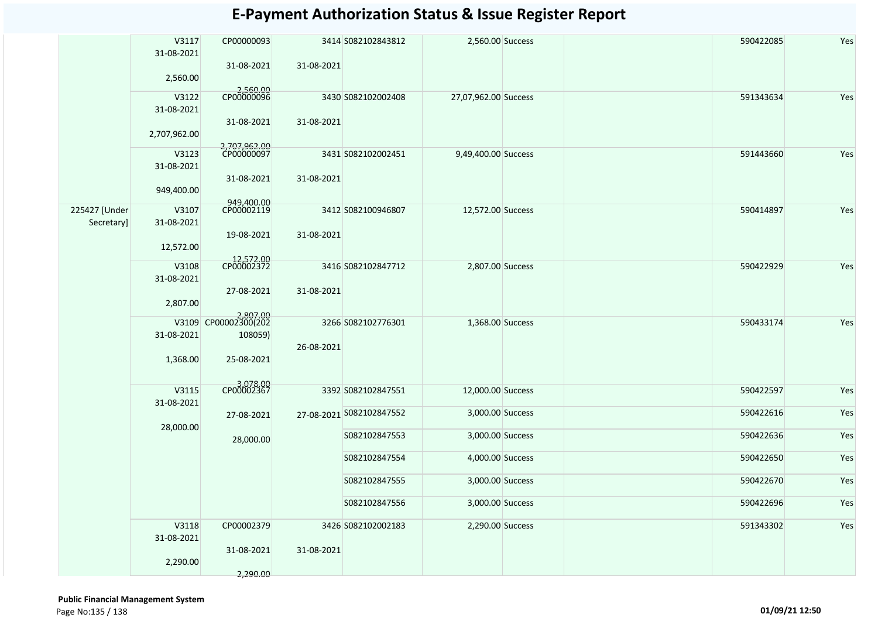# E-Payment Authorization Status & Issue Register Report

| | | | | | | | | | |
|---|---|---|---|---|---|---|---|---|---|
| | V3117 31-08-2021 2,560.00 | CP00000093 31-08-2021 2,560.00 | 3414 31-08-2021 | S082102843812 | 2,560.00 | Success | | 590422085 | Yes |
| | V3122 31-08-2021 2,707,962.00 | CP00000096 31-08-2021 2,707,962.00 | 3430 31-08-2021 | S082102002408 | 27,07,962.00 | Success | | 591343634 | Yes |
| | V3123 31-08-2021 949,400.00 | CP00000097 31-08-2021 949,400.00 | 3431 31-08-2021 | S082102002451 | 9,49,400.00 | Success | | 591443660 | Yes |
| 225427 [Under Secretary] | V3107 31-08-2021 12,572.00 | CP00002119 19-08-2021 12,572.00 | 3412 31-08-2021 | S082100946807 | 12,572.00 | Success | | 590414897 | Yes |
| | V3108 31-08-2021 2,807.00 | CP00002372 27-08-2021 2,807.00 | 3416 31-08-2021 | S082102847712 | 2,807.00 | Success | | 590422929 | Yes |
| | V3109 31-08-2021 1,368.00 | CP00002300(202108059) 25-08-2021 3,078.00 | 3266 26-08-2021 | S082102776301 | 1,368.00 | Success | | 590433174 | Yes |
| | V3115 31-08-2021 28,000.00 | CP00002367 27-08-2021 28,000.00 | 3392 27-08-2021 | S082102847551 | 12,000.00 | Success | | 590422597 | Yes |
| | | | | S082102847552 | 3,000.00 | Success | | 590422616 | Yes |
| | | | | S082102847553 | 3,000.00 | Success | | 590422636 | Yes |
| | | | | S082102847554 | 4,000.00 | Success | | 590422650 | Yes |
| | | | | S082102847555 | 3,000.00 | Success | | 590422670 | Yes |
| | | | | S082102847556 | 3,000.00 | Success | | 590422696 | Yes |
| | V3118 31-08-2021 2,290.00 | CP00002379 31-08-2021 2,290.00 | 3426 31-08-2021 | S082102002183 | 2,290.00 | Success | | 591343302 | Yes |

**Public Financial Management System**

01/09/21 12:50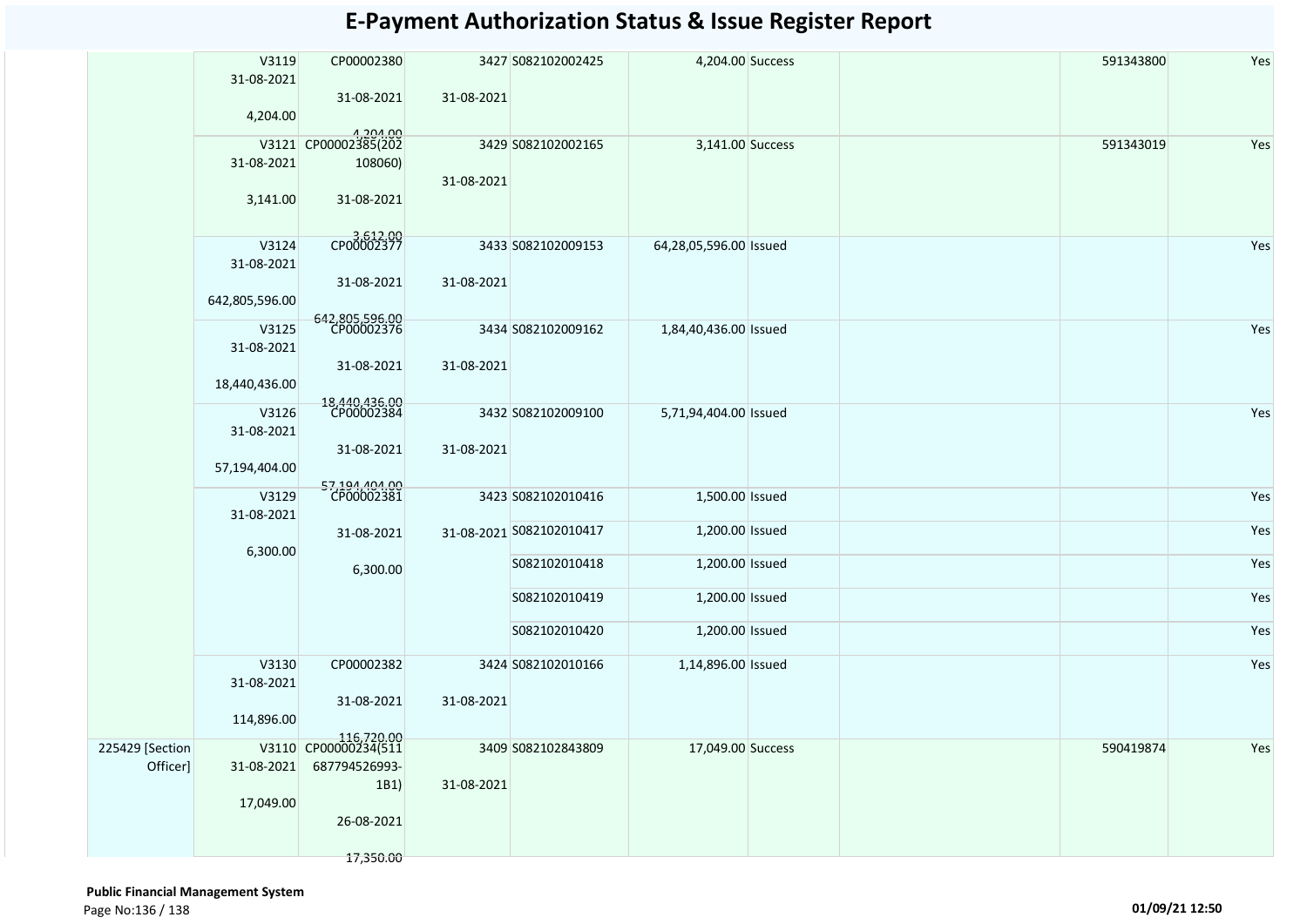# E-Payment Authorization Status & Issue Register Report

| | | | | | | | | | |
|---|---|---|---|---|---|---|---|---|---|
| | V3119 31-08-2021 4,204.00 | CP00002380 31-08-2021 4,204.00 | 3427 31-08-2021 | S082102002425 | 4,204.00 | Success | | 591343800 | Yes |
| | V3121 31-08-2021 3,141.00 | CP00002385(202108060) 31-08-2021 3,612.00 | 3429 31-08-2021 | S082102002165 | 3,141.00 | Success | | 591343019 | Yes |
| | V3124 31-08-2021 642,805,596.00 | CP00002377 31-08-2021 642,805,596.00 | 3433 31-08-2021 | S082102009153 | 64,28,05,596.00 | Issued | | | Yes |
| | V3125 31-08-2021 18,440,436.00 | CP00002376 31-08-2021 18,440,436.00 | 3434 31-08-2021 | S082102009162 | 1,84,40,436.00 | Issued | | | Yes |
| | V3126 31-08-2021 57,194,404.00 | CP00002384 31-08-2021 57,194,404.00 | 3432 31-08-2021 | S082102009100 | 5,71,94,404.00 | Issued | | | Yes |
| | V3129 31-08-2021 6,300.00 | CP00002381 31-08-2021 6,300.00 | 3423 31-08-2021 | S082102010416 | 1,500.00 | Issued | | | Yes |
| | | | | S082102010417 | 1,200.00 | Issued | | | Yes |
| | | | | S082102010418 | 1,200.00 | Issued | | | Yes |
| | | | | S082102010419 | 1,200.00 | Issued | | | Yes |
| | | | | S082102010420 | 1,200.00 | Issued | | | Yes |
| | V3130 31-08-2021 114,896.00 | CP00002382 31-08-2021 116,720.00 | 3424 31-08-2021 | S082102010166 | 1,14,896.00 | Issued | | | Yes |
| 225429 [Section Officer] | V3110 31-08-2021 17,049.00 | CP00000234(511687794526993-1B1) 26-08-2021 17,350.00 | 3409 31-08-2021 | S082102843809 | 17,049.00 | Success | | 590419874 | Yes |

**Public Financial Management System**

01/09/21 12:50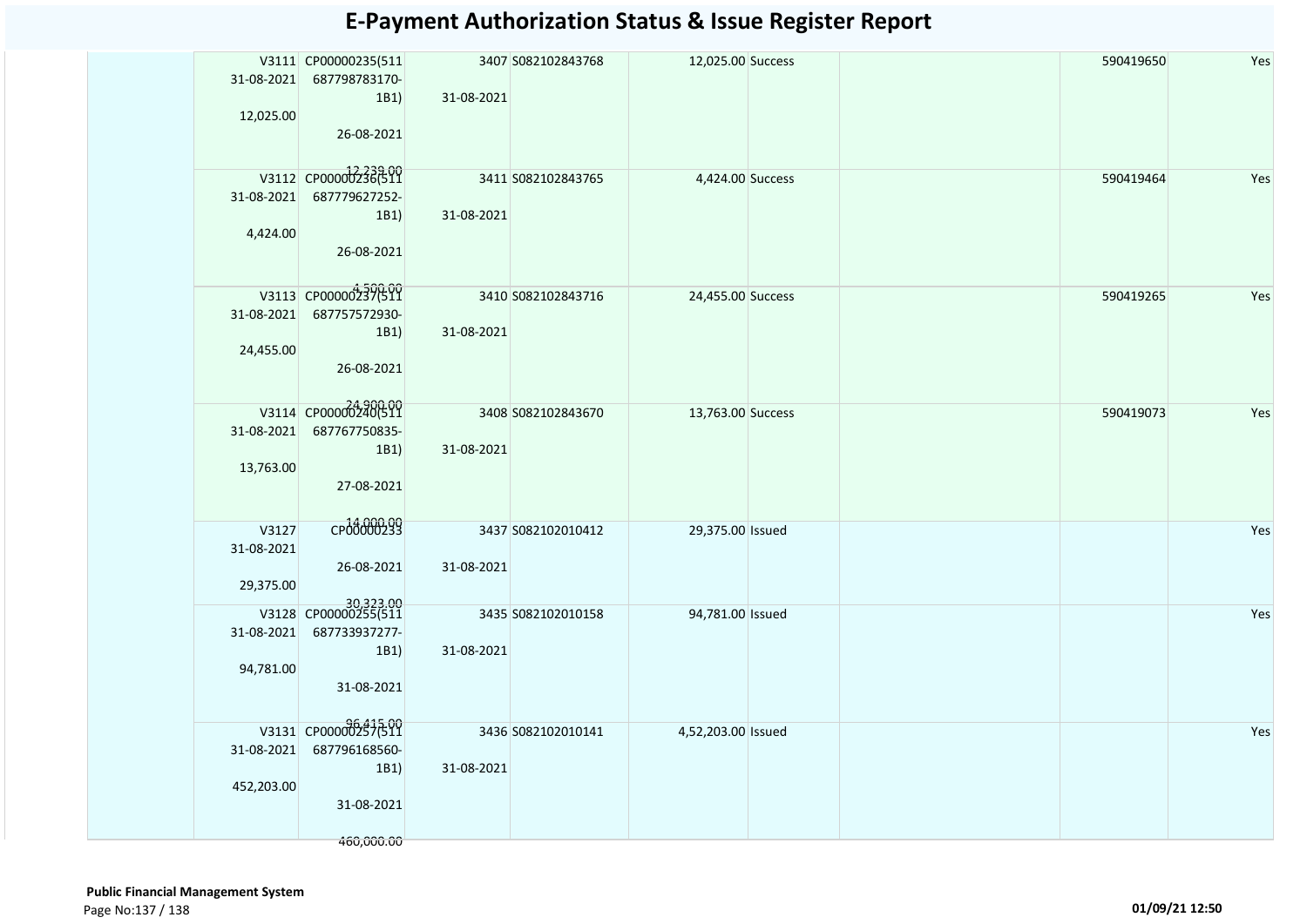# E-Payment Authorization Status & Issue Register Report

| | | | | | | | | | |
|---|---|---|---|---|---|---|---|---|---|
| | V3111 31-08-2021 12,025.00 | CP00000235(511 687798783170-1B1) 26-08-2021 12,239.00 | 3407 31-08-2021 | S082102843768 | 12,025.00 | Success | | 590419650 | Yes |
| | V3112 31-08-2021 4,424.00 | CP00000236(511 687779627252-1B1) 26-08-2021 4,500.00 | 3411 31-08-2021 | S082102843765 | 4,424.00 | Success | | 590419464 | Yes |
| | V3113 31-08-2021 24,455.00 | CP00000237(511 687757572930-1B1) 26-08-2021 24,900.00 | 3410 31-08-2021 | S082102843716 | 24,455.00 | Success | | 590419265 | Yes |
| | V3114 31-08-2021 13,763.00 | CP00000240(511 687767750835-1B1) 27-08-2021 14,000.00 | 3408 31-08-2021 | S082102843670 | 13,763.00 | Success | | 590419073 | Yes |
| | V3127 31-08-2021 29,375.00 | CP00000233 26-08-2021 30,323.00 | 3437 31-08-2021 | S082102010412 | 29,375.00 | Issued | | | Yes |
| | V3128 31-08-2021 94,781.00 | CP00000255(511 687733937277-1B1) 31-08-2021 96,415.00 | 3435 31-08-2021 | S082102010158 | 94,781.00 | Issued | | | Yes |
| | V3131 31-08-2021 452,203.00 | CP00000257(511 687796168560-1B1) 31-08-2021 460,000.00 | 3436 31-08-2021 | S082102010141 | 4,52,203.00 | Issued | | | Yes |

**Public Financial Management System**

**01/09/21 12:50**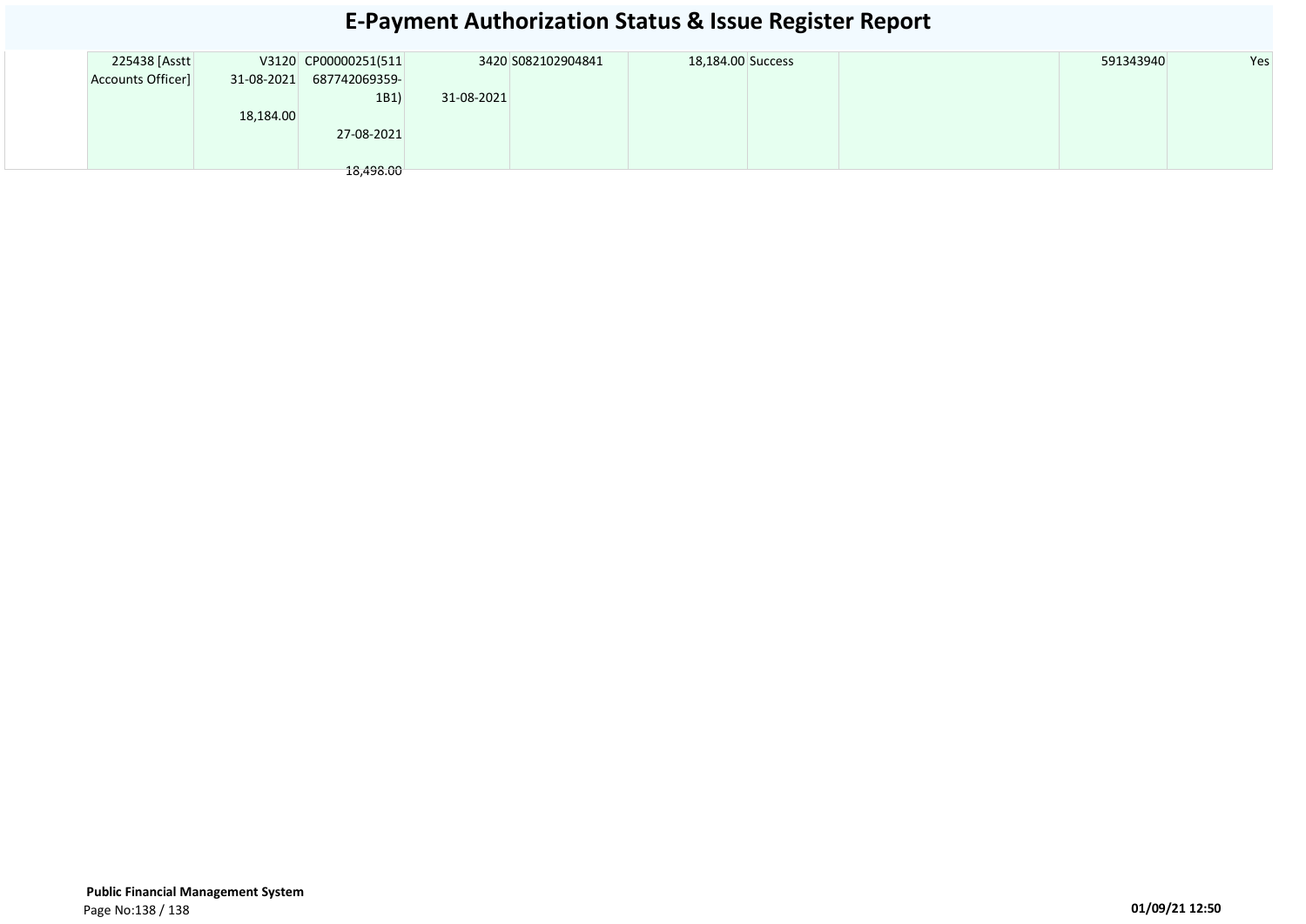# E-Payment Authorization Status & Issue Register Report

| | | | | | | | | | | | |
|---|---|---|---|---|---|---|---|---|---|---|---|
| | 225438 [Asstt Accounts Officer] | V3120 31-08-2021 18,184.00 | CP00000251(511 687742069359-1B1) 27-08-2021 18,498.00 | 3420 31-08-2021 | S082102904841 | 18,184.00 | Success | | | 591343940 | Yes |

**Public Financial Management System**

01/09/21 12:50